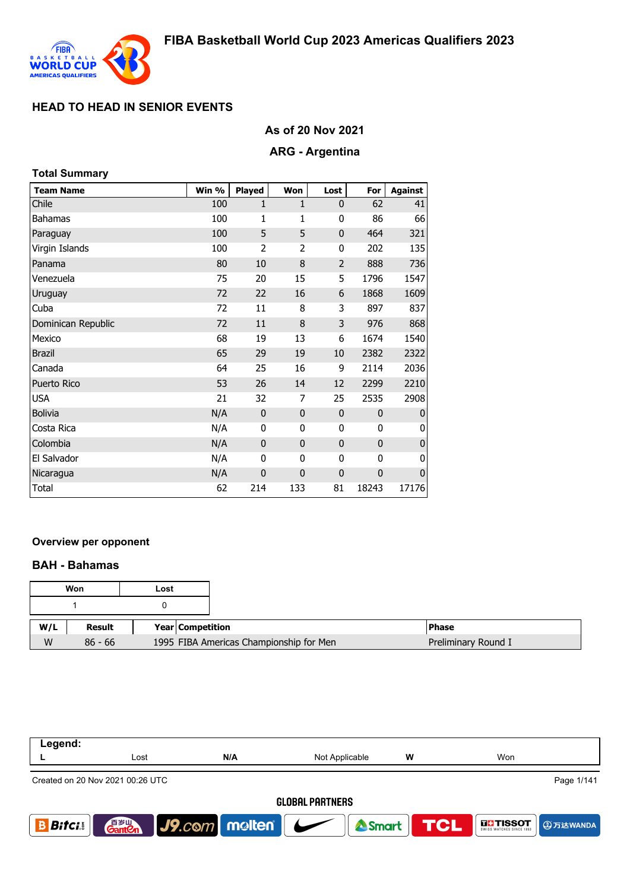# FIBA Basketball World Cup 2023 Americas Qualifiers 2023

## HEAD TO HEAD IN SENIOR EVENTS

### As of 20 Nov 2021

### ARG - Argentina

**Total Summary**

| Team Name | Win % | Played | Won | Lost | For | Against |
|---|---|---|---|---|---|---|
| Chile | 100 | 1 | 1 | 0 | 62 | 41 |
| Bahamas | 100 | 1 | 1 | 0 | 86 | 66 |
| Paraguay | 100 | 5 | 5 | 0 | 464 | 321 |
| Virgin Islands | 100 | 2 | 2 | 0 | 202 | 135 |
| Panama | 80 | 10 | 8 | 2 | 888 | 736 |
| Venezuela | 75 | 20 | 15 | 5 | 1796 | 1547 |
| Uruguay | 72 | 22 | 16 | 6 | 1868 | 1609 |
| Cuba | 72 | 11 | 8 | 3 | 897 | 837 |
| Dominican Republic | 72 | 11 | 8 | 3 | 976 | 868 |
| Mexico | 68 | 19 | 13 | 6 | 1674 | 1540 |
| Brazil | 65 | 29 | 19 | 10 | 2382 | 2322 |
| Canada | 64 | 25 | 16 | 9 | 2114 | 2036 |
| Puerto Rico | 53 | 26 | 14 | 12 | 2299 | 2210 |
| USA | 21 | 32 | 7 | 25 | 2535 | 2908 |
| Bolivia | N/A | 0 | 0 | 0 | 0 | 0 |
| Costa Rica | N/A | 0 | 0 | 0 | 0 | 0 |
| Colombia | N/A | 0 | 0 | 0 | 0 | 0 |
| El Salvador | N/A | 0 | 0 | 0 | 0 | 0 |
| Nicaragua | N/A | 0 | 0 | 0 | 0 | 0 |
| Total | 62 | 214 | 133 | 81 | 18243 | 17176 |

**Overview per opponent**

### BAH - Bahamas

| Won | Lost |
|---|---|
| 1 | 0 |

| W/L | Result | Year | Competition | Phase |
|---|---|---|---|---|
| W | 86 - 66 | 1995 | FIBA Americas Championship for Men | Preliminary Round I |

**Legend:**

| L | Lost | N/A | Not Applicable | W | Won |
|---|---|---|---|---|---|

Created on 20 Nov 2021 00:26 UTC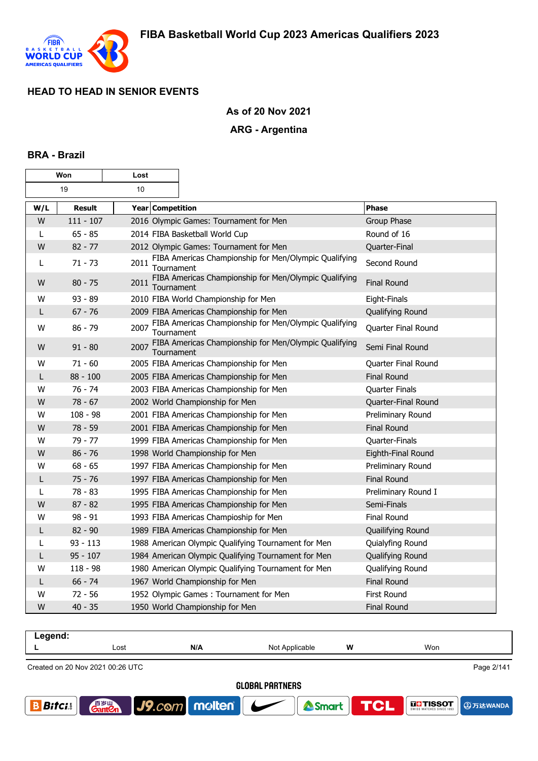## HEAD TO HEAD IN SENIOR EVENTS

**As of 20 Nov 2021**

**ARG - Argentina**

### BRA - Brazil

| Won | Lost |
|---|---|
| 19 | 10 |

| W/L | Result | Year | Competition | Phase |
|---|---|---|---|---|
| W | 111 - 107 | 2016 | Olympic Games: Tournament for Men | Group Phase |
| L | 65 - 85 | 2014 | FIBA Basketball World Cup | Round of 16 |
| W | 82 - 77 | 2012 | Olympic Games: Tournament for Men | Quarter-Final |
| L | 71 - 73 | 2011 | FIBA Americas Championship for Men/Olympic Qualifying Tournament | Second Round |
| W | 80 - 75 | 2011 | FIBA Americas Championship for Men/Olympic Qualifying Tournament | Final Round |
| W | 93 - 89 | 2010 | FIBA World Championship for Men | Eight-Finals |
| L | 67 - 76 | 2009 | FIBA Americas Championship for Men | Qualifying Round |
| W | 86 - 79 | 2007 | FIBA Americas Championship for Men/Olympic Qualifying Tournament | Quarter Final Round |
| W | 91 - 80 | 2007 | FIBA Americas Championship for Men/Olympic Qualifying Tournament | Semi Final Round |
| W | 71 - 60 | 2005 | FIBA Americas Championship for Men | Quarter Final Round |
| L | 88 - 100 | 2005 | FIBA Americas Championship for Men | Final Round |
| W | 76 - 74 | 2003 | FIBA Americas Championship for Men | Quarter Finals |
| W | 78 - 67 | 2002 | World Championship for Men | Quarter-Final Round |
| W | 108 - 98 | 2001 | FIBA Americas Championship for Men | Preliminary Round |
| W | 78 - 59 | 2001 | FIBA Americas Championship for Men | Final Round |
| W | 79 - 77 | 1999 | FIBA Americas Championship for Men | Quarter-Finals |
| W | 86 - 76 | 1998 | World Championship for Men | Eighth-Final Round |
| W | 68 - 65 | 1997 | FIBA Americas Championship for Men | Preliminary Round |
| L | 75 - 76 | 1997 | FIBA Americas Championship for Men | Final Round |
| L | 78 - 83 | 1995 | FIBA Americas Championship for Men | Preliminary Round I |
| W | 87 - 82 | 1995 | FIBA Americas Championship for Men | Semi-Finals |
| W | 98 - 91 | 1993 | FIBA Americas Champioship for Men | Final Round |
| L | 82 - 90 | 1989 | FIBA Americas Championship for Men | Quailifying Round |
| L | 93 - 113 | 1988 | American Olympic Qualifying Tournament for Men | Quialyfing Round |
| L | 95 - 107 | 1984 | American Olympic Qualifying Tournament for Men | Qualifying Round |
| W | 118 - 98 | 1980 | American Olympic Qualifying Tournament for Men | Qualifying Round |
| L | 66 - 74 | 1967 | World Championship for Men | Final Round |
| W | 72 - 56 | 1952 | Olympic Games : Tournament for Men | First Round |
| W | 40 - 35 | 1950 | World Championship for Men | Final Round |

**Legend:**

| L | Lost | N/A | Not Applicable | W | Won |
|---|---|---|---|---|---|

Created on 20 Nov 2021 00:26 UTC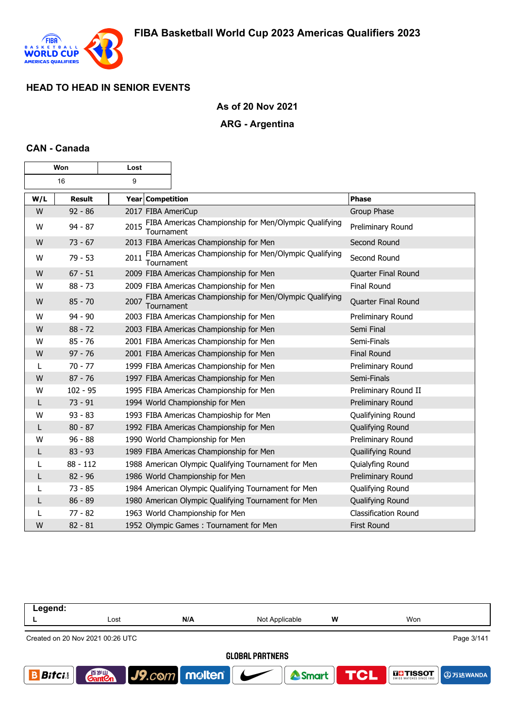# FIBA Basketball World Cup 2023 Americas Qualifiers 2023

## HEAD TO HEAD IN SENIOR EVENTS

**As of 20 Nov 2021**

**ARG - Argentina**

### CAN - Canada

| Won | Lost |
|---|---|
| 16 | 9 |

| W/L | Result | Year | Competition | Phase |
|---|---|---|---|---|
| W | 92 - 86 | 2017 | FIBA AmeriCup | Group Phase |
| W | 94 - 87 | 2015 | FIBA Americas Championship for Men/Olympic Qualifying Tournament | Preliminary Round |
| W | 73 - 67 | 2013 | FIBA Americas Championship for Men | Second Round |
| W | 79 - 53 | 2011 | FIBA Americas Championship for Men/Olympic Qualifying Tournament | Second Round |
| W | 67 - 51 | 2009 | FIBA Americas Championship for Men | Quarter Final Round |
| W | 88 - 73 | 2009 | FIBA Americas Championship for Men | Final Round |
| W | 85 - 70 | 2007 | FIBA Americas Championship for Men/Olympic Qualifying Tournament | Quarter Final Round |
| W | 94 - 90 | 2003 | FIBA Americas Championship for Men | Preliminary Round |
| W | 88 - 72 | 2003 | FIBA Americas Championship for Men | Semi Final |
| W | 85 - 76 | 2001 | FIBA Americas Championship for Men | Semi-Finals |
| W | 97 - 76 | 2001 | FIBA Americas Championship for Men | Final Round |
| L | 70 - 77 | 1999 | FIBA Americas Championship for Men | Preliminary Round |
| W | 87 - 76 | 1997 | FIBA Americas Championship for Men | Semi-Finals |
| W | 102 - 95 | 1995 | FIBA Americas Championship for Men | Preliminary Round II |
| L | 73 - 91 | 1994 | World Championship for Men | Preliminary Round |
| W | 93 - 83 | 1993 | FIBA Americas Champioship for Men | Qualifyining Round |
| L | 80 - 87 | 1992 | FIBA Americas Championship for Men | Qualifying Round |
| W | 96 - 88 | 1990 | World Championship for Men | Preliminary Round |
| L | 83 - 93 | 1989 | FIBA Americas Championship for Men | Quailifying Round |
| L | 88 - 112 | 1988 | American Olympic Qualifying Tournament for Men | Quialyfing Round |
| L | 82 - 96 | 1986 | World Championship for Men | Preliminary Round |
| L | 73 - 85 | 1984 | American Olympic Qualifying Tournament for Men | Qualifying Round |
| L | 86 - 89 | 1980 | American Olympic Qualifying Tournament for Men | Qualifying Round |
| L | 77 - 82 | 1963 | World Championship for Men | Classification Round |
| W | 82 - 81 | 1952 | Olympic Games : Tournament for Men | First Round |

| Legend: | | | | | |
|---|---|---|---|---|---|
| L | Lost | N/A | Not Applicable | W | Won |

Created on 20 Nov 2021 00:26 UTC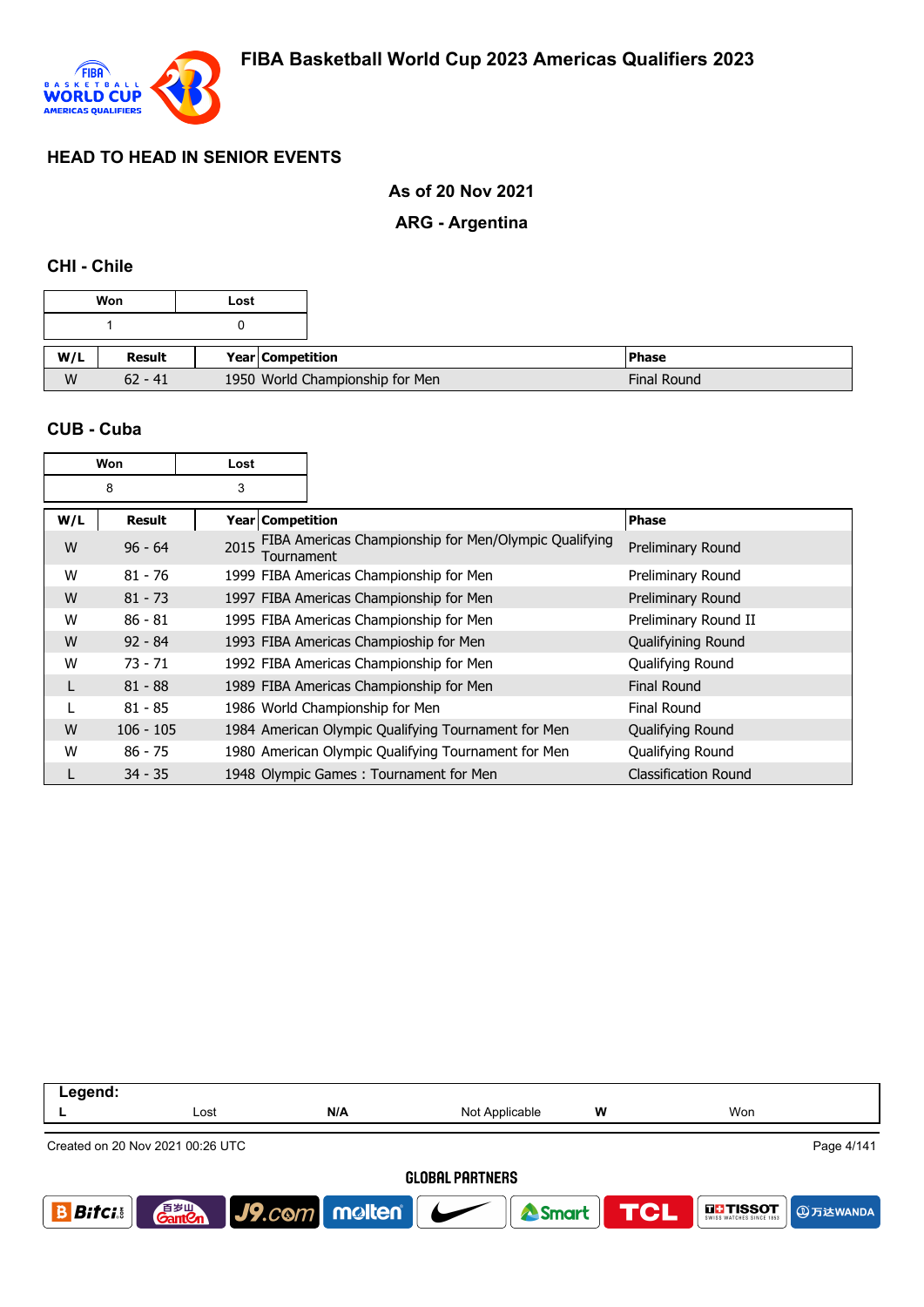## HEAD TO HEAD IN SENIOR EVENTS

**As of 20 Nov 2021**

**ARG - Argentina**

### CHI - Chile

| Won | Lost |
|---|---|
| 1 | 0 |

| W/L | Result | Year | Competition | Phase |
|---|---|---|---|---|
| W | 62 - 41 | 1950 | World Championship for Men | Final Round |

### CUB - Cuba

| Won | Lost |
|---|---|
| 8 | 3 |

| W/L | Result | Year | Competition | Phase |
|---|---|---|---|---|
| W | 96 - 64 | 2015 | FIBA Americas Championship for Men/Olympic Qualifying Tournament | Preliminary Round |
| W | 81 - 76 | 1999 | FIBA Americas Championship for Men | Preliminary Round |
| W | 81 - 73 | 1997 | FIBA Americas Championship for Men | Preliminary Round |
| W | 86 - 81 | 1995 | FIBA Americas Championship for Men | Preliminary Round II |
| W | 92 - 84 | 1993 | FIBA Americas Champioship for Men | Qualifiying Round |
| W | 73 - 71 | 1992 | FIBA Americas Championship for Men | Qualifying Round |
| L | 81 - 88 | 1989 | FIBA Americas Championship for Men | Final Round |
| L | 81 - 85 | 1986 | World Championship for Men | Final Round |
| W | 106 - 105 | 1984 | American Olympic Qualifying Tournament for Men | Qualifying Round |
| W | 86 - 75 | 1980 | American Olympic Qualifying Tournament for Men | Qualifying Round |
| L | 34 - 35 | 1948 | Olympic Games : Tournament for Men | Classification Round |

**Legend:**

| | | | | | |
|---|---|---|---|---|---|
| **L** | Lost | **N/A** | Not Applicable | **W** | Won |

Created on 20 Nov 2021 00:26 UTC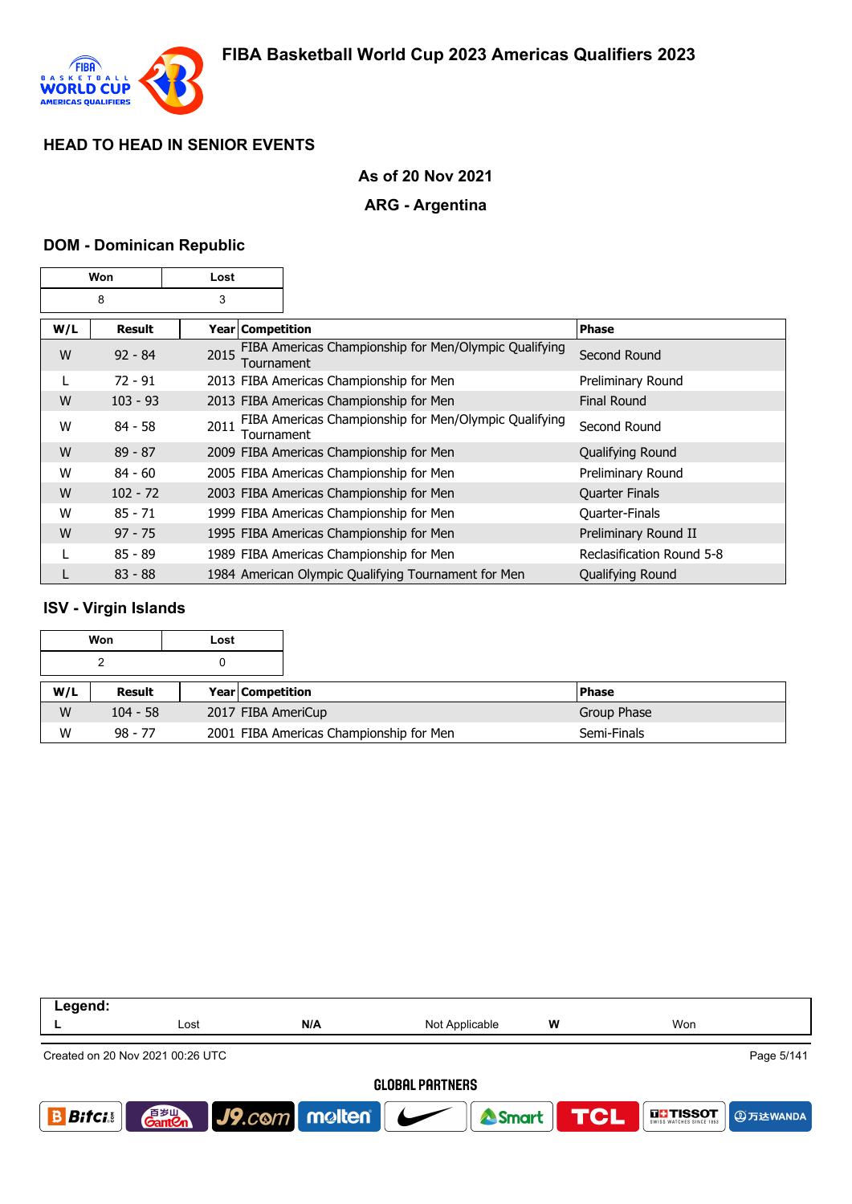## HEAD TO HEAD IN SENIOR EVENTS

**As of 20 Nov 2021**

**ARG - Argentina**

### DOM - Dominican Republic

| Won | Lost |
|---|---|
| 8 | 3 |

| W/L | Result | Year | Competition | Phase |
|---|---|---|---|---|
| W | 92 - 84 | 2015 | FIBA Americas Championship for Men/Olympic Qualifying Tournament | Second Round |
| L | 72 - 91 | 2013 | FIBA Americas Championship for Men | Preliminary Round |
| W | 103 - 93 | 2013 | FIBA Americas Championship for Men | Final Round |
| W | 84 - 58 | 2011 | FIBA Americas Championship for Men/Olympic Qualifying Tournament | Second Round |
| W | 89 - 87 | 2009 | FIBA Americas Championship for Men | Qualifying Round |
| W | 84 - 60 | 2005 | FIBA Americas Championship for Men | Preliminary Round |
| W | 102 - 72 | 2003 | FIBA Americas Championship for Men | Quarter Finals |
| W | 85 - 71 | 1999 | FIBA Americas Championship for Men | Quarter-Finals |
| W | 97 - 75 | 1995 | FIBA Americas Championship for Men | Preliminary Round II |
| L | 85 - 89 | 1989 | FIBA Americas Championship for Men | Reclasification Round 5-8 |
| L | 83 - 88 | 1984 | American Olympic Qualifying Tournament for Men | Qualifying Round |

### ISV - Virgin Islands

| Won | Lost |
|---|---|
| 2 | 0 |

| W/L | Result | Year | Competition | Phase |
|---|---|---|---|---|
| W | 104 - 58 | 2017 | FIBA AmeriCup | Group Phase |
| W | 98 - 77 | 2001 | FIBA Americas Championship for Men | Semi-Finals |

| Legend: | | | | | |
|---|---|---|---|---|---|
| L | Lost | N/A | Not Applicable | W | Won |

Created on 20 Nov 2021 00:26 UTC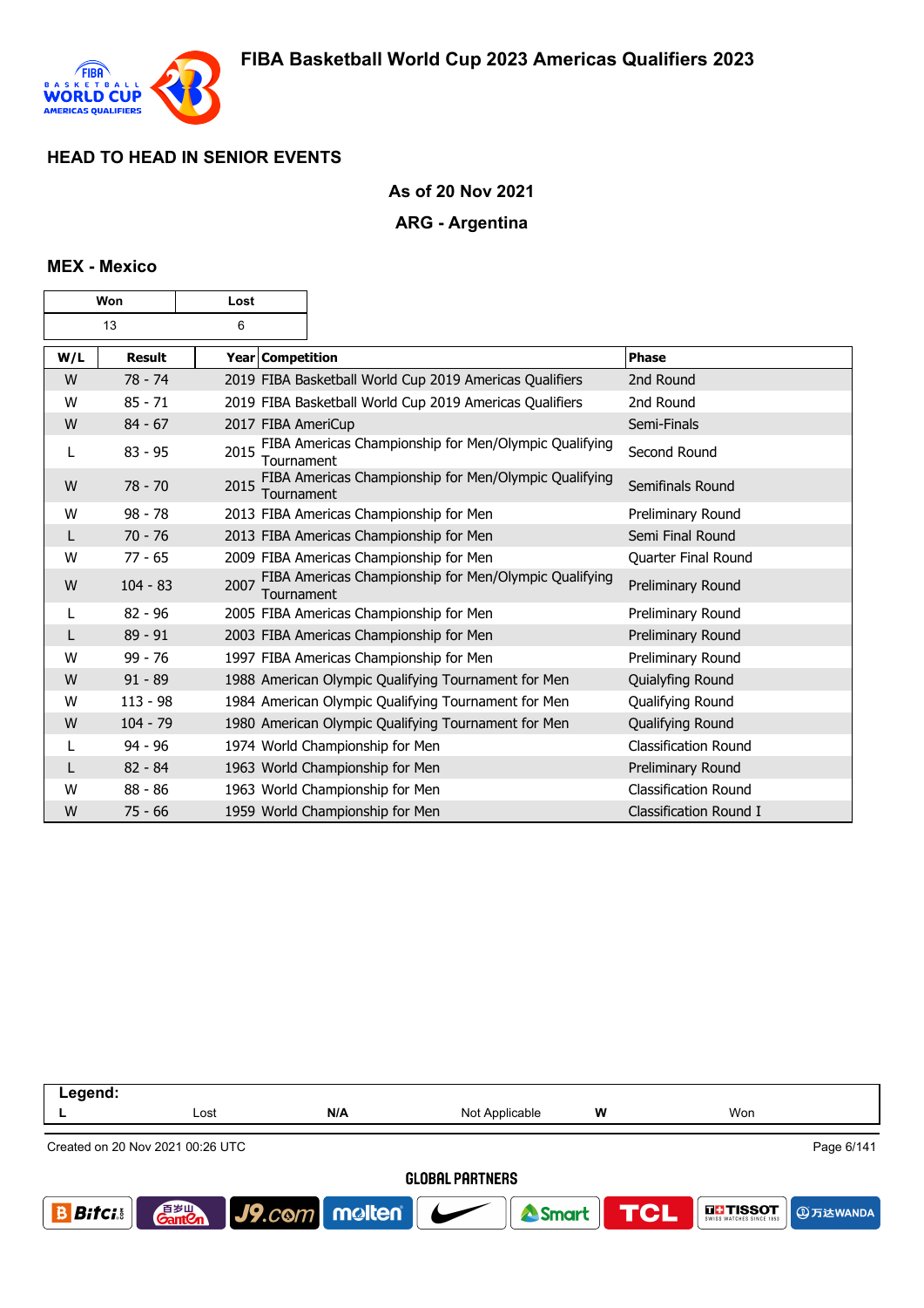## HEAD TO HEAD IN SENIOR EVENTS

**As of 20 Nov 2021**

**ARG - Argentina**

### MEX - Mexico

| Won | Lost |
|---|---|
| 13 | 6 |

| W/L | Result | Year | Competition | Phase |
|---|---|---|---|---|
| W | 78 - 74 | 2019 | FIBA Basketball World Cup 2019 Americas Qualifiers | 2nd Round |
| W | 85 - 71 | 2019 | FIBA Basketball World Cup 2019 Americas Qualifiers | 2nd Round |
| W | 84 - 67 | 2017 | FIBA AmeriCup | Semi-Finals |
| L | 83 - 95 | 2015 | FIBA Americas Championship for Men/Olympic Qualifying Tournament | Second Round |
| W | 78 - 70 | 2015 | FIBA Americas Championship for Men/Olympic Qualifying Tournament | Semifinals Round |
| W | 98 - 78 | 2013 | FIBA Americas Championship for Men | Preliminary Round |
| L | 70 - 76 | 2013 | FIBA Americas Championship for Men | Semi Final Round |
| W | 77 - 65 | 2009 | FIBA Americas Championship for Men | Quarter Final Round |
| W | 104 - 83 | 2007 | FIBA Americas Championship for Men/Olympic Qualifying Tournament | Preliminary Round |
| L | 82 - 96 | 2005 | FIBA Americas Championship for Men | Preliminary Round |
| L | 89 - 91 | 2003 | FIBA Americas Championship for Men | Preliminary Round |
| W | 99 - 76 | 1997 | FIBA Americas Championship for Men | Preliminary Round |
| W | 91 - 89 | 1988 | American Olympic Qualifying Tournament for Men | Quialyfing Round |
| W | 113 - 98 | 1984 | American Olympic Qualifying Tournament for Men | Qualifying Round |
| W | 104 - 79 | 1980 | American Olympic Qualifying Tournament for Men | Qualifying Round |
| L | 94 - 96 | 1974 | World Championship for Men | Classification Round |
| L | 82 - 84 | 1963 | World Championship for Men | Preliminary Round |
| W | 88 - 86 | 1963 | World Championship for Men | Classification Round |
| W | 75 - 66 | 1959 | World Championship for Men | Classification Round I |

**Legend:**

| L | Lost | N/A | Not Applicable | W | Won |
|---|---|---|---|---|---|

Created on 20 Nov 2021 00:26 UTC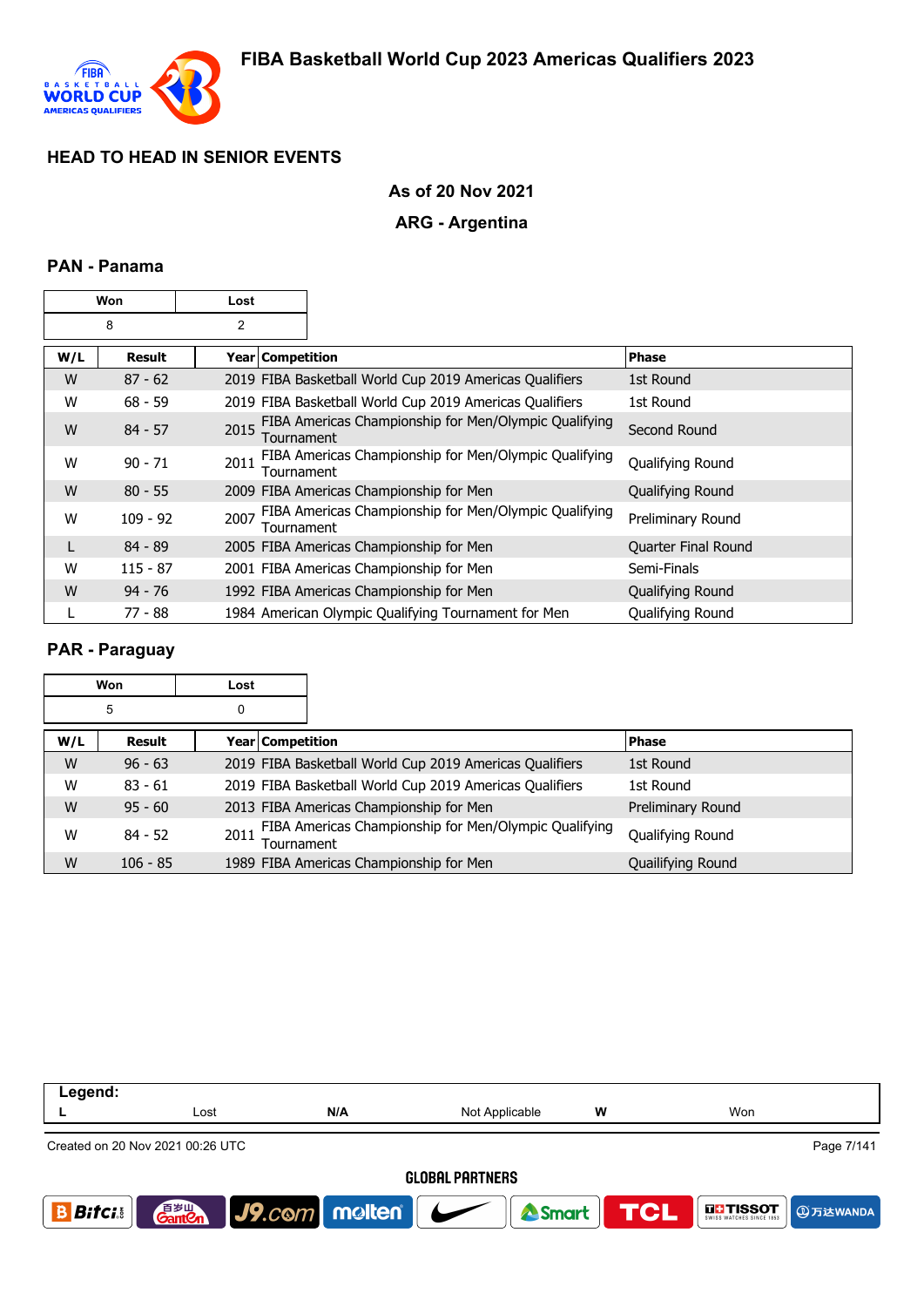## HEAD TO HEAD IN SENIOR EVENTS

**As of 20 Nov 2021**

**ARG - Argentina**

### PAN - Panama

| Won | Lost |
|---|---|
| 8 | 2 |

| W/L | Result | Year | Competition | Phase |
|---|---|---|---|---|
| W | 87 - 62 | 2019 | FIBA Basketball World Cup 2019 Americas Qualifiers | 1st Round |
| W | 68 - 59 | 2019 | FIBA Basketball World Cup 2019 Americas Qualifiers | 1st Round |
| W | 84 - 57 | 2015 | FIBA Americas Championship for Men/Olympic Qualifying Tournament | Second Round |
| W | 90 - 71 | 2011 | FIBA Americas Championship for Men/Olympic Qualifying Tournament | Qualifying Round |
| W | 80 - 55 | 2009 | FIBA Americas Championship for Men | Qualifying Round |
| W | 109 - 92 | 2007 | FIBA Americas Championship for Men/Olympic Qualifying Tournament | Preliminary Round |
| L | 84 - 89 | 2005 | FIBA Americas Championship for Men | Quarter Final Round |
| W | 115 - 87 | 2001 | FIBA Americas Championship for Men | Semi-Finals |
| W | 94 - 76 | 1992 | FIBA Americas Championship for Men | Qualifying Round |
| L | 77 - 88 | 1984 | American Olympic Qualifying Tournament for Men | Qualifying Round |

### PAR - Paraguay

| Won | Lost |
|---|---|
| 5 | 0 |

| W/L | Result | Year | Competition | Phase |
|---|---|---|---|---|
| W | 96 - 63 | 2019 | FIBA Basketball World Cup 2019 Americas Qualifiers | 1st Round |
| W | 83 - 61 | 2019 | FIBA Basketball World Cup 2019 Americas Qualifiers | 1st Round |
| W | 95 - 60 | 2013 | FIBA Americas Championship for Men | Preliminary Round |
| W | 84 - 52 | 2011 | FIBA Americas Championship for Men/Olympic Qualifying Tournament | Qualifying Round |
| W | 106 - 85 | 1989 | FIBA Americas Championship for Men | Quailifying Round |

| Legend: | | | | | |
|---|---|---|---|---|---|
| L | Lost | N/A | Not Applicable | W | Won |

Created on 20 Nov 2021 00:26 UTC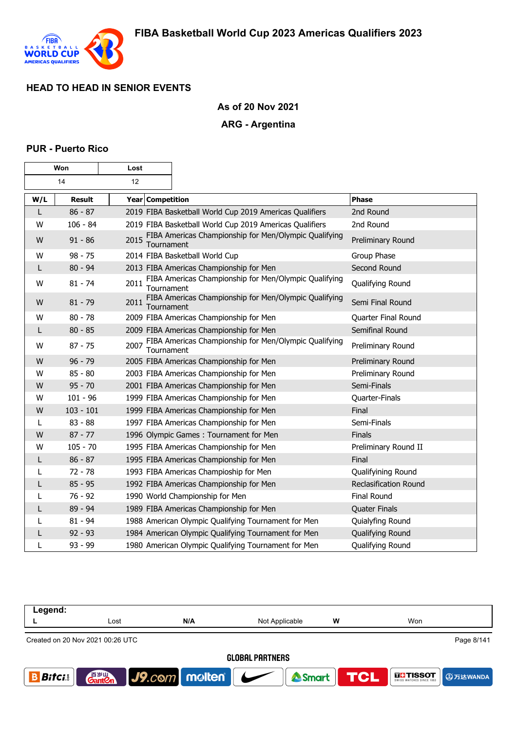## HEAD TO HEAD IN SENIOR EVENTS

**As of 20 Nov 2021**

**ARG - Argentina**

### PUR - Puerto Rico

| Won | Lost |
|---|---|
| 14 | 12 |

| W/L | Result | Year | Competition | Phase |
|---|---|---|---|---|
| L | 86 - 87 | 2019 | FIBA Basketball World Cup 2019 Americas Qualifiers | 2nd Round |
| W | 106 - 84 | 2019 | FIBA Basketball World Cup 2019 Americas Qualifiers | 2nd Round |
| W | 91 - 86 | 2015 | FIBA Americas Championship for Men/Olympic Qualifying Tournament | Preliminary Round |
| W | 98 - 75 | 2014 | FIBA Basketball World Cup | Group Phase |
| L | 80 - 94 | 2013 | FIBA Americas Championship for Men | Second Round |
| W | 81 - 74 | 2011 | FIBA Americas Championship for Men/Olympic Qualifying Tournament | Qualifying Round |
| W | 81 - 79 | 2011 | FIBA Americas Championship for Men/Olympic Qualifying Tournament | Semi Final Round |
| W | 80 - 78 | 2009 | FIBA Americas Championship for Men | Quarter Final Round |
| L | 80 - 85 | 2009 | FIBA Americas Championship for Men | Semifinal Round |
| W | 87 - 75 | 2007 | FIBA Americas Championship for Men/Olympic Qualifying Tournament | Preliminary Round |
| W | 96 - 79 | 2005 | FIBA Americas Championship for Men | Preliminary Round |
| W | 85 - 80 | 2003 | FIBA Americas Championship for Men | Preliminary Round |
| W | 95 - 70 | 2001 | FIBA Americas Championship for Men | Semi-Finals |
| W | 101 - 96 | 1999 | FIBA Americas Championship for Men | Quarter-Finals |
| W | 103 - 101 | 1999 | FIBA Americas Championship for Men | Final |
| L | 83 - 88 | 1997 | FIBA Americas Championship for Men | Semi-Finals |
| W | 87 - 77 | 1996 | Olympic Games : Tournament for Men | Finals |
| W | 105 - 70 | 1995 | FIBA Americas Championship for Men | Preliminary Round II |
| L | 86 - 87 | 1995 | FIBA Americas Championship for Men | Final |
| L | 72 - 78 | 1993 | FIBA Americas Champioship for Men | Qualifyining Round |
| L | 85 - 95 | 1992 | FIBA Americas Championship for Men | Reclasification Round |
| L | 76 - 92 | 1990 | World Championship for Men | Final Round |
| L | 89 - 94 | 1989 | FIBA Americas Championship for Men | Quater Finals |
| L | 81 - 94 | 1988 | American Olympic Qualifying Tournament for Men | Quialyfing Round |
| L | 92 - 93 | 1984 | American Olympic Qualifying Tournament for Men | Qualifying Round |
| L | 93 - 99 | 1980 | American Olympic Qualifying Tournament for Men | Qualifying Round |

| Legend: | | | | | |
|---|---|---|---|---|---|
| L | Lost | N/A | Not Applicable | W | Won |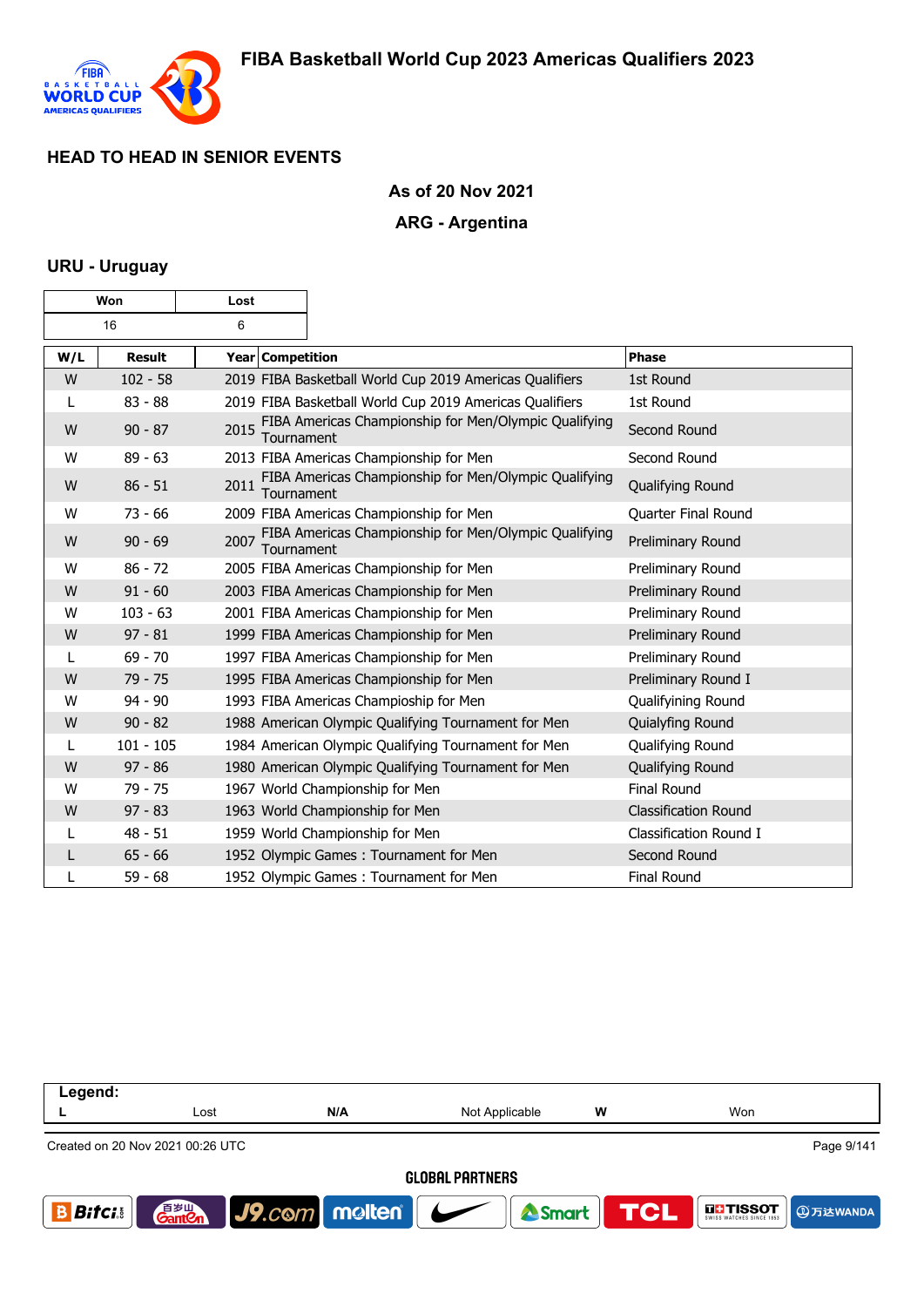## HEAD TO HEAD IN SENIOR EVENTS

**As of 20 Nov 2021**

**ARG - Argentina**

### URU - Uruguay

| Won | Lost |
|---|---|
| 16 | 6 |

| W/L | Result | Year | Competition | Phase |
|---|---|---|---|---|
| W | 102 - 58 | 2019 | FIBA Basketball World Cup 2019 Americas Qualifiers | 1st Round |
| L | 83 - 88 | 2019 | FIBA Basketball World Cup 2019 Americas Qualifiers | 1st Round |
| W | 90 - 87 | 2015 | FIBA Americas Championship for Men/Olympic Qualifying Tournament | Second Round |
| W | 89 - 63 | 2013 | FIBA Americas Championship for Men | Second Round |
| W | 86 - 51 | 2011 | FIBA Americas Championship for Men/Olympic Qualifying Tournament | Qualifying Round |
| W | 73 - 66 | 2009 | FIBA Americas Championship for Men | Quarter Final Round |
| W | 90 - 69 | 2007 | FIBA Americas Championship for Men/Olympic Qualifying Tournament | Preliminary Round |
| W | 86 - 72 | 2005 | FIBA Americas Championship for Men | Preliminary Round |
| W | 91 - 60 | 2003 | FIBA Americas Championship for Men | Preliminary Round |
| W | 103 - 63 | 2001 | FIBA Americas Championship for Men | Preliminary Round |
| W | 97 - 81 | 1999 | FIBA Americas Championship for Men | Preliminary Round |
| L | 69 - 70 | 1997 | FIBA Americas Championship for Men | Preliminary Round |
| W | 79 - 75 | 1995 | FIBA Americas Championship for Men | Preliminary Round I |
| W | 94 - 90 | 1993 | FIBA Americas Champioship for Men | Qualifyining Round |
| W | 90 - 82 | 1988 | American Olympic Qualifying Tournament for Men | Quialyfing Round |
| L | 101 - 105 | 1984 | American Olympic Qualifying Tournament for Men | Qualifying Round |
| W | 97 - 86 | 1980 | American Olympic Qualifying Tournament for Men | Qualifying Round |
| W | 79 - 75 | 1967 | World Championship for Men | Final Round |
| W | 97 - 83 | 1963 | World Championship for Men | Classification Round |
| L | 48 - 51 | 1959 | World Championship for Men | Classification Round I |
| L | 65 - 66 | 1952 | Olympic Games : Tournament for Men | Second Round |
| L | 59 - 68 | 1952 | Olympic Games : Tournament for Men | Final Round |

| Legend: | | | | | |
|---|---|---|---|---|---|
| L | Lost | N/A | Not Applicable | W | Won |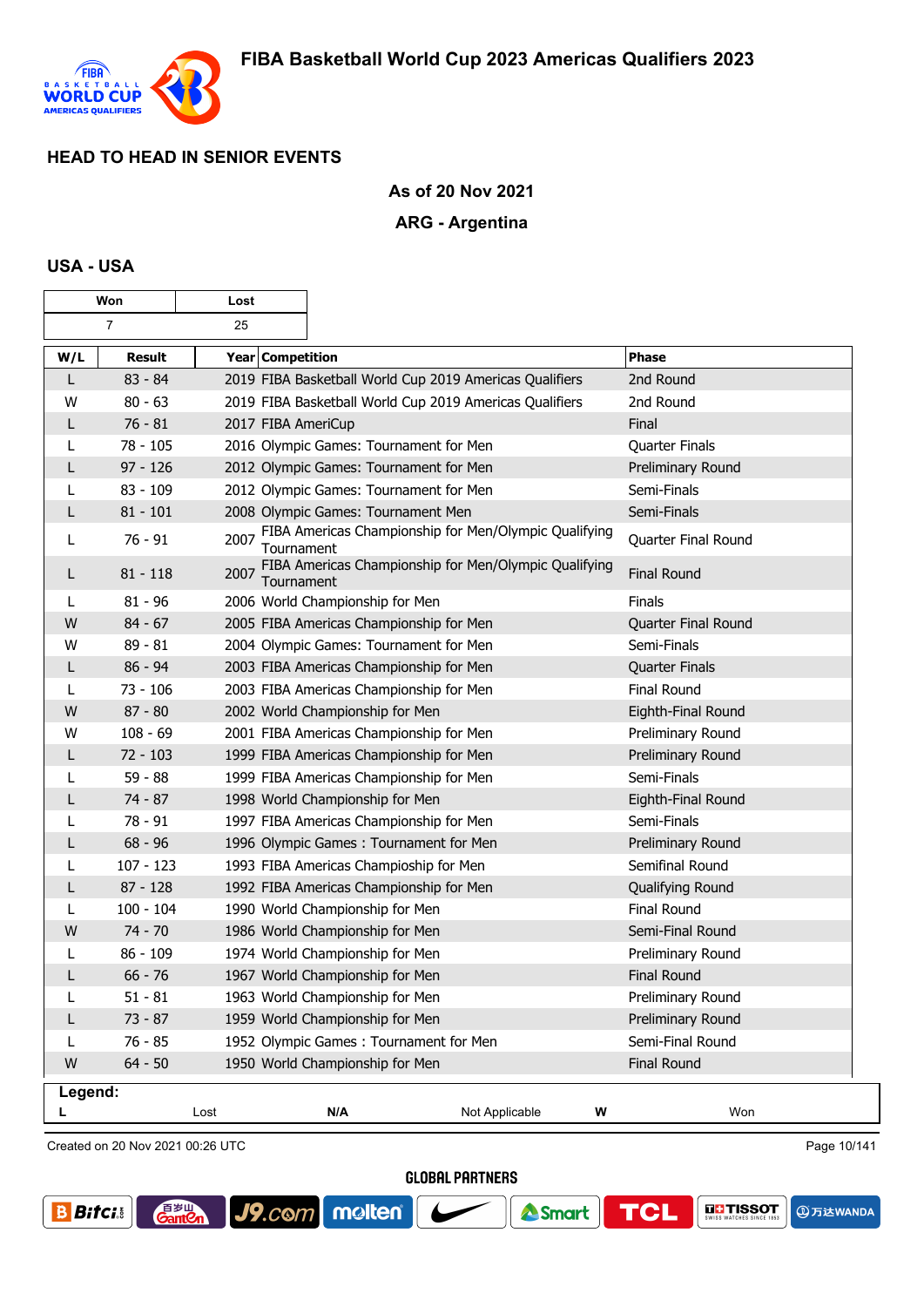# FIBA Basketball World Cup 2023 Americas Qualifiers 2023

## HEAD TO HEAD IN SENIOR EVENTS

### As of 20 Nov 2021

### ARG - Argentina

### USA - USA

| Won | Lost |
|---|---|
| 7 | 25 |

| W/L | Result | Year | Competition | Phase |
|---|---|---|---|---|
| L | 83 - 84 | 2019 | FIBA Basketball World Cup 2019 Americas Qualifiers | 2nd Round |
| W | 80 - 63 | 2019 | FIBA Basketball World Cup 2019 Americas Qualifiers | 2nd Round |
| L | 76 - 81 | 2017 | FIBA AmeriCup | Final |
| L | 78 - 105 | 2016 | Olympic Games: Tournament for Men | Quarter Finals |
| L | 97 - 126 | 2012 | Olympic Games: Tournament for Men | Preliminary Round |
| L | 83 - 109 | 2012 | Olympic Games: Tournament for Men | Semi-Finals |
| L | 81 - 101 | 2008 | Olympic Games: Tournament Men | Semi-Finals |
| L | 76 - 91 | 2007 | FIBA Americas Championship for Men/Olympic Qualifying Tournament | Quarter Final Round |
| L | 81 - 118 | 2007 | FIBA Americas Championship for Men/Olympic Qualifying Tournament | Final Round |
| L | 81 - 96 | 2006 | World Championship for Men | Finals |
| W | 84 - 67 | 2005 | FIBA Americas Championship for Men | Quarter Final Round |
| W | 89 - 81 | 2004 | Olympic Games: Tournament for Men | Semi-Finals |
| L | 86 - 94 | 2003 | FIBA Americas Championship for Men | Quarter Finals |
| L | 73 - 106 | 2003 | FIBA Americas Championship for Men | Final Round |
| W | 87 - 80 | 2002 | World Championship for Men | Eighth-Final Round |
| W | 108 - 69 | 2001 | FIBA Americas Championship for Men | Preliminary Round |
| L | 72 - 103 | 1999 | FIBA Americas Championship for Men | Preliminary Round |
| L | 59 - 88 | 1999 | FIBA Americas Championship for Men | Semi-Finals |
| L | 74 - 87 | 1998 | World Championship for Men | Eighth-Final Round |
| L | 78 - 91 | 1997 | FIBA Americas Championship for Men | Semi-Finals |
| L | 68 - 96 | 1996 | Olympic Games : Tournament for Men | Preliminary Round |
| L | 107 - 123 | 1993 | FIBA Americas Champioship for Men | Semifinal Round |
| L | 87 - 128 | 1992 | FIBA Americas Championship for Men | Qualifying Round |
| L | 100 - 104 | 1990 | World Championship for Men | Final Round |
| W | 74 - 70 | 1986 | World Championship for Men | Semi-Final Round |
| L | 86 - 109 | 1974 | World Championship for Men | Preliminary Round |
| L | 66 - 76 | 1967 | World Championship for Men | Final Round |
| L | 51 - 81 | 1963 | World Championship for Men | Preliminary Round |
| L | 73 - 87 | 1959 | World Championship for Men | Preliminary Round |
| L | 76 - 85 | 1952 | Olympic Games : Tournament for Men | Semi-Final Round |
| W | 64 - 50 | 1950 | World Championship for Men | Final Round |

**Legend:**

| | | | | | |
|---|---|---|---|---|---|
| **L** | Lost | **N/A** | Not Applicable | **W** | Won |

Created on 20 Nov 2021 00:26 UTC

GLOBAL PARTNERS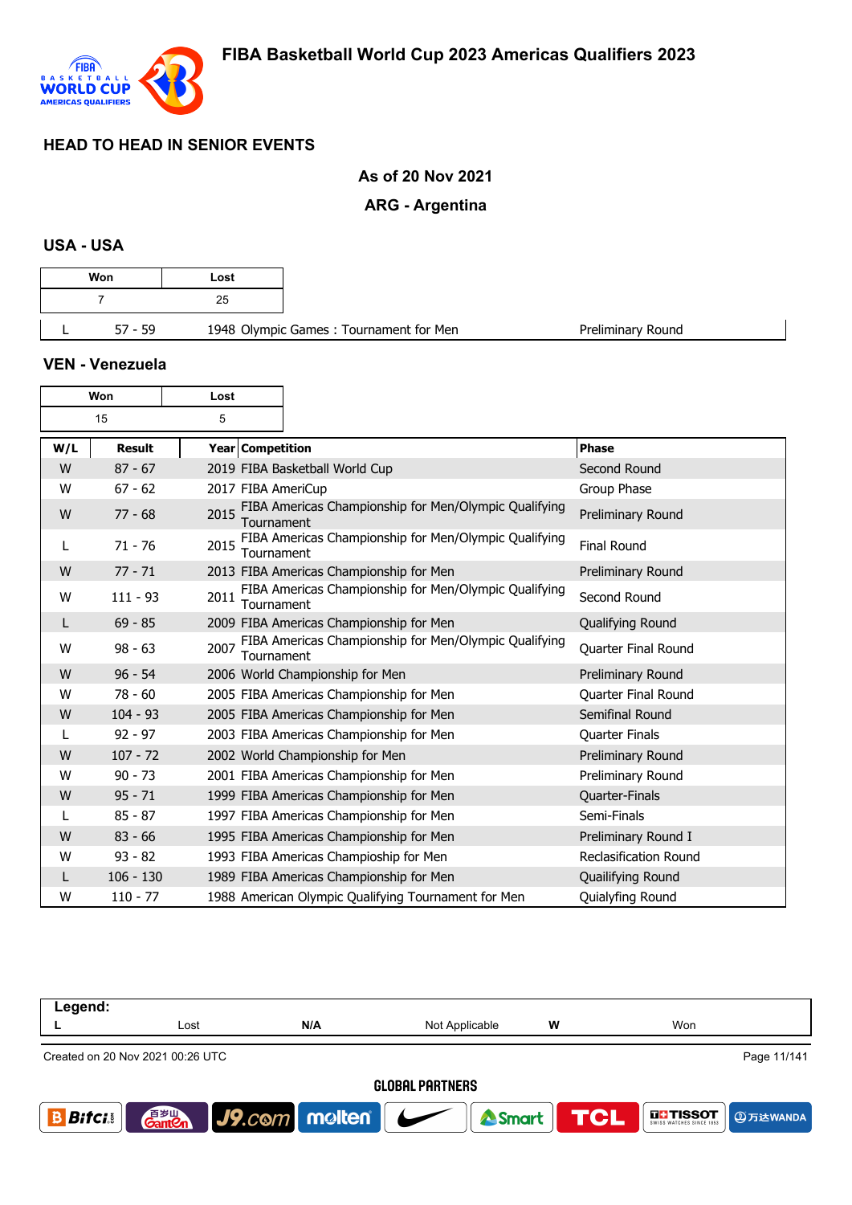## HEAD TO HEAD IN SENIOR EVENTS

**As of 20 Nov 2021**

**ARG - Argentina**

### USA - USA

| Won | Lost |
|---|---|
| 7 | 25 |

| W/L | Result | Year | Competition | Phase |
|---|---|---|---|---|
| L | 57 - 59 | 1948 | Olympic Games : Tournament for Men | Preliminary Round |

### VEN - Venezuela

| Won | Lost |
|---|---|
| 15 | 5 |

| W/L | Result | Year | Competition | Phase |
|---|---|---|---|---|
| W | 87 - 67 | 2019 | FIBA Basketball World Cup | Second Round |
| W | 67 - 62 | 2017 | FIBA AmeriCup | Group Phase |
| W | 77 - 68 | 2015 | FIBA Americas Championship for Men/Olympic Qualifying Tournament | Preliminary Round |
| L | 71 - 76 | 2015 | FIBA Americas Championship for Men/Olympic Qualifying Tournament | Final Round |
| W | 77 - 71 | 2013 | FIBA Americas Championship for Men | Preliminary Round |
| W | 111 - 93 | 2011 | FIBA Americas Championship for Men/Olympic Qualifying Tournament | Second Round |
| L | 69 - 85 | 2009 | FIBA Americas Championship for Men | Qualifying Round |
| W | 98 - 63 | 2007 | FIBA Americas Championship for Men/Olympic Qualifying Tournament | Quarter Final Round |
| W | 96 - 54 | 2006 | World Championship for Men | Preliminary Round |
| W | 78 - 60 | 2005 | FIBA Americas Championship for Men | Quarter Final Round |
| W | 104 - 93 | 2005 | FIBA Americas Championship for Men | Semifinal Round |
| L | 92 - 97 | 2003 | FIBA Americas Championship for Men | Quarter Finals |
| W | 107 - 72 | 2002 | World Championship for Men | Preliminary Round |
| W | 90 - 73 | 2001 | FIBA Americas Championship for Men | Preliminary Round |
| W | 95 - 71 | 1999 | FIBA Americas Championship for Men | Quarter-Finals |
| L | 85 - 87 | 1997 | FIBA Americas Championship for Men | Semi-Finals |
| W | 83 - 66 | 1995 | FIBA Americas Championship for Men | Preliminary Round I |
| W | 93 - 82 | 1993 | FIBA Americas Champioship for Men | Reclasification Round |
| L | 106 - 130 | 1989 | FIBA Americas Championship for Men | Quailifying Round |
| W | 110 - 77 | 1988 | American Olympic Qualifying Tournament for Men | Quialyfing Round |

**Legend:**

| | | | | | |
|---|---|---|---|---|---|
| L | Lost | N/A | Not Applicable | W | Won |

Created on 20 Nov 2021 00:26 UTC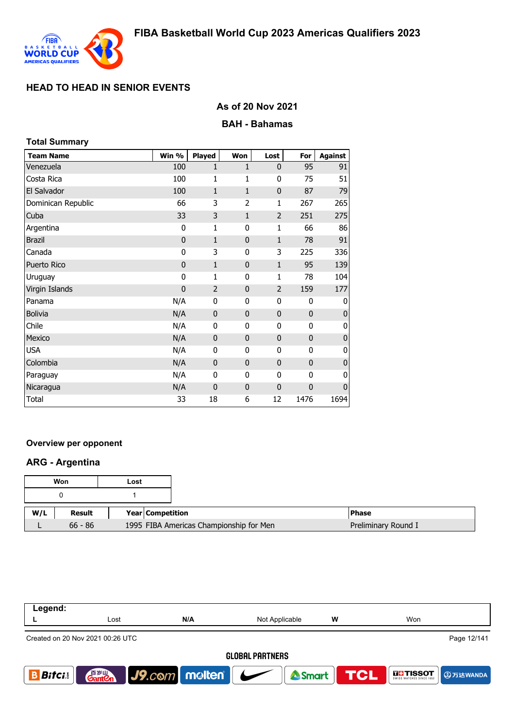# HEAD TO HEAD IN SENIOR EVENTS

**As of 20 Nov 2021**

**BAH - Bahamas**

## Total Summary

| Team Name | Win % | Played | Won | Lost | For | Against |
|---|---|---|---|---|---|---|
| Venezuela | 100 | 1 | 1 | 0 | 95 | 91 |
| Costa Rica | 100 | 1 | 1 | 0 | 75 | 51 |
| El Salvador | 100 | 1 | 1 | 0 | 87 | 79 |
| Dominican Republic | 66 | 3 | 2 | 1 | 267 | 265 |
| Cuba | 33 | 3 | 1 | 2 | 251 | 275 |
| Argentina | 0 | 1 | 0 | 1 | 66 | 86 |
| Brazil | 0 | 1 | 0 | 1 | 78 | 91 |
| Canada | 0 | 3 | 0 | 3 | 225 | 336 |
| Puerto Rico | 0 | 1 | 0 | 1 | 95 | 139 |
| Uruguay | 0 | 1 | 0 | 1 | 78 | 104 |
| Virgin Islands | 0 | 2 | 0 | 2 | 159 | 177 |
| Panama | N/A | 0 | 0 | 0 | 0 | 0 |
| Bolivia | N/A | 0 | 0 | 0 | 0 | 0 |
| Chile | N/A | 0 | 0 | 0 | 0 | 0 |
| Mexico | N/A | 0 | 0 | 0 | 0 | 0 |
| USA | N/A | 0 | 0 | 0 | 0 | 0 |
| Colombia | N/A | 0 | 0 | 0 | 0 | 0 |
| Paraguay | N/A | 0 | 0 | 0 | 0 | 0 |
| Nicaragua | N/A | 0 | 0 | 0 | 0 | 0 |
| Total | 33 | 18 | 6 | 12 | 1476 | 1694 |

## Overview per opponent

### ARG - Argentina

| Won | Lost |
|---|---|
| 0 | 1 |

| W/L | Result | Year | Competition | Phase |
|---|---|---|---|---|
| L | 66 - 86 | 1995 | FIBA Americas Championship for Men | Preliminary Round I |

**Legend:**

| L | Lost | N/A | Not Applicable | W | Won |
|---|---|---|---|---|---|

Created on 20 Nov 2021 00:26 UTC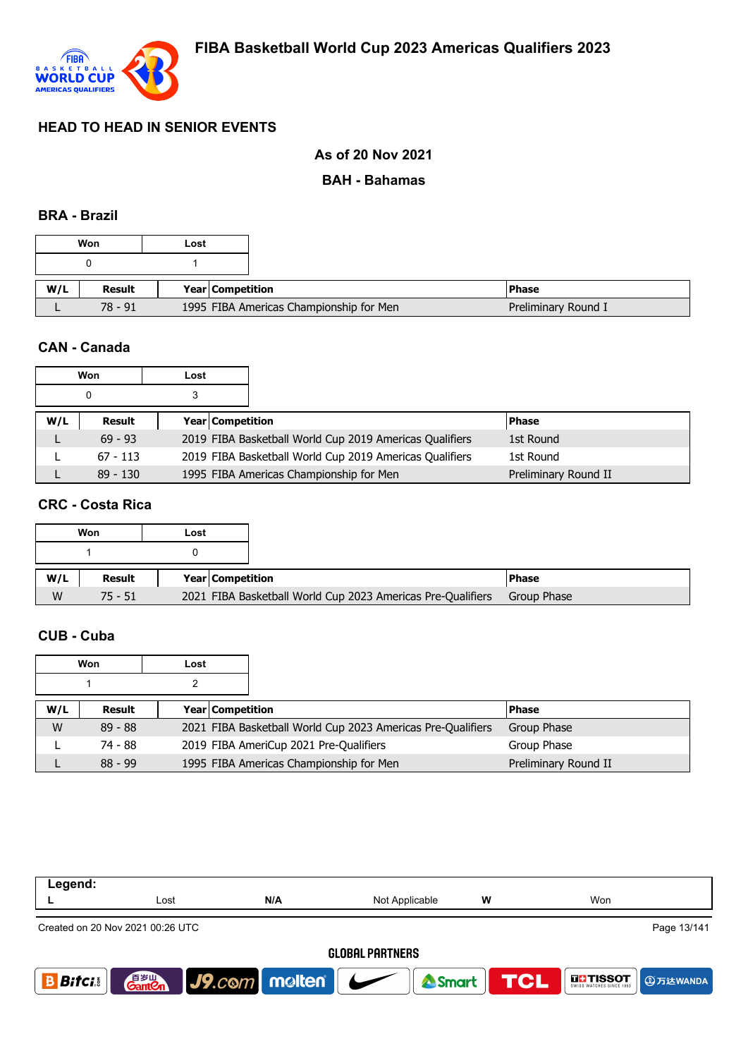# FIBA Basketball World Cup 2023 Americas Qualifiers 2023

## HEAD TO HEAD IN SENIOR EVENTS

**As of 20 Nov 2021**

**BAH - Bahamas**

### BRA - Brazil

| Won | Lost |
|---|---|
| 0 | 1 |

| W/L | Result | Year | Competition | Phase |
|---|---|---|---|---|
| L | 78 - 91 | 1995 | FIBA Americas Championship for Men | Preliminary Round I |

### CAN - Canada

| Won | Lost |
|---|---|
| 0 | 3 |

| W/L | Result | Year | Competition | Phase |
|---|---|---|---|---|
| L | 69 - 93 | 2019 | FIBA Basketball World Cup 2019 Americas Qualifiers | 1st Round |
| L | 67 - 113 | 2019 | FIBA Basketball World Cup 2019 Americas Qualifiers | 1st Round |
| L | 89 - 130 | 1995 | FIBA Americas Championship for Men | Preliminary Round II |

### CRC - Costa Rica

| Won | Lost |
|---|---|
| 1 | 0 |

| W/L | Result | Year | Competition | Phase |
|---|---|---|---|---|
| W | 75 - 51 | 2021 | FIBA Basketball World Cup 2023 Americas Pre-Qualifiers | Group Phase |

### CUB - Cuba

| Won | Lost |
|---|---|
| 1 | 2 |

| W/L | Result | Year | Competition | Phase |
|---|---|---|---|---|
| W | 89 - 88 | 2021 | FIBA Basketball World Cup 2023 Americas Pre-Qualifiers | Group Phase |
| L | 74 - 88 | 2019 | FIBA AmeriCup 2021 Pre-Qualifiers | Group Phase |
| L | 88 - 99 | 1995 | FIBA Americas Championship for Men | Preliminary Round II |

**Legend:**

| L | Lost | N/A | Not Applicable | W | Won |
|---|---|---|---|---|---|

Created on 20 Nov 2021 00:26 UTC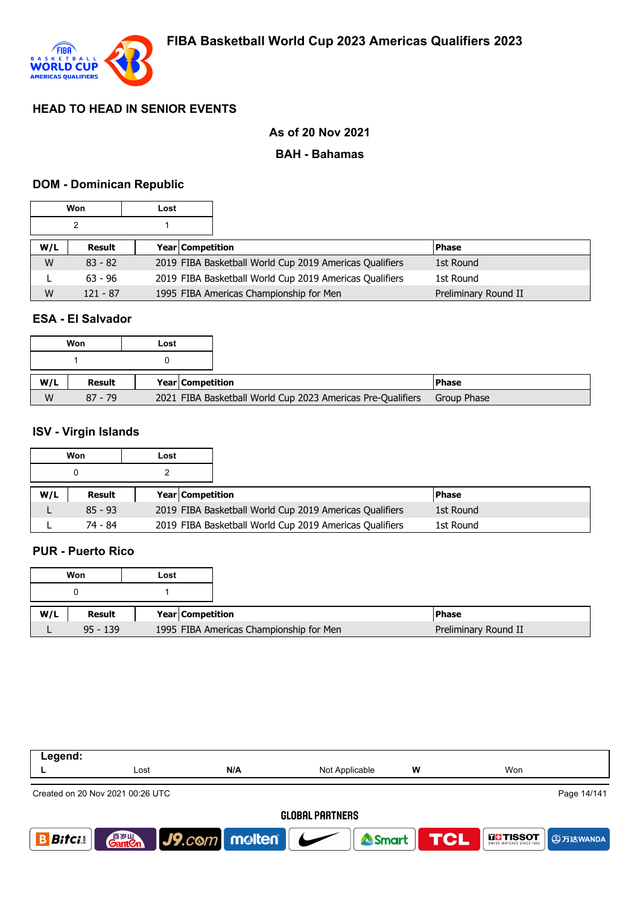## HEAD TO HEAD IN SENIOR EVENTS

**As of 20 Nov 2021**

**BAH - Bahamas**

### DOM - Dominican Republic

| Won | Lost |
|---|---|
| 2 | 1 |

| W/L | Result | Year | Competition | Phase |
|---|---|---|---|---|
| W | 83 - 82 | 2019 | FIBA Basketball World Cup 2019 Americas Qualifiers | 1st Round |
| L | 63 - 96 | 2019 | FIBA Basketball World Cup 2019 Americas Qualifiers | 1st Round |
| W | 121 - 87 | 1995 | FIBA Americas Championship for Men | Preliminary Round II |

### ESA - El Salvador

| Won | Lost |
|---|---|
| 1 | 0 |

| W/L | Result | Year | Competition | Phase |
|---|---|---|---|---|
| W | 87 - 79 | 2021 | FIBA Basketball World Cup 2023 Americas Pre-Qualifiers | Group Phase |

### ISV - Virgin Islands

| Won | Lost |
|---|---|
| 0 | 2 |

| W/L | Result | Year | Competition | Phase |
|---|---|---|---|---|
| L | 85 - 93 | 2019 | FIBA Basketball World Cup 2019 Americas Qualifiers | 1st Round |
| L | 74 - 84 | 2019 | FIBA Basketball World Cup 2019 Americas Qualifiers | 1st Round |

### PUR - Puerto Rico

| Won | Lost |
|---|---|
| 0 | 1 |

| W/L | Result | Year | Competition | Phase |
|---|---|---|---|---|
| L | 95 - 139 | 1995 | FIBA Americas Championship for Men | Preliminary Round II |

**Legend:**

| L | Lost | N/A | Not Applicable | W | Won |
|---|---|---|---|---|---|

Created on 20 Nov 2021 00:26 UTC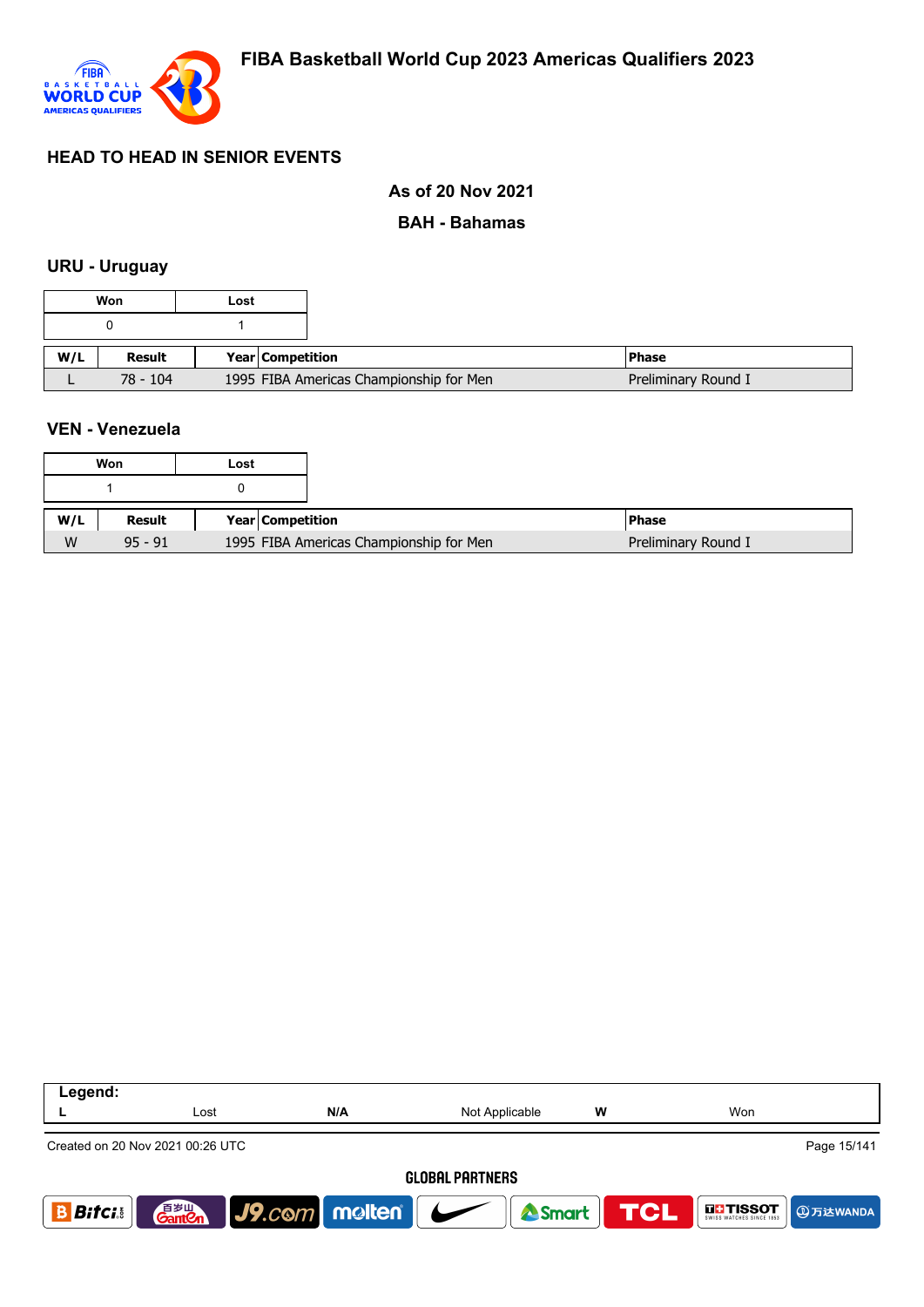## HEAD TO HEAD IN SENIOR EVENTS

**As of 20 Nov 2021**

**BAH - Bahamas**

### URU - Uruguay

| Won | Lost |
|---|---|
| 0 | 1 |

| W/L | Result | Year | Competition | Phase |
|---|---|---|---|---|
| L | 78 - 104 | 1995 | FIBA Americas Championship for Men | Preliminary Round I |

### VEN - Venezuela

| Won | Lost |
|---|---|
| 1 | 0 |

| W/L | Result | Year | Competition | Phase |
|---|---|---|---|---|
| W | 95 - 91 | 1995 | FIBA Americas Championship for Men | Preliminary Round I |

| Legend: | | | | | |
|---|---|---|---|---|---|
| L | Lost | N/A | Not Applicable | W | Won |

Created on 20 Nov 2021 00:26 UTC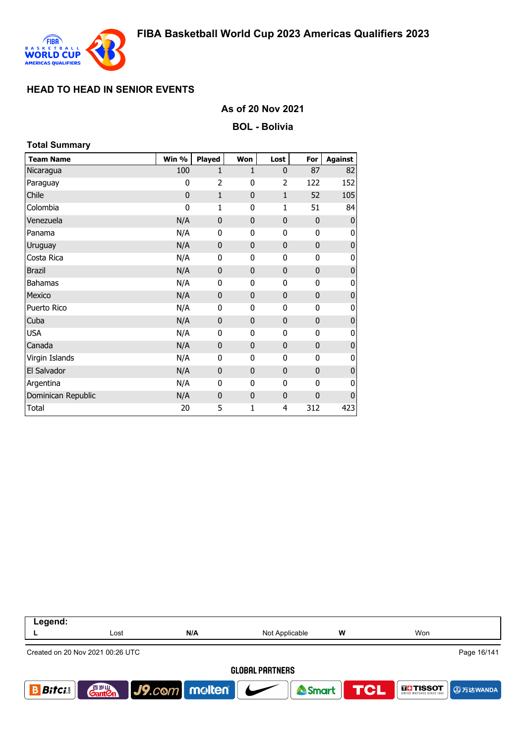## HEAD TO HEAD IN SENIOR EVENTS

### As of 20 Nov 2021

### BOL - Bolivia

**Total Summary**

| Team Name | Win % | Played | Won | Lost | For | Against |
|---|---|---|---|---|---|---|
| Nicaragua | 100 | 1 | 1 | 0 | 87 | 82 |
| Paraguay | 0 | 2 | 0 | 2 | 122 | 152 |
| Chile | 0 | 1 | 0 | 1 | 52 | 105 |
| Colombia | 0 | 1 | 0 | 1 | 51 | 84 |
| Venezuela | N/A | 0 | 0 | 0 | 0 | 0 |
| Panama | N/A | 0 | 0 | 0 | 0 | 0 |
| Uruguay | N/A | 0 | 0 | 0 | 0 | 0 |
| Costa Rica | N/A | 0 | 0 | 0 | 0 | 0 |
| Brazil | N/A | 0 | 0 | 0 | 0 | 0 |
| Bahamas | N/A | 0 | 0 | 0 | 0 | 0 |
| Mexico | N/A | 0 | 0 | 0 | 0 | 0 |
| Puerto Rico | N/A | 0 | 0 | 0 | 0 | 0 |
| Cuba | N/A | 0 | 0 | 0 | 0 | 0 |
| USA | N/A | 0 | 0 | 0 | 0 | 0 |
| Canada | N/A | 0 | 0 | 0 | 0 | 0 |
| Virgin Islands | N/A | 0 | 0 | 0 | 0 | 0 |
| El Salvador | N/A | 0 | 0 | 0 | 0 | 0 |
| Argentina | N/A | 0 | 0 | 0 | 0 | 0 |
| Dominican Republic | N/A | 0 | 0 | 0 | 0 | 0 |
| Total | 20 | 5 | 1 | 4 | 312 | 423 |

**Legend:**

| L | Lost | N/A | Not Applicable | W | Won |
|---|---|---|---|---|---|

Created on 20 Nov 2021 00:26 UTC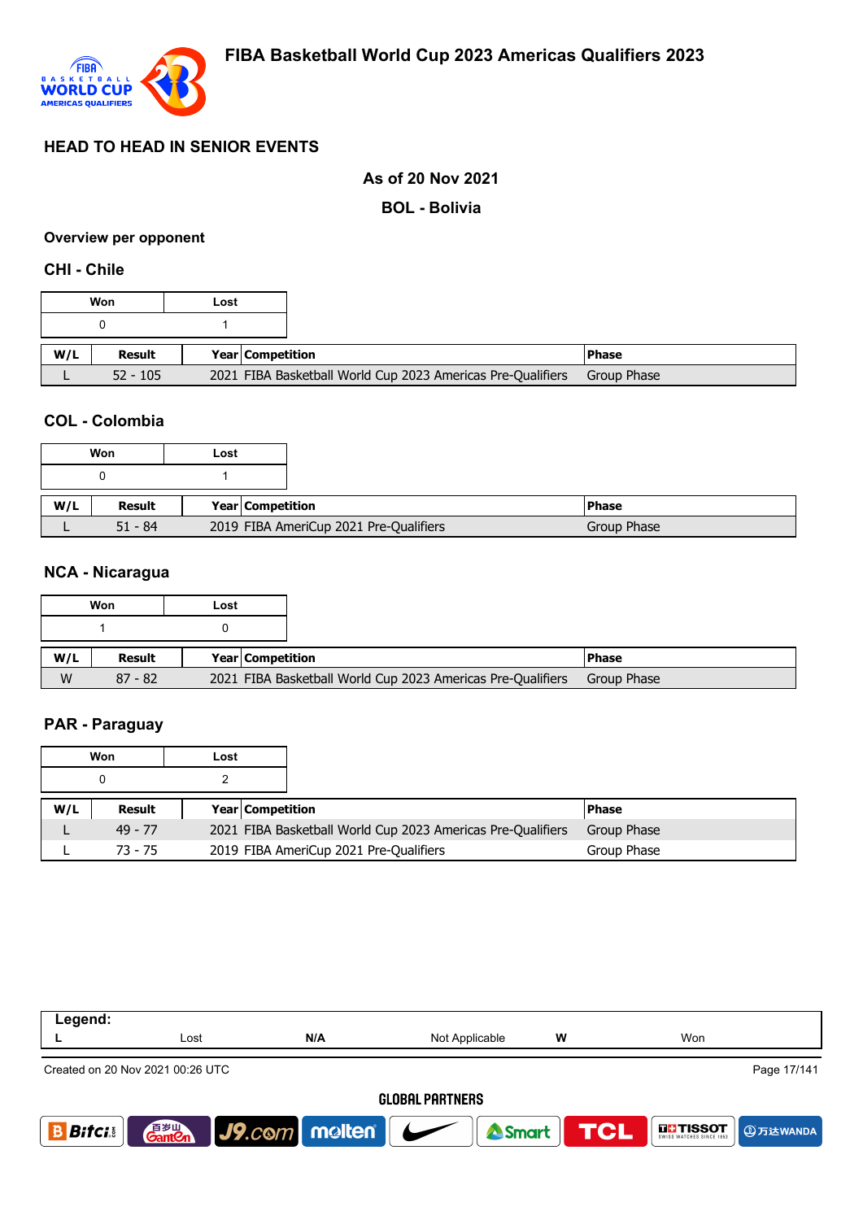# FIBA Basketball World Cup 2023 Americas Qualifiers 2023

## HEAD TO HEAD IN SENIOR EVENTS

**As of 20 Nov 2021**

**BOL - Bolivia**

### Overview per opponent

### CHI - Chile

| Won | Lost |
|---|---|
| 0 | 1 |

| W/L | Result | Year | Competition | Phase |
|---|---|---|---|---|
| L | 52 - 105 | 2021 | FIBA Basketball World Cup 2023 Americas Pre-Qualifiers | Group Phase |

### COL - Colombia

| Won | Lost |
|---|---|
| 0 | 1 |

| W/L | Result | Year | Competition | Phase |
|---|---|---|---|---|
| L | 51 - 84 | 2019 | FIBA AmeriCup 2021 Pre-Qualifiers | Group Phase |

### NCA - Nicaragua

| Won | Lost |
|---|---|
| 1 | 0 |

| W/L | Result | Year | Competition | Phase |
|---|---|---|---|---|
| W | 87 - 82 | 2021 | FIBA Basketball World Cup 2023 Americas Pre-Qualifiers | Group Phase |

### PAR - Paraguay

| Won | Lost |
|---|---|
| 0 | 2 |

| W/L | Result | Year | Competition | Phase |
|---|---|---|---|---|
| L | 49 - 77 | 2021 | FIBA Basketball World Cup 2023 Americas Pre-Qualifiers | Group Phase |
| L | 73 - 75 | 2019 | FIBA AmeriCup 2021 Pre-Qualifiers | Group Phase |

**Legend:**

| | | | | | |
|---|---|---|---|---|---|
| **L** | Lost | **N/A** | Not Applicable | **W** | Won |

Created on 20 Nov 2021 00:26 UTC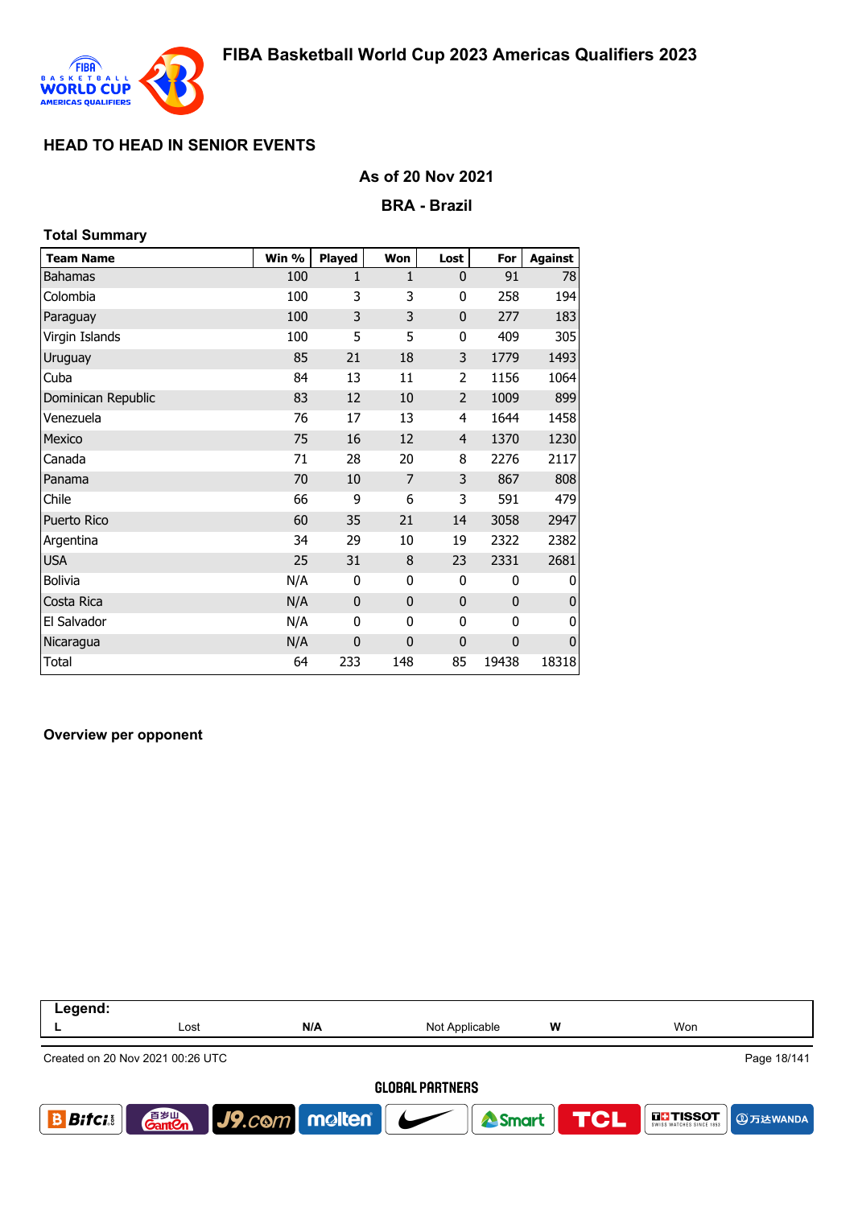# HEAD TO HEAD IN SENIOR EVENTS

## As of 20 Nov 2021

## BRA - Brazil

### Total Summary

| Team Name | Win % | Played | Won | Lost | For | Against |
|---|---|---|---|---|---|---|
| Bahamas | 100 | 1 | 1 | 0 | 91 | 78 |
| Colombia | 100 | 3 | 3 | 0 | 258 | 194 |
| Paraguay | 100 | 3 | 3 | 0 | 277 | 183 |
| Virgin Islands | 100 | 5 | 5 | 0 | 409 | 305 |
| Uruguay | 85 | 21 | 18 | 3 | 1779 | 1493 |
| Cuba | 84 | 13 | 11 | 2 | 1156 | 1064 |
| Dominican Republic | 83 | 12 | 10 | 2 | 1009 | 899 |
| Venezuela | 76 | 17 | 13 | 4 | 1644 | 1458 |
| Mexico | 75 | 16 | 12 | 4 | 1370 | 1230 |
| Canada | 71 | 28 | 20 | 8 | 2276 | 2117 |
| Panama | 70 | 10 | 7 | 3 | 867 | 808 |
| Chile | 66 | 9 | 6 | 3 | 591 | 479 |
| Puerto Rico | 60 | 35 | 21 | 14 | 3058 | 2947 |
| Argentina | 34 | 29 | 10 | 19 | 2322 | 2382 |
| USA | 25 | 31 | 8 | 23 | 2331 | 2681 |
| Bolivia | N/A | 0 | 0 | 0 | 0 | 0 |
| Costa Rica | N/A | 0 | 0 | 0 | 0 | 0 |
| El Salvador | N/A | 0 | 0 | 0 | 0 | 0 |
| Nicaragua | N/A | 0 | 0 | 0 | 0 | 0 |
| Total | 64 | 233 | 148 | 85 | 19438 | 18318 |

### Overview per opponent

| Legend: | | | | | |
|---|---|---|---|---|---|
| L | Lost | N/A | Not Applicable | W | Won |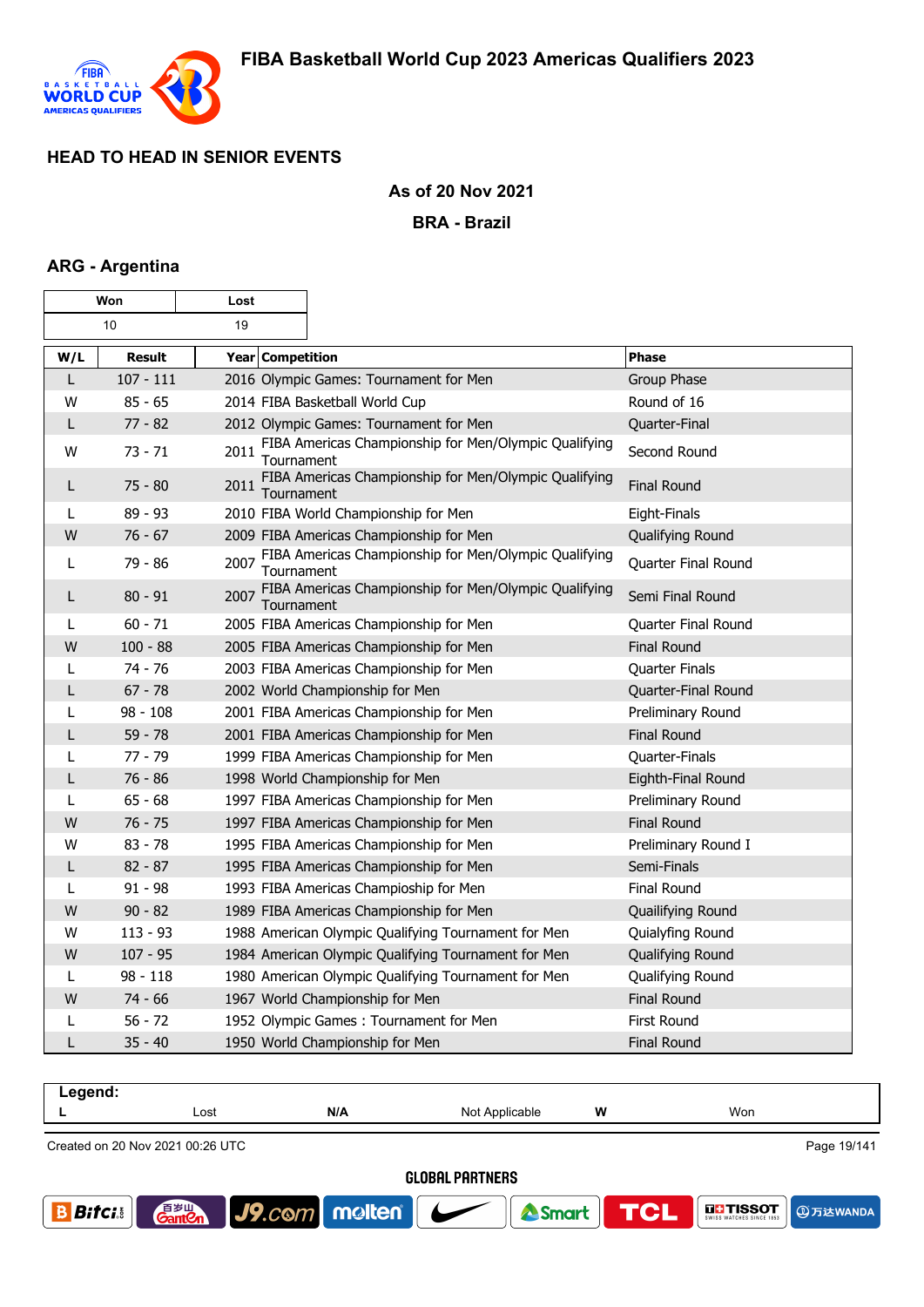## HEAD TO HEAD IN SENIOR EVENTS

**As of 20 Nov 2021**

**BRA - Brazil**

### ARG - Argentina

| Won | Lost |
|---|---|
| 10 | 19 |

| W/L | Result | Year | Competition | Phase |
|---|---|---|---|---|
| L | 107 - 111 | 2016 | Olympic Games: Tournament for Men | Group Phase |
| W | 85 - 65 | 2014 | FIBA Basketball World Cup | Round of 16 |
| L | 77 - 82 | 2012 | Olympic Games: Tournament for Men | Quarter-Final |
| W | 73 - 71 | 2011 | FIBA Americas Championship for Men/Olympic Qualifying Tournament | Second Round |
| L | 75 - 80 | 2011 | FIBA Americas Championship for Men/Olympic Qualifying Tournament | Final Round |
| L | 89 - 93 | 2010 | FIBA World Championship for Men | Eight-Finals |
| W | 76 - 67 | 2009 | FIBA Americas Championship for Men | Qualifying Round |
| L | 79 - 86 | 2007 | FIBA Americas Championship for Men/Olympic Qualifying Tournament | Quarter Final Round |
| L | 80 - 91 | 2007 | FIBA Americas Championship for Men/Olympic Qualifying Tournament | Semi Final Round |
| L | 60 - 71 | 2005 | FIBA Americas Championship for Men | Quarter Final Round |
| W | 100 - 88 | 2005 | FIBA Americas Championship for Men | Final Round |
| L | 74 - 76 | 2003 | FIBA Americas Championship for Men | Quarter Finals |
| L | 67 - 78 | 2002 | World Championship for Men | Quarter-Final Round |
| L | 98 - 108 | 2001 | FIBA Americas Championship for Men | Preliminary Round |
| L | 59 - 78 | 2001 | FIBA Americas Championship for Men | Final Round |
| L | 77 - 79 | 1999 | FIBA Americas Championship for Men | Quarter-Finals |
| L | 76 - 86 | 1998 | World Championship for Men | Eighth-Final Round |
| L | 65 - 68 | 1997 | FIBA Americas Championship for Men | Preliminary Round |
| W | 76 - 75 | 1997 | FIBA Americas Championship for Men | Final Round |
| W | 83 - 78 | 1995 | FIBA Americas Championship for Men | Preliminary Round I |
| L | 82 - 87 | 1995 | FIBA Americas Championship for Men | Semi-Finals |
| L | 91 - 98 | 1993 | FIBA Americas Champioship for Men | Final Round |
| W | 90 - 82 | 1989 | FIBA Americas Championship for Men | Quailifying Round |
| W | 113 - 93 | 1988 | American Olympic Qualifying Tournament for Men | Quialyfing Round |
| W | 107 - 95 | 1984 | American Olympic Qualifying Tournament for Men | Qualifying Round |
| L | 98 - 118 | 1980 | American Olympic Qualifying Tournament for Men | Qualifying Round |
| W | 74 - 66 | 1967 | World Championship for Men | Final Round |
| L | 56 - 72 | 1952 | Olympic Games : Tournament for Men | First Round |
| L | 35 - 40 | 1950 | World Championship for Men | Final Round |

**Legend:**

| L | Lost | N/A | Not Applicable | W | Won |
|---|---|---|---|---|---|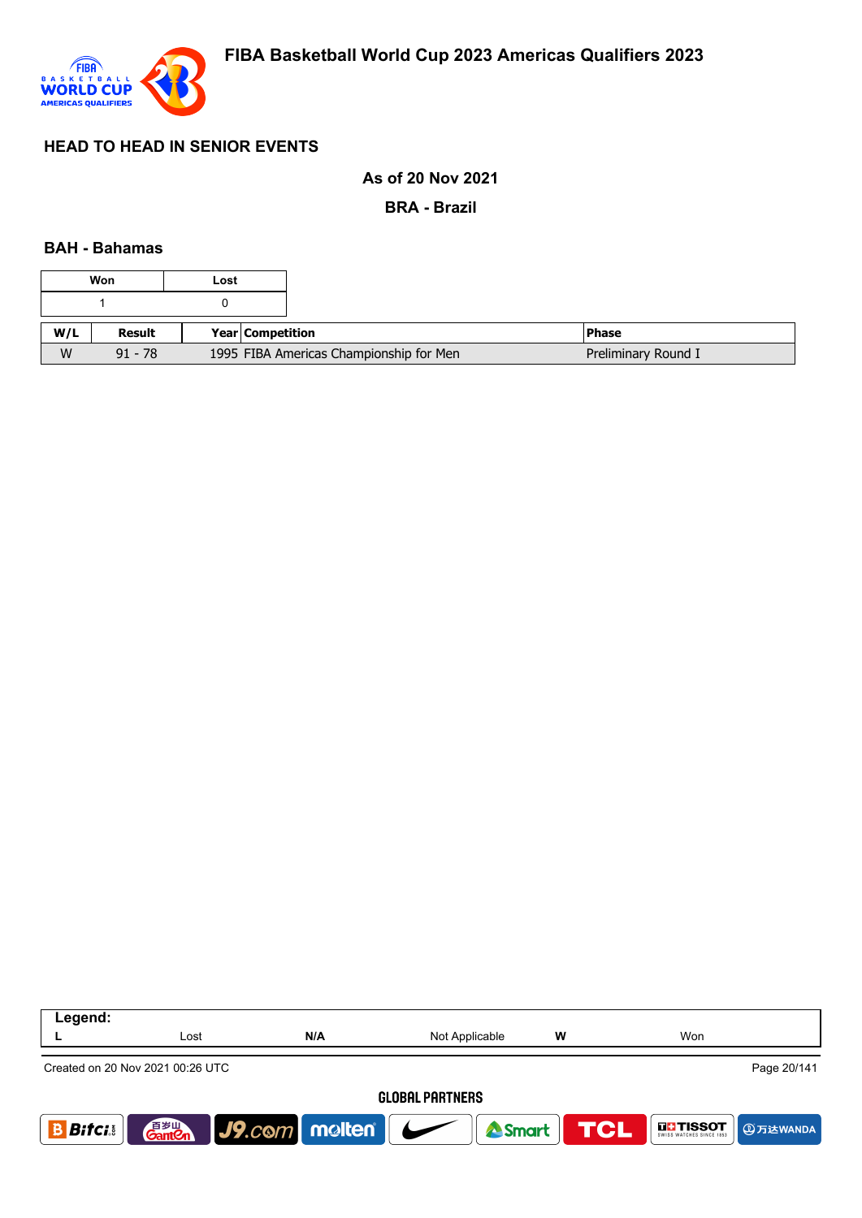## HEAD TO HEAD IN SENIOR EVENTS

**As of 20 Nov 2021**

**BRA - Brazil**

### BAH - Bahamas

| Won | Lost |
|---|---|
| 1 | 0 |

| W/L | Result | Year | Competition | Phase |
|---|---|---|---|---|
| W | 91 - 78 | 1995 | FIBA Americas Championship for Men | Preliminary Round I |

| Legend: | | | | | |
|---|---|---|---|---|---|
| L | Lost | N/A | Not Applicable | W | Won |

Created on 20 Nov 2021 00:26 UTC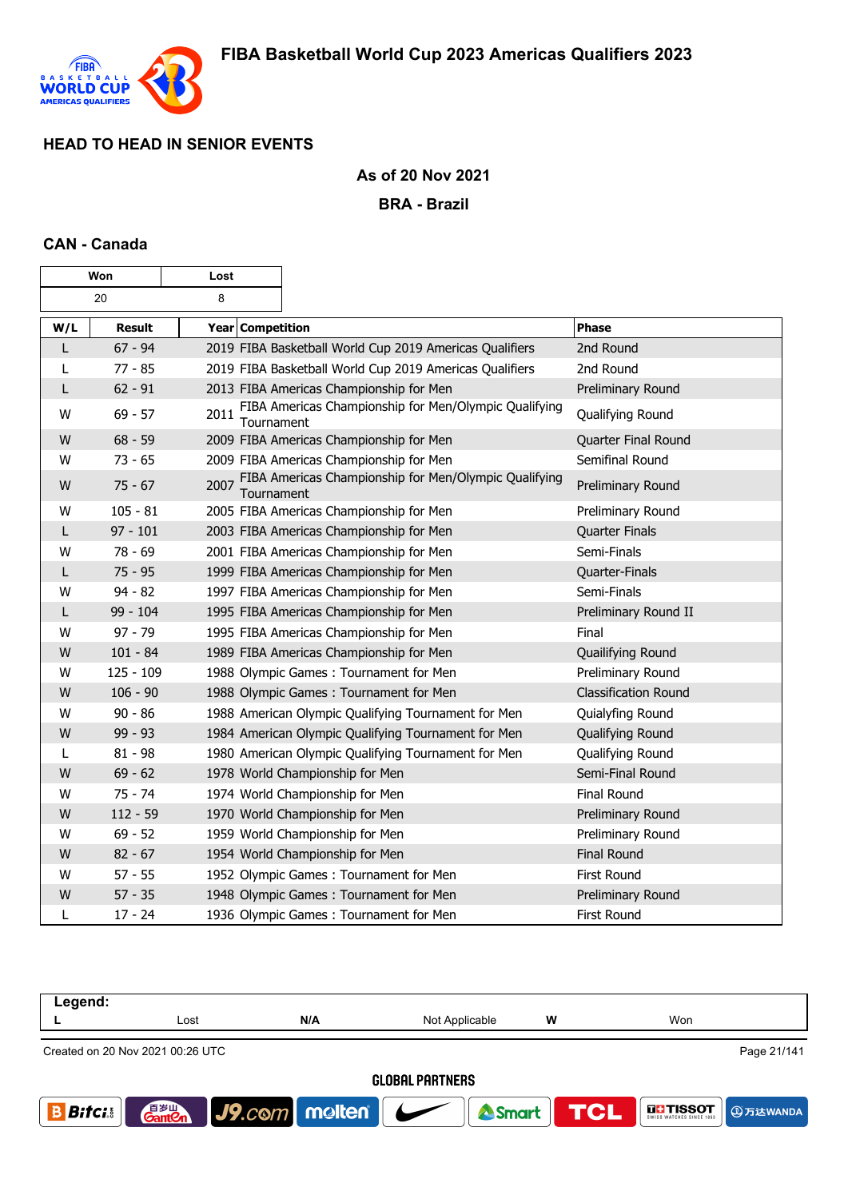# FIBA Basketball World Cup 2023 Americas Qualifiers 2023

## HEAD TO HEAD IN SENIOR EVENTS

**As of 20 Nov 2021**

**BRA - Brazil**

### CAN - Canada

| Won | Lost |
|---|---|
| 20 | 8 |

| W/L | Result | Year | Competition | Phase |
|---|---|---|---|---|
| L | 67 - 94 | 2019 | FIBA Basketball World Cup 2019 Americas Qualifiers | 2nd Round |
| L | 77 - 85 | 2019 | FIBA Basketball World Cup 2019 Americas Qualifiers | 2nd Round |
| L | 62 - 91 | 2013 | FIBA Americas Championship for Men | Preliminary Round |
| W | 69 - 57 | 2011 | FIBA Americas Championship for Men/Olympic Qualifying Tournament | Qualifying Round |
| W | 68 - 59 | 2009 | FIBA Americas Championship for Men | Quarter Final Round |
| W | 73 - 65 | 2009 | FIBA Americas Championship for Men | Semifinal Round |
| W | 75 - 67 | 2007 | FIBA Americas Championship for Men/Olympic Qualifying Tournament | Preliminary Round |
| W | 105 - 81 | 2005 | FIBA Americas Championship for Men | Preliminary Round |
| L | 97 - 101 | 2003 | FIBA Americas Championship for Men | Quarter Finals |
| W | 78 - 69 | 2001 | FIBA Americas Championship for Men | Semi-Finals |
| L | 75 - 95 | 1999 | FIBA Americas Championship for Men | Quarter-Finals |
| W | 94 - 82 | 1997 | FIBA Americas Championship for Men | Semi-Finals |
| L | 99 - 104 | 1995 | FIBA Americas Championship for Men | Preliminary Round II |
| W | 97 - 79 | 1995 | FIBA Americas Championship for Men | Final |
| W | 101 - 84 | 1989 | FIBA Americas Championship for Men | Quailifying Round |
| W | 125 - 109 | 1988 | Olympic Games : Tournament for Men | Preliminary Round |
| W | 106 - 90 | 1988 | Olympic Games : Tournament for Men | Classification Round |
| W | 90 - 86 | 1988 | American Olympic Qualifying Tournament for Men | Quialyfing Round |
| W | 99 - 93 | 1984 | American Olympic Qualifying Tournament for Men | Qualifying Round |
| L | 81 - 98 | 1980 | American Olympic Qualifying Tournament for Men | Qualifying Round |
| W | 69 - 62 | 1978 | World Championship for Men | Semi-Final Round |
| W | 75 - 74 | 1974 | World Championship for Men | Final Round |
| W | 112 - 59 | 1970 | World Championship for Men | Preliminary Round |
| W | 69 - 52 | 1959 | World Championship for Men | Preliminary Round |
| W | 82 - 67 | 1954 | World Championship for Men | Final Round |
| W | 57 - 55 | 1952 | Olympic Games : Tournament for Men | First Round |
| W | 57 - 35 | 1948 | Olympic Games : Tournament for Men | Preliminary Round |
| L | 17 - 24 | 1936 | Olympic Games : Tournament for Men | First Round |

**Legend:**

| L | Lost | N/A | Not Applicable | W | Won |
|---|---|---|---|---|---|

Created on 20 Nov 2021 00:26 UTC

GLOBAL PARTNERS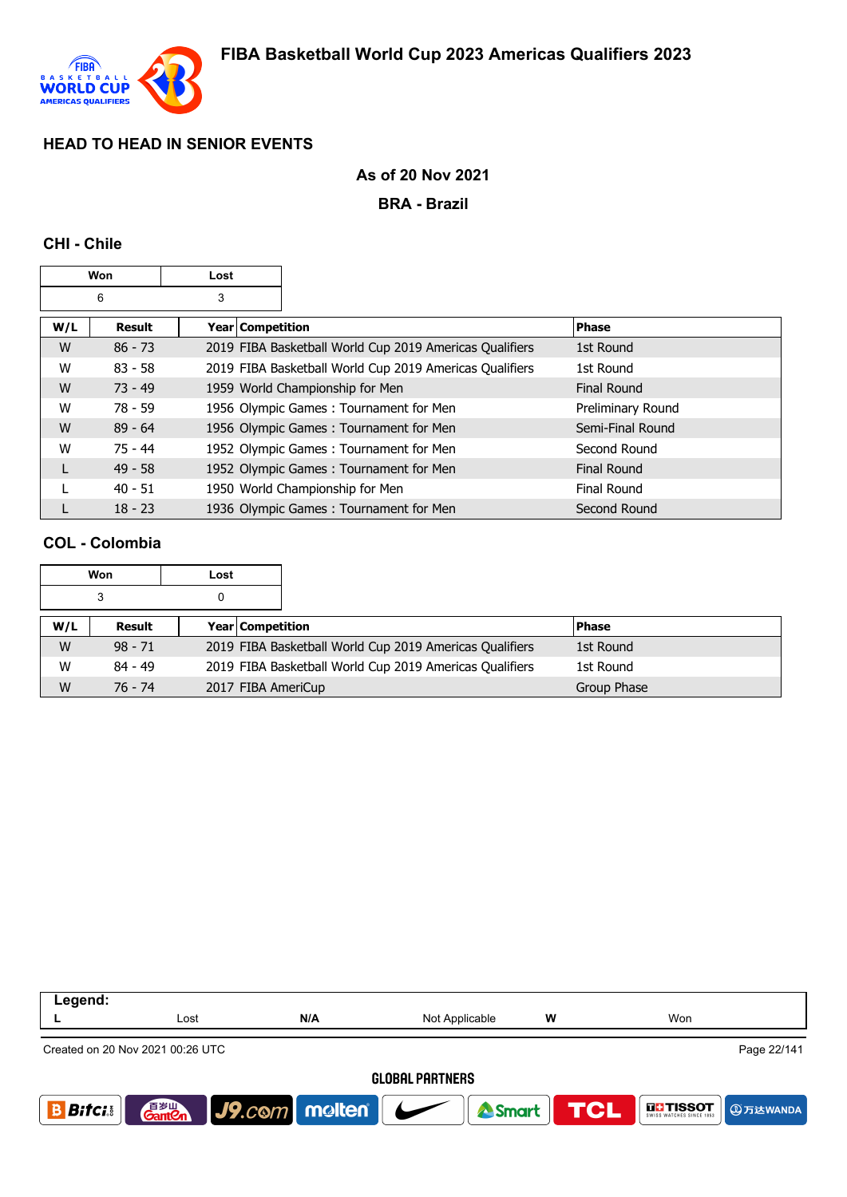## HEAD TO HEAD IN SENIOR EVENTS

**As of 20 Nov 2021**

**BRA - Brazil**

### CHI - Chile

| Won | Lost |
|---|---|
| 6 | 3 |

| W/L | Result | Year | Competition | Phase |
|---|---|---|---|---|
| W | 86 - 73 | 2019 | FIBA Basketball World Cup 2019 Americas Qualifiers | 1st Round |
| W | 83 - 58 | 2019 | FIBA Basketball World Cup 2019 Americas Qualifiers | 1st Round |
| W | 73 - 49 | 1959 | World Championship for Men | Final Round |
| W | 78 - 59 | 1956 | Olympic Games : Tournament for Men | Preliminary Round |
| W | 89 - 64 | 1956 | Olympic Games : Tournament for Men | Semi-Final Round |
| W | 75 - 44 | 1952 | Olympic Games : Tournament for Men | Second Round |
| L | 49 - 58 | 1952 | Olympic Games : Tournament for Men | Final Round |
| L | 40 - 51 | 1950 | World Championship for Men | Final Round |
| L | 18 - 23 | 1936 | Olympic Games : Tournament for Men | Second Round |

### COL - Colombia

| Won | Lost |
|---|---|
| 3 | 0 |

| W/L | Result | Year | Competition | Phase |
|---|---|---|---|---|
| W | 98 - 71 | 2019 | FIBA Basketball World Cup 2019 Americas Qualifiers | 1st Round |
| W | 84 - 49 | 2019 | FIBA Basketball World Cup 2019 Americas Qualifiers | 1st Round |
| W | 76 - 74 | 2017 | FIBA AmeriCup | Group Phase |

**Legend:**

| L | Lost | N/A | Not Applicable | W | Won |
|---|---|---|---|---|---|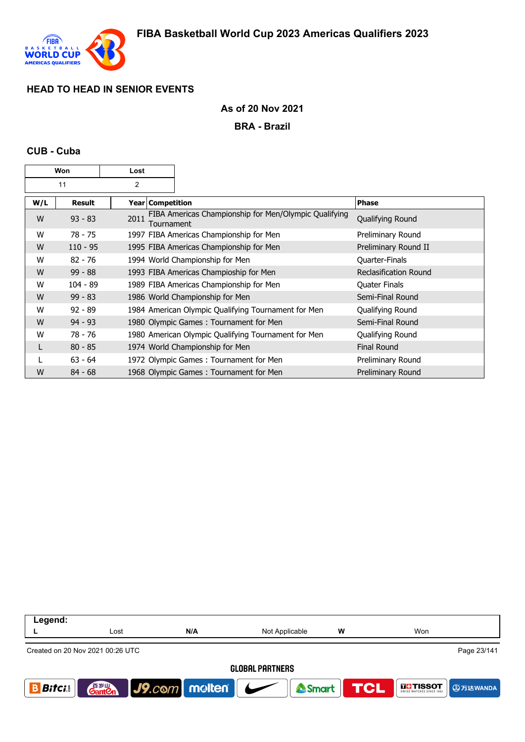## HEAD TO HEAD IN SENIOR EVENTS

**As of 20 Nov 2021**

**BRA - Brazil**

### CUB - Cuba

| Won | Lost |
|---|---|
| 11 | 2 |

| W/L | Result | Year | Competition | Phase |
|---|---|---|---|---|
| W | 93 - 83 | 2011 | FIBA Americas Championship for Men/Olympic Qualifying Tournament | Qualifying Round |
| W | 78 - 75 | 1997 | FIBA Americas Championship for Men | Preliminary Round |
| W | 110 - 95 | 1995 | FIBA Americas Championship for Men | Preliminary Round II |
| W | 82 - 76 | 1994 | World Championship for Men | Quarter-Finals |
| W | 99 - 88 | 1993 | FIBA Americas Champioship for Men | Reclasification Round |
| W | 104 - 89 | 1989 | FIBA Americas Championship for Men | Quater Finals |
| W | 99 - 83 | 1986 | World Championship for Men | Semi-Final Round |
| W | 92 - 89 | 1984 | American Olympic Qualifying Tournament for Men | Qualifying Round |
| W | 94 - 93 | 1980 | Olympic Games : Tournament for Men | Semi-Final Round |
| W | 78 - 76 | 1980 | American Olympic Qualifying Tournament for Men | Qualifying Round |
| L | 80 - 85 | 1974 | World Championship for Men | Final Round |
| L | 63 - 64 | 1972 | Olympic Games : Tournament for Men | Preliminary Round |
| W | 84 - 68 | 1968 | Olympic Games : Tournament for Men | Preliminary Round |

| Legend: | | | | | |
|---|---|---|---|---|---|
| L | Lost | N/A | Not Applicable | W | Won |

Created on 20 Nov 2021 00:26 UTC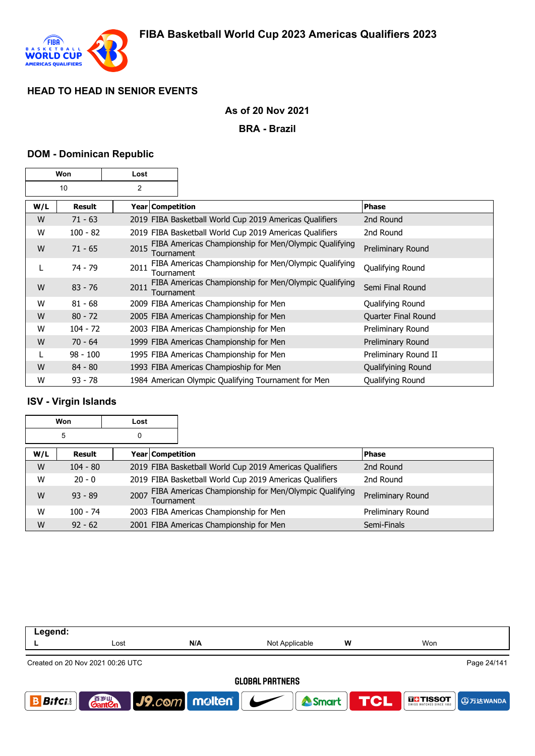## HEAD TO HEAD IN SENIOR EVENTS

**As of 20 Nov 2021**

**BRA - Brazil**

### DOM - Dominican Republic

| Won | Lost |
|---|---|
| 10 | 2 |

| W/L | Result | Year | Competition | Phase |
|---|---|---|---|---|
| W | 71 - 63 | 2019 | FIBA Basketball World Cup 2019 Americas Qualifiers | 2nd Round |
| W | 100 - 82 | 2019 | FIBA Basketball World Cup 2019 Americas Qualifiers | 2nd Round |
| W | 71 - 65 | 2015 | FIBA Americas Championship for Men/Olympic Qualifying Tournament | Preliminary Round |
| L | 74 - 79 | 2011 | FIBA Americas Championship for Men/Olympic Qualifying Tournament | Qualifying Round |
| W | 83 - 76 | 2011 | FIBA Americas Championship for Men/Olympic Qualifying Tournament | Semi Final Round |
| W | 81 - 68 | 2009 | FIBA Americas Championship for Men | Qualifying Round |
| W | 80 - 72 | 2005 | FIBA Americas Championship for Men | Quarter Final Round |
| W | 104 - 72 | 2003 | FIBA Americas Championship for Men | Preliminary Round |
| W | 70 - 64 | 1999 | FIBA Americas Championship for Men | Preliminary Round |
| L | 98 - 100 | 1995 | FIBA Americas Championship for Men | Preliminary Round II |
| W | 84 - 80 | 1993 | FIBA Americas Champioship for Men | Qualifyining Round |
| W | 93 - 78 | 1984 | American Olympic Qualifying Tournament for Men | Qualifying Round |

### ISV - Virgin Islands

| Won | Lost |
|---|---|
| 5 | 0 |

| W/L | Result | Year | Competition | Phase |
|---|---|---|---|---|
| W | 104 - 80 | 2019 | FIBA Basketball World Cup 2019 Americas Qualifiers | 2nd Round |
| W | 20 - 0 | 2019 | FIBA Basketball World Cup 2019 Americas Qualifiers | 2nd Round |
| W | 93 - 89 | 2007 | FIBA Americas Championship for Men/Olympic Qualifying Tournament | Preliminary Round |
| W | 100 - 74 | 2003 | FIBA Americas Championship for Men | Preliminary Round |
| W | 92 - 62 | 2001 | FIBA Americas Championship for Men | Semi-Finals |

| Legend: | | | | | |
|---|---|---|---|---|---|
| L | Lost | N/A | Not Applicable | W | Won |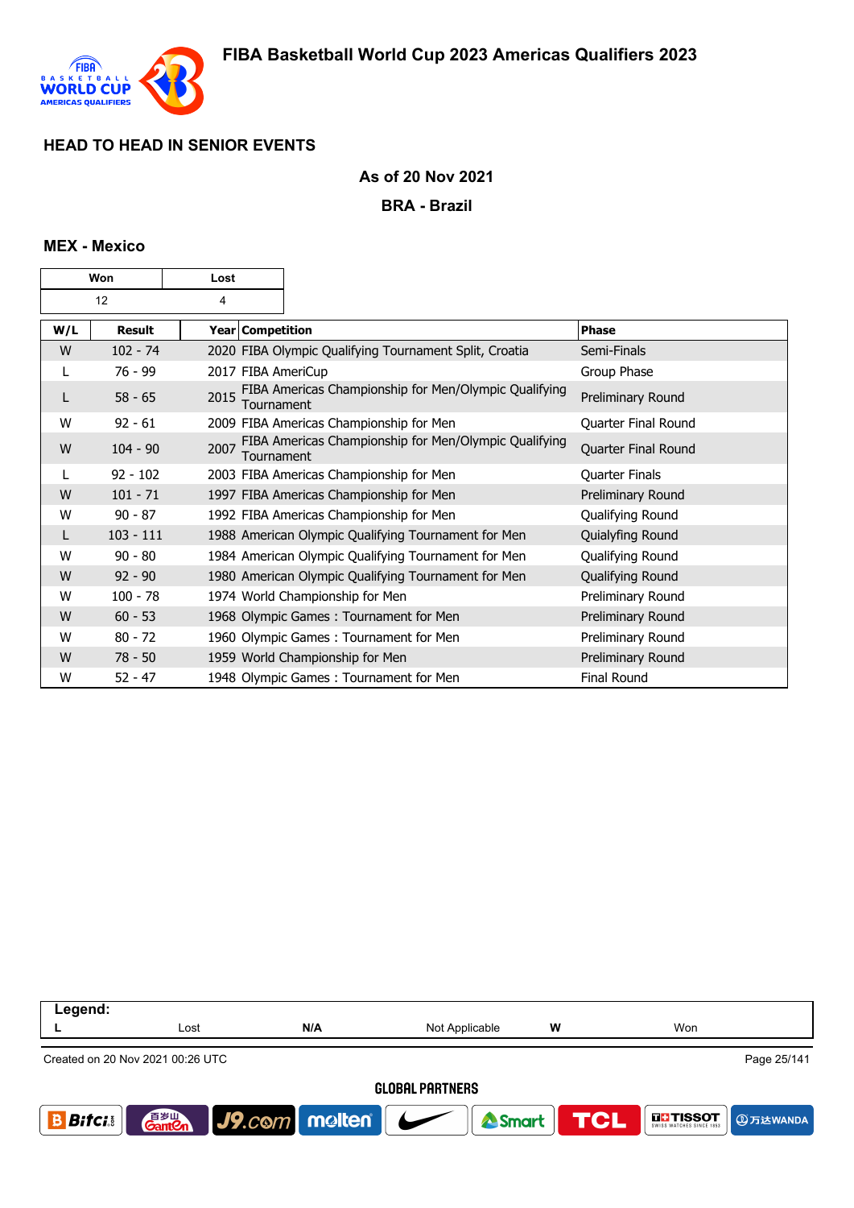# FIBA Basketball World Cup 2023 Americas Qualifiers 2023

## HEAD TO HEAD IN SENIOR EVENTS

**As of 20 Nov 2021**

**BRA - Brazil**

### MEX - Mexico

| Won | Lost |
|---|---|
| 12 | 4 |

| W/L | Result | Year | Competition | Phase |
|---|---|---|---|---|
| W | 102 - 74 | 2020 | FIBA Olympic Qualifying Tournament Split, Croatia | Semi-Finals |
| L | 76 - 99 | 2017 | FIBA AmeriCup | Group Phase |
| L | 58 - 65 | 2015 | FIBA Americas Championship for Men/Olympic Qualifying Tournament | Preliminary Round |
| W | 92 - 61 | 2009 | FIBA Americas Championship for Men | Quarter Final Round |
| W | 104 - 90 | 2007 | FIBA Americas Championship for Men/Olympic Qualifying Tournament | Quarter Final Round |
| L | 92 - 102 | 2003 | FIBA Americas Championship for Men | Quarter Finals |
| W | 101 - 71 | 1997 | FIBA Americas Championship for Men | Preliminary Round |
| W | 90 - 87 | 1992 | FIBA Americas Championship for Men | Qualifying Round |
| L | 103 - 111 | 1988 | American Olympic Qualifying Tournament for Men | Quialyfing Round |
| W | 90 - 80 | 1984 | American Olympic Qualifying Tournament for Men | Qualifying Round |
| W | 92 - 90 | 1980 | American Olympic Qualifying Tournament for Men | Qualifying Round |
| W | 100 - 78 | 1974 | World Championship for Men | Preliminary Round |
| W | 60 - 53 | 1968 | Olympic Games : Tournament for Men | Preliminary Round |
| W | 80 - 72 | 1960 | Olympic Games : Tournament for Men | Preliminary Round |
| W | 78 - 50 | 1959 | World Championship for Men | Preliminary Round |
| W | 52 - 47 | 1948 | Olympic Games : Tournament for Men | Final Round |

| Legend: | | | | | |
|---|---|---|---|---|---|
| L | Lost | N/A | Not Applicable | W | Won |

Created on 20 Nov 2021 00:26 UTC

GLOBAL PARTNERS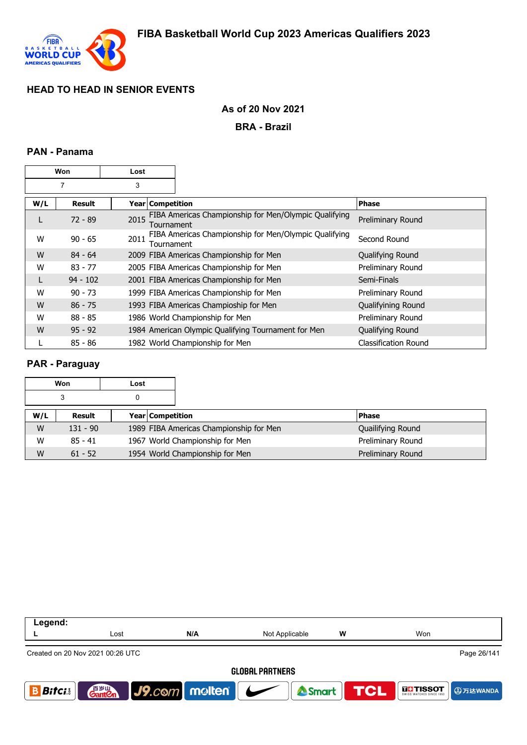# FIBA Basketball World Cup 2023 Americas Qualifiers 2023

## HEAD TO HEAD IN SENIOR EVENTS

**As of 20 Nov 2021**

**BRA - Brazil**

### PAN - Panama

| Won | Lost |
|---|---|
| 7 | 3 |

| W/L | Result | Year | Competition | Phase |
|---|---|---|---|---|
| L | 72 - 89 | 2015 | FIBA Americas Championship for Men/Olympic Qualifying Tournament | Preliminary Round |
| W | 90 - 65 | 2011 | FIBA Americas Championship for Men/Olympic Qualifying Tournament | Second Round |
| W | 84 - 64 | 2009 | FIBA Americas Championship for Men | Qualifying Round |
| W | 83 - 77 | 2005 | FIBA Americas Championship for Men | Preliminary Round |
| L | 94 - 102 | 2001 | FIBA Americas Championship for Men | Semi-Finals |
| W | 90 - 73 | 1999 | FIBA Americas Championship for Men | Preliminary Round |
| W | 86 - 75 | 1993 | FIBA Americas Champioship for Men | Qualifiying Round |
| W | 88 - 85 | 1986 | World Championship for Men | Preliminary Round |
| W | 95 - 92 | 1984 | American Olympic Qualifying Tournament for Men | Qualifying Round |
| L | 85 - 86 | 1982 | World Championship for Men | Classification Round |

### PAR - Paraguay

| Won | Lost |
|---|---|
| 3 | 0 |

| W/L | Result | Year | Competition | Phase |
|---|---|---|---|---|
| W | 131 - 90 | 1989 | FIBA Americas Championship for Men | Quailifying Round |
| W | 85 - 41 | 1967 | World Championship for Men | Preliminary Round |
| W | 61 - 52 | 1954 | World Championship for Men | Preliminary Round |

| Legend: | | | | | |
|---|---|---|---|---|---|
| L | Lost | N/A | Not Applicable | W | Won |

Created on 20 Nov 2021 00:26 UTC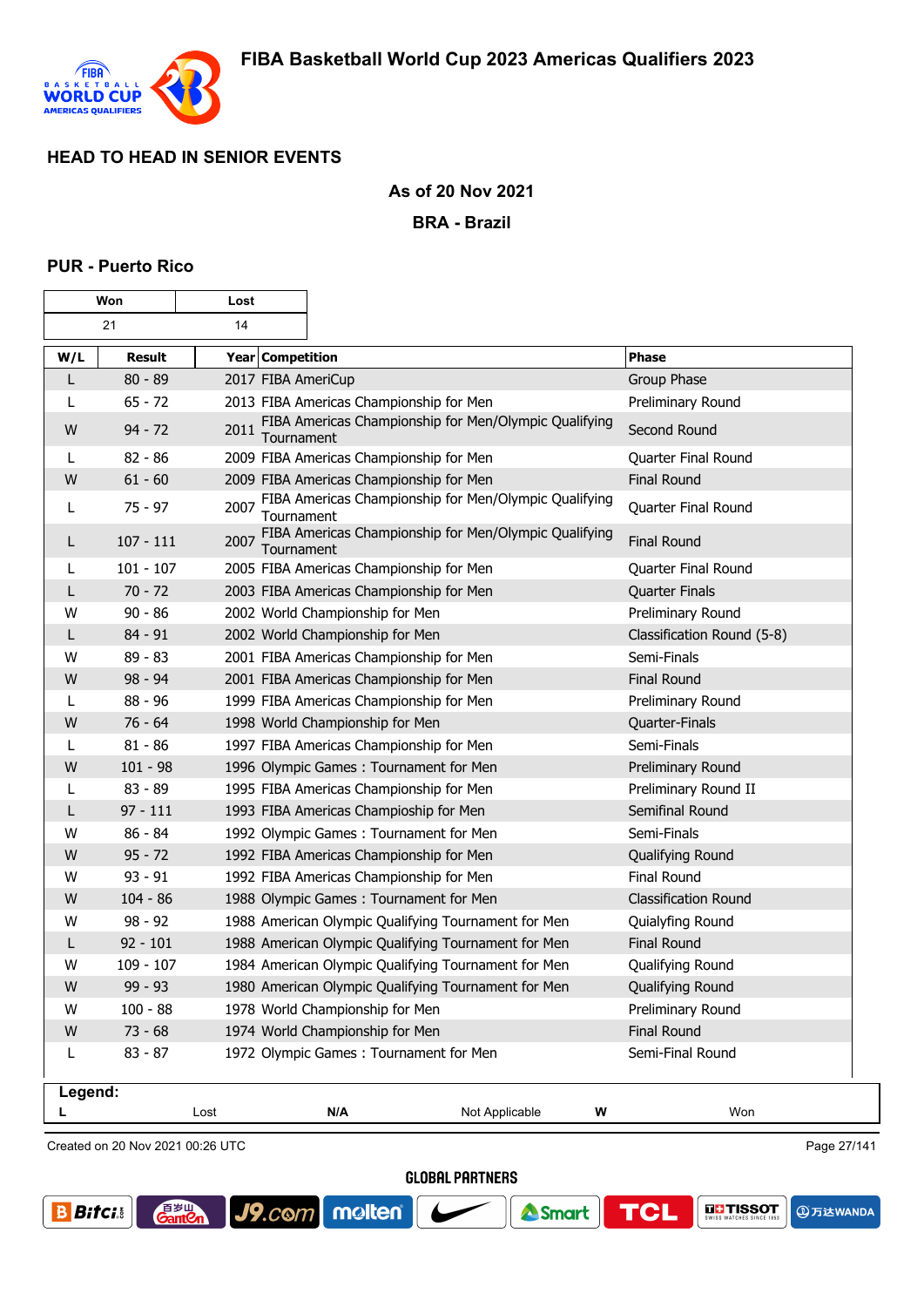## HEAD TO HEAD IN SENIOR EVENTS

**As of 20 Nov 2021**

**BRA - Brazil**

### PUR - Puerto Rico

| Won | Lost |
|---|---|
| 21 | 14 |

| W/L | Result | Year | Competition | Phase |
|---|---|---|---|---|
| L | 80 - 89 | 2017 | FIBA AmeriCup | Group Phase |
| L | 65 - 72 | 2013 | FIBA Americas Championship for Men | Preliminary Round |
| W | 94 - 72 | 2011 | FIBA Americas Championship for Men/Olympic Qualifying Tournament | Second Round |
| L | 82 - 86 | 2009 | FIBA Americas Championship for Men | Quarter Final Round |
| W | 61 - 60 | 2009 | FIBA Americas Championship for Men | Final Round |
| L | 75 - 97 | 2007 | FIBA Americas Championship for Men/Olympic Qualifying Tournament | Quarter Final Round |
| L | 107 - 111 | 2007 | FIBA Americas Championship for Men/Olympic Qualifying Tournament | Final Round |
| L | 101 - 107 | 2005 | FIBA Americas Championship for Men | Quarter Final Round |
| L | 70 - 72 | 2003 | FIBA Americas Championship for Men | Quarter Finals |
| W | 90 - 86 | 2002 | World Championship for Men | Preliminary Round |
| L | 84 - 91 | 2002 | World Championship for Men | Classification Round (5-8) |
| W | 89 - 83 | 2001 | FIBA Americas Championship for Men | Semi-Finals |
| W | 98 - 94 | 2001 | FIBA Americas Championship for Men | Final Round |
| L | 88 - 96 | 1999 | FIBA Americas Championship for Men | Preliminary Round |
| W | 76 - 64 | 1998 | World Championship for Men | Quarter-Finals |
| L | 81 - 86 | 1997 | FIBA Americas Championship for Men | Semi-Finals |
| W | 101 - 98 | 1996 | Olympic Games : Tournament for Men | Preliminary Round |
| L | 83 - 89 | 1995 | FIBA Americas Championship for Men | Preliminary Round II |
| L | 97 - 111 | 1993 | FIBA Americas Champioship for Men | Semifinal Round |
| W | 86 - 84 | 1992 | Olympic Games : Tournament for Men | Semi-Finals |
| W | 95 - 72 | 1992 | FIBA Americas Championship for Men | Qualifying Round |
| W | 93 - 91 | 1992 | FIBA Americas Championship for Men | Final Round |
| W | 104 - 86 | 1988 | Olympic Games : Tournament for Men | Classification Round |
| W | 98 - 92 | 1988 | American Olympic Qualifying Tournament for Men | Quialyfing Round |
| L | 92 - 101 | 1988 | American Olympic Qualifying Tournament for Men | Final Round |
| W | 109 - 107 | 1984 | American Olympic Qualifying Tournament for Men | Qualifying Round |
| W | 99 - 93 | 1980 | American Olympic Qualifying Tournament for Men | Qualifying Round |
| W | 100 - 88 | 1978 | World Championship for Men | Preliminary Round |
| W | 73 - 68 | 1974 | World Championship for Men | Final Round |
| L | 83 - 87 | 1972 | Olympic Games : Tournament for Men | Semi-Final Round |

**Legend:**

| L | Lost | N/A | Not Applicable | W | Won |
|---|---|---|---|---|---|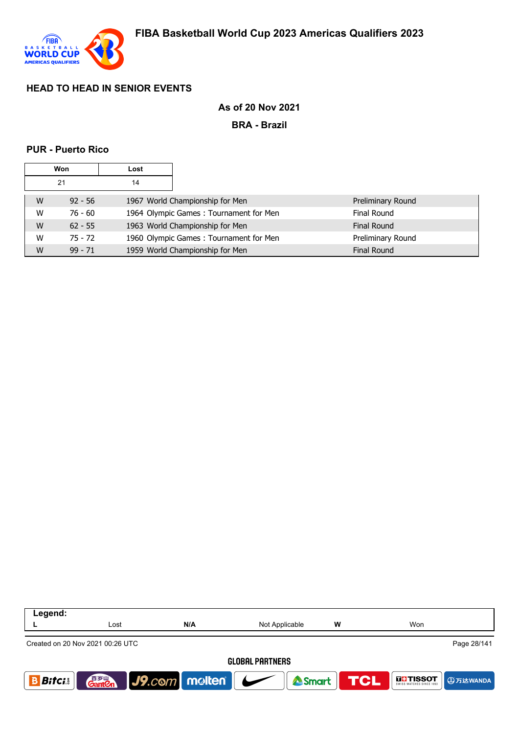## HEAD TO HEAD IN SENIOR EVENTS

**As of 20 Nov 2021**

**BRA - Brazil**

### PUR - Puerto Rico

| Won | Lost |
|---|---|
| 21 | 14 |

| | | | |
|---|---|---|---|
| W | 92 - 56 | 1967 World Championship for Men | Preliminary Round |
| W | 76 - 60 | 1964 Olympic Games : Tournament for Men | Final Round |
| W | 62 - 55 | 1963 World Championship for Men | Final Round |
| W | 75 - 72 | 1960 Olympic Games : Tournament for Men | Preliminary Round |
| W | 99 - 71 | 1959 World Championship for Men | Final Round |

| Legend: | | | | | |
|---|---|---|---|---|---|
| L | Lost | N/A | Not Applicable | W | Won |

Created on 20 Nov 2021 00:26 UTC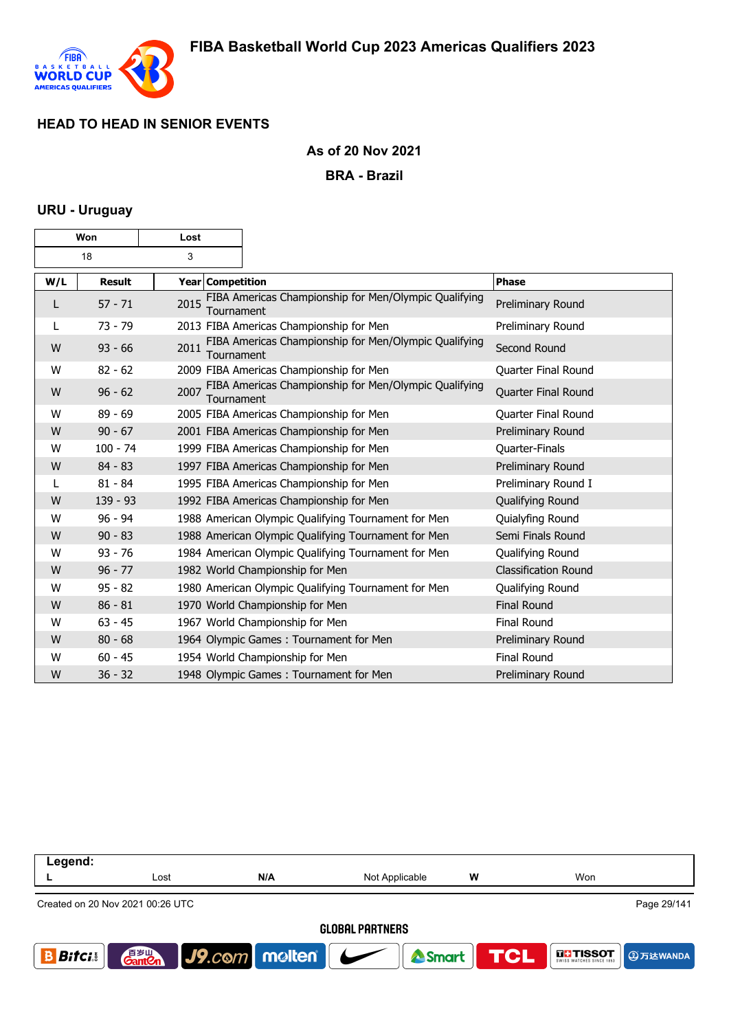## HEAD TO HEAD IN SENIOR EVENTS

**As of 20 Nov 2021**

**BRA - Brazil**

### URU - Uruguay

| Won | Lost |
|---|---|
| 18 | 3 |

| W/L | Result | Year | Competition | Phase |
|---|---|---|---|---|
| L | 57 - 71 | 2015 | FIBA Americas Championship for Men/Olympic Qualifying Tournament | Preliminary Round |
| L | 73 - 79 | 2013 | FIBA Americas Championship for Men | Preliminary Round |
| W | 93 - 66 | 2011 | FIBA Americas Championship for Men/Olympic Qualifying Tournament | Second Round |
| W | 82 - 62 | 2009 | FIBA Americas Championship for Men | Quarter Final Round |
| W | 96 - 62 | 2007 | FIBA Americas Championship for Men/Olympic Qualifying Tournament | Quarter Final Round |
| W | 89 - 69 | 2005 | FIBA Americas Championship for Men | Quarter Final Round |
| W | 90 - 67 | 2001 | FIBA Americas Championship for Men | Preliminary Round |
| W | 100 - 74 | 1999 | FIBA Americas Championship for Men | Quarter-Finals |
| W | 84 - 83 | 1997 | FIBA Americas Championship for Men | Preliminary Round |
| L | 81 - 84 | 1995 | FIBA Americas Championship for Men | Preliminary Round I |
| W | 139 - 93 | 1992 | FIBA Americas Championship for Men | Qualifying Round |
| W | 96 - 94 | 1988 | American Olympic Qualifying Tournament for Men | Quialyfing Round |
| W | 90 - 83 | 1988 | American Olympic Qualifying Tournament for Men | Semi Finals Round |
| W | 93 - 76 | 1984 | American Olympic Qualifying Tournament for Men | Qualifying Round |
| W | 96 - 77 | 1982 | World Championship for Men | Classification Round |
| W | 95 - 82 | 1980 | American Olympic Qualifying Tournament for Men | Qualifying Round |
| W | 86 - 81 | 1970 | World Championship for Men | Final Round |
| W | 63 - 45 | 1967 | World Championship for Men | Final Round |
| W | 80 - 68 | 1964 | Olympic Games : Tournament for Men | Preliminary Round |
| W | 60 - 45 | 1954 | World Championship for Men | Final Round |
| W | 36 - 32 | 1948 | Olympic Games : Tournament for Men | Preliminary Round |

| Legend: | | | | | |
|---|---|---|---|---|---|
| L | Lost | N/A | Not Applicable | W | Won |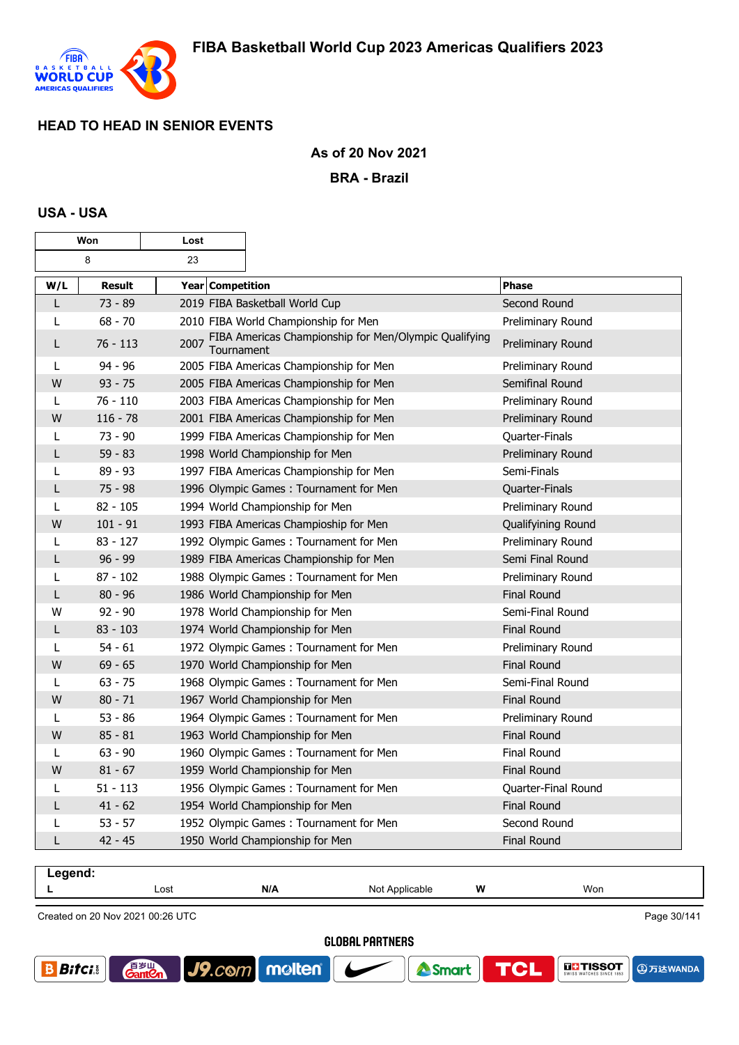# FIBA Basketball World Cup 2023 Americas Qualifiers 2023

## HEAD TO HEAD IN SENIOR EVENTS

**As of 20 Nov 2021**

**BRA - Brazil**

### USA - USA

| Won | Lost |
|---|---|
| 8 | 23 |

| W/L | Result | Year | Competition | Phase |
|---|---|---|---|---|
| L | 73 - 89 | 2019 | FIBA Basketball World Cup | Second Round |
| L | 68 - 70 | 2010 | FIBA World Championship for Men | Preliminary Round |
| L | 76 - 113 | 2007 | FIBA Americas Championship for Men/Olympic Qualifying Tournament | Preliminary Round |
| L | 94 - 96 | 2005 | FIBA Americas Championship for Men | Preliminary Round |
| W | 93 - 75 | 2005 | FIBA Americas Championship for Men | Semifinal Round |
| L | 76 - 110 | 2003 | FIBA Americas Championship for Men | Preliminary Round |
| W | 116 - 78 | 2001 | FIBA Americas Championship for Men | Preliminary Round |
| L | 73 - 90 | 1999 | FIBA Americas Championship for Men | Quarter-Finals |
| L | 59 - 83 | 1998 | World Championship for Men | Preliminary Round |
| L | 89 - 93 | 1997 | FIBA Americas Championship for Men | Semi-Finals |
| L | 75 - 98 | 1996 | Olympic Games : Tournament for Men | Quarter-Finals |
| L | 82 - 105 | 1994 | World Championship for Men | Preliminary Round |
| W | 101 - 91 | 1993 | FIBA Americas Champioship for Men | Qualifying Round |
| L | 83 - 127 | 1992 | Olympic Games : Tournament for Men | Preliminary Round |
| L | 96 - 99 | 1989 | FIBA Americas Championship for Men | Semi Final Round |
| L | 87 - 102 | 1988 | Olympic Games : Tournament for Men | Preliminary Round |
| L | 80 - 96 | 1986 | World Championship for Men | Final Round |
| W | 92 - 90 | 1978 | World Championship for Men | Semi-Final Round |
| L | 83 - 103 | 1974 | World Championship for Men | Final Round |
| L | 54 - 61 | 1972 | Olympic Games : Tournament for Men | Preliminary Round |
| W | 69 - 65 | 1970 | World Championship for Men | Final Round |
| L | 63 - 75 | 1968 | Olympic Games : Tournament for Men | Semi-Final Round |
| W | 80 - 71 | 1967 | World Championship for Men | Final Round |
| L | 53 - 86 | 1964 | Olympic Games : Tournament for Men | Preliminary Round |
| W | 85 - 81 | 1963 | World Championship for Men | Final Round |
| L | 63 - 90 | 1960 | Olympic Games : Tournament for Men | Final Round |
| W | 81 - 67 | 1959 | World Championship for Men | Final Round |
| L | 51 - 113 | 1956 | Olympic Games : Tournament for Men | Quarter-Final Round |
| L | 41 - 62 | 1954 | World Championship for Men | Final Round |
| L | 53 - 57 | 1952 | Olympic Games : Tournament for Men | Second Round |
| L | 42 - 45 | 1950 | World Championship for Men | Final Round |

| Legend: | | | | | |
|---|---|---|---|---|---|
| L | Lost | N/A | Not Applicable | W | Won |

Created on 20 Nov 2021 00:26 UTC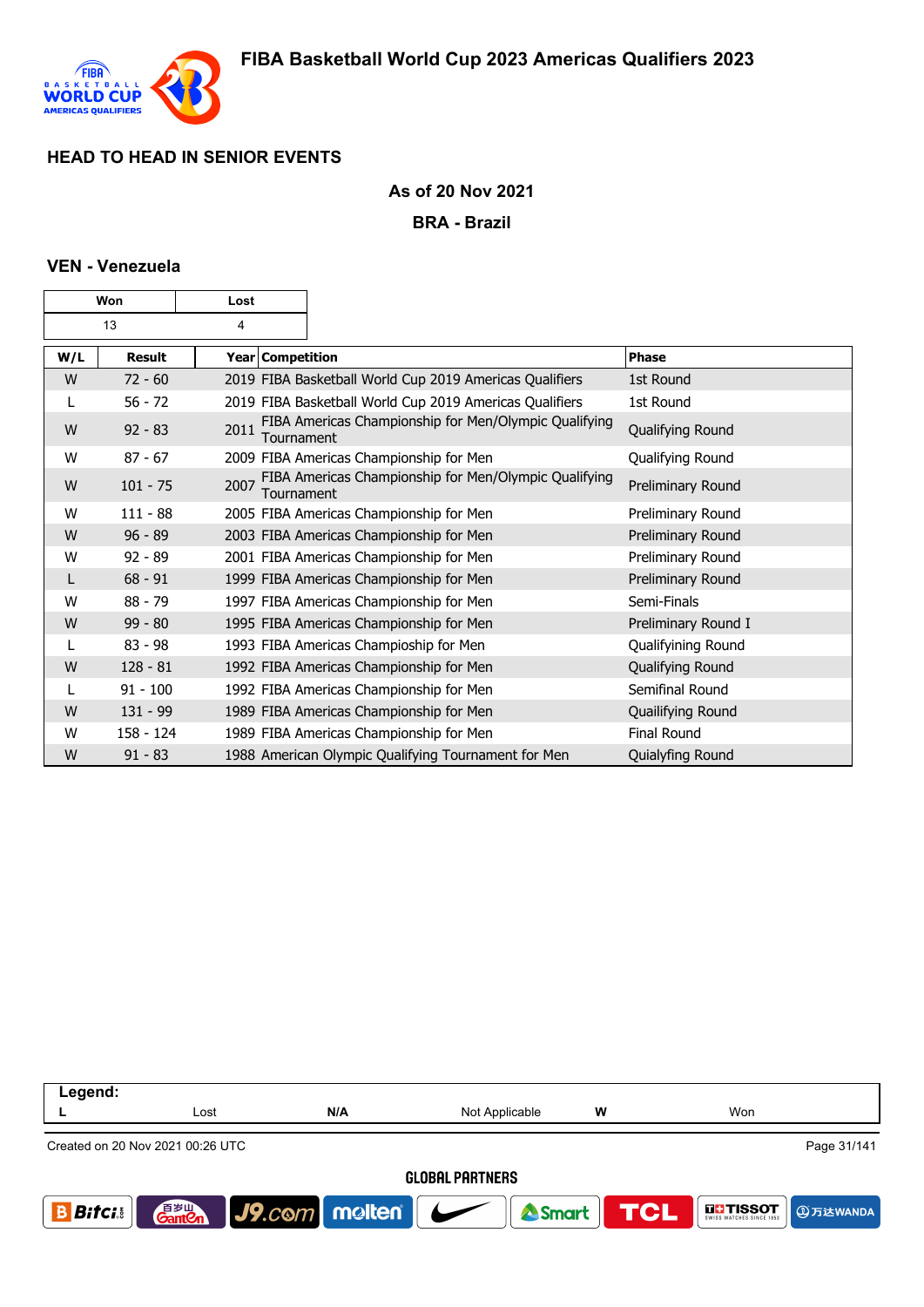## HEAD TO HEAD IN SENIOR EVENTS

**As of 20 Nov 2021**

**BRA - Brazil**

### VEN - Venezuela

| Won | Lost |
|---|---|
| 13 | 4 |

| W/L | Result | Year | Competition | Phase |
|---|---|---|---|---|
| W | 72 - 60 | 2019 | FIBA Basketball World Cup 2019 Americas Qualifiers | 1st Round |
| L | 56 - 72 | 2019 | FIBA Basketball World Cup 2019 Americas Qualifiers | 1st Round |
| W | 92 - 83 | 2011 | FIBA Americas Championship for Men/Olympic Qualifying Tournament | Qualifying Round |
| W | 87 - 67 | 2009 | FIBA Americas Championship for Men | Qualifying Round |
| W | 101 - 75 | 2007 | FIBA Americas Championship for Men/Olympic Qualifying Tournament | Preliminary Round |
| W | 111 - 88 | 2005 | FIBA Americas Championship for Men | Preliminary Round |
| W | 96 - 89 | 2003 | FIBA Americas Championship for Men | Preliminary Round |
| W | 92 - 89 | 2001 | FIBA Americas Championship for Men | Preliminary Round |
| L | 68 - 91 | 1999 | FIBA Americas Championship for Men | Preliminary Round |
| W | 88 - 79 | 1997 | FIBA Americas Championship for Men | Semi-Finals |
| W | 99 - 80 | 1995 | FIBA Americas Championship for Men | Preliminary Round I |
| L | 83 - 98 | 1993 | FIBA Americas Champioship for Men | Qualifyining Round |
| W | 128 - 81 | 1992 | FIBA Americas Championship for Men | Qualifying Round |
| L | 91 - 100 | 1992 | FIBA Americas Championship for Men | Semifinal Round |
| W | 131 - 99 | 1989 | FIBA Americas Championship for Men | Quailifying Round |
| W | 158 - 124 | 1989 | FIBA Americas Championship for Men | Final Round |
| W | 91 - 83 | 1988 | American Olympic Qualifying Tournament for Men | Quialyfing Round |

| Legend: | | | | | |
|---|---|---|---|---|---|
| L | Lost | N/A | Not Applicable | W | Won |

Created on 20 Nov 2021 00:26 UTC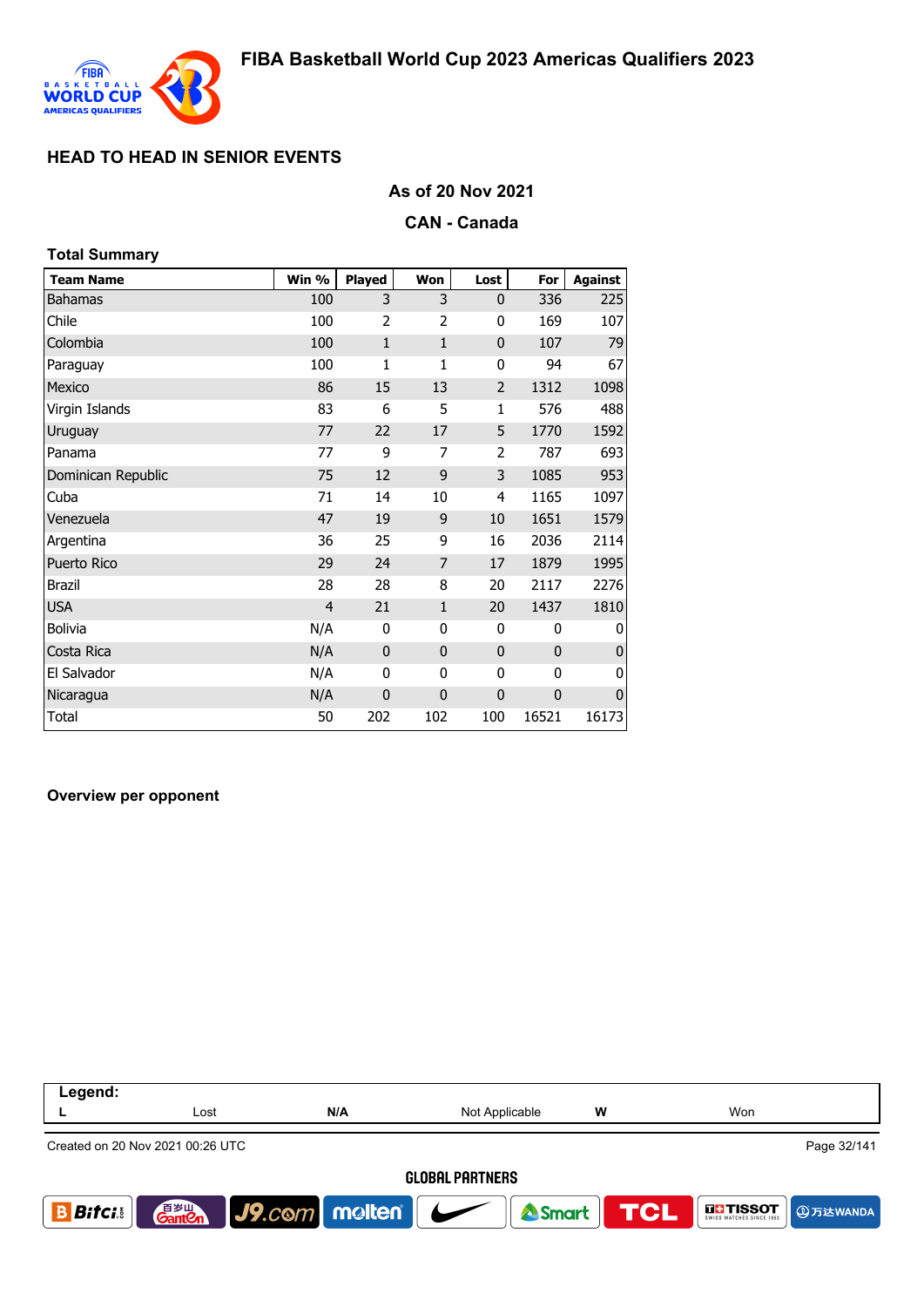# FIBA Basketball World Cup 2023 Americas Qualifiers 2023

## HEAD TO HEAD IN SENIOR EVENTS

### As of 20 Nov 2021

### CAN - Canada

**Total Summary**

| Team Name | Win % | Played | Won | Lost | For | Against |
|---|---|---|---|---|---|---|
| Bahamas | 100 | 3 | 3 | 0 | 336 | 225 |
| Chile | 100 | 2 | 2 | 0 | 169 | 107 |
| Colombia | 100 | 1 | 1 | 0 | 107 | 79 |
| Paraguay | 100 | 1 | 1 | 0 | 94 | 67 |
| Mexico | 86 | 15 | 13 | 2 | 1312 | 1098 |
| Virgin Islands | 83 | 6 | 5 | 1 | 576 | 488 |
| Uruguay | 77 | 22 | 17 | 5 | 1770 | 1592 |
| Panama | 77 | 9 | 7 | 2 | 787 | 693 |
| Dominican Republic | 75 | 12 | 9 | 3 | 1085 | 953 |
| Cuba | 71 | 14 | 10 | 4 | 1165 | 1097 |
| Venezuela | 47 | 19 | 9 | 10 | 1651 | 1579 |
| Argentina | 36 | 25 | 9 | 16 | 2036 | 2114 |
| Puerto Rico | 29 | 24 | 7 | 17 | 1879 | 1995 |
| Brazil | 28 | 28 | 8 | 20 | 2117 | 2276 |
| USA | 4 | 21 | 1 | 20 | 1437 | 1810 |
| Bolivia | N/A | 0 | 0 | 0 | 0 | 0 |
| Costa Rica | N/A | 0 | 0 | 0 | 0 | 0 |
| El Salvador | N/A | 0 | 0 | 0 | 0 | 0 |
| Nicaragua | N/A | 0 | 0 | 0 | 0 | 0 |
| Total | 50 | 202 | 102 | 100 | 16521 | 16173 |

**Overview per opponent**

**Legend:**

| L | Lost | N/A | Not Applicable | W | Won |
|---|---|---|---|---|---|

Created on 20 Nov 2021 00:26 UTC

GLOBAL PARTNERS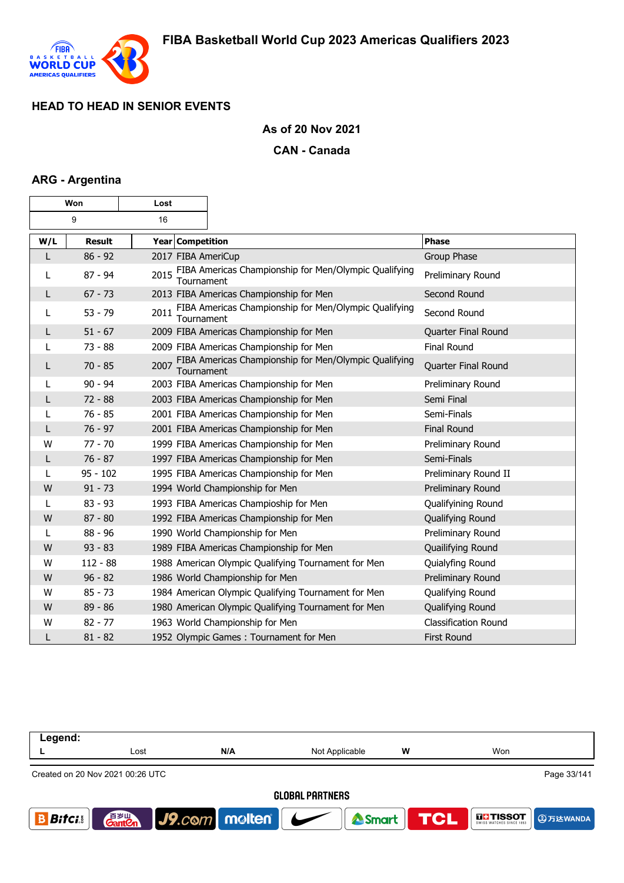# FIBA Basketball World Cup 2023 Americas Qualifiers 2023

## HEAD TO HEAD IN SENIOR EVENTS

**As of 20 Nov 2021**

**CAN - Canada**

### ARG - Argentina

| Won | Lost |
|---|---|
| 9 | 16 |

| W/L | Result | Year | Competition | Phase |
|---|---|---|---|---|
| L | 86 - 92 | 2017 | FIBA AmeriCup | Group Phase |
| L | 87 - 94 | 2015 | FIBA Americas Championship for Men/Olympic Qualifying Tournament | Preliminary Round |
| L | 67 - 73 | 2013 | FIBA Americas Championship for Men | Second Round |
| L | 53 - 79 | 2011 | FIBA Americas Championship for Men/Olympic Qualifying Tournament | Second Round |
| L | 51 - 67 | 2009 | FIBA Americas Championship for Men | Quarter Final Round |
| L | 73 - 88 | 2009 | FIBA Americas Championship for Men | Final Round |
| L | 70 - 85 | 2007 | FIBA Americas Championship for Men/Olympic Qualifying Tournament | Quarter Final Round |
| L | 90 - 94 | 2003 | FIBA Americas Championship for Men | Preliminary Round |
| L | 72 - 88 | 2003 | FIBA Americas Championship for Men | Semi Final |
| L | 76 - 85 | 2001 | FIBA Americas Championship for Men | Semi-Finals |
| L | 76 - 97 | 2001 | FIBA Americas Championship for Men | Final Round |
| W | 77 - 70 | 1999 | FIBA Americas Championship for Men | Preliminary Round |
| L | 76 - 87 | 1997 | FIBA Americas Championship for Men | Semi-Finals |
| L | 95 - 102 | 1995 | FIBA Americas Championship for Men | Preliminary Round II |
| W | 91 - 73 | 1994 | World Championship for Men | Preliminary Round |
| L | 83 - 93 | 1993 | FIBA Americas Champioship for Men | Qualifyining Round |
| W | 87 - 80 | 1992 | FIBA Americas Championship for Men | Qualifying Round |
| L | 88 - 96 | 1990 | World Championship for Men | Preliminary Round |
| W | 93 - 83 | 1989 | FIBA Americas Championship for Men | Quailifying Round |
| W | 112 - 88 | 1988 | American Olympic Qualifying Tournament for Men | Quialyfing Round |
| W | 96 - 82 | 1986 | World Championship for Men | Preliminary Round |
| W | 85 - 73 | 1984 | American Olympic Qualifying Tournament for Men | Qualifying Round |
| W | 89 - 86 | 1980 | American Olympic Qualifying Tournament for Men | Qualifying Round |
| W | 82 - 77 | 1963 | World Championship for Men | Classification Round |
| L | 81 - 82 | 1952 | Olympic Games : Tournament for Men | First Round |

**Legend:**

| L | Lost | N/A | Not Applicable | W | Won |
|---|---|---|---|---|---|

Created on 20 Nov 2021 00:26 UTC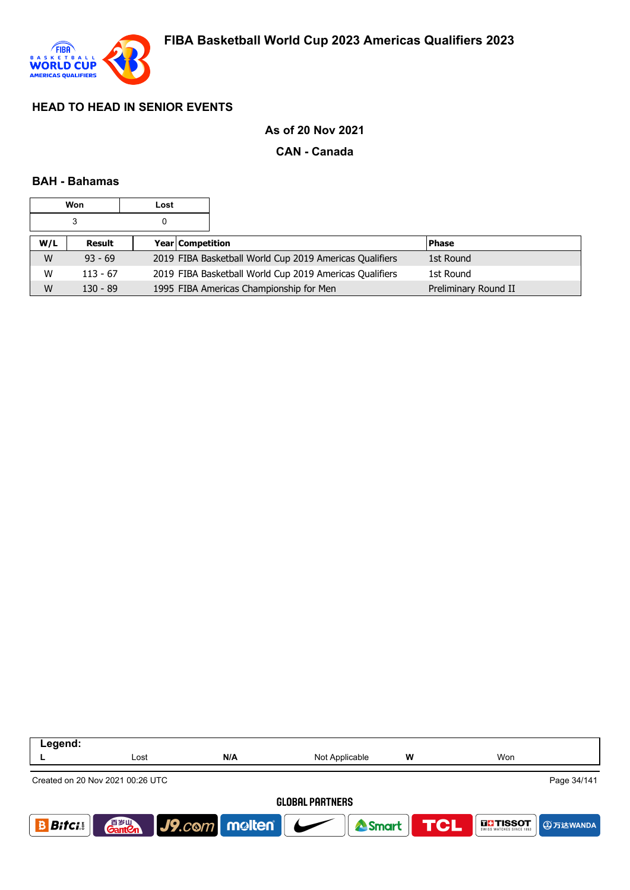## HEAD TO HEAD IN SENIOR EVENTS

**As of 20 Nov 2021**

**CAN - Canada**

### BAH - Bahamas

| Won | Lost |
|---|---|
| 3 | 0 |

| W/L | Result | Year | Competition | Phase |
|---|---|---|---|---|
| W | 93 - 69 | 2019 | FIBA Basketball World Cup 2019 Americas Qualifiers | 1st Round |
| W | 113 - 67 | 2019 | FIBA Basketball World Cup 2019 Americas Qualifiers | 1st Round |
| W | 130 - 89 | 1995 | FIBA Americas Championship for Men | Preliminary Round II |

| Legend: | | | | | |
|---|---|---|---|---|---|
| L | Lost | N/A | Not Applicable | W | Won |

Created on 20 Nov 2021 00:26 UTC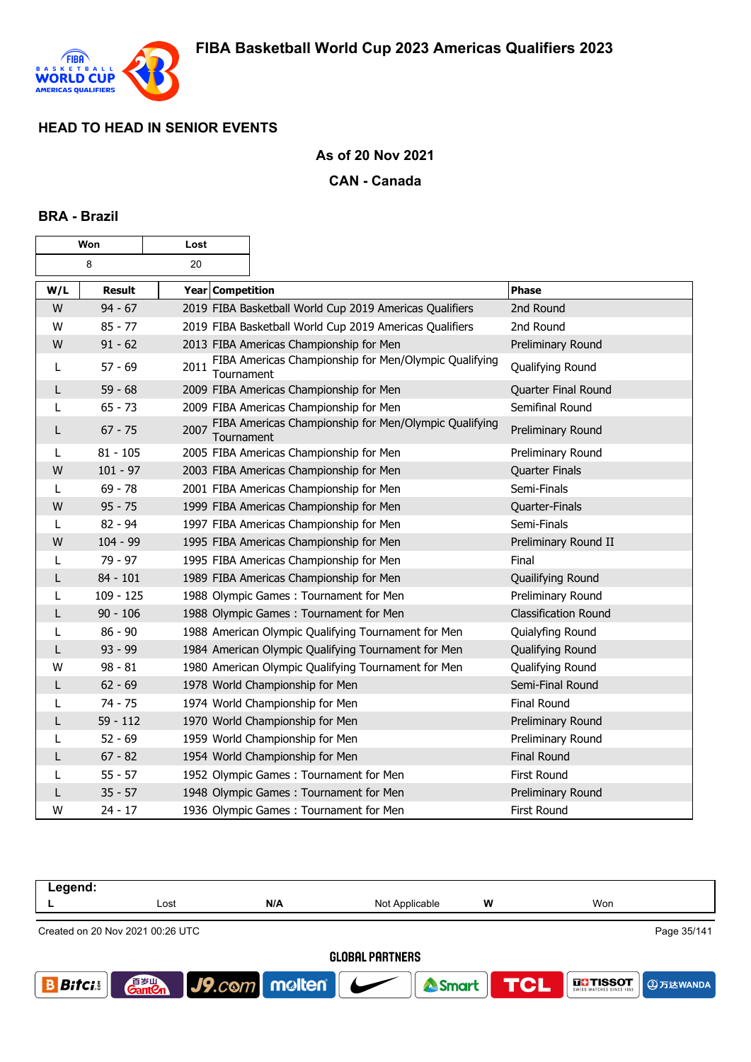## HEAD TO HEAD IN SENIOR EVENTS

**As of 20 Nov 2021**

**CAN - Canada**

### BRA - Brazil

| Won | Lost |
|---|---|
| 8 | 20 |

| W/L | Result | Year | Competition | Phase |
|---|---|---|---|---|
| W | 94 - 67 | 2019 | FIBA Basketball World Cup 2019 Americas Qualifiers | 2nd Round |
| W | 85 - 77 | 2019 | FIBA Basketball World Cup 2019 Americas Qualifiers | 2nd Round |
| W | 91 - 62 | 2013 | FIBA Americas Championship for Men | Preliminary Round |
| L | 57 - 69 | 2011 | FIBA Americas Championship for Men/Olympic Qualifying Tournament | Qualifying Round |
| L | 59 - 68 | 2009 | FIBA Americas Championship for Men | Quarter Final Round |
| L | 65 - 73 | 2009 | FIBA Americas Championship for Men | Semifinal Round |
| L | 67 - 75 | 2007 | FIBA Americas Championship for Men/Olympic Qualifying Tournament | Preliminary Round |
| L | 81 - 105 | 2005 | FIBA Americas Championship for Men | Preliminary Round |
| W | 101 - 97 | 2003 | FIBA Americas Championship for Men | Quarter Finals |
| L | 69 - 78 | 2001 | FIBA Americas Championship for Men | Semi-Finals |
| W | 95 - 75 | 1999 | FIBA Americas Championship for Men | Quarter-Finals |
| L | 82 - 94 | 1997 | FIBA Americas Championship for Men | Semi-Finals |
| W | 104 - 99 | 1995 | FIBA Americas Championship for Men | Preliminary Round II |
| L | 79 - 97 | 1995 | FIBA Americas Championship for Men | Final |
| L | 84 - 101 | 1989 | FIBA Americas Championship for Men | Quailifying Round |
| L | 109 - 125 | 1988 | Olympic Games : Tournament for Men | Preliminary Round |
| L | 90 - 106 | 1988 | Olympic Games : Tournament for Men | Classification Round |
| L | 86 - 90 | 1988 | American Olympic Qualifying Tournament for Men | Quialyfing Round |
| L | 93 - 99 | 1984 | American Olympic Qualifying Tournament for Men | Qualifying Round |
| W | 98 - 81 | 1980 | American Olympic Qualifying Tournament for Men | Qualifying Round |
| L | 62 - 69 | 1978 | World Championship for Men | Semi-Final Round |
| L | 74 - 75 | 1974 | World Championship for Men | Final Round |
| L | 59 - 112 | 1970 | World Championship for Men | Preliminary Round |
| L | 52 - 69 | 1959 | World Championship for Men | Preliminary Round |
| L | 67 - 82 | 1954 | World Championship for Men | Final Round |
| L | 55 - 57 | 1952 | Olympic Games : Tournament for Men | First Round |
| L | 35 - 57 | 1948 | Olympic Games : Tournament for Men | Preliminary Round |
| W | 24 - 17 | 1936 | Olympic Games : Tournament for Men | First Round |

**Legend:**

| L | Lost | N/A | Not Applicable | W | Won |
|---|---|---|---|---|---|

Created on 20 Nov 2021 00:26 UTC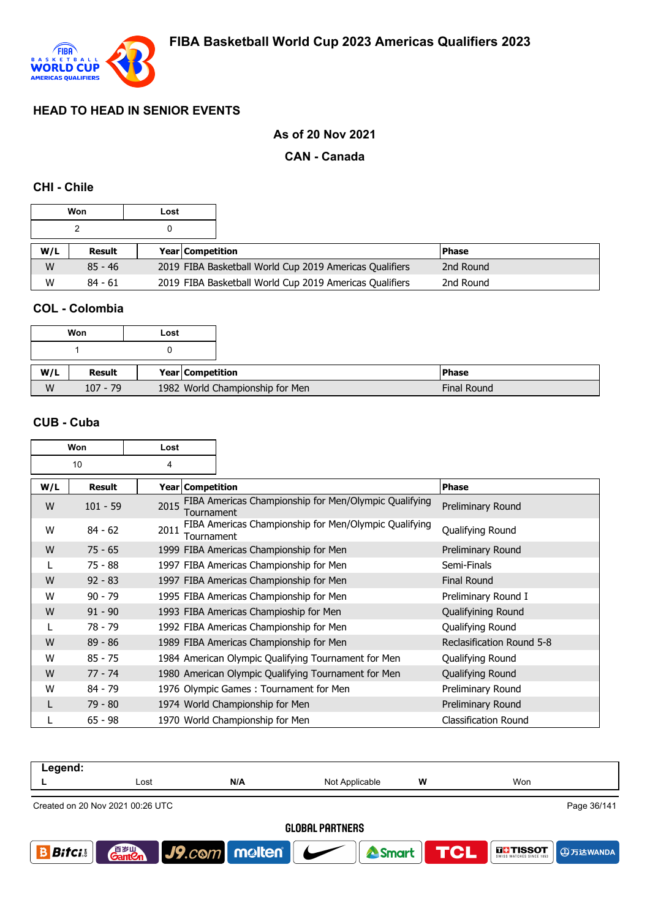# FIBA Basketball World Cup 2023 Americas Qualifiers 2023

## HEAD TO HEAD IN SENIOR EVENTS

**As of 20 Nov 2021**

**CAN - Canada**

### CHI - Chile

| Won | Lost |
|---|---|
| 2 | 0 |

| W/L | Result | Year | Competition | Phase |
|---|---|---|---|---|
| W | 85 - 46 | 2019 | FIBA Basketball World Cup 2019 Americas Qualifiers | 2nd Round |
| W | 84 - 61 | 2019 | FIBA Basketball World Cup 2019 Americas Qualifiers | 2nd Round |

### COL - Colombia

| Won | Lost |
|---|---|
| 1 | 0 |

| W/L | Result | Year | Competition | Phase |
|---|---|---|---|---|
| W | 107 - 79 | 1982 | World Championship for Men | Final Round |

### CUB - Cuba

| Won | Lost |
|---|---|
| 10 | 4 |

| W/L | Result | Year | Competition | Phase |
|---|---|---|---|---|
| W | 101 - 59 | 2015 | FIBA Americas Championship for Men/Olympic Qualifying Tournament | Preliminary Round |
| W | 84 - 62 | 2011 | FIBA Americas Championship for Men/Olympic Qualifying Tournament | Qualifying Round |
| W | 75 - 65 | 1999 | FIBA Americas Championship for Men | Preliminary Round |
| L | 75 - 88 | 1997 | FIBA Americas Championship for Men | Semi-Finals |
| W | 92 - 83 | 1997 | FIBA Americas Championship for Men | Final Round |
| W | 90 - 79 | 1995 | FIBA Americas Championship for Men | Preliminary Round I |
| W | 91 - 90 | 1993 | FIBA Americas Champioship for Men | Qualifyining Round |
| L | 78 - 79 | 1992 | FIBA Americas Championship for Men | Qualifying Round |
| W | 89 - 86 | 1989 | FIBA Americas Championship for Men | Reclasification Round 5-8 |
| W | 85 - 75 | 1984 | American Olympic Qualifying Tournament for Men | Qualifying Round |
| W | 77 - 74 | 1980 | American Olympic Qualifying Tournament for Men | Qualifying Round |
| W | 84 - 79 | 1976 | Olympic Games : Tournament for Men | Preliminary Round |
| L | 79 - 80 | 1974 | World Championship for Men | Preliminary Round |
| L | 65 - 98 | 1970 | World Championship for Men | Classification Round |

**Legend:**

| L | Lost | N/A | Not Applicable | W | Won |
|---|---|---|---|---|---|

Created on 20 Nov 2021 00:26 UTC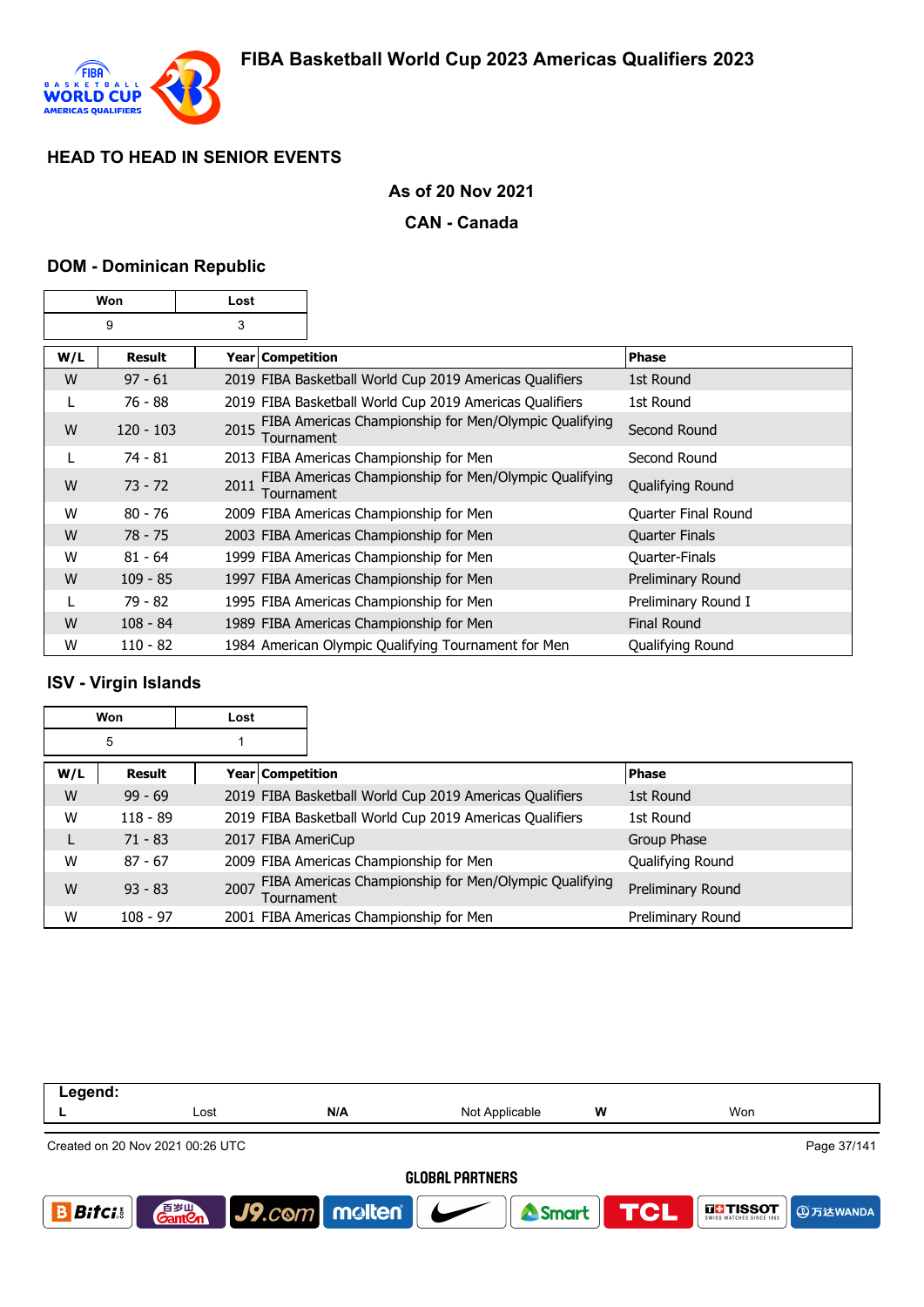## HEAD TO HEAD IN SENIOR EVENTS

**As of 20 Nov 2021**

**CAN - Canada**

### DOM - Dominican Republic

| Won | Lost |
|---|---|
| 9 | 3 |

| W/L | Result | Year | Competition | Phase |
|---|---|---|---|---|
| W | 97 - 61 | 2019 | FIBA Basketball World Cup 2019 Americas Qualifiers | 1st Round |
| L | 76 - 88 | 2019 | FIBA Basketball World Cup 2019 Americas Qualifiers | 1st Round |
| W | 120 - 103 | 2015 | FIBA Americas Championship for Men/Olympic Qualifying Tournament | Second Round |
| L | 74 - 81 | 2013 | FIBA Americas Championship for Men | Second Round |
| W | 73 - 72 | 2011 | FIBA Americas Championship for Men/Olympic Qualifying Tournament | Qualifying Round |
| W | 80 - 76 | 2009 | FIBA Americas Championship for Men | Quarter Final Round |
| W | 78 - 75 | 2003 | FIBA Americas Championship for Men | Quarter Finals |
| W | 81 - 64 | 1999 | FIBA Americas Championship for Men | Quarter-Finals |
| W | 109 - 85 | 1997 | FIBA Americas Championship for Men | Preliminary Round |
| L | 79 - 82 | 1995 | FIBA Americas Championship for Men | Preliminary Round I |
| W | 108 - 84 | 1989 | FIBA Americas Championship for Men | Final Round |
| W | 110 - 82 | 1984 | American Olympic Qualifying Tournament for Men | Qualifying Round |

### ISV - Virgin Islands

| Won | Lost |
|---|---|
| 5 | 1 |

| W/L | Result | Year | Competition | Phase |
|---|---|---|---|---|
| W | 99 - 69 | 2019 | FIBA Basketball World Cup 2019 Americas Qualifiers | 1st Round |
| W | 118 - 89 | 2019 | FIBA Basketball World Cup 2019 Americas Qualifiers | 1st Round |
| L | 71 - 83 | 2017 | FIBA AmeriCup | Group Phase |
| W | 87 - 67 | 2009 | FIBA Americas Championship for Men | Qualifying Round |
| W | 93 - 83 | 2007 | FIBA Americas Championship for Men/Olympic Qualifying Tournament | Preliminary Round |
| W | 108 - 97 | 2001 | FIBA Americas Championship for Men | Preliminary Round |

| Legend: | | | | | |
|---|---|---|---|---|---|
| L | Lost | N/A | Not Applicable | W | Won |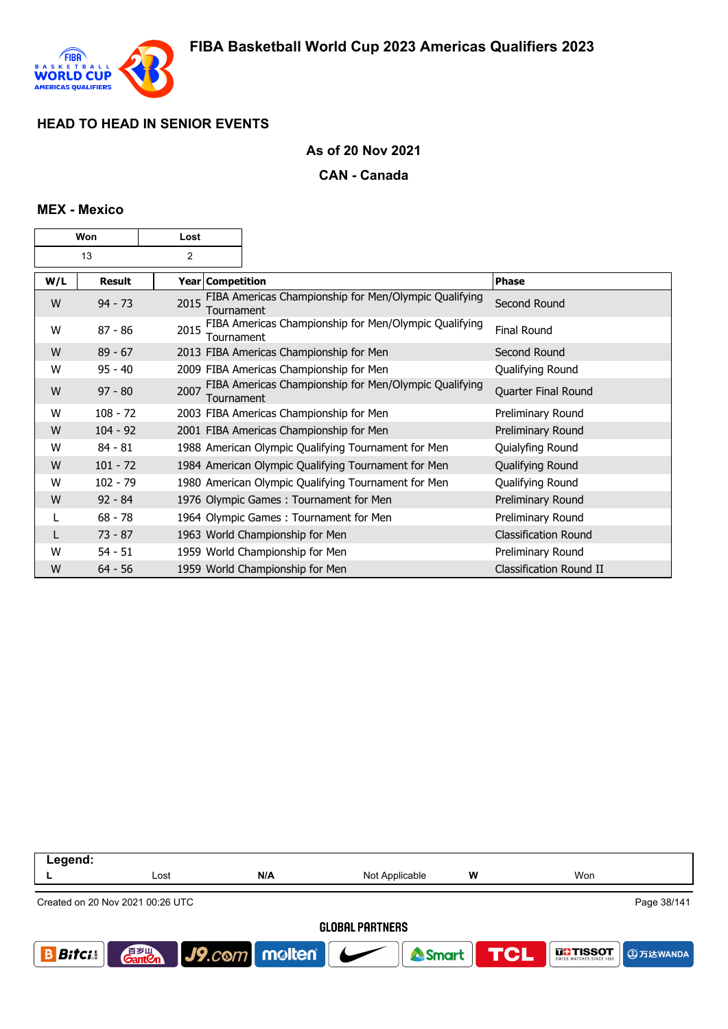# FIBA Basketball World Cup 2023 Americas Qualifiers 2023

## HEAD TO HEAD IN SENIOR EVENTS

**As of 20 Nov 2021**

**CAN - Canada**

### MEX - Mexico

| Won | Lost |
|---|---|
| 13 | 2 |

| W/L | Result | Year | Competition | Phase |
|---|---|---|---|---|
| W | 94 - 73 | 2015 | FIBA Americas Championship for Men/Olympic Qualifying Tournament | Second Round |
| W | 87 - 86 | 2015 | FIBA Americas Championship for Men/Olympic Qualifying Tournament | Final Round |
| W | 89 - 67 | 2013 | FIBA Americas Championship for Men | Second Round |
| W | 95 - 40 | 2009 | FIBA Americas Championship for Men | Qualifying Round |
| W | 97 - 80 | 2007 | FIBA Americas Championship for Men/Olympic Qualifying Tournament | Quarter Final Round |
| W | 108 - 72 | 2003 | FIBA Americas Championship for Men | Preliminary Round |
| W | 104 - 92 | 2001 | FIBA Americas Championship for Men | Preliminary Round |
| W | 84 - 81 | 1988 | American Olympic Qualifying Tournament for Men | Quialyfing Round |
| W | 101 - 72 | 1984 | American Olympic Qualifying Tournament for Men | Qualifying Round |
| W | 102 - 79 | 1980 | American Olympic Qualifying Tournament for Men | Qualifying Round |
| W | 92 - 84 | 1976 | Olympic Games : Tournament for Men | Preliminary Round |
| L | 68 - 78 | 1964 | Olympic Games : Tournament for Men | Preliminary Round |
| L | 73 - 87 | 1963 | World Championship for Men | Classification Round |
| W | 54 - 51 | 1959 | World Championship for Men | Preliminary Round |
| W | 64 - 56 | 1959 | World Championship for Men | Classification Round II |

**Legend:**

| L | Lost | N/A | Not Applicable | W | Won |
|---|---|---|---|---|---|

Created on 20 Nov 2021 00:26 UTC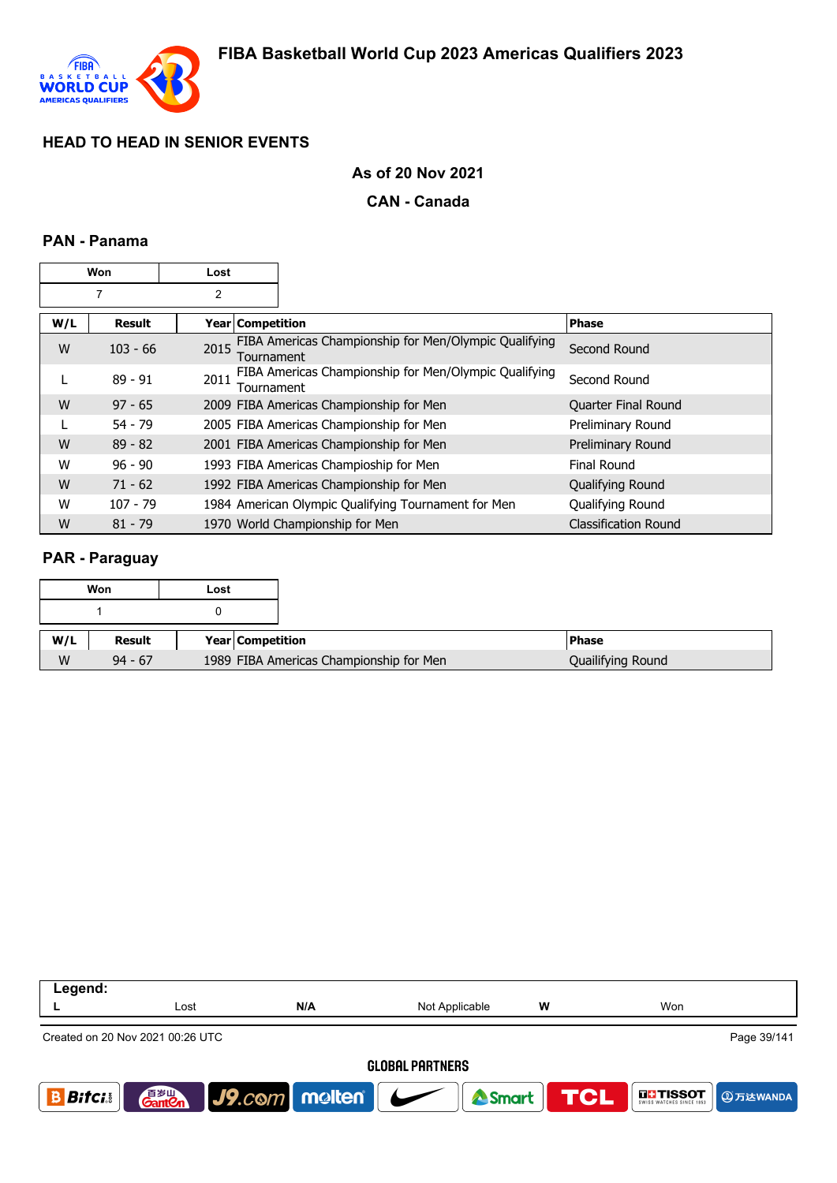## HEAD TO HEAD IN SENIOR EVENTS

**As of 20 Nov 2021**

**CAN - Canada**

### PAN - Panama

| Won | Lost |
|---|---|
| 7 | 2 |

| W/L | Result | Year | Competition | Phase |
|---|---|---|---|---|
| W | 103 - 66 | 2015 | FIBA Americas Championship for Men/Olympic Qualifying Tournament | Second Round |
| L | 89 - 91 | 2011 | FIBA Americas Championship for Men/Olympic Qualifying Tournament | Second Round |
| W | 97 - 65 | 2009 | FIBA Americas Championship for Men | Quarter Final Round |
| L | 54 - 79 | 2005 | FIBA Americas Championship for Men | Preliminary Round |
| W | 89 - 82 | 2001 | FIBA Americas Championship for Men | Preliminary Round |
| W | 96 - 90 | 1993 | FIBA Americas Champioship for Men | Final Round |
| W | 71 - 62 | 1992 | FIBA Americas Championship for Men | Qualifying Round |
| W | 107 - 79 | 1984 | American Olympic Qualifying Tournament for Men | Qualifying Round |
| W | 81 - 79 | 1970 | World Championship for Men | Classification Round |

### PAR - Paraguay

| Won | Lost |
|---|---|
| 1 | 0 |

| W/L | Result | Year | Competition | Phase |
|---|---|---|---|---|
| W | 94 - 67 | 1989 | FIBA Americas Championship for Men | Quailifying Round |

| Legend: | | | | | |
|---|---|---|---|---|---|
| L | Lost | N/A | Not Applicable | W | Won |

Created on 20 Nov 2021 00:26 UTC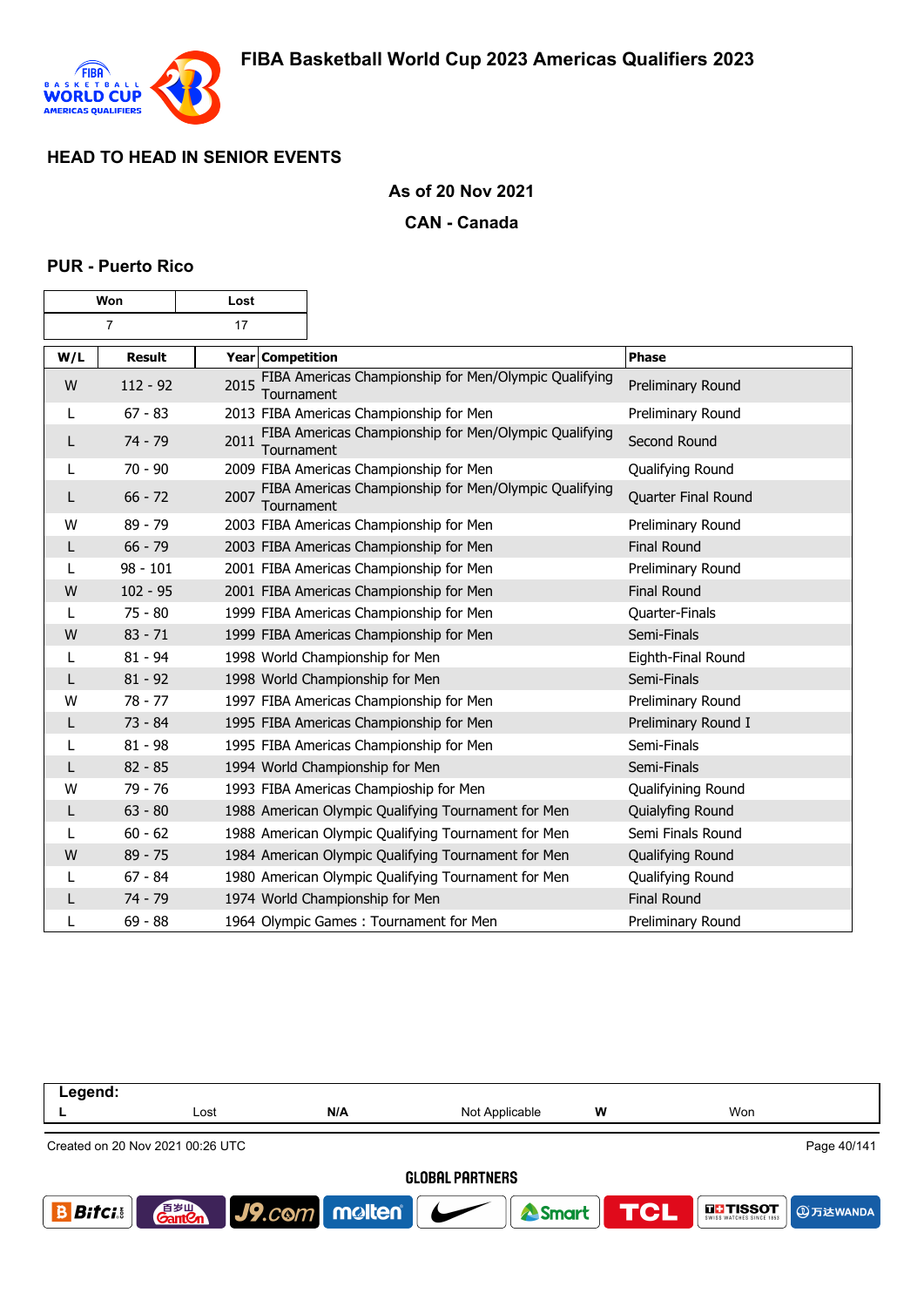# FIBA Basketball World Cup 2023 Americas Qualifiers 2023

## HEAD TO HEAD IN SENIOR EVENTS

**As of 20 Nov 2021**

**CAN - Canada**

### PUR - Puerto Rico

| Won | Lost |
|---|---|
| 7 | 17 |

| W/L | Result | Year | Competition | Phase |
|---|---|---|---|---|
| W | 112 - 92 | 2015 | FIBA Americas Championship for Men/Olympic Qualifying Tournament | Preliminary Round |
| L | 67 - 83 | 2013 | FIBA Americas Championship for Men | Preliminary Round |
| L | 74 - 79 | 2011 | FIBA Americas Championship for Men/Olympic Qualifying Tournament | Second Round |
| L | 70 - 90 | 2009 | FIBA Americas Championship for Men | Qualifying Round |
| L | 66 - 72 | 2007 | FIBA Americas Championship for Men/Olympic Qualifying Tournament | Quarter Final Round |
| W | 89 - 79 | 2003 | FIBA Americas Championship for Men | Preliminary Round |
| L | 66 - 79 | 2003 | FIBA Americas Championship for Men | Final Round |
| L | 98 - 101 | 2001 | FIBA Americas Championship for Men | Preliminary Round |
| W | 102 - 95 | 2001 | FIBA Americas Championship for Men | Final Round |
| L | 75 - 80 | 1999 | FIBA Americas Championship for Men | Quarter-Finals |
| W | 83 - 71 | 1999 | FIBA Americas Championship for Men | Semi-Finals |
| L | 81 - 94 | 1998 | World Championship for Men | Eighth-Final Round |
| L | 81 - 92 | 1998 | World Championship for Men | Semi-Finals |
| W | 78 - 77 | 1997 | FIBA Americas Championship for Men | Preliminary Round |
| L | 73 - 84 | 1995 | FIBA Americas Championship for Men | Preliminary Round I |
| L | 81 - 98 | 1995 | FIBA Americas Championship for Men | Semi-Finals |
| L | 82 - 85 | 1994 | World Championship for Men | Semi-Finals |
| W | 79 - 76 | 1993 | FIBA Americas Champioship for Men | Qualifyining Round |
| L | 63 - 80 | 1988 | American Olympic Qualifying Tournament for Men | Quialyfing Round |
| L | 60 - 62 | 1988 | American Olympic Qualifying Tournament for Men | Semi Finals Round |
| W | 89 - 75 | 1984 | American Olympic Qualifying Tournament for Men | Qualifying Round |
| L | 67 - 84 | 1980 | American Olympic Qualifying Tournament for Men | Qualifying Round |
| L | 74 - 79 | 1974 | World Championship for Men | Final Round |
| L | 69 - 88 | 1964 | Olympic Games : Tournament for Men | Preliminary Round |

| Legend: | | | | | |
|---|---|---|---|---|---|
| L | Lost | N/A | Not Applicable | W | Won |

Created on 20 Nov 2021 00:26 UTC

GLOBAL PARTNERS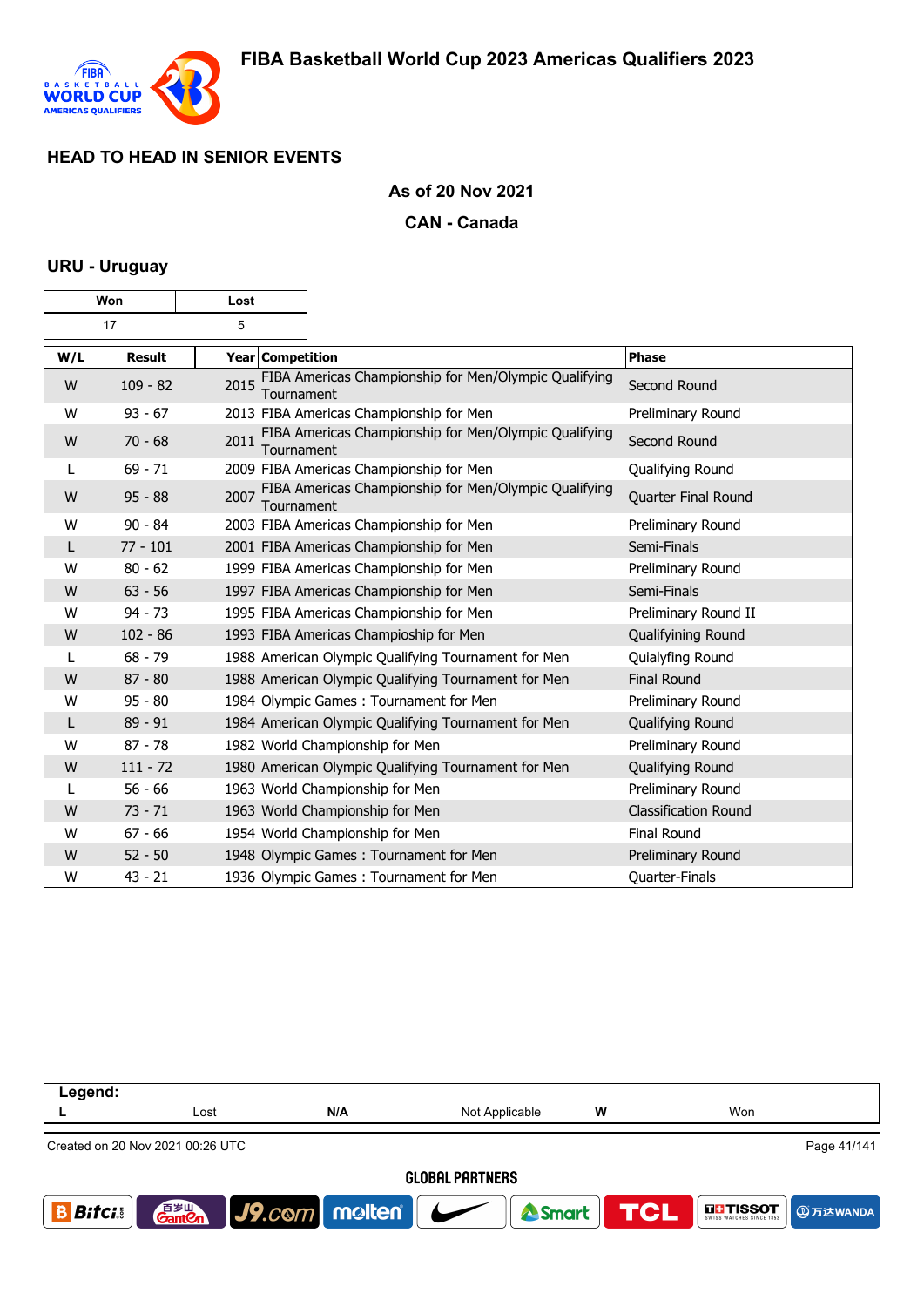# FIBA Basketball World Cup 2023 Americas Qualifiers 2023

## HEAD TO HEAD IN SENIOR EVENTS

**As of 20 Nov 2021**

**CAN - Canada**

### URU - Uruguay

| Won | Lost |
|---|---|
| 17 | 5 |

| W/L | Result | Year | Competition | Phase |
|---|---|---|---|---|
| W | 109 - 82 | 2015 | FIBA Americas Championship for Men/Olympic Qualifying Tournament | Second Round |
| W | 93 - 67 | 2013 | FIBA Americas Championship for Men | Preliminary Round |
| W | 70 - 68 | 2011 | FIBA Americas Championship for Men/Olympic Qualifying Tournament | Second Round |
| L | 69 - 71 | 2009 | FIBA Americas Championship for Men | Qualifying Round |
| W | 95 - 88 | 2007 | FIBA Americas Championship for Men/Olympic Qualifying Tournament | Quarter Final Round |
| W | 90 - 84 | 2003 | FIBA Americas Championship for Men | Preliminary Round |
| L | 77 - 101 | 2001 | FIBA Americas Championship for Men | Semi-Finals |
| W | 80 - 62 | 1999 | FIBA Americas Championship for Men | Preliminary Round |
| W | 63 - 56 | 1997 | FIBA Americas Championship for Men | Semi-Finals |
| W | 94 - 73 | 1995 | FIBA Americas Championship for Men | Preliminary Round II |
| W | 102 - 86 | 1993 | FIBA Americas Champioship for Men | Qualifiying Round |
| L | 68 - 79 | 1988 | American Olympic Qualifying Tournament for Men | Quialyfing Round |
| W | 87 - 80 | 1988 | American Olympic Qualifying Tournament for Men | Final Round |
| W | 95 - 80 | 1984 | Olympic Games : Tournament for Men | Preliminary Round |
| L | 89 - 91 | 1984 | American Olympic Qualifying Tournament for Men | Qualifying Round |
| W | 87 - 78 | 1982 | World Championship for Men | Preliminary Round |
| W | 111 - 72 | 1980 | American Olympic Qualifying Tournament for Men | Qualifying Round |
| L | 56 - 66 | 1963 | World Championship for Men | Preliminary Round |
| W | 73 - 71 | 1963 | World Championship for Men | Classification Round |
| W | 67 - 66 | 1954 | World Championship for Men | Final Round |
| W | 52 - 50 | 1948 | Olympic Games : Tournament for Men | Preliminary Round |
| W | 43 - 21 | 1936 | Olympic Games : Tournament for Men | Quarter-Finals |

| Legend: | | | | | |
|---|---|---|---|---|---|
| L | Lost | N/A | Not Applicable | W | Won |

Created on 20 Nov 2021 00:26 UTC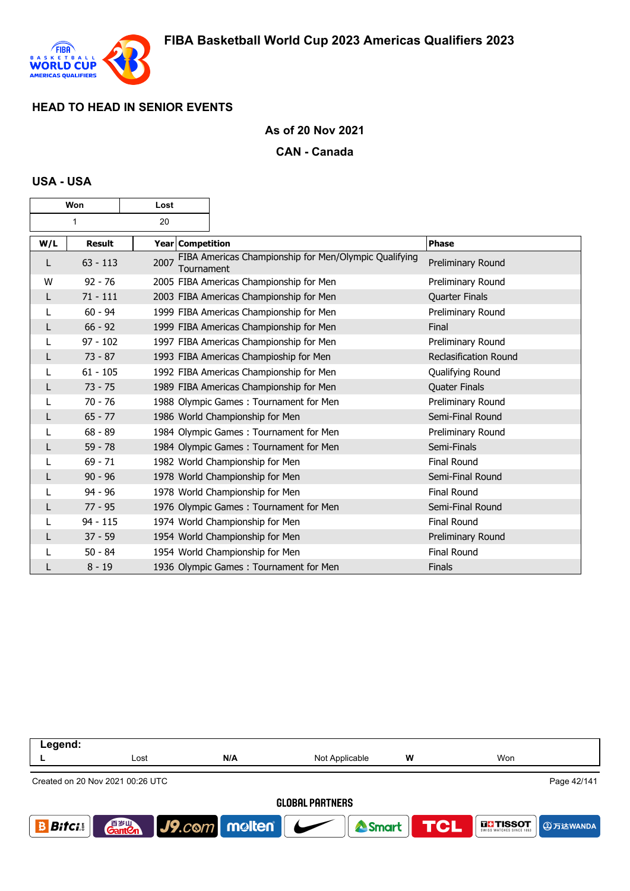## HEAD TO HEAD IN SENIOR EVENTS

**As of 20 Nov 2021**

**CAN - Canada**

### USA - USA

| Won | Lost |
|---|---|
| 1 | 20 |

| W/L | Result | Year | Competition | Phase |
|---|---|---|---|---|
| L | 63 - 113 | 2007 | FIBA Americas Championship for Men/Olympic Qualifying Tournament | Preliminary Round |
| W | 92 - 76 | 2005 | FIBA Americas Championship for Men | Preliminary Round |
| L | 71 - 111 | 2003 | FIBA Americas Championship for Men | Quarter Finals |
| L | 60 - 94 | 1999 | FIBA Americas Championship for Men | Preliminary Round |
| L | 66 - 92 | 1999 | FIBA Americas Championship for Men | Final |
| L | 97 - 102 | 1997 | FIBA Americas Championship for Men | Preliminary Round |
| L | 73 - 87 | 1993 | FIBA Americas Champioship for Men | Reclassification Round |
| L | 61 - 105 | 1992 | FIBA Americas Championship for Men | Qualifying Round |
| L | 73 - 75 | 1989 | FIBA Americas Championship for Men | Quater Finals |
| L | 70 - 76 | 1988 | Olympic Games : Tournament for Men | Preliminary Round |
| L | 65 - 77 | 1986 | World Championship for Men | Semi-Final Round |
| L | 68 - 89 | 1984 | Olympic Games : Tournament for Men | Preliminary Round |
| L | 59 - 78 | 1984 | Olympic Games : Tournament for Men | Semi-Finals |
| L | 69 - 71 | 1982 | World Championship for Men | Final Round |
| L | 90 - 96 | 1978 | World Championship for Men | Semi-Final Round |
| L | 94 - 96 | 1978 | World Championship for Men | Final Round |
| L | 77 - 95 | 1976 | Olympic Games : Tournament for Men | Semi-Final Round |
| L | 94 - 115 | 1974 | World Championship for Men | Final Round |
| L | 37 - 59 | 1954 | World Championship for Men | Preliminary Round |
| L | 50 - 84 | 1954 | World Championship for Men | Final Round |
| L | 8 - 19 | 1936 | Olympic Games : Tournament for Men | Finals |

| Legend: | | | | | |
|---|---|---|---|---|---|
| L | Lost | N/A | Not Applicable | W | Won |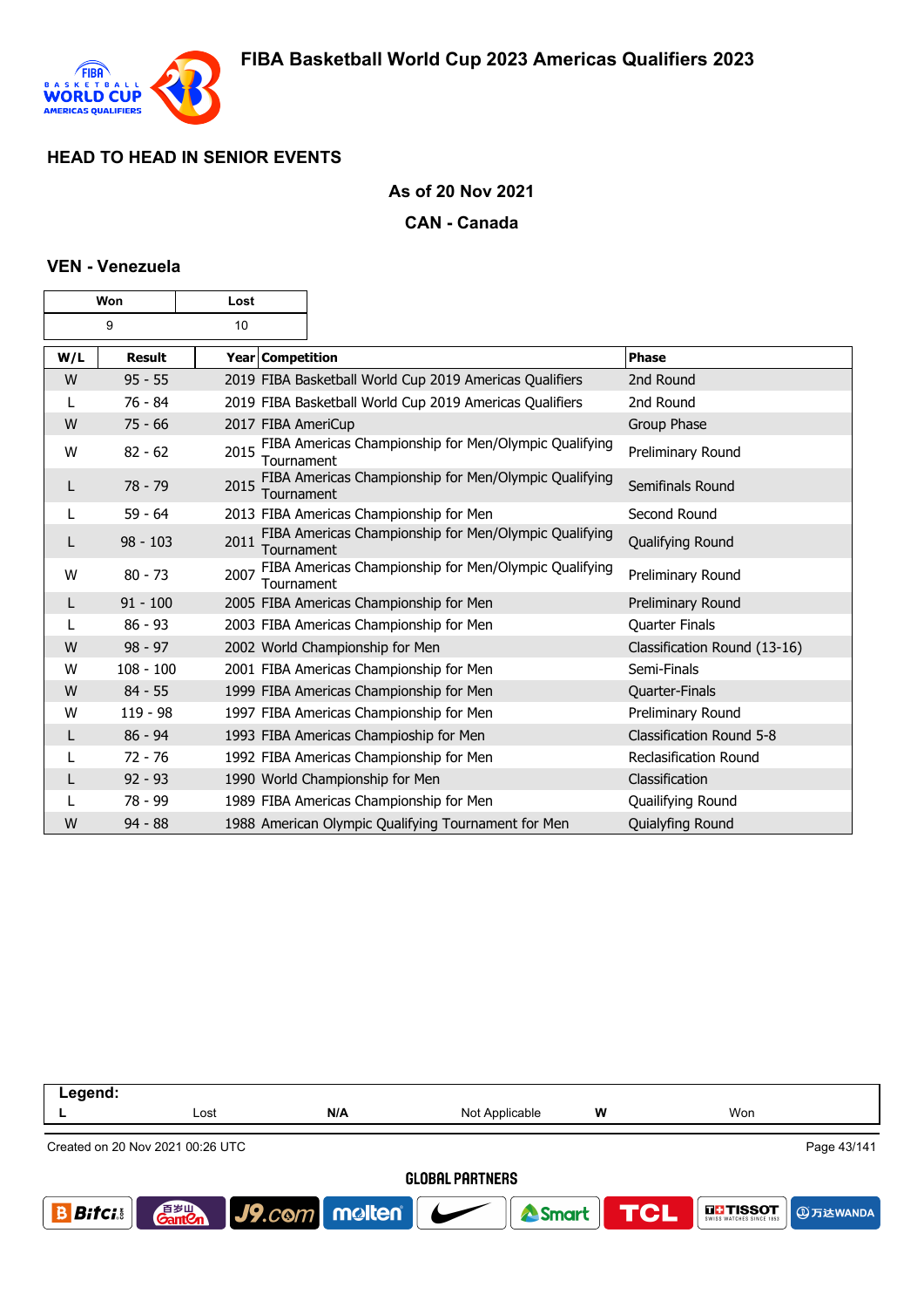## HEAD TO HEAD IN SENIOR EVENTS

**As of 20 Nov 2021**

**CAN - Canada**

### VEN - Venezuela

| Won | Lost |
|---|---|
| 9 | 10 |

| W/L | Result | Year | Competition | Phase |
|---|---|---|---|---|
| W | 95 - 55 | 2019 | FIBA Basketball World Cup 2019 Americas Qualifiers | 2nd Round |
| L | 76 - 84 | 2019 | FIBA Basketball World Cup 2019 Americas Qualifiers | 2nd Round |
| W | 75 - 66 | 2017 | FIBA AmeriCup | Group Phase |
| W | 82 - 62 | 2015 | FIBA Americas Championship for Men/Olympic Qualifying Tournament | Preliminary Round |
| L | 78 - 79 | 2015 | FIBA Americas Championship for Men/Olympic Qualifying Tournament | Semifinals Round |
| L | 59 - 64 | 2013 | FIBA Americas Championship for Men | Second Round |
| L | 98 - 103 | 2011 | FIBA Americas Championship for Men/Olympic Qualifying Tournament | Qualifying Round |
| W | 80 - 73 | 2007 | FIBA Americas Championship for Men/Olympic Qualifying Tournament | Preliminary Round |
| L | 91 - 100 | 2005 | FIBA Americas Championship for Men | Preliminary Round |
| L | 86 - 93 | 2003 | FIBA Americas Championship for Men | Quarter Finals |
| W | 98 - 97 | 2002 | World Championship for Men | Classification Round (13-16) |
| W | 108 - 100 | 2001 | FIBA Americas Championship for Men | Semi-Finals |
| W | 84 - 55 | 1999 | FIBA Americas Championship for Men | Quarter-Finals |
| W | 119 - 98 | 1997 | FIBA Americas Championship for Men | Preliminary Round |
| L | 86 - 94 | 1993 | FIBA Americas Champioship for Men | Classification Round 5-8 |
| L | 72 - 76 | 1992 | FIBA Americas Championship for Men | Reclasification Round |
| L | 92 - 93 | 1990 | World Championship for Men | Classification |
| L | 78 - 99 | 1989 | FIBA Americas Championship for Men | Quailifying Round |
| W | 94 - 88 | 1988 | American Olympic Qualifying Tournament for Men | Quialyfing Round |

| Legend: | | | | | |
|---|---|---|---|---|---|
| L | Lost | N/A | Not Applicable | W | Won |

Created on 20 Nov 2021 00:26 UTC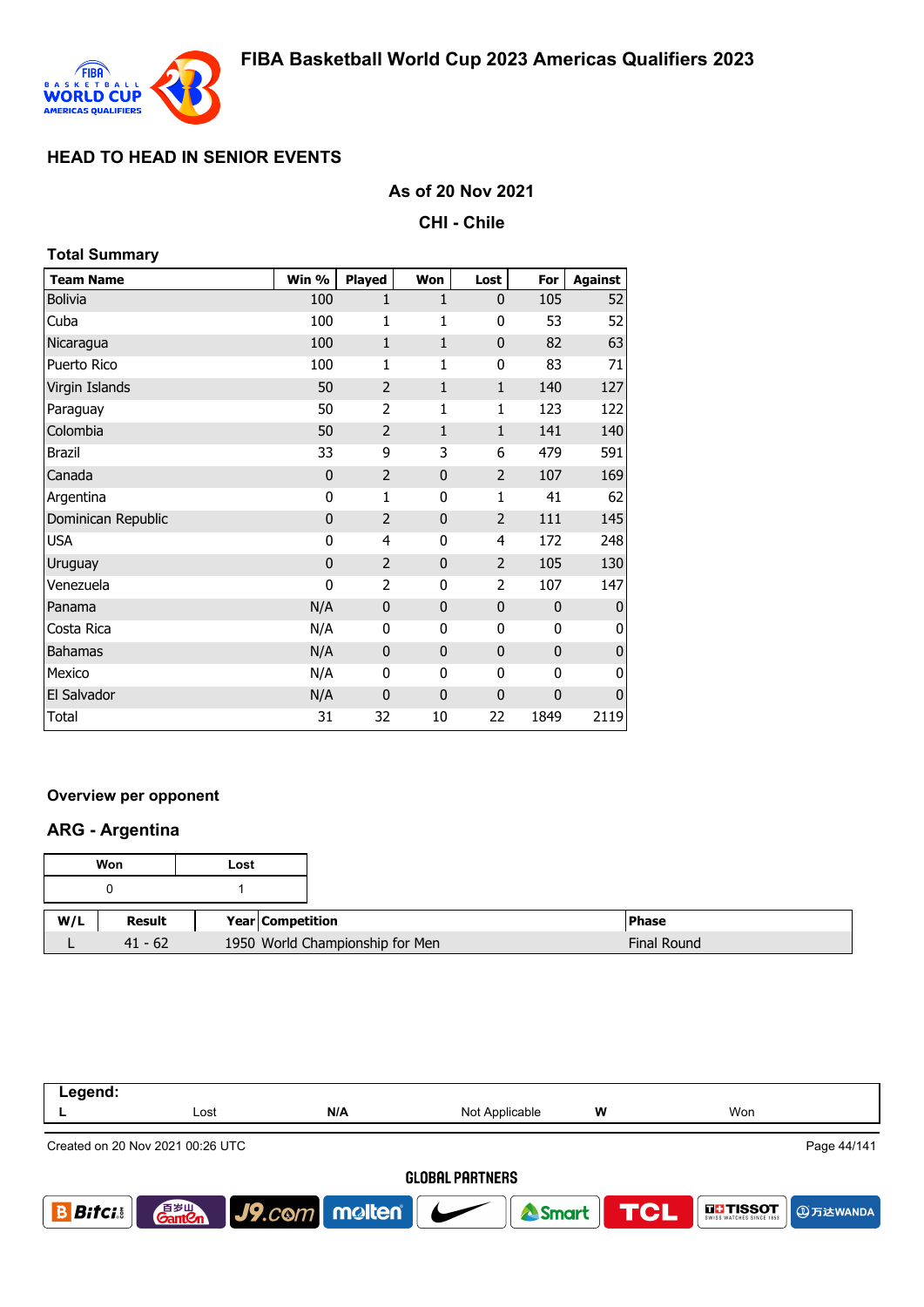# FIBA Basketball World Cup 2023 Americas Qualifiers 2023

## HEAD TO HEAD IN SENIOR EVENTS

### As of 20 Nov 2021

### CHI - Chile

**Total Summary**

| Team Name | Win % | Played | Won | Lost | For | Against |
|---|---|---|---|---|---|---|
| Bolivia | 100 | 1 | 1 | 0 | 105 | 52 |
| Cuba | 100 | 1 | 1 | 0 | 53 | 52 |
| Nicaragua | 100 | 1 | 1 | 0 | 82 | 63 |
| Puerto Rico | 100 | 1 | 1 | 0 | 83 | 71 |
| Virgin Islands | 50 | 2 | 1 | 1 | 140 | 127 |
| Paraguay | 50 | 2 | 1 | 1 | 123 | 122 |
| Colombia | 50 | 2 | 1 | 1 | 141 | 140 |
| Brazil | 33 | 9 | 3 | 6 | 479 | 591 |
| Canada | 0 | 2 | 0 | 2 | 107 | 169 |
| Argentina | 0 | 1 | 0 | 1 | 41 | 62 |
| Dominican Republic | 0 | 2 | 0 | 2 | 111 | 145 |
| USA | 0 | 4 | 0 | 4 | 172 | 248 |
| Uruguay | 0 | 2 | 0 | 2 | 105 | 130 |
| Venezuela | 0 | 2 | 0 | 2 | 107 | 147 |
| Panama | N/A | 0 | 0 | 0 | 0 | 0 |
| Costa Rica | N/A | 0 | 0 | 0 | 0 | 0 |
| Bahamas | N/A | 0 | 0 | 0 | 0 | 0 |
| Mexico | N/A | 0 | 0 | 0 | 0 | 0 |
| El Salvador | N/A | 0 | 0 | 0 | 0 | 0 |
| Total | 31 | 32 | 10 | 22 | 1849 | 2119 |

**Overview per opponent**

### ARG - Argentina

| Won | Lost |
|---|---|
| 0 | 1 |

| W/L | Result | Year | Competition | Phase |
|---|---|---|---|---|
| L | 41 - 62 | 1950 | World Championship for Men | Final Round |

| Legend: | | | | | |
|---|---|---|---|---|---|
| L | Lost | N/A | Not Applicable | W | Won |

Created on 20 Nov 2021 00:26 UTC

GLOBAL PARTNERS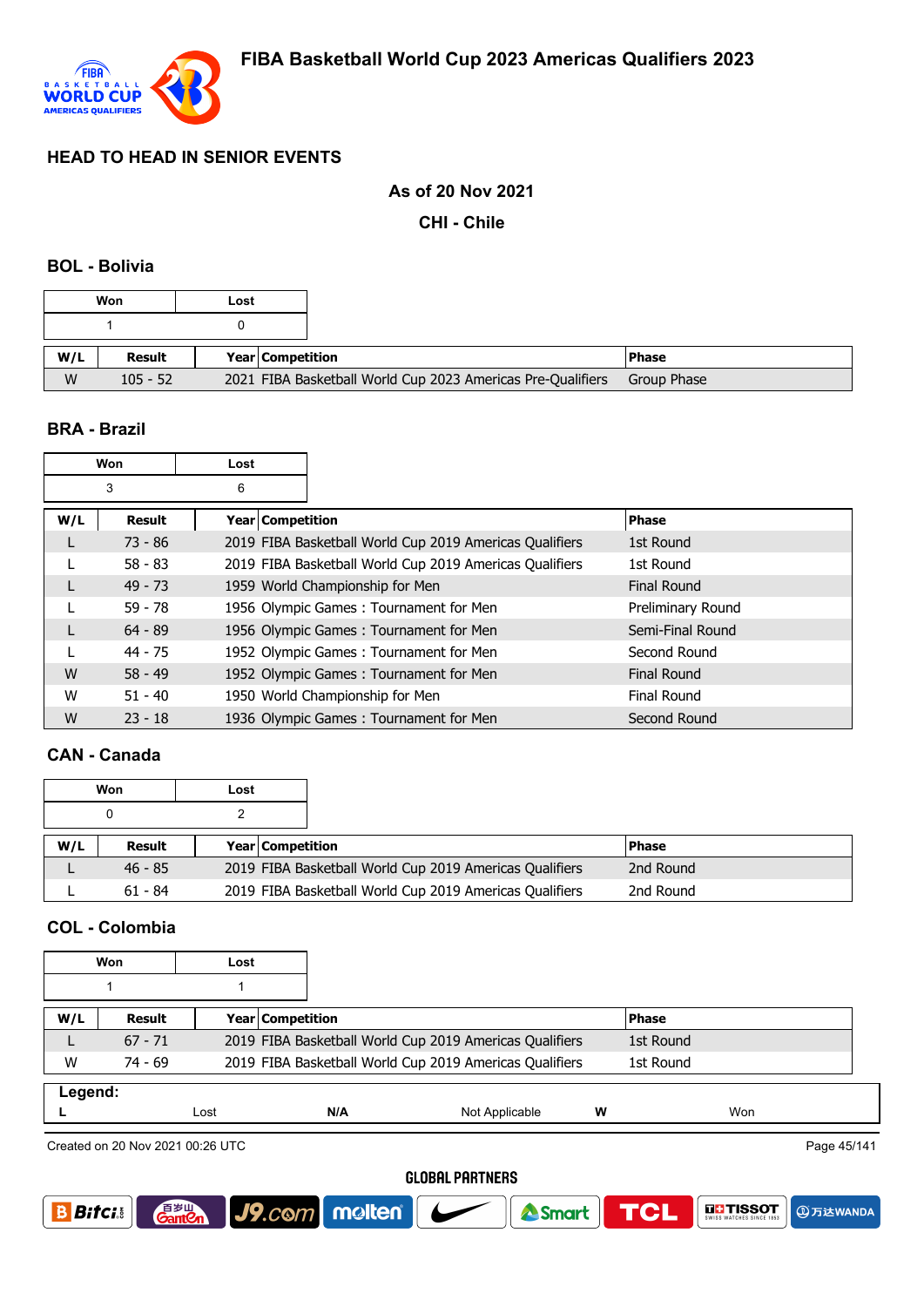# HEAD TO HEAD IN SENIOR EVENTS

**As of 20 Nov 2021**

**CHI - Chile**

## BOL - Bolivia

| Won | Lost |
|---|---|
| 1 | 0 |

| W/L | Result | Year | Competition | Phase |
|---|---|---|---|---|
| W | 105 - 52 | 2021 | FIBA Basketball World Cup 2023 Americas Pre-Qualifiers | Group Phase |

## BRA - Brazil

| Won | Lost |
|---|---|
| 3 | 6 |

| W/L | Result | Year | Competition | Phase |
|---|---|---|---|---|
| L | 73 - 86 | 2019 | FIBA Basketball World Cup 2019 Americas Qualifiers | 1st Round |
| L | 58 - 83 | 2019 | FIBA Basketball World Cup 2019 Americas Qualifiers | 1st Round |
| L | 49 - 73 | 1959 | World Championship for Men | Final Round |
| L | 59 - 78 | 1956 | Olympic Games : Tournament for Men | Preliminary Round |
| L | 64 - 89 | 1956 | Olympic Games : Tournament for Men | Semi-Final Round |
| L | 44 - 75 | 1952 | Olympic Games : Tournament for Men | Second Round |
| W | 58 - 49 | 1952 | Olympic Games : Tournament for Men | Final Round |
| W | 51 - 40 | 1950 | World Championship for Men | Final Round |
| W | 23 - 18 | 1936 | Olympic Games : Tournament for Men | Second Round |

## CAN - Canada

| Won | Lost |
|---|---|
| 0 | 2 |

| W/L | Result | Year | Competition | Phase |
|---|---|---|---|---|
| L | 46 - 85 | 2019 | FIBA Basketball World Cup 2019 Americas Qualifiers | 2nd Round |
| L | 61 - 84 | 2019 | FIBA Basketball World Cup 2019 Americas Qualifiers | 2nd Round |

## COL - Colombia

| Won | Lost |
|---|---|
| 1 | 1 |

| W/L | Result | Year | Competition | Phase |
|---|---|---|---|---|
| L | 67 - 71 | 2019 | FIBA Basketball World Cup 2019 Americas Qualifiers | 1st Round |
| W | 74 - 69 | 2019 | FIBA Basketball World Cup 2019 Americas Qualifiers | 1st Round |

**Legend:**

| L | Lost | N/A | Not Applicable | W | Won |
|---|---|---|---|---|---|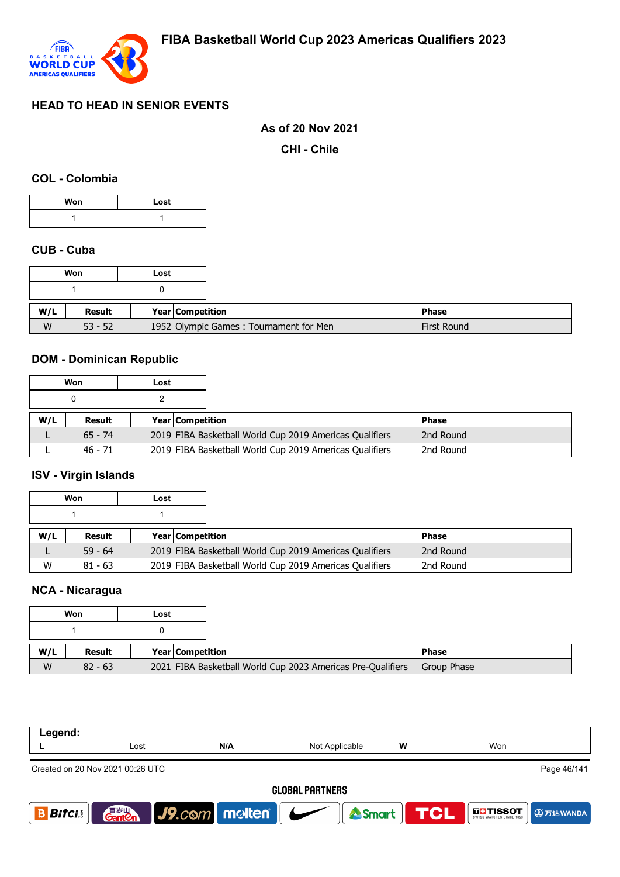## HEAD TO HEAD IN SENIOR EVENTS

**As of 20 Nov 2021**

**CHI - Chile**

### COL - Colombia

| Won | Lost |
|---|---|
| 1 | 1 |

### CUB - Cuba

| Won | Lost |
|---|---|
| 1 | 0 |

| W/L | Result | Year | Competition | Phase |
|---|---|---|---|---|
| W | 53 - 52 | 1952 | Olympic Games : Tournament for Men | First Round |

### DOM - Dominican Republic

| Won | Lost |
|---|---|
| 0 | 2 |

| W/L | Result | Year | Competition | Phase |
|---|---|---|---|---|
| L | 65 - 74 | 2019 | FIBA Basketball World Cup 2019 Americas Qualifiers | 2nd Round |
| L | 46 - 71 | 2019 | FIBA Basketball World Cup 2019 Americas Qualifiers | 2nd Round |

### ISV - Virgin Islands

| Won | Lost |
|---|---|
| 1 | 1 |

| W/L | Result | Year | Competition | Phase |
|---|---|---|---|---|
| L | 59 - 64 | 2019 | FIBA Basketball World Cup 2019 Americas Qualifiers | 2nd Round |
| W | 81 - 63 | 2019 | FIBA Basketball World Cup 2019 Americas Qualifiers | 2nd Round |

### NCA - Nicaragua

| Won | Lost |
|---|---|
| 1 | 0 |

| W/L | Result | Year | Competition | Phase |
|---|---|---|---|---|
| W | 82 - 63 | 2021 | FIBA Basketball World Cup 2023 Americas Pre-Qualifiers | Group Phase |

**Legend:**

| L | Lost | N/A | Not Applicable | W | Won |
|---|---|---|---|---|---|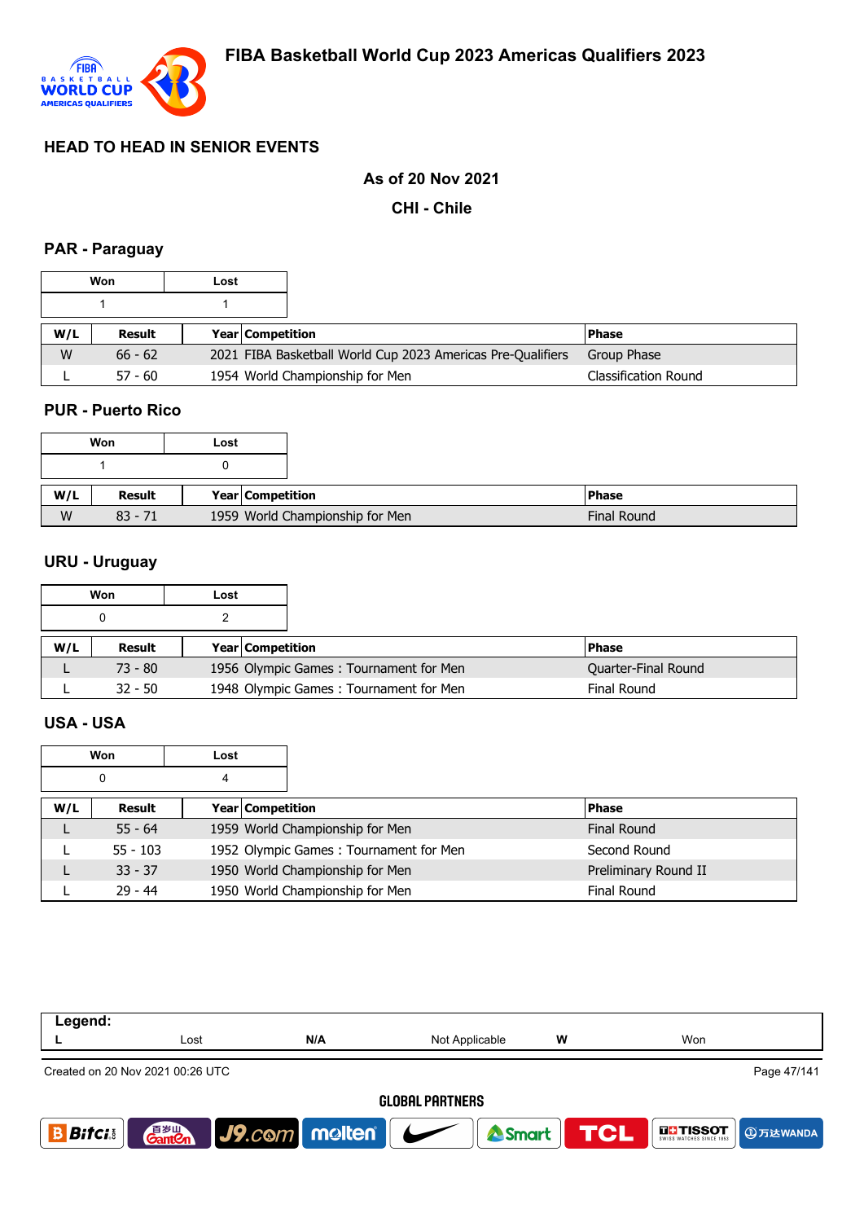# FIBA Basketball World Cup 2023 Americas Qualifiers 2023

## HEAD TO HEAD IN SENIOR EVENTS

**As of 20 Nov 2021**

**CHI - Chile**

### PAR - Paraguay

| Won | Lost |
|---|---|
| 1 | 1 |

| W/L | Result | Year | Competition | Phase |
|---|---|---|---|---|
| W | 66 - 62 | 2021 | FIBA Basketball World Cup 2023 Americas Pre-Qualifiers | Group Phase |
| L | 57 - 60 | 1954 | World Championship for Men | Classification Round |

### PUR - Puerto Rico

| Won | Lost |
|---|---|
| 1 | 0 |

| W/L | Result | Year | Competition | Phase |
|---|---|---|---|---|
| W | 83 - 71 | 1959 | World Championship for Men | Final Round |

### URU - Uruguay

| Won | Lost |
|---|---|
| 0 | 2 |

| W/L | Result | Year | Competition | Phase |
|---|---|---|---|---|
| L | 73 - 80 | 1956 | Olympic Games : Tournament for Men | Quarter-Final Round |
| L | 32 - 50 | 1948 | Olympic Games : Tournament for Men | Final Round |

### USA - USA

| Won | Lost |
|---|---|
| 0 | 4 |

| W/L | Result | Year | Competition | Phase |
|---|---|---|---|---|
| L | 55 - 64 | 1959 | World Championship for Men | Final Round |
| L | 55 - 103 | 1952 | Olympic Games : Tournament for Men | Second Round |
| L | 33 - 37 | 1950 | World Championship for Men | Preliminary Round II |
| L | 29 - 44 | 1950 | World Championship for Men | Final Round |

| Legend: | | | | | |
|---|---|---|---|---|---|
| L | Lost | N/A | Not Applicable | W | Won |

Created on 20 Nov 2021 00:26 UTC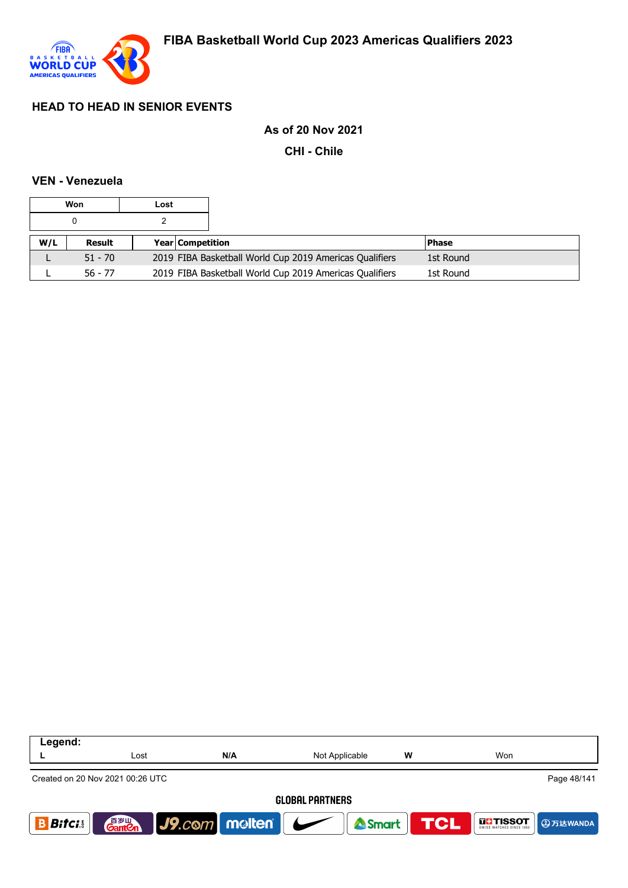## HEAD TO HEAD IN SENIOR EVENTS

**As of 20 Nov 2021**

**CHI - Chile**

### VEN - Venezuela

| Won | Lost |
|---|---|
| 0 | 2 |

| W/L | Result | Year | Competition | Phase |
|---|---|---|---|---|
| L | 51 - 70 | 2019 | FIBA Basketball World Cup 2019 Americas Qualifiers | 1st Round |
| L | 56 - 77 | 2019 | FIBA Basketball World Cup 2019 Americas Qualifiers | 1st Round |

| Legend: | | | | | |
|---|---|---|---|---|---|
| L | Lost | N/A | Not Applicable | W | Won |

Created on 20 Nov 2021 00:26 UTC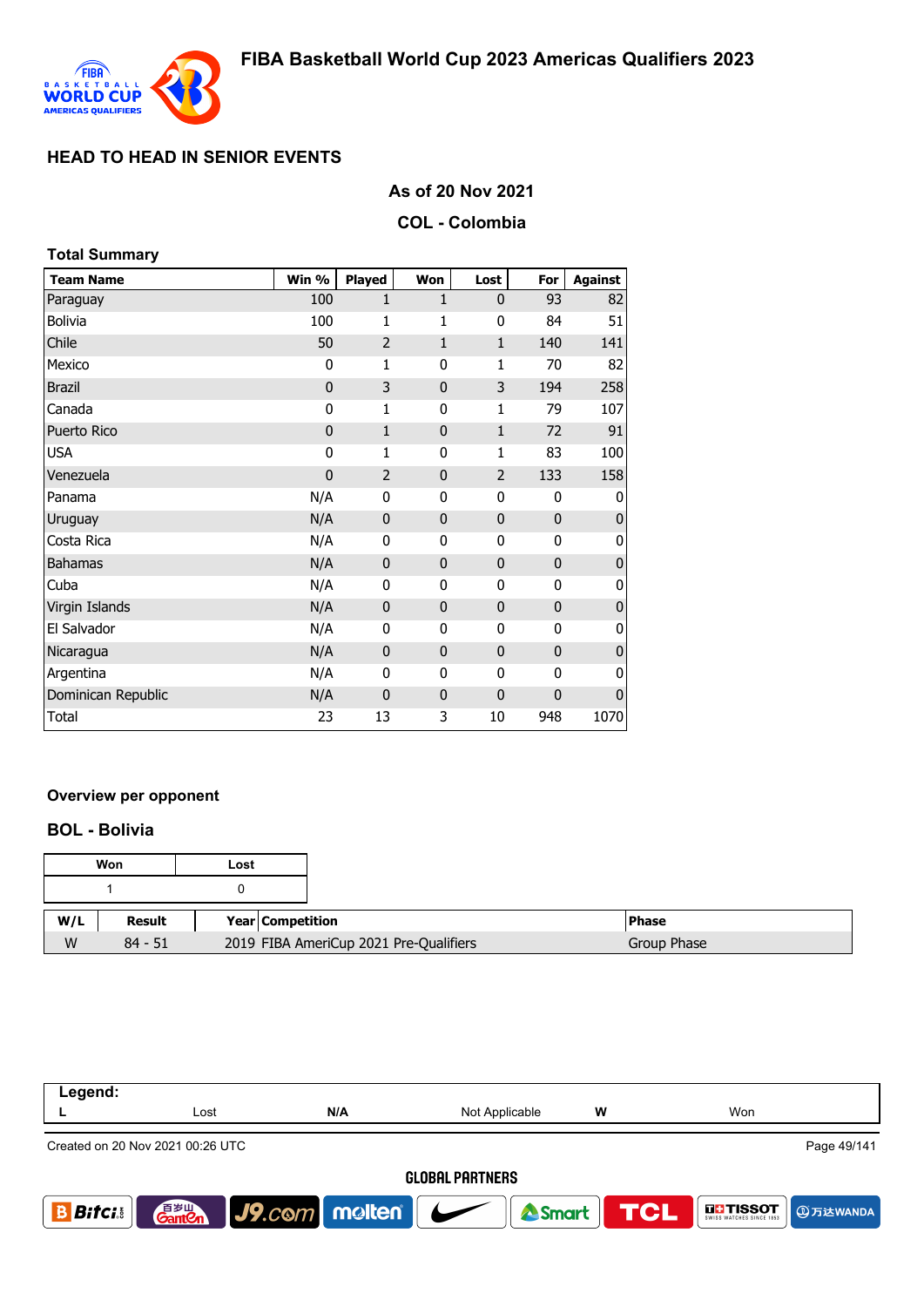# FIBA Basketball World Cup 2023 Americas Qualifiers 2023

## HEAD TO HEAD IN SENIOR EVENTS

### As of 20 Nov 2021

### COL - Colombia

#### Total Summary

| Team Name | Win % | Played | Won | Lost | For | Against |
|---|---|---|---|---|---|---|
| Paraguay | 100 | 1 | 1 | 0 | 93 | 82 |
| Bolivia | 100 | 1 | 1 | 0 | 84 | 51 |
| Chile | 50 | 2 | 1 | 1 | 140 | 141 |
| Mexico | 0 | 1 | 0 | 1 | 70 | 82 |
| Brazil | 0 | 3 | 0 | 3 | 194 | 258 |
| Canada | 0 | 1 | 0 | 1 | 79 | 107 |
| Puerto Rico | 0 | 1 | 0 | 1 | 72 | 91 |
| USA | 0 | 1 | 0 | 1 | 83 | 100 |
| Venezuela | 0 | 2 | 0 | 2 | 133 | 158 |
| Panama | N/A | 0 | 0 | 0 | 0 | 0 |
| Uruguay | N/A | 0 | 0 | 0 | 0 | 0 |
| Costa Rica | N/A | 0 | 0 | 0 | 0 | 0 |
| Bahamas | N/A | 0 | 0 | 0 | 0 | 0 |
| Cuba | N/A | 0 | 0 | 0 | 0 | 0 |
| Virgin Islands | N/A | 0 | 0 | 0 | 0 | 0 |
| El Salvador | N/A | 0 | 0 | 0 | 0 | 0 |
| Nicaragua | N/A | 0 | 0 | 0 | 0 | 0 |
| Argentina | N/A | 0 | 0 | 0 | 0 | 0 |
| Dominican Republic | N/A | 0 | 0 | 0 | 0 | 0 |
| Total | 23 | 13 | 3 | 10 | 948 | 1070 |

#### Overview per opponent

#### BOL - Bolivia

| Won | Lost |
|---|---|
| 1 | 0 |

| W/L | Result | Year | Competition | Phase |
|---|---|---|---|---|
| W | 84 - 51 | 2019 | FIBA AmeriCup 2021 Pre-Qualifiers | Group Phase |

| Legend: | | | | | |
|---|---|---|---|---|---|
| L | Lost | N/A | Not Applicable | W | Won |

Created on 20 Nov 2021 00:26 UTC

GLOBAL PARTNERS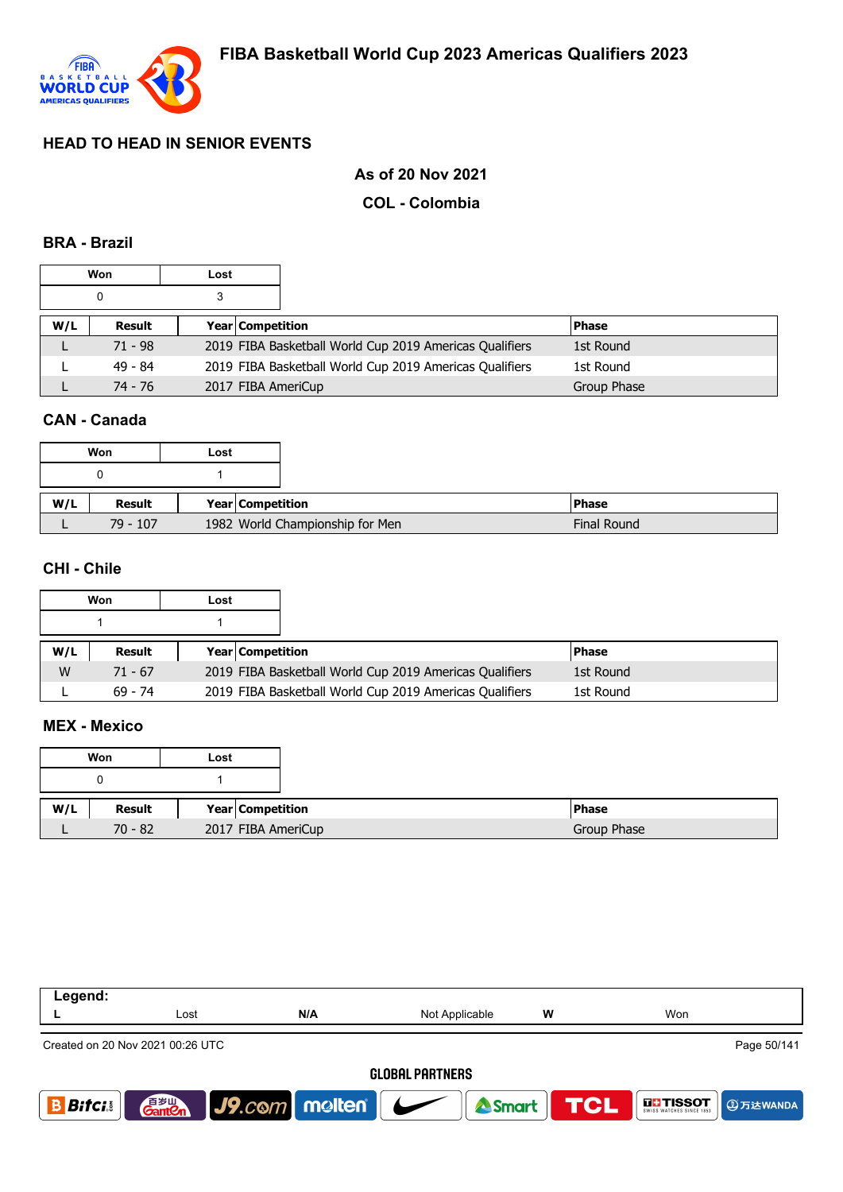# FIBA Basketball World Cup 2023 Americas Qualifiers 2023

## HEAD TO HEAD IN SENIOR EVENTS

### As of 20 Nov 2021

### COL - Colombia

### BRA - Brazil

| Won | Lost |
|---|---|
| 0 | 3 |

| W/L | Result | Year | Competition | Phase |
|---|---|---|---|---|
| L | 71 - 98 | 2019 | FIBA Basketball World Cup 2019 Americas Qualifiers | 1st Round |
| L | 49 - 84 | 2019 | FIBA Basketball World Cup 2019 Americas Qualifiers | 1st Round |
| L | 74 - 76 | 2017 | FIBA AmeriCup | Group Phase |

### CAN - Canada

| Won | Lost |
|---|---|
| 0 | 1 |

| W/L | Result | Year | Competition | Phase |
|---|---|---|---|---|
| L | 79 - 107 | 1982 | World Championship for Men | Final Round |

### CHI - Chile

| Won | Lost |
|---|---|
| 1 | 1 |

| W/L | Result | Year | Competition | Phase |
|---|---|---|---|---|
| W | 71 - 67 | 2019 | FIBA Basketball World Cup 2019 Americas Qualifiers | 1st Round |
| L | 69 - 74 | 2019 | FIBA Basketball World Cup 2019 Americas Qualifiers | 1st Round |

### MEX - Mexico

| Won | Lost |
|---|---|
| 0 | 1 |

| W/L | Result | Year | Competition | Phase |
|---|---|---|---|---|
| L | 70 - 82 | 2017 | FIBA AmeriCup | Group Phase |

| Legend: | | | | | |
|---|---|---|---|---|---|
| L | Lost | N/A | Not Applicable | W | Won |

Created on 20 Nov 2021 00:26 UTC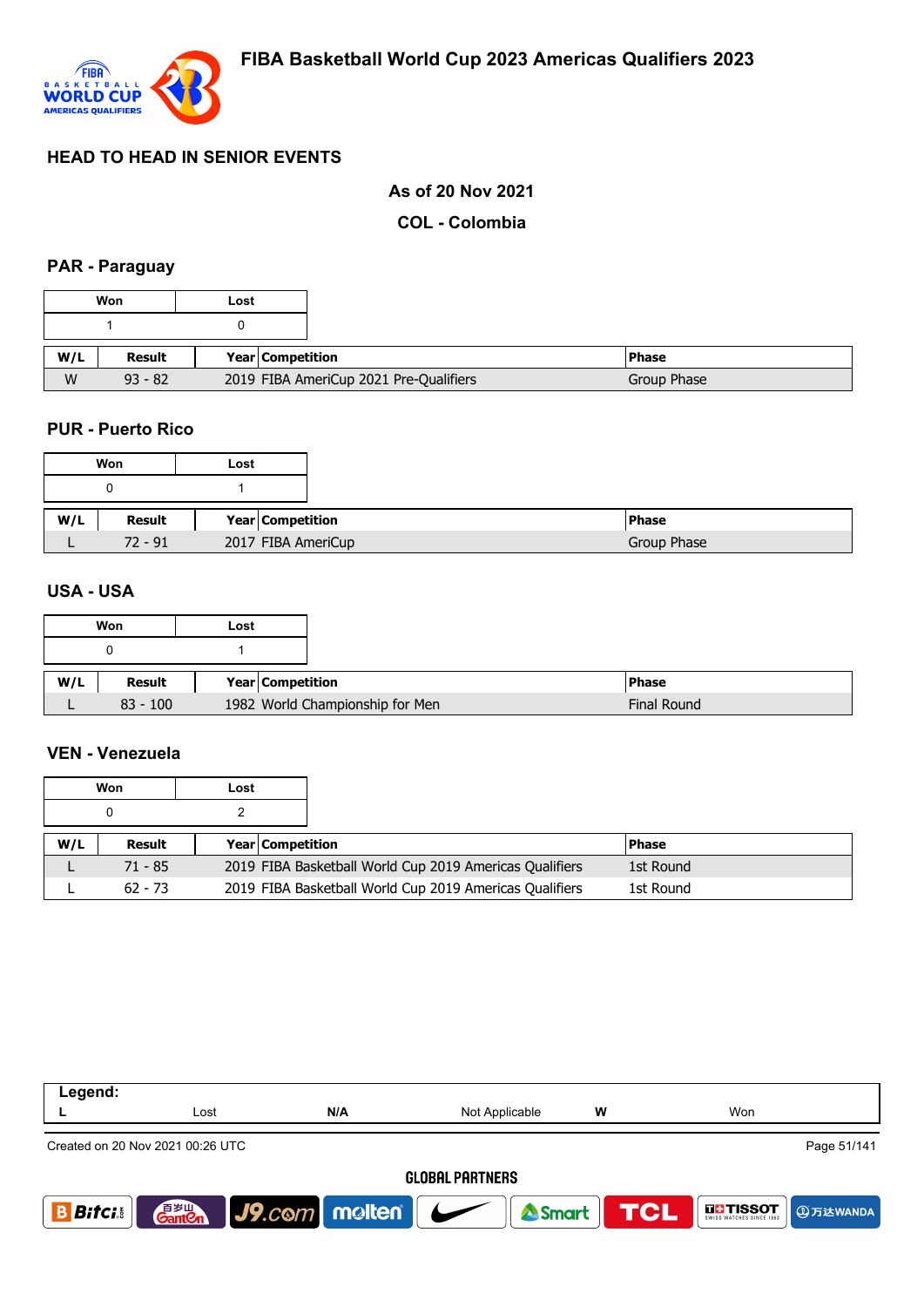## FIBA Basketball World Cup 2023 Americas Qualifiers 2023

### HEAD TO HEAD IN SENIOR EVENTS

**As of 20 Nov 2021**

**COL - Colombia**

### PAR - Paraguay

| Won | Lost |
|---|---|
| 1 | 0 |

| W/L | Result | Year | Competition | Phase |
|---|---|---|---|---|
| W | 93 - 82 | 2019 | FIBA AmeriCup 2021 Pre-Qualifiers | Group Phase |

### PUR - Puerto Rico

| Won | Lost |
|---|---|
| 0 | 1 |

| W/L | Result | Year | Competition | Phase |
|---|---|---|---|---|
| L | 72 - 91 | 2017 | FIBA AmeriCup | Group Phase |

### USA - USA

| Won | Lost |
|---|---|
| 0 | 1 |

| W/L | Result | Year | Competition | Phase |
|---|---|---|---|---|
| L | 83 - 100 | 1982 | World Championship for Men | Final Round |

### VEN - Venezuela

| Won | Lost |
|---|---|
| 0 | 2 |

| W/L | Result | Year | Competition | Phase |
|---|---|---|---|---|
| L | 71 - 85 | 2019 | FIBA Basketball World Cup 2019 Americas Qualifiers | 1st Round |
| L | 62 - 73 | 2019 | FIBA Basketball World Cup 2019 Americas Qualifiers | 1st Round |

| Legend: | | | | | |
|---|---|---|---|---|---|
| L | Lost | N/A | Not Applicable | W | Won |

Created on 20 Nov 2021 00:26 UTC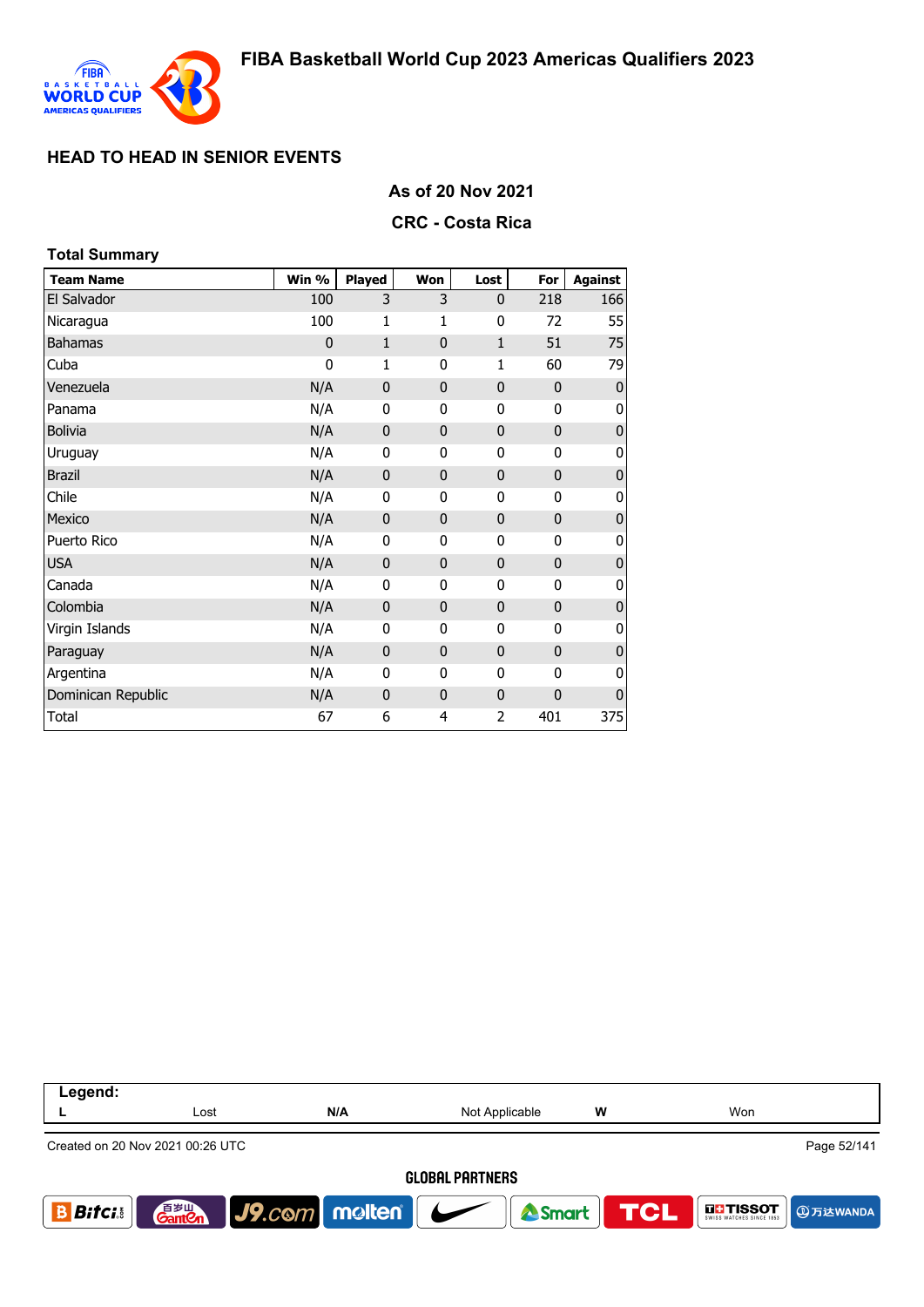## HEAD TO HEAD IN SENIOR EVENTS

### As of 20 Nov 2021

### CRC - Costa Rica

**Total Summary**

| Team Name | Win % | Played | Won | Lost | For | Against |
|---|---|---|---|---|---|---|
| El Salvador | 100 | 3 | 3 | 0 | 218 | 166 |
| Nicaragua | 100 | 1 | 1 | 0 | 72 | 55 |
| Bahamas | 0 | 1 | 0 | 1 | 51 | 75 |
| Cuba | 0 | 1 | 0 | 1 | 60 | 79 |
| Venezuela | N/A | 0 | 0 | 0 | 0 | 0 |
| Panama | N/A | 0 | 0 | 0 | 0 | 0 |
| Bolivia | N/A | 0 | 0 | 0 | 0 | 0 |
| Uruguay | N/A | 0 | 0 | 0 | 0 | 0 |
| Brazil | N/A | 0 | 0 | 0 | 0 | 0 |
| Chile | N/A | 0 | 0 | 0 | 0 | 0 |
| Mexico | N/A | 0 | 0 | 0 | 0 | 0 |
| Puerto Rico | N/A | 0 | 0 | 0 | 0 | 0 |
| USA | N/A | 0 | 0 | 0 | 0 | 0 |
| Canada | N/A | 0 | 0 | 0 | 0 | 0 |
| Colombia | N/A | 0 | 0 | 0 | 0 | 0 |
| Virgin Islands | N/A | 0 | 0 | 0 | 0 | 0 |
| Paraguay | N/A | 0 | 0 | 0 | 0 | 0 |
| Argentina | N/A | 0 | 0 | 0 | 0 | 0 |
| Dominican Republic | N/A | 0 | 0 | 0 | 0 | 0 |
| Total | 67 | 6 | 4 | 2 | 401 | 375 |

| Legend: | | | | | |
|---|---|---|---|---|---|
| L | Lost | N/A | Not Applicable | W | Won |

Created on 20 Nov 2021 00:26 UTC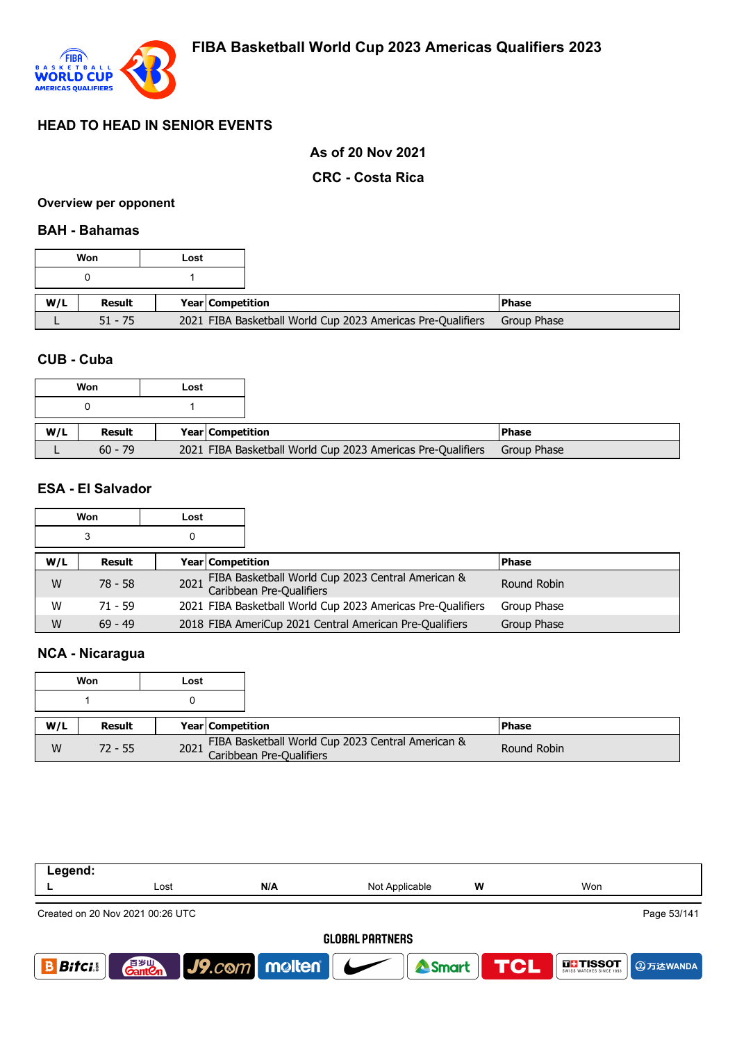# FIBA Basketball World Cup 2023 Americas Qualifiers 2023

## HEAD TO HEAD IN SENIOR EVENTS

**As of 20 Nov 2021**

**CRC - Costa Rica**

### Overview per opponent

### BAH - Bahamas

| Won | Lost |
|---|---|
| 0 | 1 |

| W/L | Result | Year | Competition | Phase |
|---|---|---|---|---|
| L | 51 - 75 | 2021 | FIBA Basketball World Cup 2023 Americas Pre-Qualifiers | Group Phase |

### CUB - Cuba

| Won | Lost |
|---|---|
| 0 | 1 |

| W/L | Result | Year | Competition | Phase |
|---|---|---|---|---|
| L | 60 - 79 | 2021 | FIBA Basketball World Cup 2023 Americas Pre-Qualifiers | Group Phase |

### ESA - El Salvador

| Won | Lost |
|---|---|
| 3 | 0 |

| W/L | Result | Year | Competition | Phase |
|---|---|---|---|---|
| W | 78 - 58 | 2021 | FIBA Basketball World Cup 2023 Central American & Caribbean Pre-Qualifiers | Round Robin |
| W | 71 - 59 | 2021 | FIBA Basketball World Cup 2023 Americas Pre-Qualifiers | Group Phase |
| W | 69 - 49 | 2018 | FIBA AmeriCup 2021 Central American Pre-Qualifiers | Group Phase |

### NCA - Nicaragua

| Won | Lost |
|---|---|
| 1 | 0 |

| W/L | Result | Year | Competition | Phase |
|---|---|---|---|---|
| W | 72 - 55 | 2021 | FIBA Basketball World Cup 2023 Central American & Caribbean Pre-Qualifiers | Round Robin |

| Legend: | | | | | |
|---|---|---|---|---|---|
| L | Lost | N/A | Not Applicable | W | Won |

Created on 20 Nov 2021 00:26 UTC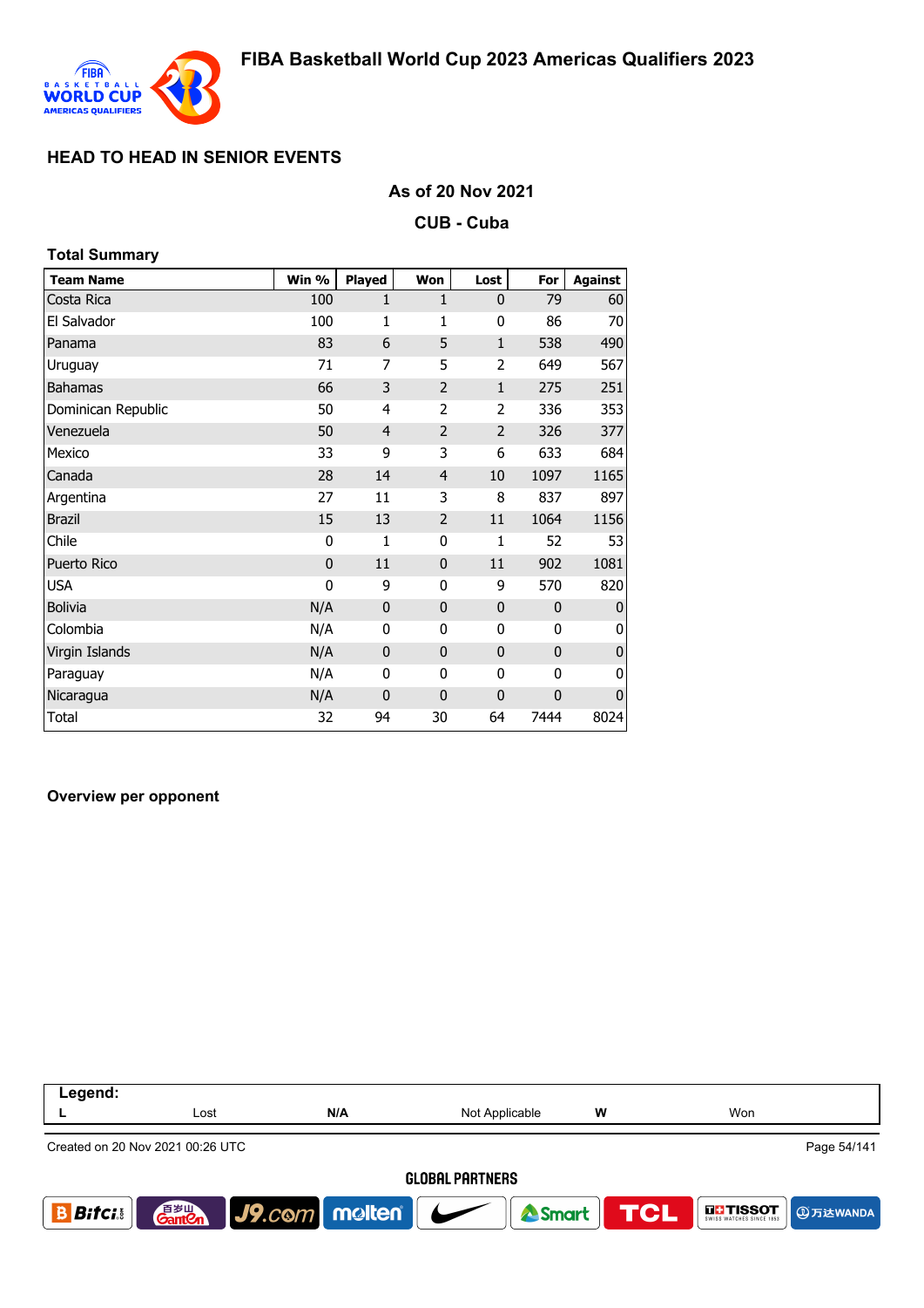## HEAD TO HEAD IN SENIOR EVENTS

### As of 20 Nov 2021

### CUB - Cuba

**Total Summary**

| Team Name | Win % | Played | Won | Lost | For | Against |
|---|---|---|---|---|---|---|
| Costa Rica | 100 | 1 | 1 | 0 | 79 | 60 |
| El Salvador | 100 | 1 | 1 | 0 | 86 | 70 |
| Panama | 83 | 6 | 5 | 1 | 538 | 490 |
| Uruguay | 71 | 7 | 5 | 2 | 649 | 567 |
| Bahamas | 66 | 3 | 2 | 1 | 275 | 251 |
| Dominican Republic | 50 | 4 | 2 | 2 | 336 | 353 |
| Venezuela | 50 | 4 | 2 | 2 | 326 | 377 |
| Mexico | 33 | 9 | 3 | 6 | 633 | 684 |
| Canada | 28 | 14 | 4 | 10 | 1097 | 1165 |
| Argentina | 27 | 11 | 3 | 8 | 837 | 897 |
| Brazil | 15 | 13 | 2 | 11 | 1064 | 1156 |
| Chile | 0 | 1 | 0 | 1 | 52 | 53 |
| Puerto Rico | 0 | 11 | 0 | 11 | 902 | 1081 |
| USA | 0 | 9 | 0 | 9 | 570 | 820 |
| Bolivia | N/A | 0 | 0 | 0 | 0 | 0 |
| Colombia | N/A | 0 | 0 | 0 | 0 | 0 |
| Virgin Islands | N/A | 0 | 0 | 0 | 0 | 0 |
| Paraguay | N/A | 0 | 0 | 0 | 0 | 0 |
| Nicaragua | N/A | 0 | 0 | 0 | 0 | 0 |
| Total | 32 | 94 | 30 | 64 | 7444 | 8024 |

**Overview per opponent**

**Legend:**

| L | Lost | N/A | Not Applicable | W | Won |
|---|---|---|---|---|---|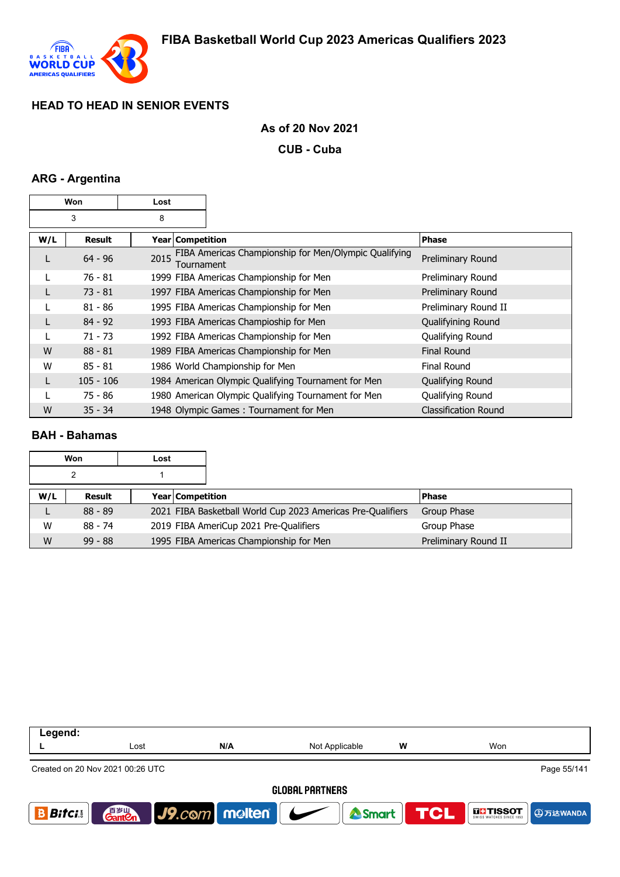## HEAD TO HEAD IN SENIOR EVENTS

**As of 20 Nov 2021**

**CUB - Cuba**

### ARG - Argentina

| Won | Lost |
|---|---|
| 3 | 8 |

| W/L | Result | Year | Competition | Phase |
|---|---|---|---|---|
| L | 64 - 96 | 2015 | FIBA Americas Championship for Men/Olympic Qualifying Tournament | Preliminary Round |
| L | 76 - 81 | 1999 | FIBA Americas Championship for Men | Preliminary Round |
| L | 73 - 81 | 1997 | FIBA Americas Championship for Men | Preliminary Round |
| L | 81 - 86 | 1995 | FIBA Americas Championship for Men | Preliminary Round II |
| L | 84 - 92 | 1993 | FIBA Americas Champioship for Men | Qualifyining Round |
| L | 71 - 73 | 1992 | FIBA Americas Championship for Men | Qualifying Round |
| W | 88 - 81 | 1989 | FIBA Americas Championship for Men | Final Round |
| W | 85 - 81 | 1986 | World Championship for Men | Final Round |
| L | 105 - 106 | 1984 | American Olympic Qualifying Tournament for Men | Qualifying Round |
| L | 75 - 86 | 1980 | American Olympic Qualifying Tournament for Men | Qualifying Round |
| W | 35 - 34 | 1948 | Olympic Games : Tournament for Men | Classification Round |

### BAH - Bahamas

| Won | Lost |
|---|---|
| 2 | 1 |

| W/L | Result | Year | Competition | Phase |
|---|---|---|---|---|
| L | 88 - 89 | 2021 | FIBA Basketball World Cup 2023 Americas Pre-Qualifiers | Group Phase |
| W | 88 - 74 | 2019 | FIBA AmeriCup 2021 Pre-Qualifiers | Group Phase |
| W | 99 - 88 | 1995 | FIBA Americas Championship for Men | Preliminary Round II |

| Legend: | | | | | |
|---|---|---|---|---|---|
| L | Lost | N/A | Not Applicable | W | Won |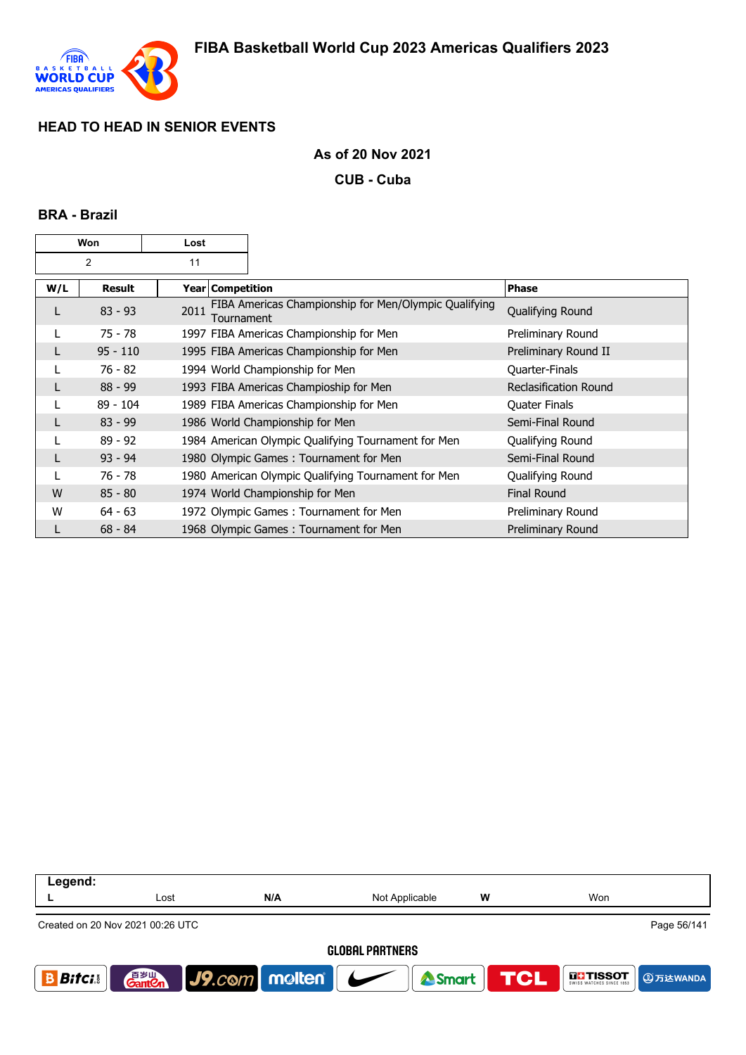## FIBA Basketball World Cup 2023 Americas Qualifiers 2023

### HEAD TO HEAD IN SENIOR EVENTS

**As of 20 Nov 2021**

**CUB - Cuba**

### BRA - Brazil

| Won | Lost |
|---|---|
| 2 | 11 |

| W/L | Result | Year | Competition | Phase |
|---|---|---|---|---|
| L | 83 - 93 | 2011 | FIBA Americas Championship for Men/Olympic Qualifying Tournament | Qualifying Round |
| L | 75 - 78 | 1997 | FIBA Americas Championship for Men | Preliminary Round |
| L | 95 - 110 | 1995 | FIBA Americas Championship for Men | Preliminary Round II |
| L | 76 - 82 | 1994 | World Championship for Men | Quarter-Finals |
| L | 88 - 99 | 1993 | FIBA Americas Champioship for Men | Reclasification Round |
| L | 89 - 104 | 1989 | FIBA Americas Championship for Men | Quater Finals |
| L | 83 - 99 | 1986 | World Championship for Men | Semi-Final Round |
| L | 89 - 92 | 1984 | American Olympic Qualifying Tournament for Men | Qualifying Round |
| L | 93 - 94 | 1980 | Olympic Games : Tournament for Men | Semi-Final Round |
| L | 76 - 78 | 1980 | American Olympic Qualifying Tournament for Men | Qualifying Round |
| W | 85 - 80 | 1974 | World Championship for Men | Final Round |
| W | 64 - 63 | 1972 | Olympic Games : Tournament for Men | Preliminary Round |
| L | 68 - 84 | 1968 | Olympic Games : Tournament for Men | Preliminary Round |

| Legend: | | | | | |
|---|---|---|---|---|---|
| L | Lost | N/A | Not Applicable | W | Won |

Created on 20 Nov 2021 00:26 UTC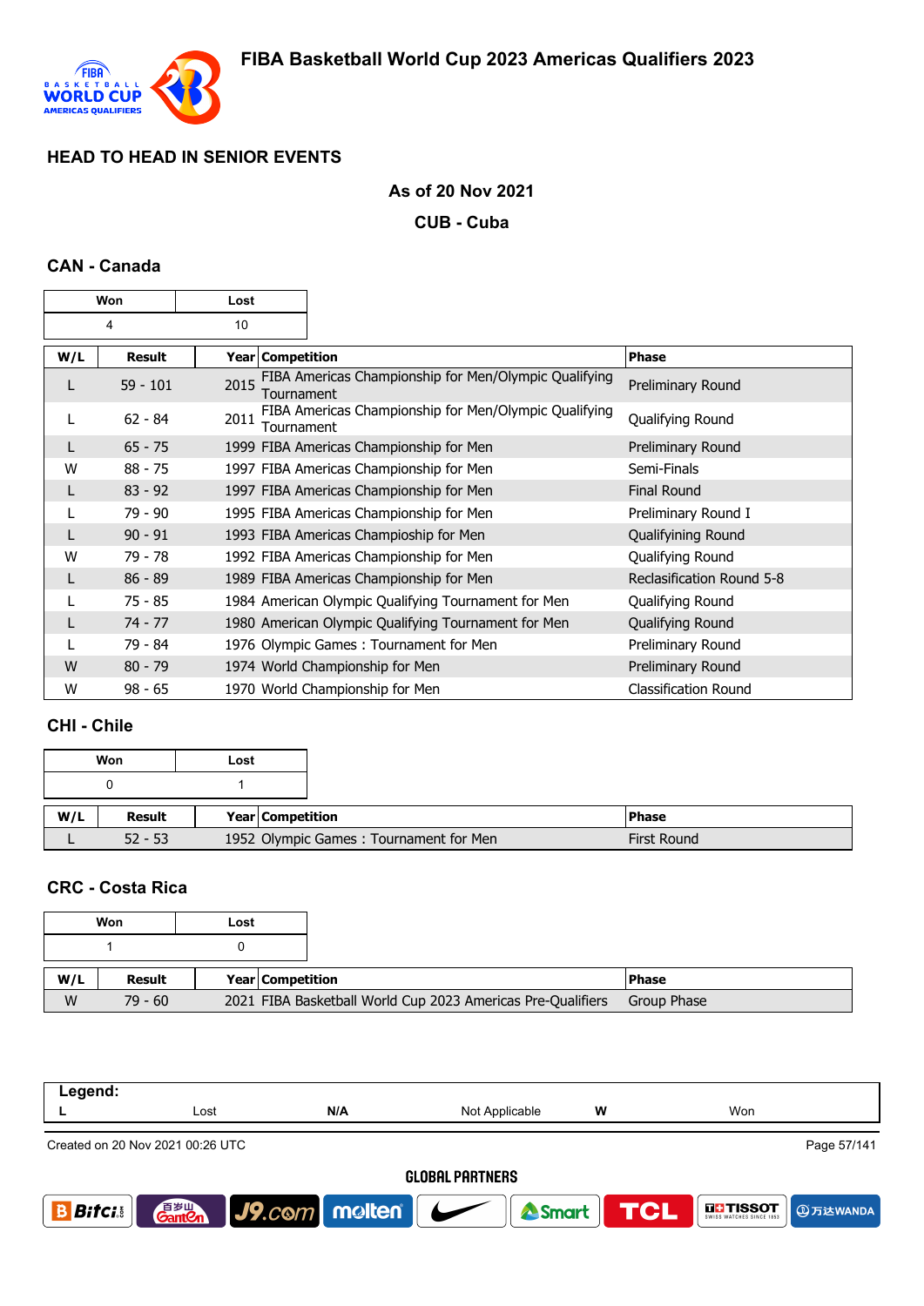## HEAD TO HEAD IN SENIOR EVENTS

**As of 20 Nov 2021**

**CUB - Cuba**

### CAN - Canada

| Won | Lost |
|---|---|
| 4 | 10 |

| W/L | Result | Year | Competition | Phase |
|---|---|---|---|---|
| L | 59 - 101 | 2015 | FIBA Americas Championship for Men/Olympic Qualifying Tournament | Preliminary Round |
| L | 62 - 84 | 2011 | FIBA Americas Championship for Men/Olympic Qualifying Tournament | Qualifying Round |
| L | 65 - 75 | 1999 | FIBA Americas Championship for Men | Preliminary Round |
| W | 88 - 75 | 1997 | FIBA Americas Championship for Men | Semi-Finals |
| L | 83 - 92 | 1997 | FIBA Americas Championship for Men | Final Round |
| L | 79 - 90 | 1995 | FIBA Americas Championship for Men | Preliminary Round I |
| L | 90 - 91 | 1993 | FIBA Americas Champioship for Men | Qualifiying Round |
| W | 79 - 78 | 1992 | FIBA Americas Championship for Men | Qualifying Round |
| L | 86 - 89 | 1989 | FIBA Americas Championship for Men | Reclasification Round 5-8 |
| L | 75 - 85 | 1984 | American Olympic Qualifying Tournament for Men | Qualifying Round |
| L | 74 - 77 | 1980 | American Olympic Qualifying Tournament for Men | Qualifying Round |
| L | 79 - 84 | 1976 | Olympic Games : Tournament for Men | Preliminary Round |
| W | 80 - 79 | 1974 | World Championship for Men | Preliminary Round |
| W | 98 - 65 | 1970 | World Championship for Men | Classification Round |

### CHI - Chile

| Won | Lost |
|---|---|
| 0 | 1 |

| W/L | Result | Year | Competition | Phase |
|---|---|---|---|---|
| L | 52 - 53 | 1952 | Olympic Games : Tournament for Men | First Round |

### CRC - Costa Rica

| Won | Lost |
|---|---|
| 1 | 0 |

| W/L | Result | Year | Competition | Phase |
|---|---|---|---|---|
| W | 79 - 60 | 2021 | FIBA Basketball World Cup 2023 Americas Pre-Qualifiers | Group Phase |

**Legend:**

| L | Lost | N/A | Not Applicable | W | Won |
|---|---|---|---|---|---|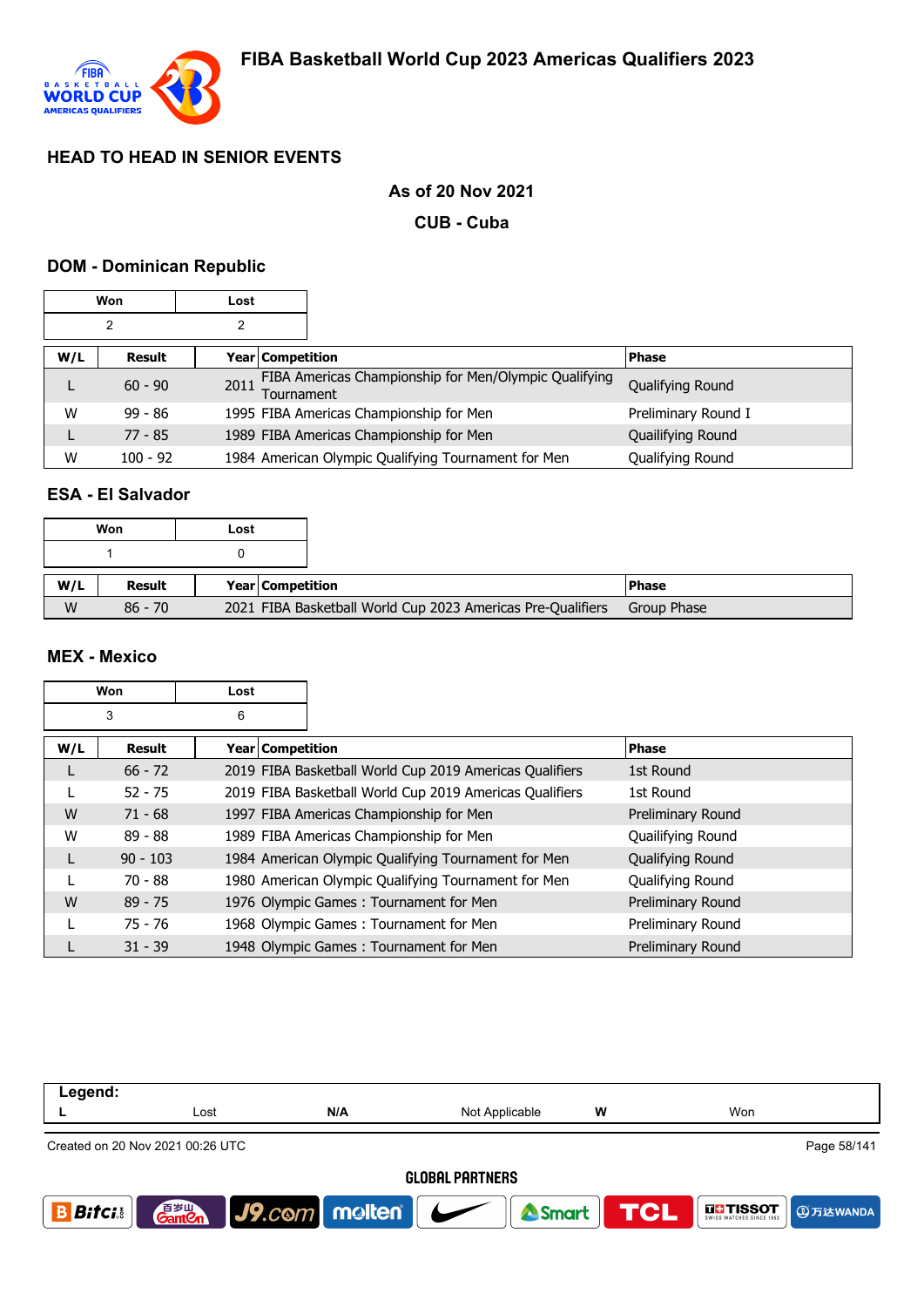## HEAD TO HEAD IN SENIOR EVENTS

**As of 20 Nov 2021**

**CUB - Cuba**

### DOM - Dominican Republic

| Won | Lost |
|---|---|
| 2 | 2 |

| W/L | Result | Year | Competition | Phase |
|---|---|---|---|---|
| L | 60 - 90 | 2011 | FIBA Americas Championship for Men/Olympic Qualifying Tournament | Qualifying Round |
| W | 99 - 86 | 1995 | FIBA Americas Championship for Men | Preliminary Round I |
| L | 77 - 85 | 1989 | FIBA Americas Championship for Men | Quailifying Round |
| W | 100 - 92 | 1984 | American Olympic Qualifying Tournament for Men | Qualifying Round |

### ESA - El Salvador

| Won | Lost |
|---|---|
| 1 | 0 |

| W/L | Result | Year | Competition | Phase |
|---|---|---|---|---|
| W | 86 - 70 | 2021 | FIBA Basketball World Cup 2023 Americas Pre-Qualifiers | Group Phase |

### MEX - Mexico

| Won | Lost |
|---|---|
| 3 | 6 |

| W/L | Result | Year | Competition | Phase |
|---|---|---|---|---|
| L | 66 - 72 | 2019 | FIBA Basketball World Cup 2019 Americas Qualifiers | 1st Round |
| L | 52 - 75 | 2019 | FIBA Basketball World Cup 2019 Americas Qualifiers | 1st Round |
| W | 71 - 68 | 1997 | FIBA Americas Championship for Men | Preliminary Round |
| W | 89 - 88 | 1989 | FIBA Americas Championship for Men | Quailifying Round |
| L | 90 - 103 | 1984 | American Olympic Qualifying Tournament for Men | Qualifying Round |
| L | 70 - 88 | 1980 | American Olympic Qualifying Tournament for Men | Qualifying Round |
| W | 89 - 75 | 1976 | Olympic Games : Tournament for Men | Preliminary Round |
| L | 75 - 76 | 1968 | Olympic Games : Tournament for Men | Preliminary Round |
| L | 31 - 39 | 1948 | Olympic Games : Tournament for Men | Preliminary Round |

| Legend: | | | | | |
|---|---|---|---|---|---|
| L | Lost | N/A | Not Applicable | W | Won |

Created on 20 Nov 2021 00:26 UTC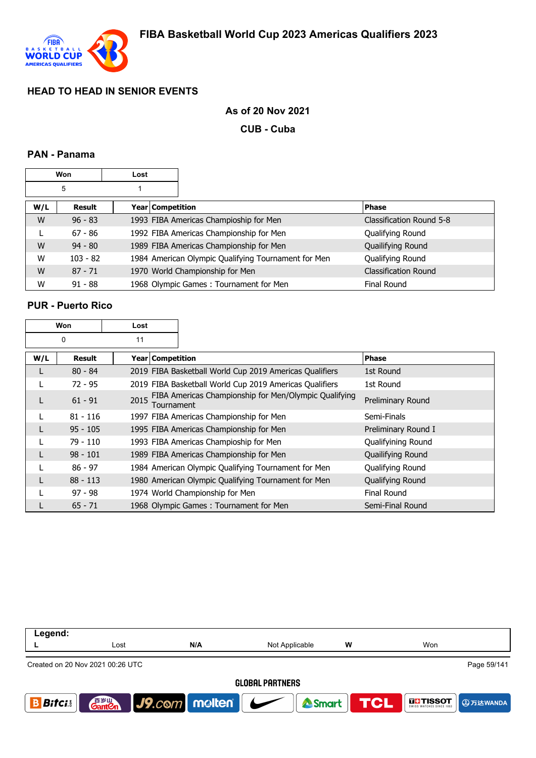# FIBA Basketball World Cup 2023 Americas Qualifiers 2023

## HEAD TO HEAD IN SENIOR EVENTS

**As of 20 Nov 2021**

**CUB - Cuba**

### PAN - Panama

| Won | Lost |
|---|---|
| 5 | 1 |

| W/L | Result | Year | Competition | Phase |
|---|---|---|---|---|
| W | 96 - 83 | 1993 | FIBA Americas Champioship for Men | Classification Round 5-8 |
| L | 67 - 86 | 1992 | FIBA Americas Championship for Men | Qualifying Round |
| W | 94 - 80 | 1989 | FIBA Americas Championship for Men | Quailifying Round |
| W | 103 - 82 | 1984 | American Olympic Qualifying Tournament for Men | Qualifying Round |
| W | 87 - 71 | 1970 | World Championship for Men | Classification Round |
| W | 91 - 88 | 1968 | Olympic Games : Tournament for Men | Final Round |

### PUR - Puerto Rico

| Won | Lost |
|---|---|
| 0 | 11 |

| W/L | Result | Year | Competition | Phase |
|---|---|---|---|---|
| L | 80 - 84 | 2019 | FIBA Basketball World Cup 2019 Americas Qualifiers | 1st Round |
| L | 72 - 95 | 2019 | FIBA Basketball World Cup 2019 Americas Qualifiers | 1st Round |
| L | 61 - 91 | 2015 | FIBA Americas Championship for Men/Olympic Qualifying Tournament | Preliminary Round |
| L | 81 - 116 | 1997 | FIBA Americas Championship for Men | Semi-Finals |
| L | 95 - 105 | 1995 | FIBA Americas Championship for Men | Preliminary Round I |
| L | 79 - 110 | 1993 | FIBA Americas Champioship for Men | Qualifyining Round |
| L | 98 - 101 | 1989 | FIBA Americas Championship for Men | Quailifying Round |
| L | 86 - 97 | 1984 | American Olympic Qualifying Tournament for Men | Qualifying Round |
| L | 88 - 113 | 1980 | American Olympic Qualifying Tournament for Men | Qualifying Round |
| L | 97 - 98 | 1974 | World Championship for Men | Final Round |
| L | 65 - 71 | 1968 | Olympic Games : Tournament for Men | Semi-Final Round |

**Legend:**

| L | Lost | N/A | Not Applicable | W | Won |
|---|---|---|---|---|---|

Created on 20 Nov 2021 00:26 UTC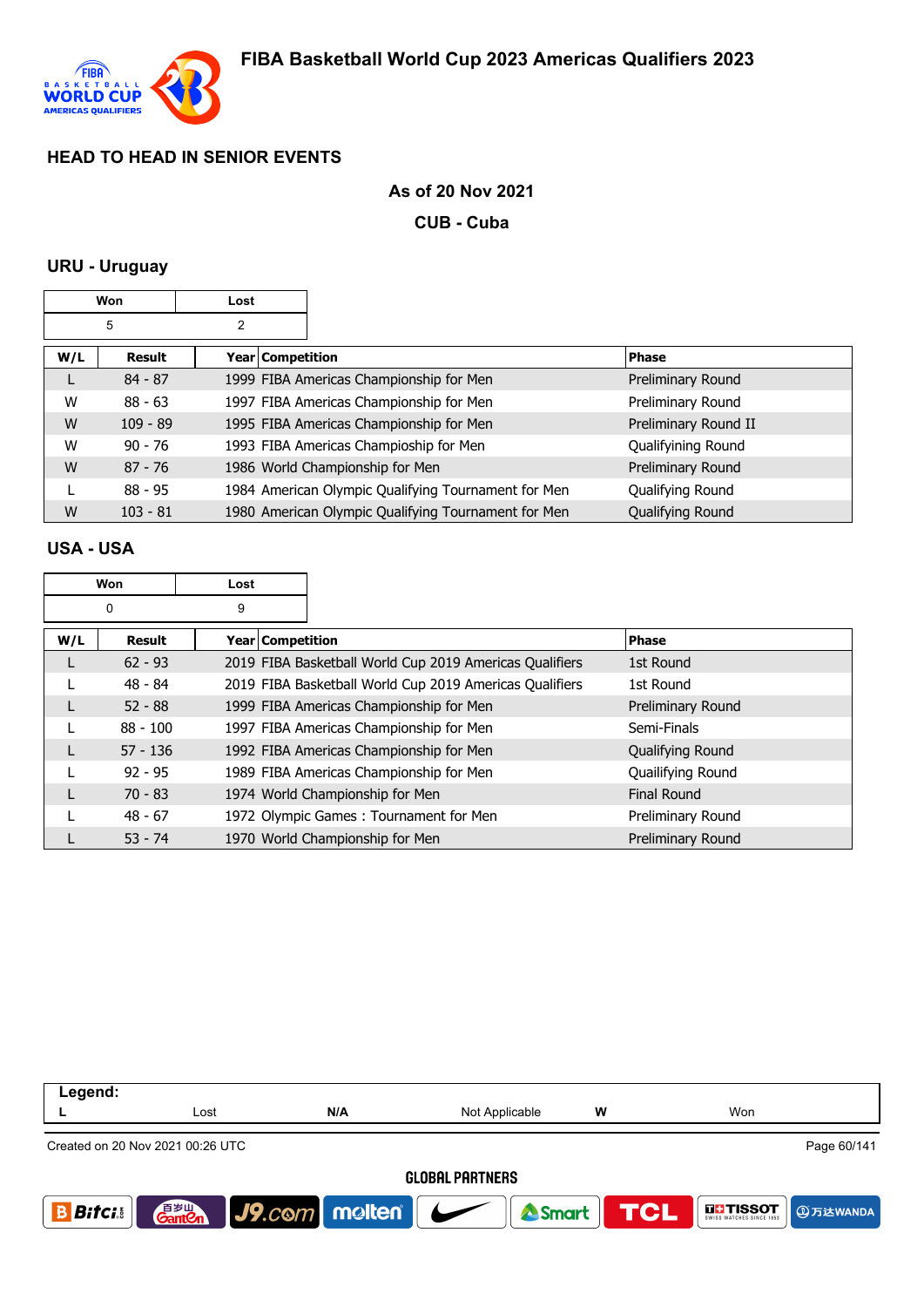## HEAD TO HEAD IN SENIOR EVENTS

**As of 20 Nov 2021**

**CUB - Cuba**

### URU - Uruguay

| Won | Lost |
|---|---|
| 5 | 2 |

| W/L | Result | Year | Competition | Phase |
|---|---|---|---|---|
| L | 84 - 87 | 1999 | FIBA Americas Championship for Men | Preliminary Round |
| W | 88 - 63 | 1997 | FIBA Americas Championship for Men | Preliminary Round |
| W | 109 - 89 | 1995 | FIBA Americas Championship for Men | Preliminary Round II |
| W | 90 - 76 | 1993 | FIBA Americas Championship for Men | Qualifyining Round |
| W | 87 - 76 | 1986 | World Championship for Men | Preliminary Round |
| L | 88 - 95 | 1984 | American Olympic Qualifying Tournament for Men | Qualifying Round |
| W | 103 - 81 | 1980 | American Olympic Qualifying Tournament for Men | Qualifying Round |

### USA - USA

| Won | Lost |
|---|---|
| 0 | 9 |

| W/L | Result | Year | Competition | Phase |
|---|---|---|---|---|
| L | 62 - 93 | 2019 | FIBA Basketball World Cup 2019 Americas Qualifiers | 1st Round |
| L | 48 - 84 | 2019 | FIBA Basketball World Cup 2019 Americas Qualifiers | 1st Round |
| L | 52 - 88 | 1999 | FIBA Americas Championship for Men | Preliminary Round |
| L | 88 - 100 | 1997 | FIBA Americas Championship for Men | Semi-Finals |
| L | 57 - 136 | 1992 | FIBA Americas Championship for Men | Qualifying Round |
| L | 92 - 95 | 1989 | FIBA Americas Championship for Men | Quailifying Round |
| L | 70 - 83 | 1974 | World Championship for Men | Final Round |
| L | 48 - 67 | 1972 | Olympic Games : Tournament for Men | Preliminary Round |
| L | 53 - 74 | 1970 | World Championship for Men | Preliminary Round |

| Legend: | | | | | |
|---|---|---|---|---|---|
| L | Lost | N/A | Not Applicable | W | Won |

Created on 20 Nov 2021 00:26 UTC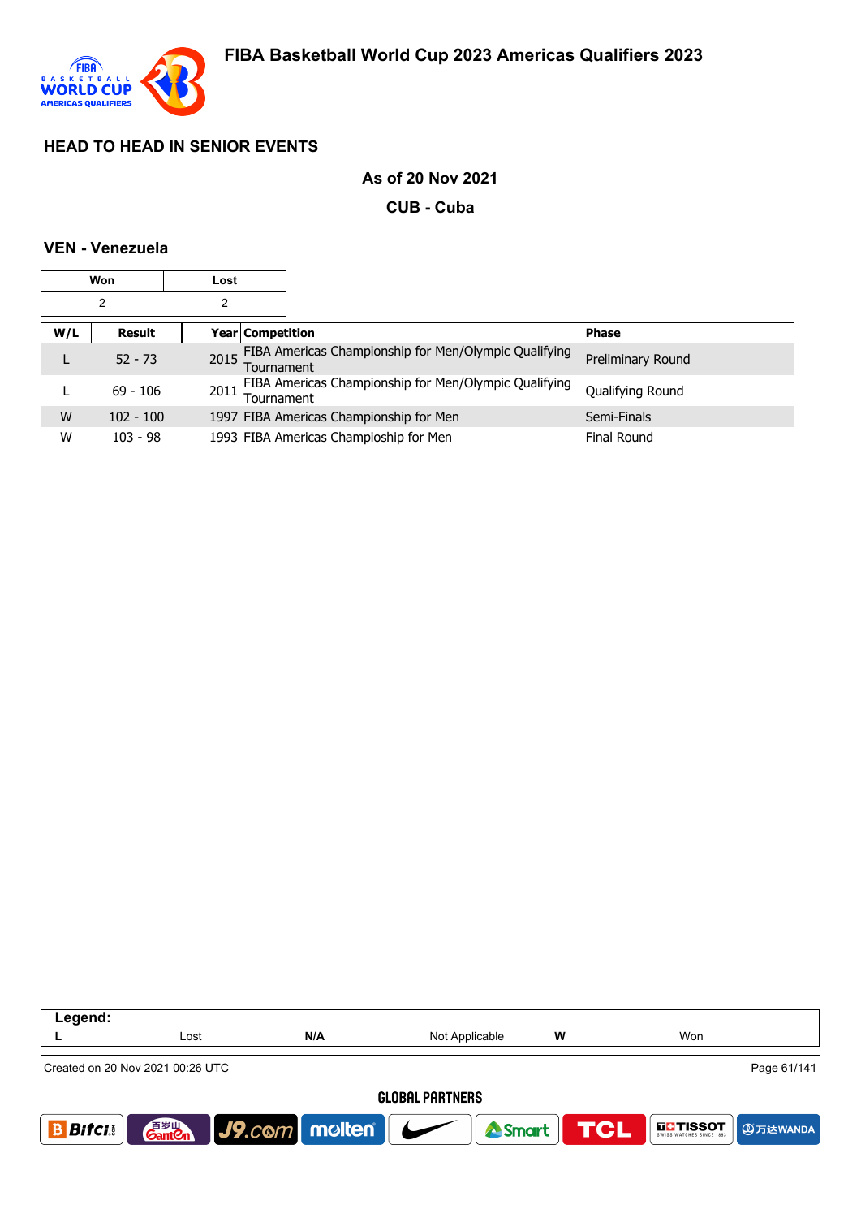## HEAD TO HEAD IN SENIOR EVENTS

**As of 20 Nov 2021**

**CUB - Cuba**

### VEN - Venezuela

| Won | Lost |
|---|---|
| 2 | 2 |

| W/L | Result | Year | Competition | Phase |
|---|---|---|---|---|
| L | 52 - 73 | 2015 | FIBA Americas Championship for Men/Olympic Qualifying Tournament | Preliminary Round |
| L | 69 - 106 | 2011 | FIBA Americas Championship for Men/Olympic Qualifying Tournament | Qualifying Round |
| W | 102 - 100 | 1997 | FIBA Americas Championship for Men | Semi-Finals |
| W | 103 - 98 | 1993 | FIBA Americas Champioship for Men | Final Round |

| Legend: | | | | | |
|---|---|---|---|---|---|
| L | Lost | N/A | Not Applicable | W | Won |

Created on 20 Nov 2021 00:26 UTC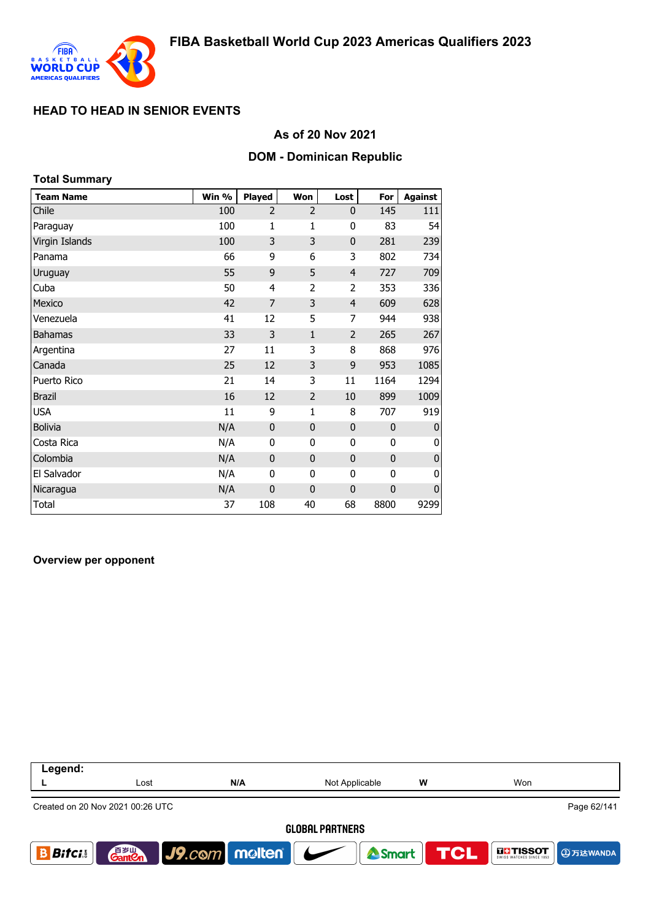## HEAD TO HEAD IN SENIOR EVENTS

### As of 20 Nov 2021

### DOM - Dominican Republic

**Total Summary**

| Team Name | Win % | Played | Won | Lost | For | Against |
|---|---|---|---|---|---|---|
| Chile | 100 | 2 | 2 | 0 | 145 | 111 |
| Paraguay | 100 | 1 | 1 | 0 | 83 | 54 |
| Virgin Islands | 100 | 3 | 3 | 0 | 281 | 239 |
| Panama | 66 | 9 | 6 | 3 | 802 | 734 |
| Uruguay | 55 | 9 | 5 | 4 | 727 | 709 |
| Cuba | 50 | 4 | 2 | 2 | 353 | 336 |
| Mexico | 42 | 7 | 3 | 4 | 609 | 628 |
| Venezuela | 41 | 12 | 5 | 7 | 944 | 938 |
| Bahamas | 33 | 3 | 1 | 2 | 265 | 267 |
| Argentina | 27 | 11 | 3 | 8 | 868 | 976 |
| Canada | 25 | 12 | 3 | 9 | 953 | 1085 |
| Puerto Rico | 21 | 14 | 3 | 11 | 1164 | 1294 |
| Brazil | 16 | 12 | 2 | 10 | 899 | 1009 |
| USA | 11 | 9 | 1 | 8 | 707 | 919 |
| Bolivia | N/A | 0 | 0 | 0 | 0 | 0 |
| Costa Rica | N/A | 0 | 0 | 0 | 0 | 0 |
| Colombia | N/A | 0 | 0 | 0 | 0 | 0 |
| El Salvador | N/A | 0 | 0 | 0 | 0 | 0 |
| Nicaragua | N/A | 0 | 0 | 0 | 0 | 0 |
| Total | 37 | 108 | 40 | 68 | 8800 | 9299 |

**Overview per opponent**

| Legend: | | | | | |
|---|---|---|---|---|---|
| L | Lost | N/A | Not Applicable | W | Won |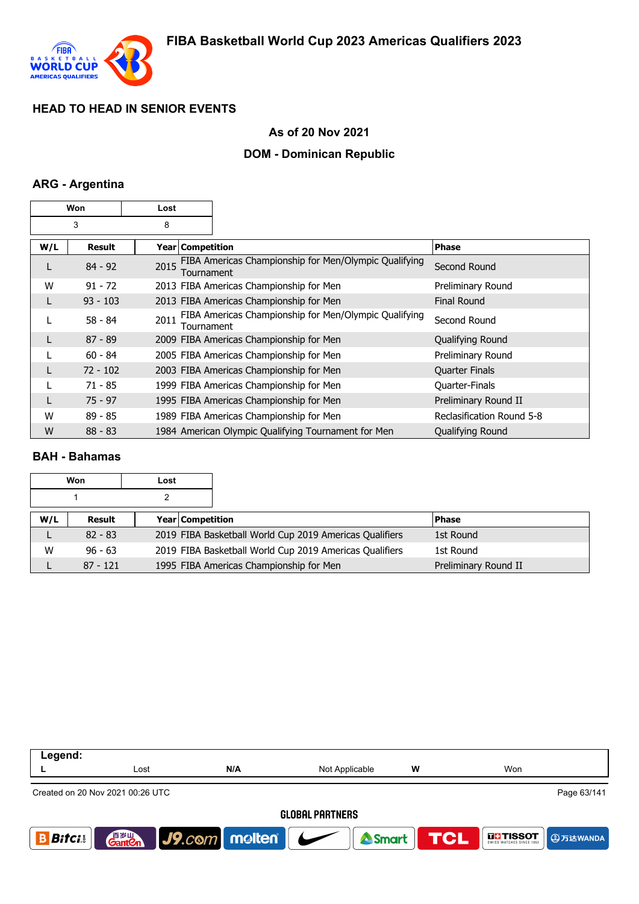## HEAD TO HEAD IN SENIOR EVENTS

### As of 20 Nov 2021

### DOM - Dominican Republic

### ARG - Argentina

| Won | Lost |
|---|---|
| 3 | 8 |

| W/L | Result | Year | Competition | Phase |
|---|---|---|---|---|
| L | 84 - 92 | 2015 | FIBA Americas Championship for Men/Olympic Qualifying Tournament | Second Round |
| W | 91 - 72 | 2013 | FIBA Americas Championship for Men | Preliminary Round |
| L | 93 - 103 | 2013 | FIBA Americas Championship for Men | Final Round |
| L | 58 - 84 | 2011 | FIBA Americas Championship for Men/Olympic Qualifying Tournament | Second Round |
| L | 87 - 89 | 2009 | FIBA Americas Championship for Men | Qualifying Round |
| L | 60 - 84 | 2005 | FIBA Americas Championship for Men | Preliminary Round |
| L | 72 - 102 | 2003 | FIBA Americas Championship for Men | Quarter Finals |
| L | 71 - 85 | 1999 | FIBA Americas Championship for Men | Quarter-Finals |
| L | 75 - 97 | 1995 | FIBA Americas Championship for Men | Preliminary Round II |
| W | 89 - 85 | 1989 | FIBA Americas Championship for Men | Reclasification Round 5-8 |
| W | 88 - 83 | 1984 | American Olympic Qualifying Tournament for Men | Qualifying Round |

### BAH - Bahamas

| Won | Lost |
|---|---|
| 1 | 2 |

| W/L | Result | Year | Competition | Phase |
|---|---|---|---|---|
| L | 82 - 83 | 2019 | FIBA Basketball World Cup 2019 Americas Qualifiers | 1st Round |
| W | 96 - 63 | 2019 | FIBA Basketball World Cup 2019 Americas Qualifiers | 1st Round |
| L | 87 - 121 | 1995 | FIBA Americas Championship for Men | Preliminary Round II |

| Legend: | | | | | |
|---|---|---|---|---|---|
| L | Lost | N/A | Not Applicable | W | Won |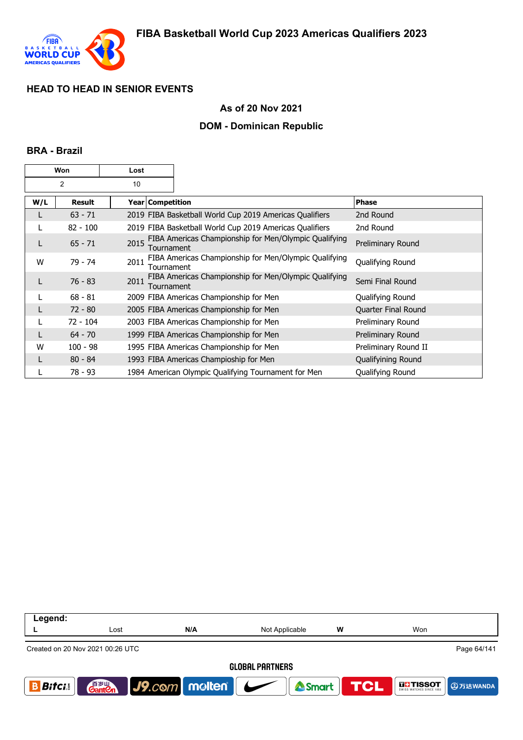## HEAD TO HEAD IN SENIOR EVENTS

### As of 20 Nov 2021

### DOM - Dominican Republic

### BRA - Brazil

| Won | Lost |
|---|---|
| 2 | 10 |

| W/L | Result | Year | Competition | Phase |
|---|---|---|---|---|
| L | 63 - 71 | 2019 | FIBA Basketball World Cup 2019 Americas Qualifiers | 2nd Round |
| L | 82 - 100 | 2019 | FIBA Basketball World Cup 2019 Americas Qualifiers | 2nd Round |
| L | 65 - 71 | 2015 | FIBA Americas Championship for Men/Olympic Qualifying Tournament | Preliminary Round |
| W | 79 - 74 | 2011 | FIBA Americas Championship for Men/Olympic Qualifying Tournament | Qualifying Round |
| L | 76 - 83 | 2011 | FIBA Americas Championship for Men/Olympic Qualifying Tournament | Semi Final Round |
| L | 68 - 81 | 2009 | FIBA Americas Championship for Men | Qualifying Round |
| L | 72 - 80 | 2005 | FIBA Americas Championship for Men | Quarter Final Round |
| L | 72 - 104 | 2003 | FIBA Americas Championship for Men | Preliminary Round |
| L | 64 - 70 | 1999 | FIBA Americas Championship for Men | Preliminary Round |
| W | 100 - 98 | 1995 | FIBA Americas Championship for Men | Preliminary Round II |
| L | 80 - 84 | 1993 | FIBA Americas Champioship for Men | Qualifiying Round |
| L | 78 - 93 | 1984 | American Olympic Qualifying Tournament for Men | Qualifying Round |

**Legend:**

| L | Lost | N/A | Not Applicable | W | Won |
|---|---|---|---|---|---|

Created on 20 Nov 2021 00:26 UTC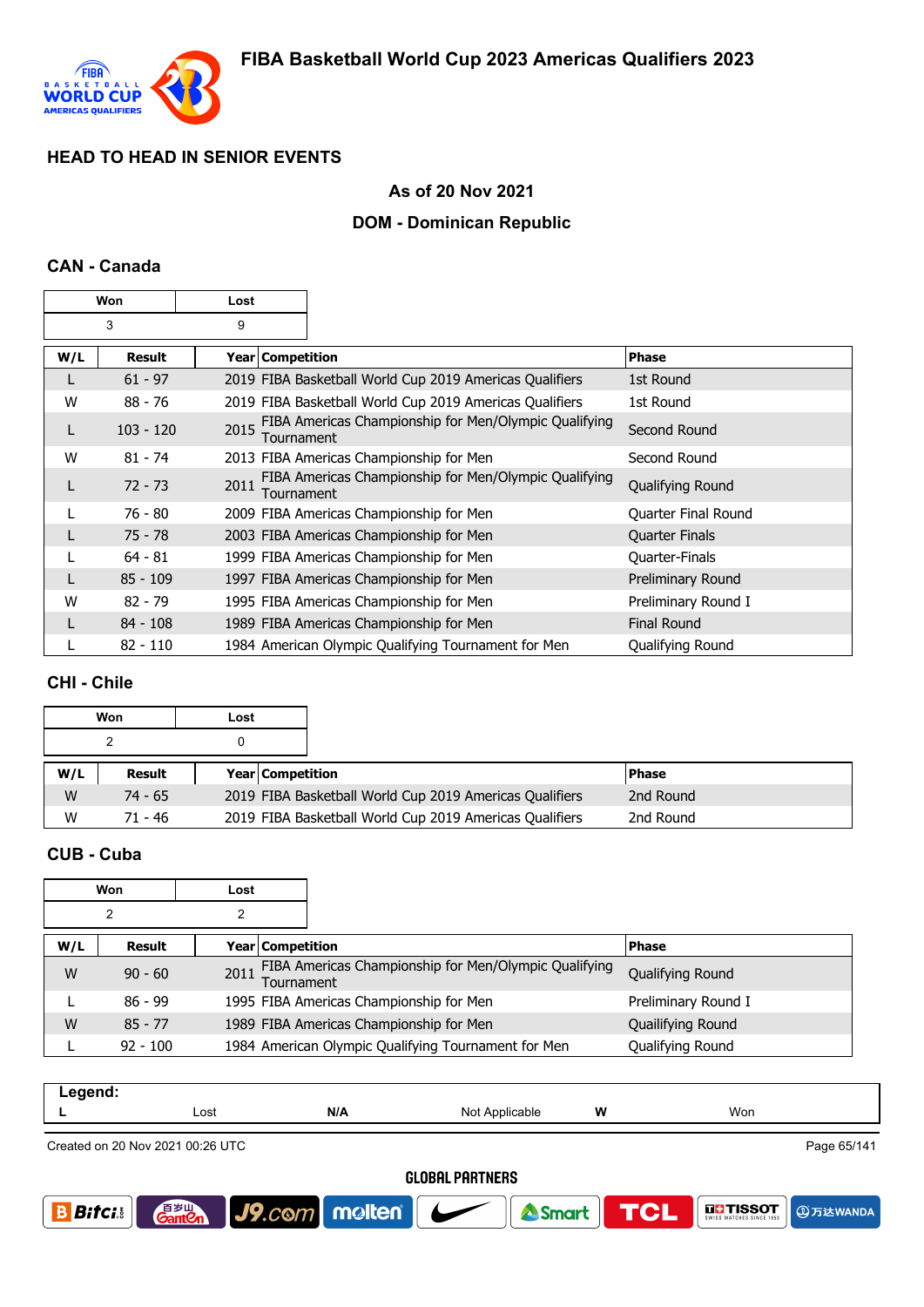## HEAD TO HEAD IN SENIOR EVENTS

### As of 20 Nov 2021

### DOM - Dominican Republic

### CAN - Canada

| Won | Lost |
|---|---|
| 3 | 9 |

| W/L | Result | Year | Competition | Phase |
|---|---|---|---|---|
| L | 61 - 97 | 2019 | FIBA Basketball World Cup 2019 Americas Qualifiers | 1st Round |
| W | 88 - 76 | 2019 | FIBA Basketball World Cup 2019 Americas Qualifiers | 1st Round |
| L | 103 - 120 | 2015 | FIBA Americas Championship for Men/Olympic Qualifying Tournament | Second Round |
| W | 81 - 74 | 2013 | FIBA Americas Championship for Men | Second Round |
| L | 72 - 73 | 2011 | FIBA Americas Championship for Men/Olympic Qualifying Tournament | Qualifying Round |
| L | 76 - 80 | 2009 | FIBA Americas Championship for Men | Quarter Final Round |
| L | 75 - 78 | 2003 | FIBA Americas Championship for Men | Quarter Finals |
| L | 64 - 81 | 1999 | FIBA Americas Championship for Men | Quarter-Finals |
| L | 85 - 109 | 1997 | FIBA Americas Championship for Men | Preliminary Round |
| W | 82 - 79 | 1995 | FIBA Americas Championship for Men | Preliminary Round I |
| L | 84 - 108 | 1989 | FIBA Americas Championship for Men | Final Round |
| L | 82 - 110 | 1984 | American Olympic Qualifying Tournament for Men | Qualifying Round |

### CHI - Chile

| Won | Lost |
|---|---|
| 2 | 0 |

| W/L | Result | Year | Competition | Phase |
|---|---|---|---|---|
| W | 74 - 65 | 2019 | FIBA Basketball World Cup 2019 Americas Qualifiers | 2nd Round |
| W | 71 - 46 | 2019 | FIBA Basketball World Cup 2019 Americas Qualifiers | 2nd Round |

### CUB - Cuba

| Won | Lost |
|---|---|
| 2 | 2 |

| W/L | Result | Year | Competition | Phase |
|---|---|---|---|---|
| W | 90 - 60 | 2011 | FIBA Americas Championship for Men/Olympic Qualifying Tournament | Qualifying Round |
| L | 86 - 99 | 1995 | FIBA Americas Championship for Men | Preliminary Round I |
| W | 85 - 77 | 1989 | FIBA Americas Championship for Men | Quailifying Round |
| L | 92 - 100 | 1984 | American Olympic Qualifying Tournament for Men | Qualifying Round |

**Legend:**

| L | Lost | N/A | Not Applicable | W | Won |
|---|---|---|---|---|---|

Created on 20 Nov 2021 00:26 UTC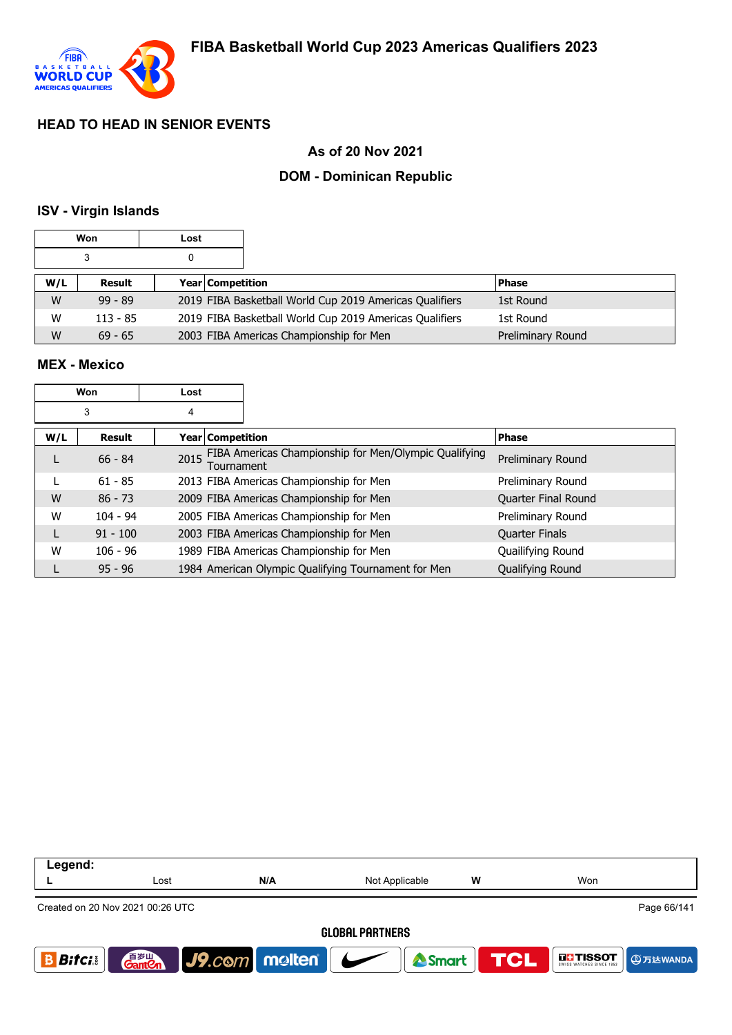# FIBA Basketball World Cup 2023 Americas Qualifiers 2023

## HEAD TO HEAD IN SENIOR EVENTS

### As of 20 Nov 2021

### DOM - Dominican Republic

### ISV - Virgin Islands

| Won | Lost |
|---|---|
| 3 | 0 |

| W/L | Result | Year | Competition | Phase |
|---|---|---|---|---|
| W | 99 - 89 | 2019 | FIBA Basketball World Cup 2019 Americas Qualifiers | 1st Round |
| W | 113 - 85 | 2019 | FIBA Basketball World Cup 2019 Americas Qualifiers | 1st Round |
| W | 69 - 65 | 2003 | FIBA Americas Championship for Men | Preliminary Round |

### MEX - Mexico

| Won | Lost |
|---|---|
| 3 | 4 |

| W/L | Result | Year | Competition | Phase |
|---|---|---|---|---|
| L | 66 - 84 | 2015 | FIBA Americas Championship for Men/Olympic Qualifying Tournament | Preliminary Round |
| L | 61 - 85 | 2013 | FIBA Americas Championship for Men | Preliminary Round |
| W | 86 - 73 | 2009 | FIBA Americas Championship for Men | Quarter Final Round |
| W | 104 - 94 | 2005 | FIBA Americas Championship for Men | Preliminary Round |
| L | 91 - 100 | 2003 | FIBA Americas Championship for Men | Quarter Finals |
| W | 106 - 96 | 1989 | FIBA Americas Championship for Men | Quailifying Round |
| L | 95 - 96 | 1984 | American Olympic Qualifying Tournament for Men | Qualifying Round |

| Legend: | | | | | |
|---|---|---|---|---|---|
| L | Lost | N/A | Not Applicable | W | Won |

Created on 20 Nov 2021 00:26 UTC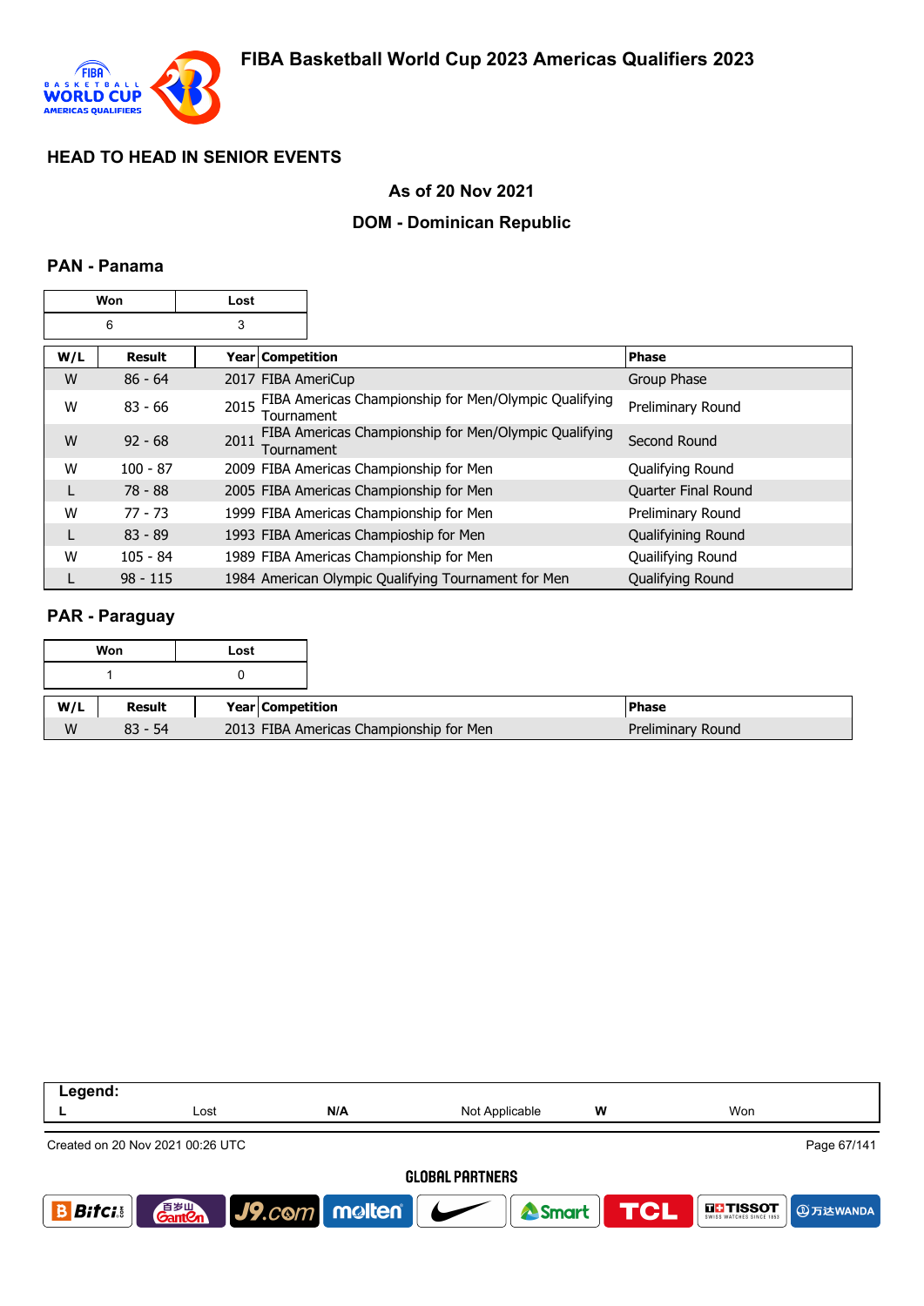## HEAD TO HEAD IN SENIOR EVENTS

### As of 20 Nov 2021

### DOM - Dominican Republic

#### PAN - Panama

| Won | Lost |
|---|---|
| 6 | 3 |

| W/L | Result | Year | Competition | Phase |
|---|---|---|---|---|
| W | 86 - 64 | 2017 | FIBA AmeriCup | Group Phase |
| W | 83 - 66 | 2015 | FIBA Americas Championship for Men/Olympic Qualifying Tournament | Preliminary Round |
| W | 92 - 68 | 2011 | FIBA Americas Championship for Men/Olympic Qualifying Tournament | Second Round |
| W | 100 - 87 | 2009 | FIBA Americas Championship for Men | Qualifying Round |
| L | 78 - 88 | 2005 | FIBA Americas Championship for Men | Quarter Final Round |
| W | 77 - 73 | 1999 | FIBA Americas Championship for Men | Preliminary Round |
| L | 83 - 89 | 1993 | FIBA Americas Champioship for Men | Qualifyining Round |
| W | 105 - 84 | 1989 | FIBA Americas Championship for Men | Quailifying Round |
| L | 98 - 115 | 1984 | American Olympic Qualifying Tournament for Men | Qualifying Round |

#### PAR - Paraguay

| Won | Lost |
|---|---|
| 1 | 0 |

| W/L | Result | Year | Competition | Phase |
|---|---|---|---|---|
| W | 83 - 54 | 2013 | FIBA Americas Championship for Men | Preliminary Round |

| Legend: | | | | | |
|---|---|---|---|---|---|
| L | Lost | N/A | Not Applicable | W | Won |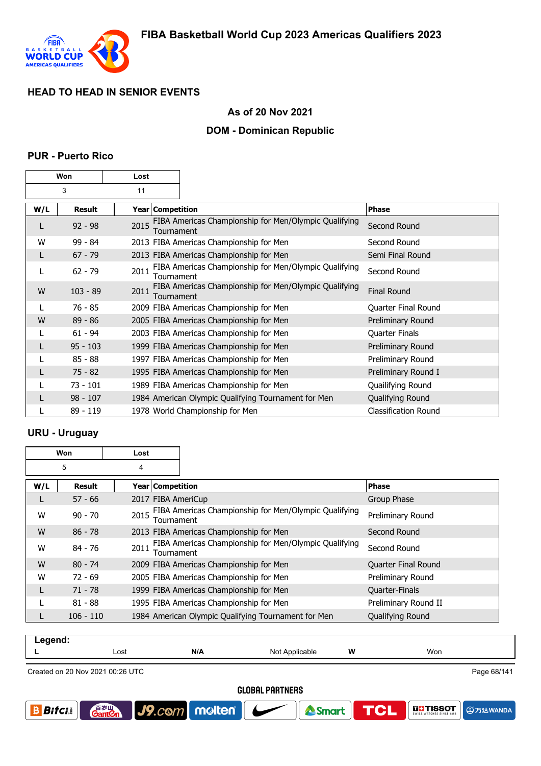# FIBA Basketball World Cup 2023 Americas Qualifiers 2023

## HEAD TO HEAD IN SENIOR EVENTS

### As of 20 Nov 2021

### DOM - Dominican Republic

### PUR - Puerto Rico

| Won | Lost |
|---|---|
| 3 | 11 |

| W/L | Result | Year | Competition | Phase |
|---|---|---|---|---|
| L | 92 - 98 | 2015 | FIBA Americas Championship for Men/Olympic Qualifying Tournament | Second Round |
| W | 99 - 84 | 2013 | FIBA Americas Championship for Men | Second Round |
| L | 67 - 79 | 2013 | FIBA Americas Championship for Men | Semi Final Round |
| L | 62 - 79 | 2011 | FIBA Americas Championship for Men/Olympic Qualifying Tournament | Second Round |
| W | 103 - 89 | 2011 | FIBA Americas Championship for Men/Olympic Qualifying Tournament | Final Round |
| L | 76 - 85 | 2009 | FIBA Americas Championship for Men | Quarter Final Round |
| W | 89 - 86 | 2005 | FIBA Americas Championship for Men | Preliminary Round |
| L | 61 - 94 | 2003 | FIBA Americas Championship for Men | Quarter Finals |
| L | 95 - 103 | 1999 | FIBA Americas Championship for Men | Preliminary Round |
| L | 85 - 88 | 1997 | FIBA Americas Championship for Men | Preliminary Round |
| L | 75 - 82 | 1995 | FIBA Americas Championship for Men | Preliminary Round I |
| L | 73 - 101 | 1989 | FIBA Americas Championship for Men | Quailifying Round |
| L | 98 - 107 | 1984 | American Olympic Qualifying Tournament for Men | Qualifying Round |
| L | 89 - 119 | 1978 | World Championship for Men | Classification Round |

### URU - Uruguay

| Won | Lost |
|---|---|
| 5 | 4 |

| W/L | Result | Year | Competition | Phase |
|---|---|---|---|---|
| L | 57 - 66 | 2017 | FIBA AmeriCup | Group Phase |
| W | 90 - 70 | 2015 | FIBA Americas Championship for Men/Olympic Qualifying Tournament | Preliminary Round |
| W | 86 - 78 | 2013 | FIBA Americas Championship for Men | Second Round |
| W | 84 - 76 | 2011 | FIBA Americas Championship for Men/Olympic Qualifying Tournament | Second Round |
| W | 80 - 74 | 2009 | FIBA Americas Championship for Men | Quarter Final Round |
| W | 72 - 69 | 2005 | FIBA Americas Championship for Men | Preliminary Round |
| L | 71 - 78 | 1999 | FIBA Americas Championship for Men | Quarter-Finals |
| L | 81 - 88 | 1995 | FIBA Americas Championship for Men | Preliminary Round II |
| L | 106 - 110 | 1984 | American Olympic Qualifying Tournament for Men | Qualifying Round |

**Legend:**

| L | Lost | N/A | Not Applicable | W | Won |
|---|---|---|---|---|---|

Created on 20 Nov 2021 00:26 UTC

GLOBAL PARTNERS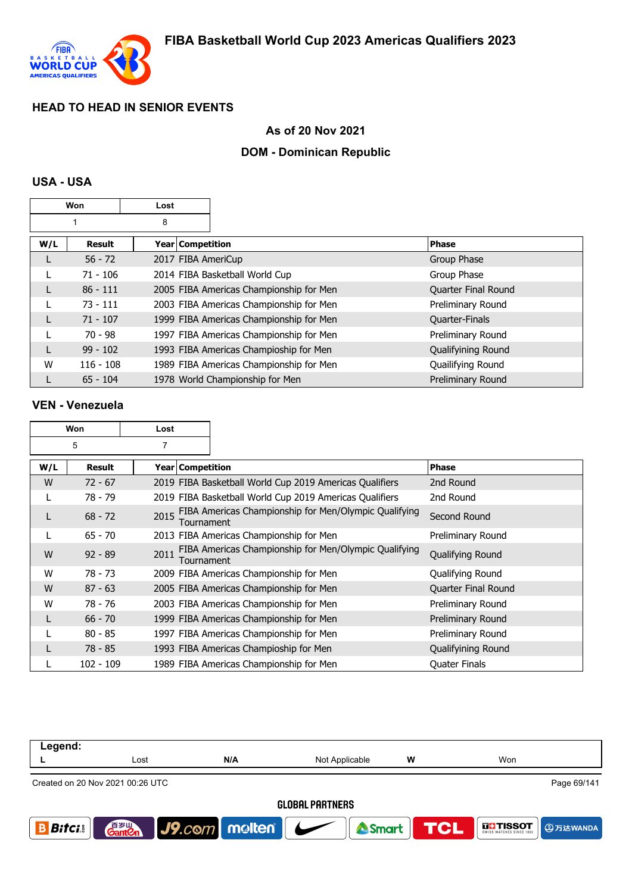## HEAD TO HEAD IN SENIOR EVENTS

### As of 20 Nov 2021

### DOM - Dominican Republic

### USA - USA

| Won | Lost |
|---|---|
| 1 | 8 |

| W/L | Result | Year | Competition | Phase |
|---|---|---|---|---|
| L | 56 - 72 | 2017 | FIBA AmeriCup | Group Phase |
| L | 71 - 106 | 2014 | FIBA Basketball World Cup | Group Phase |
| L | 86 - 111 | 2005 | FIBA Americas Championship for Men | Quarter Final Round |
| L | 73 - 111 | 2003 | FIBA Americas Championship for Men | Preliminary Round |
| L | 71 - 107 | 1999 | FIBA Americas Championship for Men | Quarter-Finals |
| L | 70 - 98 | 1997 | FIBA Americas Championship for Men | Preliminary Round |
| L | 99 - 102 | 1993 | FIBA Americas Champioship for Men | Qualifying Round |
| W | 116 - 108 | 1989 | FIBA Americas Championship for Men | Quailifying Round |
| L | 65 - 104 | 1978 | World Championship for Men | Preliminary Round |

### VEN - Venezuela

| Won | Lost |
|---|---|
| 5 | 7 |

| W/L | Result | Year | Competition | Phase |
|---|---|---|---|---|
| W | 72 - 67 | 2019 | FIBA Basketball World Cup 2019 Americas Qualifiers | 2nd Round |
| L | 78 - 79 | 2019 | FIBA Basketball World Cup 2019 Americas Qualifiers | 2nd Round |
| L | 68 - 72 | 2015 | FIBA Americas Championship for Men/Olympic Qualifying Tournament | Second Round |
| L | 65 - 70 | 2013 | FIBA Americas Championship for Men | Preliminary Round |
| W | 92 - 89 | 2011 | FIBA Americas Championship for Men/Olympic Qualifying Tournament | Qualifying Round |
| W | 78 - 73 | 2009 | FIBA Americas Championship for Men | Qualifying Round |
| W | 87 - 63 | 2005 | FIBA Americas Championship for Men | Quarter Final Round |
| W | 78 - 76 | 2003 | FIBA Americas Championship for Men | Preliminary Round |
| L | 66 - 70 | 1999 | FIBA Americas Championship for Men | Preliminary Round |
| L | 80 - 85 | 1997 | FIBA Americas Championship for Men | Preliminary Round |
| L | 78 - 85 | 1993 | FIBA Americas Champioship for Men | Qualifying Round |
| L | 102 - 109 | 1989 | FIBA Americas Championship for Men | Quater Finals |

| Legend: | | | | | |
|---|---|---|---|---|---|
| L | Lost | N/A | Not Applicable | W | Won |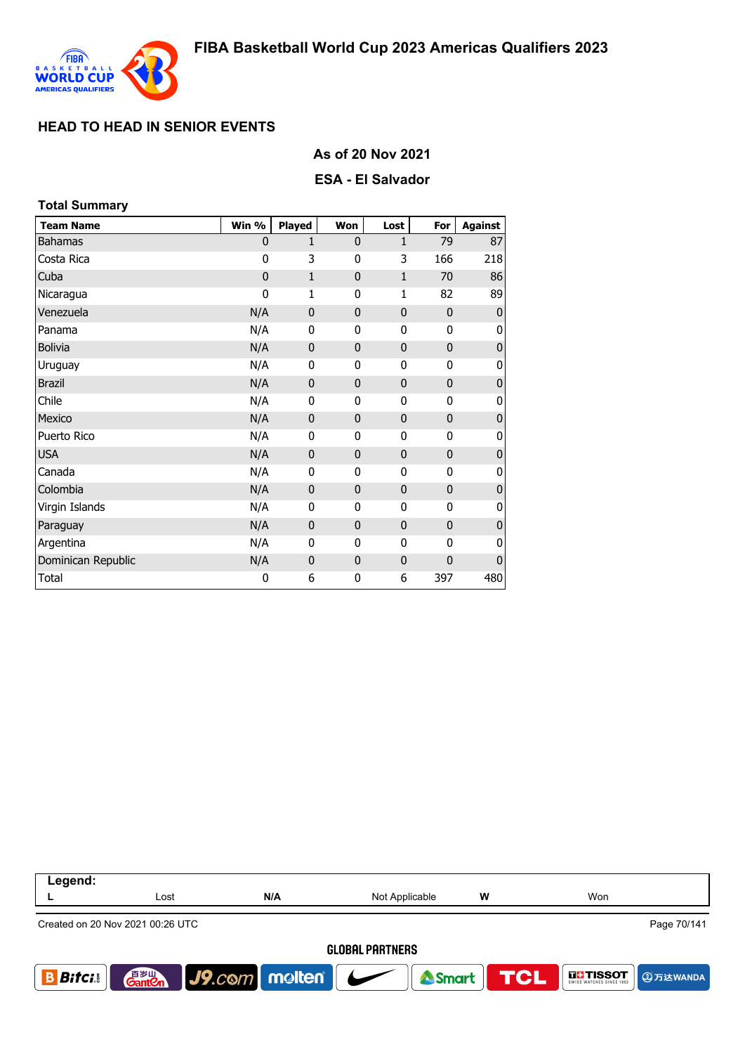# FIBA Basketball World Cup 2023 Americas Qualifiers 2023

## HEAD TO HEAD IN SENIOR EVENTS

### As of 20 Nov 2021

### ESA - El Salvador

**Total Summary**

| Team Name | Win % | Played | Won | Lost | For | Against |
|---|---|---|---|---|---|---|
| Bahamas | 0 | 1 | 0 | 1 | 79 | 87 |
| Costa Rica | 0 | 3 | 0 | 3 | 166 | 218 |
| Cuba | 0 | 1 | 0 | 1 | 70 | 86 |
| Nicaragua | 0 | 1 | 0 | 1 | 82 | 89 |
| Venezuela | N/A | 0 | 0 | 0 | 0 | 0 |
| Panama | N/A | 0 | 0 | 0 | 0 | 0 |
| Bolivia | N/A | 0 | 0 | 0 | 0 | 0 |
| Uruguay | N/A | 0 | 0 | 0 | 0 | 0 |
| Brazil | N/A | 0 | 0 | 0 | 0 | 0 |
| Chile | N/A | 0 | 0 | 0 | 0 | 0 |
| Mexico | N/A | 0 | 0 | 0 | 0 | 0 |
| Puerto Rico | N/A | 0 | 0 | 0 | 0 | 0 |
| USA | N/A | 0 | 0 | 0 | 0 | 0 |
| Canada | N/A | 0 | 0 | 0 | 0 | 0 |
| Colombia | N/A | 0 | 0 | 0 | 0 | 0 |
| Virgin Islands | N/A | 0 | 0 | 0 | 0 | 0 |
| Paraguay | N/A | 0 | 0 | 0 | 0 | 0 |
| Argentina | N/A | 0 | 0 | 0 | 0 | 0 |
| Dominican Republic | N/A | 0 | 0 | 0 | 0 | 0 |
| Total | 0 | 6 | 0 | 6 | 397 | 480 |

**Legend:**

| L | Lost | N/A | Not Applicable | W | Won |
|---|---|---|---|---|---|

Created on 20 Nov 2021 00:26 UTC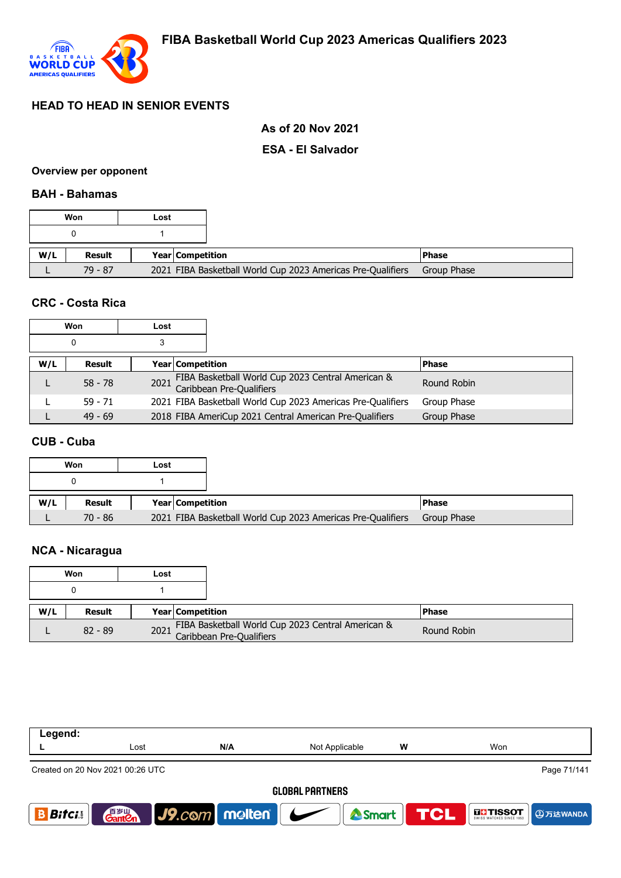# FIBA Basketball World Cup 2023 Americas Qualifiers 2023

## HEAD TO HEAD IN SENIOR EVENTS

**As of 20 Nov 2021**

**ESA - El Salvador**

### Overview per opponent

### BAH - Bahamas

| Won | Lost |
|---|---|
| 0 | 1 |

| W/L | Result | Year | Competition | Phase |
|---|---|---|---|---|
| L | 79 - 87 | 2021 | FIBA Basketball World Cup 2023 Americas Pre-Qualifiers | Group Phase |

### CRC - Costa Rica

| Won | Lost |
|---|---|
| 0 | 3 |

| W/L | Result | Year | Competition | Phase |
|---|---|---|---|---|
| L | 58 - 78 | 2021 | FIBA Basketball World Cup 2023 Central American & Caribbean Pre-Qualifiers | Round Robin |
| L | 59 - 71 | 2021 | FIBA Basketball World Cup 2023 Americas Pre-Qualifiers | Group Phase |
| L | 49 - 69 | 2018 | FIBA AmeriCup 2021 Central American Pre-Qualifiers | Group Phase |

### CUB - Cuba

| Won | Lost |
|---|---|
| 0 | 1 |

| W/L | Result | Year | Competition | Phase |
|---|---|---|---|---|
| L | 70 - 86 | 2021 | FIBA Basketball World Cup 2023 Americas Pre-Qualifiers | Group Phase |

### NCA - Nicaragua

| Won | Lost |
|---|---|
| 0 | 1 |

| W/L | Result | Year | Competition | Phase |
|---|---|---|---|---|
| L | 82 - 89 | 2021 | FIBA Basketball World Cup 2023 Central American & Caribbean Pre-Qualifiers | Round Robin |

| Legend: | | | | | |
|---|---|---|---|---|---|
| L | Lost | N/A | Not Applicable | W | Won |

Created on 20 Nov 2021 00:26 UTC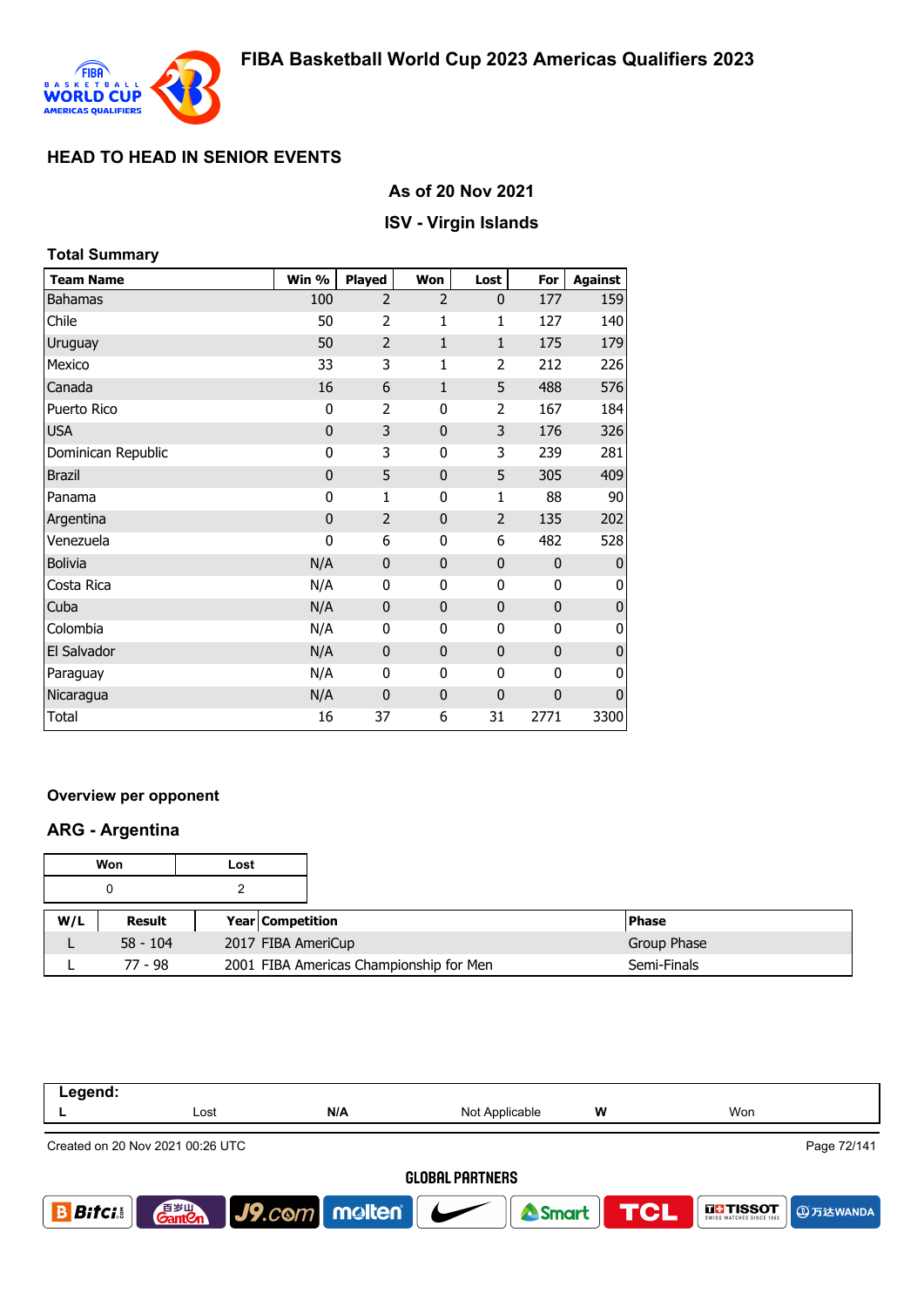# FIBA Basketball World Cup 2023 Americas Qualifiers 2023

## HEAD TO HEAD IN SENIOR EVENTS

### As of 20 Nov 2021

### ISV - Virgin Islands

**Total Summary**

| Team Name | Win % | Played | Won | Lost | For | Against |
|---|---|---|---|---|---|---|
| Bahamas | 100 | 2 | 2 | 0 | 177 | 159 |
| Chile | 50 | 2 | 1 | 1 | 127 | 140 |
| Uruguay | 50 | 2 | 1 | 1 | 175 | 179 |
| Mexico | 33 | 3 | 1 | 2 | 212 | 226 |
| Canada | 16 | 6 | 1 | 5 | 488 | 576 |
| Puerto Rico | 0 | 2 | 0 | 2 | 167 | 184 |
| USA | 0 | 3 | 0 | 3 | 176 | 326 |
| Dominican Republic | 0 | 3 | 0 | 3 | 239 | 281 |
| Brazil | 0 | 5 | 0 | 5 | 305 | 409 |
| Panama | 0 | 1 | 0 | 1 | 88 | 90 |
| Argentina | 0 | 2 | 0 | 2 | 135 | 202 |
| Venezuela | 0 | 6 | 0 | 6 | 482 | 528 |
| Bolivia | N/A | 0 | 0 | 0 | 0 | 0 |
| Costa Rica | N/A | 0 | 0 | 0 | 0 | 0 |
| Cuba | N/A | 0 | 0 | 0 | 0 | 0 |
| Colombia | N/A | 0 | 0 | 0 | 0 | 0 |
| El Salvador | N/A | 0 | 0 | 0 | 0 | 0 |
| Paraguay | N/A | 0 | 0 | 0 | 0 | 0 |
| Nicaragua | N/A | 0 | 0 | 0 | 0 | 0 |
| Total | 16 | 37 | 6 | 31 | 2771 | 3300 |

**Overview per opponent**

### ARG - Argentina

| Won | Lost |
|---|---|
| 0 | 2 |

| W/L | Result | Year | Competition | Phase |
|---|---|---|---|---|
| L | 58 - 104 | 2017 | FIBA AmeriCup | Group Phase |
| L | 77 - 98 | 2001 | FIBA Americas Championship for Men | Semi-Finals |

**Legend:**

| L | Lost | N/A | Not Applicable | W | Won |
|---|---|---|---|---|---|

Created on 20 Nov 2021 00:26 UTC

GLOBAL PARTNERS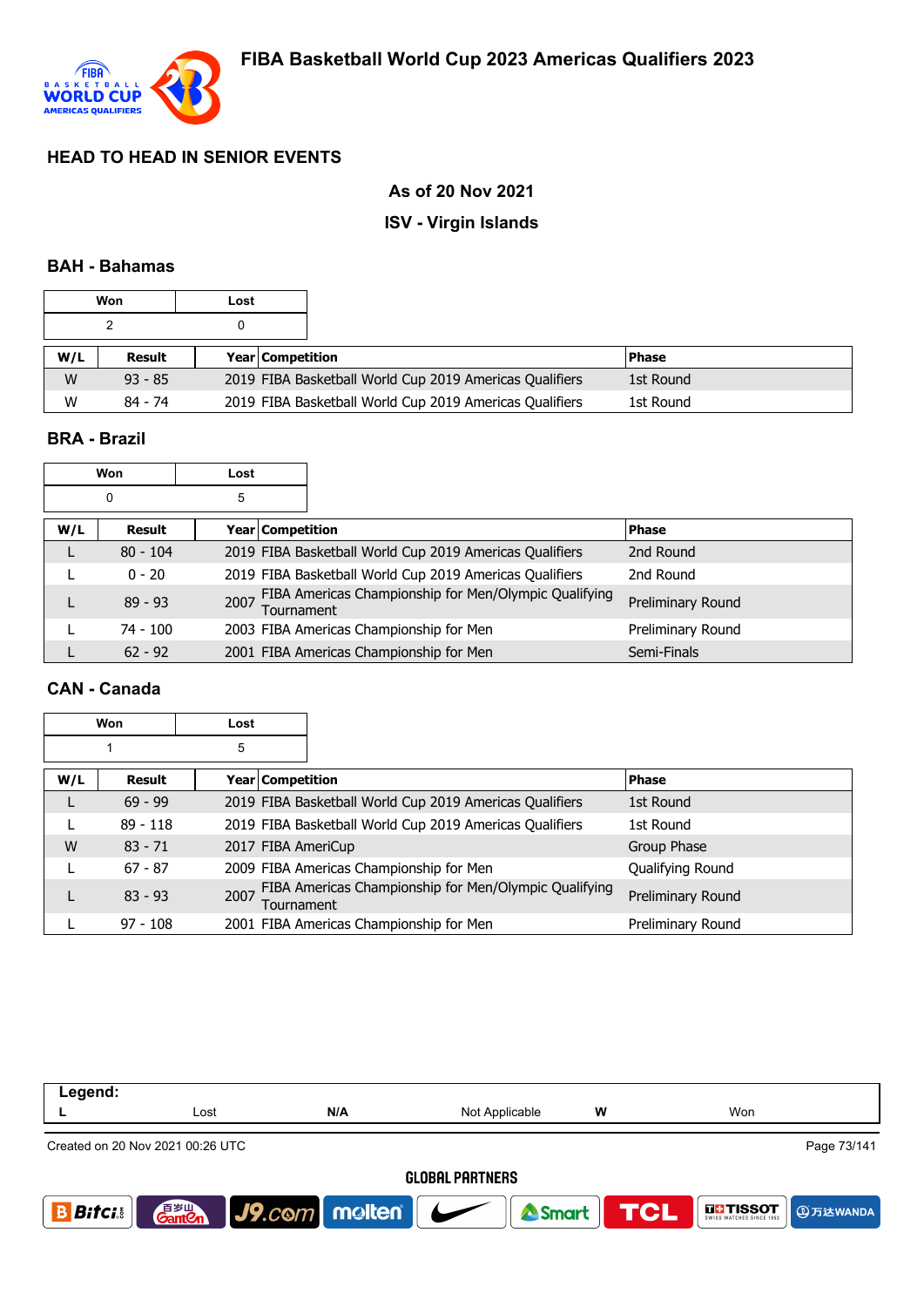## HEAD TO HEAD IN SENIOR EVENTS

### As of 20 Nov 2021

### ISV - Virgin Islands

### BAH - Bahamas

| Won | Lost |
|---|---|
| 2 | 0 |

| W/L | Result | Year | Competition | Phase |
|---|---|---|---|---|
| W | 93 - 85 | 2019 | FIBA Basketball World Cup 2019 Americas Qualifiers | 1st Round |
| W | 84 - 74 | 2019 | FIBA Basketball World Cup 2019 Americas Qualifiers | 1st Round |

### BRA - Brazil

| Won | Lost |
|---|---|
| 0 | 5 |

| W/L | Result | Year | Competition | Phase |
|---|---|---|---|---|
| L | 80 - 104 | 2019 | FIBA Basketball World Cup 2019 Americas Qualifiers | 2nd Round |
| L | 0 - 20 | 2019 | FIBA Basketball World Cup 2019 Americas Qualifiers | 2nd Round |
| L | 89 - 93 | 2007 | FIBA Americas Championship for Men/Olympic Qualifying Tournament | Preliminary Round |
| L | 74 - 100 | 2003 | FIBA Americas Championship for Men | Preliminary Round |
| L | 62 - 92 | 2001 | FIBA Americas Championship for Men | Semi-Finals |

### CAN - Canada

| Won | Lost |
|---|---|
| 1 | 5 |

| W/L | Result | Year | Competition | Phase |
|---|---|---|---|---|
| L | 69 - 99 | 2019 | FIBA Basketball World Cup 2019 Americas Qualifiers | 1st Round |
| L | 89 - 118 | 2019 | FIBA Basketball World Cup 2019 Americas Qualifiers | 1st Round |
| W | 83 - 71 | 2017 | FIBA AmeriCup | Group Phase |
| L | 67 - 87 | 2009 | FIBA Americas Championship for Men | Qualifying Round |
| L | 83 - 93 | 2007 | FIBA Americas Championship for Men/Olympic Qualifying Tournament | Preliminary Round |
| L | 97 - 108 | 2001 | FIBA Americas Championship for Men | Preliminary Round |

| Legend: | | | | | |
|---|---|---|---|---|---|
| L | Lost | N/A | Not Applicable | W | Won |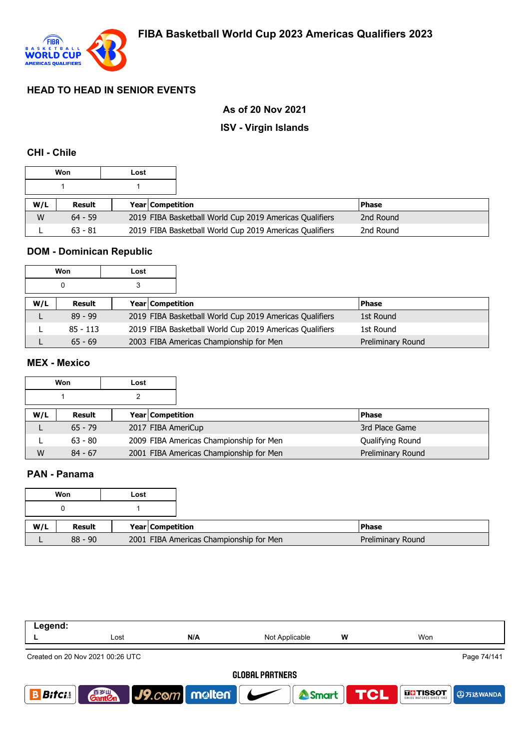# FIBA Basketball World Cup 2023 Americas Qualifiers 2023

## HEAD TO HEAD IN SENIOR EVENTS

**As of 20 Nov 2021**

**ISV - Virgin Islands**

### CHI - Chile

| Won | Lost |
|---|---|
| 1 | 1 |

| W/L | Result | Year | Competition | Phase |
|---|---|---|---|---|
| W | 64 - 59 | 2019 | FIBA Basketball World Cup 2019 Americas Qualifiers | 2nd Round |
| L | 63 - 81 | 2019 | FIBA Basketball World Cup 2019 Americas Qualifiers | 2nd Round |

### DOM - Dominican Republic

| Won | Lost |
|---|---|
| 0 | 3 |

| W/L | Result | Year | Competition | Phase |
|---|---|---|---|---|
| L | 89 - 99 | 2019 | FIBA Basketball World Cup 2019 Americas Qualifiers | 1st Round |
| L | 85 - 113 | 2019 | FIBA Basketball World Cup 2019 Americas Qualifiers | 1st Round |
| L | 65 - 69 | 2003 | FIBA Americas Championship for Men | Preliminary Round |

### MEX - Mexico

| Won | Lost |
|---|---|
| 1 | 2 |

| W/L | Result | Year | Competition | Phase |
|---|---|---|---|---|
| L | 65 - 79 | 2017 | FIBA AmeriCup | 3rd Place Game |
| L | 63 - 80 | 2009 | FIBA Americas Championship for Men | Qualifying Round |
| W | 84 - 67 | 2001 | FIBA Americas Championship for Men | Preliminary Round |

### PAN - Panama

| Won | Lost |
|---|---|
| 0 | 1 |

| W/L | Result | Year | Competition | Phase |
|---|---|---|---|---|
| L | 88 - 90 | 2001 | FIBA Americas Championship for Men | Preliminary Round |

| Legend: | | | | | |
|---|---|---|---|---|---|
| L | Lost | N/A | Not Applicable | W | Won |

Created on 20 Nov 2021 00:26 UTC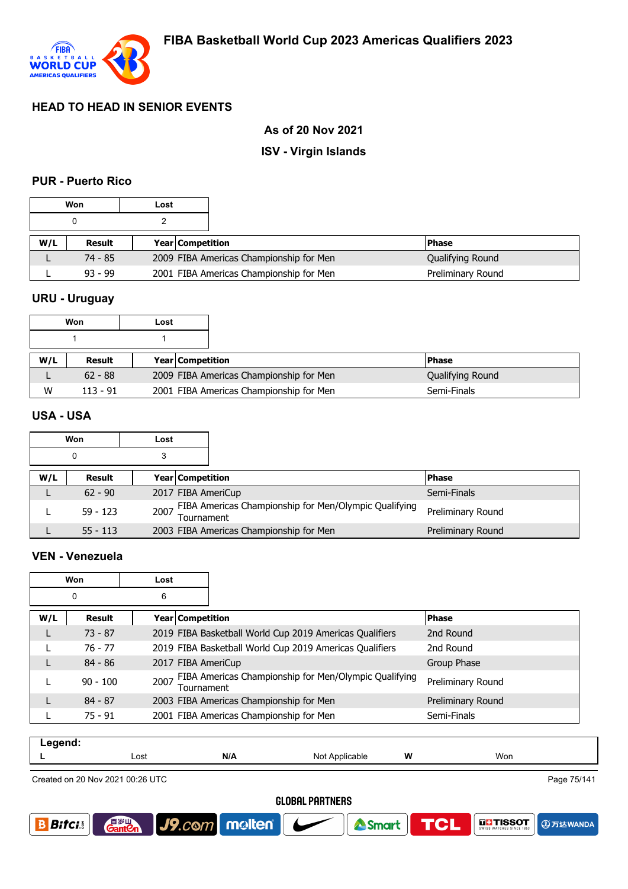FIBA Basketball World Cup 2023 Americas Qualifiers 2023

## HEAD TO HEAD IN SENIOR EVENTS

### As of 20 Nov 2021

### ISV - Virgin Islands

### PUR - Puerto Rico

| Won | Lost |
|---|---|
| 0 | 2 |

| W/L | Result | Year | Competition | Phase |
|---|---|---|---|---|
| L | 74 - 85 | 2009 | FIBA Americas Championship for Men | Qualifying Round |
| L | 93 - 99 | 2001 | FIBA Americas Championship for Men | Preliminary Round |

### URU - Uruguay

| Won | Lost |
|---|---|
| 1 | 1 |

| W/L | Result | Year | Competition | Phase |
|---|---|---|---|---|
| L | 62 - 88 | 2009 | FIBA Americas Championship for Men | Qualifying Round |
| W | 113 - 91 | 2001 | FIBA Americas Championship for Men | Semi-Finals |

### USA - USA

| Won | Lost |
|---|---|
| 0 | 3 |

| W/L | Result | Year | Competition | Phase |
|---|---|---|---|---|
| L | 62 - 90 | 2017 | FIBA AmeriCup | Semi-Finals |
| L | 59 - 123 | 2007 | FIBA Americas Championship for Men/Olympic Qualifying Tournament | Preliminary Round |
| L | 55 - 113 | 2003 | FIBA Americas Championship for Men | Preliminary Round |

### VEN - Venezuela

| Won | Lost |
|---|---|
| 0 | 6 |

| W/L | Result | Year | Competition | Phase |
|---|---|---|---|---|
| L | 73 - 87 | 2019 | FIBA Basketball World Cup 2019 Americas Qualifiers | 2nd Round |
| L | 76 - 77 | 2019 | FIBA Basketball World Cup 2019 Americas Qualifiers | 2nd Round |
| L | 84 - 86 | 2017 | FIBA AmeriCup | Group Phase |
| L | 90 - 100 | 2007 | FIBA Americas Championship for Men/Olympic Qualifying Tournament | Preliminary Round |
| L | 84 - 87 | 2003 | FIBA Americas Championship for Men | Preliminary Round |
| L | 75 - 91 | 2001 | FIBA Americas Championship for Men | Semi-Finals |

**Legend:**

| L | Lost | N/A | Not Applicable | W | Won |
|---|---|---|---|---|---|

Created on 20 Nov 2021 00:26 UTC

GLOBAL PARTNERS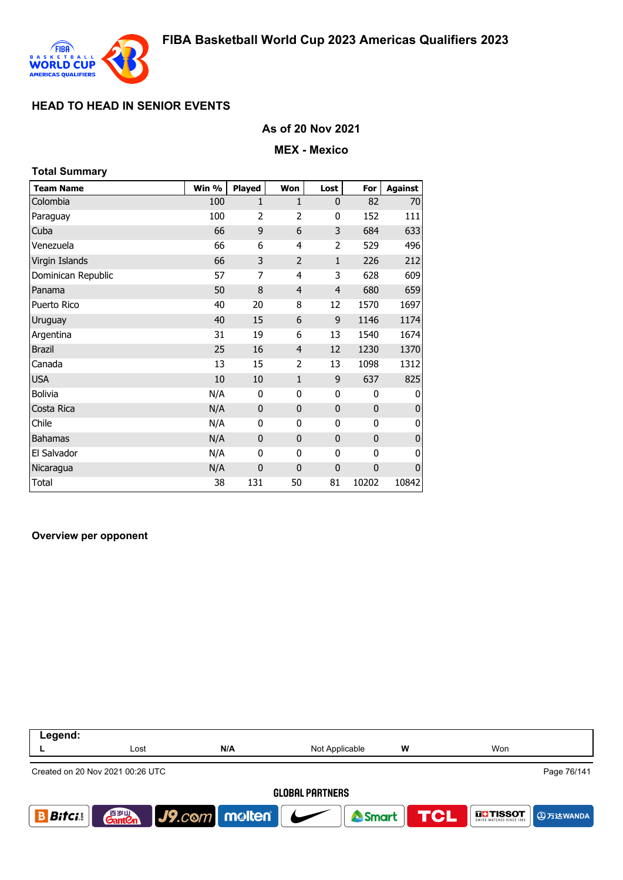## HEAD TO HEAD IN SENIOR EVENTS

**As of 20 Nov 2021**

**MEX - Mexico**

### Total Summary

| Team Name | Win % | Played | Won | Lost | For | Against |
|---|---|---|---|---|---|---|
| Colombia | 100 | 1 | 1 | 0 | 82 | 70 |
| Paraguay | 100 | 2 | 2 | 0 | 152 | 111 |
| Cuba | 66 | 9 | 6 | 3 | 684 | 633 |
| Venezuela | 66 | 6 | 4 | 2 | 529 | 496 |
| Virgin Islands | 66 | 3 | 2 | 1 | 226 | 212 |
| Dominican Republic | 57 | 7 | 4 | 3 | 628 | 609 |
| Panama | 50 | 8 | 4 | 4 | 680 | 659 |
| Puerto Rico | 40 | 20 | 8 | 12 | 1570 | 1697 |
| Uruguay | 40 | 15 | 6 | 9 | 1146 | 1174 |
| Argentina | 31 | 19 | 6 | 13 | 1540 | 1674 |
| Brazil | 25 | 16 | 4 | 12 | 1230 | 1370 |
| Canada | 13 | 15 | 2 | 13 | 1098 | 1312 |
| USA | 10 | 10 | 1 | 9 | 637 | 825 |
| Bolivia | N/A | 0 | 0 | 0 | 0 | 0 |
| Costa Rica | N/A | 0 | 0 | 0 | 0 | 0 |
| Chile | N/A | 0 | 0 | 0 | 0 | 0 |
| Bahamas | N/A | 0 | 0 | 0 | 0 | 0 |
| El Salvador | N/A | 0 | 0 | 0 | 0 | 0 |
| Nicaragua | N/A | 0 | 0 | 0 | 0 | 0 |
| Total | 38 | 131 | 50 | 81 | 10202 | 10842 |

### Overview per opponent

**Legend:**

| L | Lost | N/A | Not Applicable | W | Won |
|---|---|---|---|---|---|

Created on 20 Nov 2021 00:26 UTC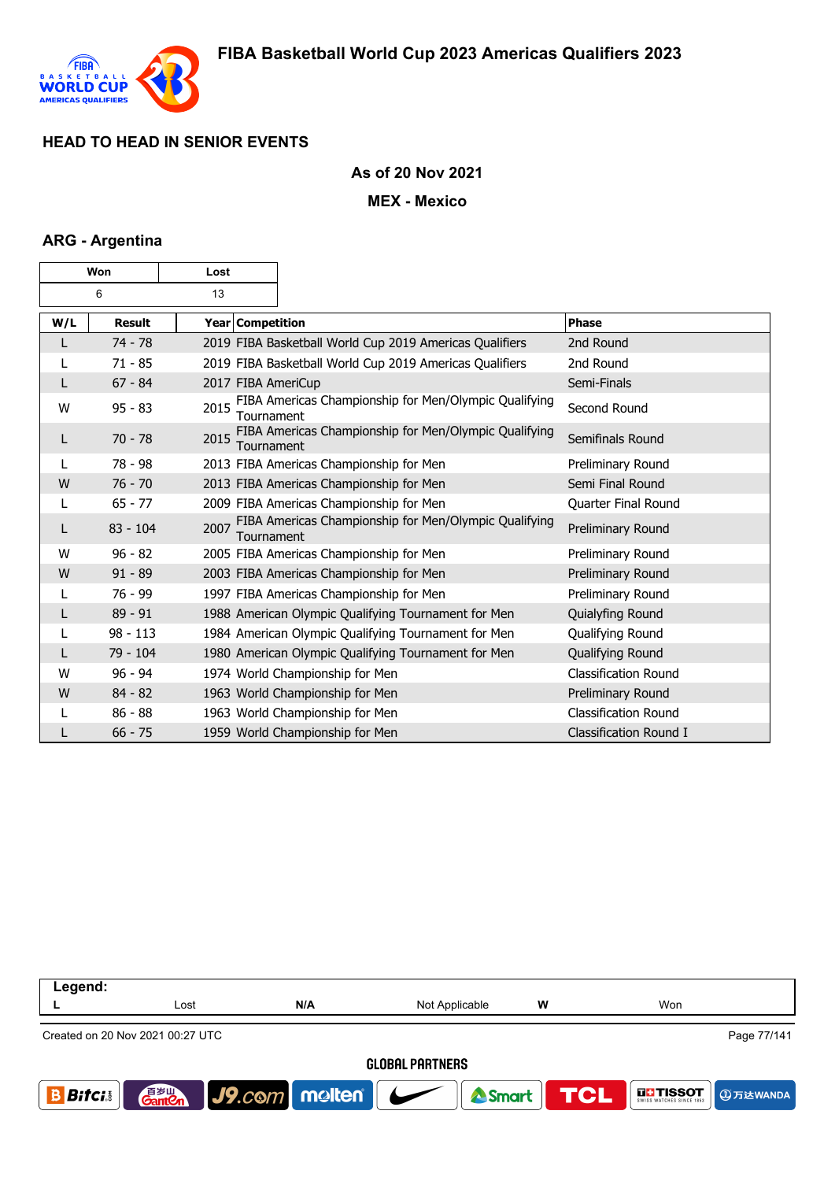## HEAD TO HEAD IN SENIOR EVENTS

**As of 20 Nov 2021**

**MEX - Mexico**

### ARG - Argentina

| Won | Lost |
|---|---|
| 6 | 13 |

| W/L | Result | Year | Competition | Phase |
|---|---|---|---|---|
| L | 74 - 78 | 2019 | FIBA Basketball World Cup 2019 Americas Qualifiers | 2nd Round |
| L | 71 - 85 | 2019 | FIBA Basketball World Cup 2019 Americas Qualifiers | 2nd Round |
| L | 67 - 84 | 2017 | FIBA AmeriCup | Semi-Finals |
| W | 95 - 83 | 2015 | FIBA Americas Championship for Men/Olympic Qualifying Tournament | Second Round |
| L | 70 - 78 | 2015 | FIBA Americas Championship for Men/Olympic Qualifying Tournament | Semifinals Round |
| L | 78 - 98 | 2013 | FIBA Americas Championship for Men | Preliminary Round |
| W | 76 - 70 | 2013 | FIBA Americas Championship for Men | Semi Final Round |
| L | 65 - 77 | 2009 | FIBA Americas Championship for Men | Quarter Final Round |
| L | 83 - 104 | 2007 | FIBA Americas Championship for Men/Olympic Qualifying Tournament | Preliminary Round |
| W | 96 - 82 | 2005 | FIBA Americas Championship for Men | Preliminary Round |
| W | 91 - 89 | 2003 | FIBA Americas Championship for Men | Preliminary Round |
| L | 76 - 99 | 1997 | FIBA Americas Championship for Men | Preliminary Round |
| L | 89 - 91 | 1988 | American Olympic Qualifying Tournament for Men | Quialyfing Round |
| L | 98 - 113 | 1984 | American Olympic Qualifying Tournament for Men | Qualifying Round |
| L | 79 - 104 | 1980 | American Olympic Qualifying Tournament for Men | Qualifying Round |
| W | 96 - 94 | 1974 | World Championship for Men | Classification Round |
| W | 84 - 82 | 1963 | World Championship for Men | Preliminary Round |
| L | 86 - 88 | 1963 | World Championship for Men | Classification Round |
| L | 66 - 75 | 1959 | World Championship for Men | Classification Round I |

| Legend: | | | | | |
|---|---|---|---|---|---|
| L | Lost | N/A | Not Applicable | W | Won |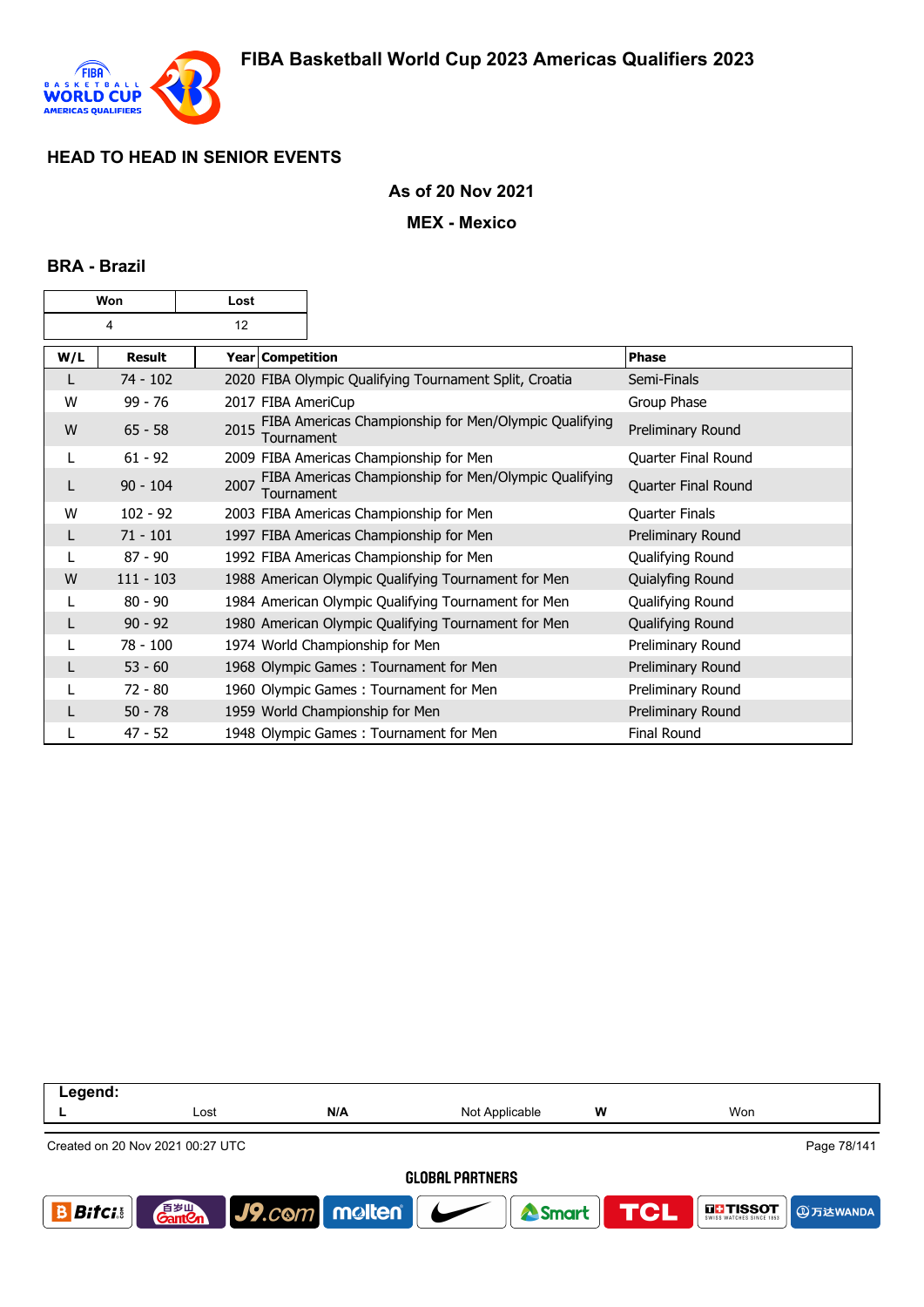# FIBA Basketball World Cup 2023 Americas Qualifiers 2023

## HEAD TO HEAD IN SENIOR EVENTS

**As of 20 Nov 2021**

**MEX - Mexico**

### BRA - Brazil

| Won | Lost |
|---|---|
| 4 | 12 |

| W/L | Result | Year | Competition | Phase |
|---|---|---|---|---|
| L | 74 - 102 | 2020 | FIBA Olympic Qualifying Tournament Split, Croatia | Semi-Finals |
| W | 99 - 76 | 2017 | FIBA AmeriCup | Group Phase |
| W | 65 - 58 | 2015 | FIBA Americas Championship for Men/Olympic Qualifying Tournament | Preliminary Round |
| L | 61 - 92 | 2009 | FIBA Americas Championship for Men | Quarter Final Round |
| L | 90 - 104 | 2007 | FIBA Americas Championship for Men/Olympic Qualifying Tournament | Quarter Final Round |
| W | 102 - 92 | 2003 | FIBA Americas Championship for Men | Quarter Finals |
| L | 71 - 101 | 1997 | FIBA Americas Championship for Men | Preliminary Round |
| L | 87 - 90 | 1992 | FIBA Americas Championship for Men | Qualifying Round |
| W | 111 - 103 | 1988 | American Olympic Qualifying Tournament for Men | Quialyfing Round |
| L | 80 - 90 | 1984 | American Olympic Qualifying Tournament for Men | Qualifying Round |
| L | 90 - 92 | 1980 | American Olympic Qualifying Tournament for Men | Qualifying Round |
| L | 78 - 100 | 1974 | World Championship for Men | Preliminary Round |
| L | 53 - 60 | 1968 | Olympic Games : Tournament for Men | Preliminary Round |
| L | 72 - 80 | 1960 | Olympic Games : Tournament for Men | Preliminary Round |
| L | 50 - 78 | 1959 | World Championship for Men | Preliminary Round |
| L | 47 - 52 | 1948 | Olympic Games : Tournament for Men | Final Round |

**Legend:**

| L | Lost | N/A | Not Applicable | W | Won |
|---|---|---|---|---|---|

Created on 20 Nov 2021 00:27 UTC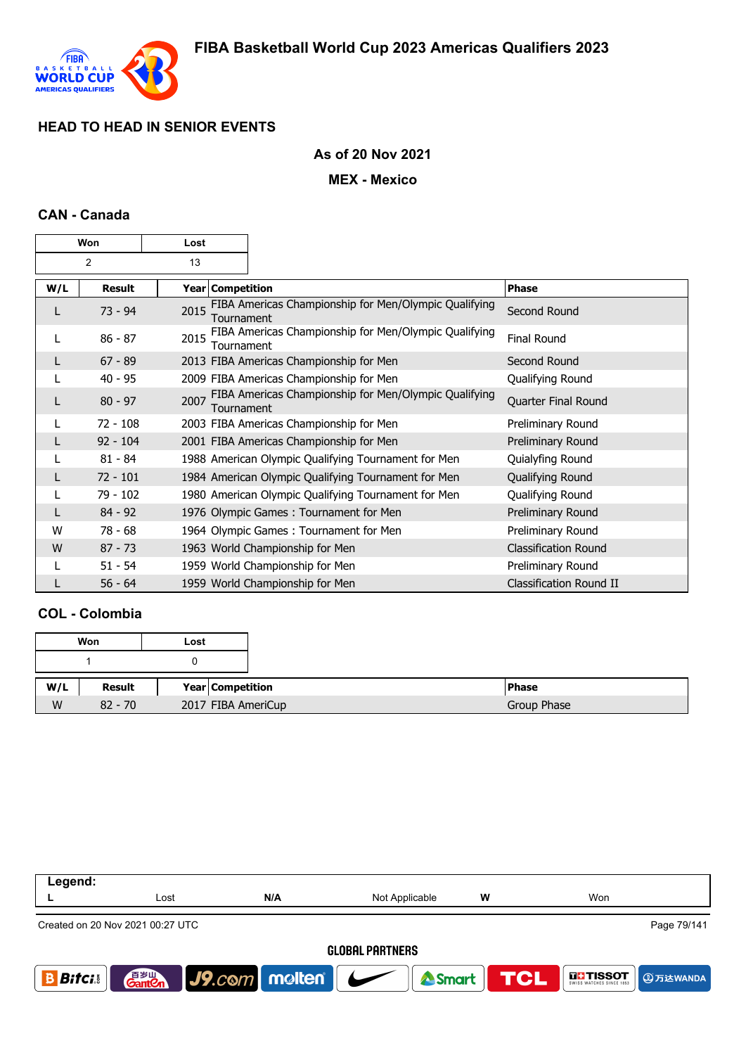# FIBA Basketball World Cup 2023 Americas Qualifiers 2023

## HEAD TO HEAD IN SENIOR EVENTS

### As of 20 Nov 2021

### MEX - Mexico

### CAN - Canada

| Won | Lost |
|---|---|
| 2 | 13 |

| W/L | Result | Year | Competition | Phase |
|---|---|---|---|---|
| L | 73 - 94 | 2015 | FIBA Americas Championship for Men/Olympic Qualifying Tournament | Second Round |
| L | 86 - 87 | 2015 | FIBA Americas Championship for Men/Olympic Qualifying Tournament | Final Round |
| L | 67 - 89 | 2013 | FIBA Americas Championship for Men | Second Round |
| L | 40 - 95 | 2009 | FIBA Americas Championship for Men | Qualifying Round |
| L | 80 - 97 | 2007 | FIBA Americas Championship for Men/Olympic Qualifying Tournament | Quarter Final Round |
| L | 72 - 108 | 2003 | FIBA Americas Championship for Men | Preliminary Round |
| L | 92 - 104 | 2001 | FIBA Americas Championship for Men | Preliminary Round |
| L | 81 - 84 | 1988 | American Olympic Qualifying Tournament for Men | Quialyfing Round |
| L | 72 - 101 | 1984 | American Olympic Qualifying Tournament for Men | Qualifying Round |
| L | 79 - 102 | 1980 | American Olympic Qualifying Tournament for Men | Qualifying Round |
| L | 84 - 92 | 1976 | Olympic Games : Tournament for Men | Preliminary Round |
| W | 78 - 68 | 1964 | Olympic Games : Tournament for Men | Preliminary Round |
| W | 87 - 73 | 1963 | World Championship for Men | Classification Round |
| L | 51 - 54 | 1959 | World Championship for Men | Preliminary Round |
| L | 56 - 64 | 1959 | World Championship for Men | Classification Round II |

### COL - Colombia

| Won | Lost |
|---|---|
| 1 | 0 |

| W/L | Result | Year | Competition | Phase |
|---|---|---|---|---|
| W | 82 - 70 | 2017 | FIBA AmeriCup | Group Phase |

| Legend: | | | | | |
|---|---|---|---|---|---|
| L | Lost | N/A | Not Applicable | W | Won |

Created on 20 Nov 2021 00:27 UTC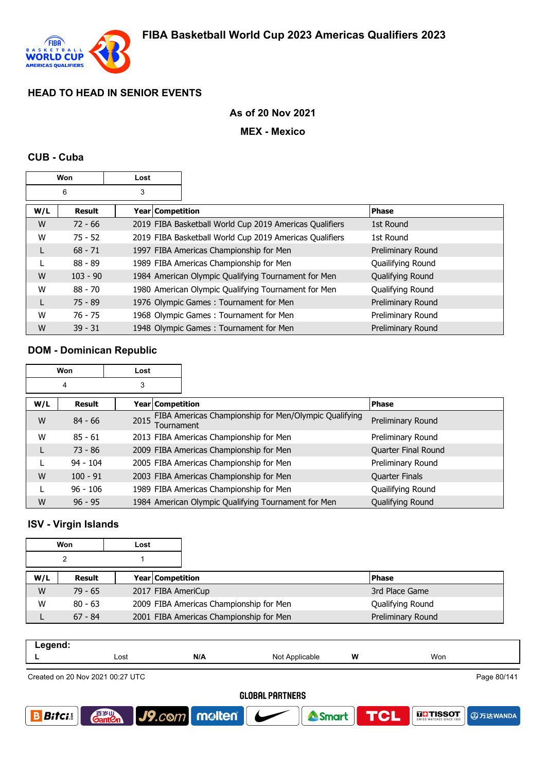# FIBA Basketball World Cup 2023 Americas Qualifiers 2023

## HEAD TO HEAD IN SENIOR EVENTS

**As of 20 Nov 2021**

**MEX - Mexico**

### CUB - Cuba

| Won | Lost |
| --- | --- |
| 6 | 3 |

| W/L | Result | Year | Competition | Phase |
| --- | --- | --- | --- | --- |
| W | 72 - 66 | 2019 | FIBA Basketball World Cup 2019 Americas Qualifiers | 1st Round |
| W | 75 - 52 | 2019 | FIBA Basketball World Cup 2019 Americas Qualifiers | 1st Round |
| L | 68 - 71 | 1997 | FIBA Americas Championship for Men | Preliminary Round |
| L | 88 - 89 | 1989 | FIBA Americas Championship for Men | Quailifying Round |
| W | 103 - 90 | 1984 | American Olympic Qualifying Tournament for Men | Qualifying Round |
| W | 88 - 70 | 1980 | American Olympic Qualifying Tournament for Men | Qualifying Round |
| L | 75 - 89 | 1976 | Olympic Games : Tournament for Men | Preliminary Round |
| W | 76 - 75 | 1968 | Olympic Games : Tournament for Men | Preliminary Round |
| W | 39 - 31 | 1948 | Olympic Games : Tournament for Men | Preliminary Round |

### DOM - Dominican Republic

| Won | Lost |
| --- | --- |
| 4 | 3 |

| W/L | Result | Year | Competition | Phase |
| --- | --- | --- | --- | --- |
| W | 84 - 66 | 2015 | FIBA Americas Championship for Men/Olympic Qualifying Tournament | Preliminary Round |
| W | 85 - 61 | 2013 | FIBA Americas Championship for Men | Preliminary Round |
| L | 73 - 86 | 2009 | FIBA Americas Championship for Men | Quarter Final Round |
| L | 94 - 104 | 2005 | FIBA Americas Championship for Men | Preliminary Round |
| W | 100 - 91 | 2003 | FIBA Americas Championship for Men | Quarter Finals |
| L | 96 - 106 | 1989 | FIBA Americas Championship for Men | Quailifying Round |
| W | 96 - 95 | 1984 | American Olympic Qualifying Tournament for Men | Qualifying Round |

### ISV - Virgin Islands

| Won | Lost |
| --- | --- |
| 2 | 1 |

| W/L | Result | Year | Competition | Phase |
| --- | --- | --- | --- | --- |
| W | 79 - 65 | 2017 | FIBA AmeriCup | 3rd Place Game |
| W | 80 - 63 | 2009 | FIBA Americas Championship for Men | Qualifying Round |
| L | 67 - 84 | 2001 | FIBA Americas Championship for Men | Preliminary Round |

**Legend:**

| L | Lost | N/A | Not Applicable | W | Won |
| --- | --- | --- | --- | --- | --- |

Created on 20 Nov 2021 00:27 UTC

GLOBAL PARTNERS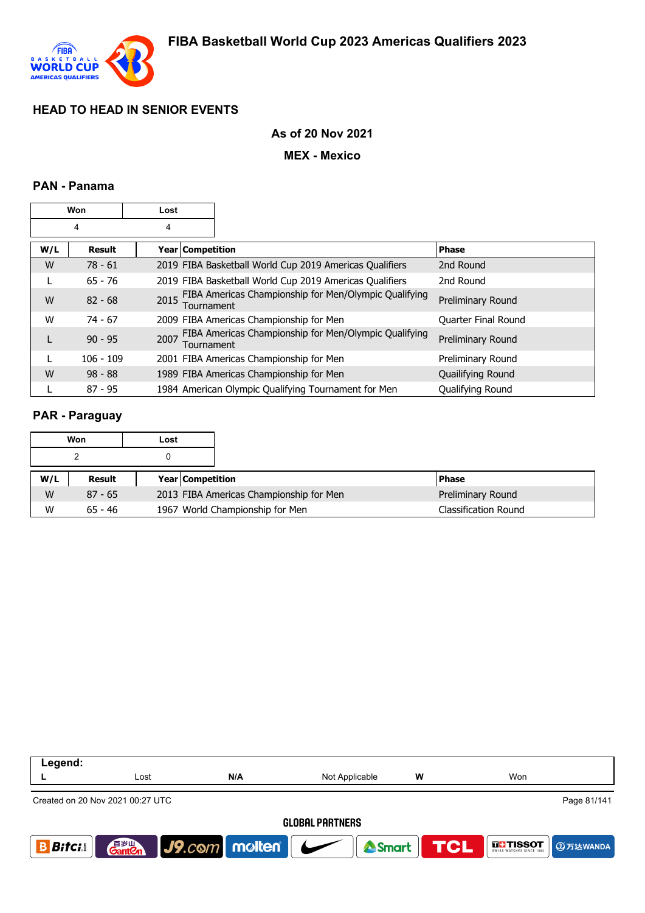## HEAD TO HEAD IN SENIOR EVENTS

### As of 20 Nov 2021

### MEX - Mexico

### PAN - Panama

| Won | Lost |
|---|---|
| 4 | 4 |

| W/L | Result | Year | Competition | Phase |
|---|---|---|---|---|
| W | 78 - 61 | 2019 | FIBA Basketball World Cup 2019 Americas Qualifiers | 2nd Round |
| L | 65 - 76 | 2019 | FIBA Basketball World Cup 2019 Americas Qualifiers | 2nd Round |
| W | 82 - 68 | 2015 | FIBA Americas Championship for Men/Olympic Qualifying Tournament | Preliminary Round |
| W | 74 - 67 | 2009 | FIBA Americas Championship for Men | Quarter Final Round |
| L | 90 - 95 | 2007 | FIBA Americas Championship for Men/Olympic Qualifying Tournament | Preliminary Round |
| L | 106 - 109 | 2001 | FIBA Americas Championship for Men | Preliminary Round |
| W | 98 - 88 | 1989 | FIBA Americas Championship for Men | Quailifying Round |
| L | 87 - 95 | 1984 | American Olympic Qualifying Tournament for Men | Qualifying Round |

### PAR - Paraguay

| Won | Lost |
|---|---|
| 2 | 0 |

| W/L | Result | Year | Competition | Phase |
|---|---|---|---|---|
| W | 87 - 65 | 2013 | FIBA Americas Championship for Men | Preliminary Round |
| W | 65 - 46 | 1967 | World Championship for Men | Classification Round |

| Legend: | | | | | |
|---|---|---|---|---|---|
| L | Lost | N/A | Not Applicable | W | Won |

Created on 20 Nov 2021 00:27 UTC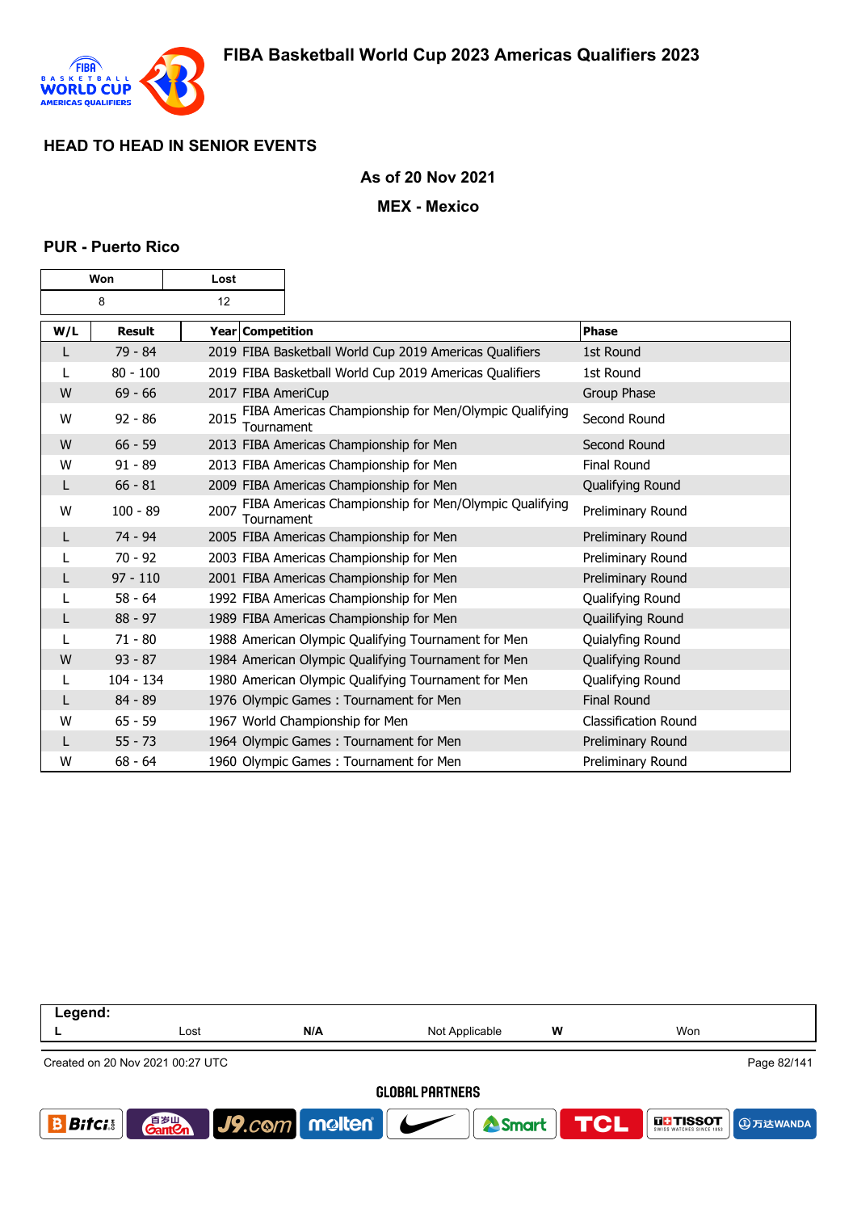## HEAD TO HEAD IN SENIOR EVENTS

**As of 20 Nov 2021**

**MEX - Mexico**

### PUR - Puerto Rico

| Won | Lost |
|---|---|
| 8 | 12 |

| W/L | Result | Year | Competition | Phase |
|---|---|---|---|---|
| L | 79 - 84 | 2019 | FIBA Basketball World Cup 2019 Americas Qualifiers | 1st Round |
| L | 80 - 100 | 2019 | FIBA Basketball World Cup 2019 Americas Qualifiers | 1st Round |
| W | 69 - 66 | 2017 | FIBA AmeriCup | Group Phase |
| W | 92 - 86 | 2015 | FIBA Americas Championship for Men/Olympic Qualifying Tournament | Second Round |
| W | 66 - 59 | 2013 | FIBA Americas Championship for Men | Second Round |
| W | 91 - 89 | 2013 | FIBA Americas Championship for Men | Final Round |
| L | 66 - 81 | 2009 | FIBA Americas Championship for Men | Qualifying Round |
| W | 100 - 89 | 2007 | FIBA Americas Championship for Men/Olympic Qualifying Tournament | Preliminary Round |
| L | 74 - 94 | 2005 | FIBA Americas Championship for Men | Preliminary Round |
| L | 70 - 92 | 2003 | FIBA Americas Championship for Men | Preliminary Round |
| L | 97 - 110 | 2001 | FIBA Americas Championship for Men | Preliminary Round |
| L | 58 - 64 | 1992 | FIBA Americas Championship for Men | Qualifying Round |
| L | 88 - 97 | 1989 | FIBA Americas Championship for Men | Quailifying Round |
| L | 71 - 80 | 1988 | American Olympic Qualifying Tournament for Men | Quialyfing Round |
| W | 93 - 87 | 1984 | American Olympic Qualifying Tournament for Men | Qualifying Round |
| L | 104 - 134 | 1980 | American Olympic Qualifying Tournament for Men | Qualifying Round |
| L | 84 - 89 | 1976 | Olympic Games : Tournament for Men | Final Round |
| W | 65 - 59 | 1967 | World Championship for Men | Classification Round |
| L | 55 - 73 | 1964 | Olympic Games : Tournament for Men | Preliminary Round |
| W | 68 - 64 | 1960 | Olympic Games : Tournament for Men | Preliminary Round |

| Legend: | | | | | |
|---|---|---|---|---|---|
| L | Lost | N/A | Not Applicable | W | Won |

Created on 20 Nov 2021 00:27 UTC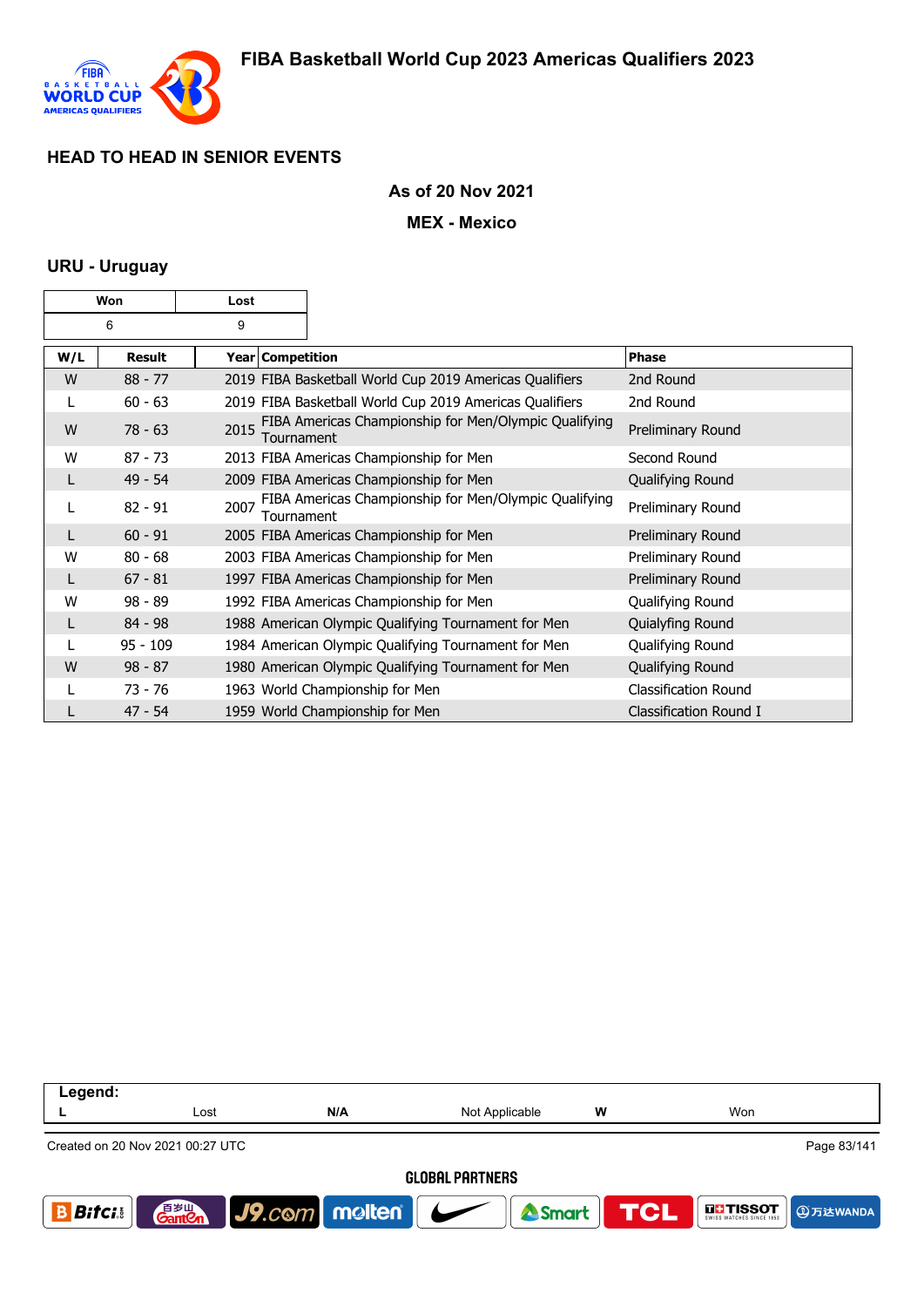## HEAD TO HEAD IN SENIOR EVENTS

**As of 20 Nov 2021**

**MEX - Mexico**

### URU - Uruguay

| Won | Lost |
|---|---|
| 6 | 9 |

| W/L | Result | Year | Competition | Phase |
|---|---|---|---|---|
| W | 88 - 77 | 2019 | FIBA Basketball World Cup 2019 Americas Qualifiers | 2nd Round |
| L | 60 - 63 | 2019 | FIBA Basketball World Cup 2019 Americas Qualifiers | 2nd Round |
| W | 78 - 63 | 2015 | FIBA Americas Championship for Men/Olympic Qualifying Tournament | Preliminary Round |
| W | 87 - 73 | 2013 | FIBA Americas Championship for Men | Second Round |
| L | 49 - 54 | 2009 | FIBA Americas Championship for Men | Qualifying Round |
| L | 82 - 91 | 2007 | FIBA Americas Championship for Men/Olympic Qualifying Tournament | Preliminary Round |
| L | 60 - 91 | 2005 | FIBA Americas Championship for Men | Preliminary Round |
| W | 80 - 68 | 2003 | FIBA Americas Championship for Men | Preliminary Round |
| L | 67 - 81 | 1997 | FIBA Americas Championship for Men | Preliminary Round |
| W | 98 - 89 | 1992 | FIBA Americas Championship for Men | Qualifying Round |
| L | 84 - 98 | 1988 | American Olympic Qualifying Tournament for Men | Quialyfing Round |
| L | 95 - 109 | 1984 | American Olympic Qualifying Tournament for Men | Qualifying Round |
| W | 98 - 87 | 1980 | American Olympic Qualifying Tournament for Men | Qualifying Round |
| L | 73 - 76 | 1963 | World Championship for Men | Classification Round |
| L | 47 - 54 | 1959 | World Championship for Men | Classification Round I |

**Legend:**

| L | Lost | N/A | Not Applicable | W | Won |
|---|---|---|---|---|---|

Created on 20 Nov 2021 00:27 UTC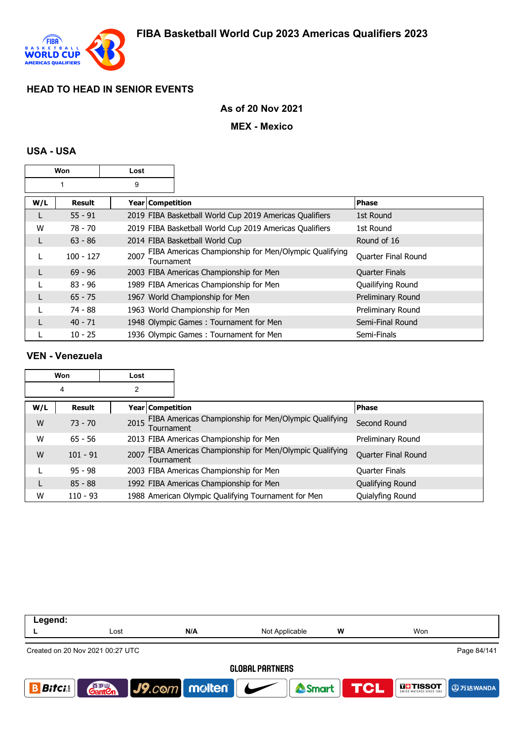# FIBA Basketball World Cup 2023 Americas Qualifiers 2023

## HEAD TO HEAD IN SENIOR EVENTS

**As of 20 Nov 2021**

**MEX - Mexico**

### USA - USA

| Won | Lost |
|---|---|
| 1 | 9 |

| W/L | Result | Year | Competition | Phase |
|---|---|---|---|---|
| L | 55 - 91 | 2019 | FIBA Basketball World Cup 2019 Americas Qualifiers | 1st Round |
| W | 78 - 70 | 2019 | FIBA Basketball World Cup 2019 Americas Qualifiers | 1st Round |
| L | 63 - 86 | 2014 | FIBA Basketball World Cup | Round of 16 |
| L | 100 - 127 | 2007 | FIBA Americas Championship for Men/Olympic Qualifying Tournament | Quarter Final Round |
| L | 69 - 96 | 2003 | FIBA Americas Championship for Men | Quarter Finals |
| L | 83 - 96 | 1989 | FIBA Americas Championship for Men | Quailifying Round |
| L | 65 - 75 | 1967 | World Championship for Men | Preliminary Round |
| L | 74 - 88 | 1963 | World Championship for Men | Preliminary Round |
| L | 40 - 71 | 1948 | Olympic Games : Tournament for Men | Semi-Final Round |
| L | 10 - 25 | 1936 | Olympic Games : Tournament for Men | Semi-Finals |

### VEN - Venezuela

| Won | Lost |
|---|---|
| 4 | 2 |

| W/L | Result | Year | Competition | Phase |
|---|---|---|---|---|
| W | 73 - 70 | 2015 | FIBA Americas Championship for Men/Olympic Qualifying Tournament | Second Round |
| W | 65 - 56 | 2013 | FIBA Americas Championship for Men | Preliminary Round |
| W | 101 - 91 | 2007 | FIBA Americas Championship for Men/Olympic Qualifying Tournament | Quarter Final Round |
| L | 95 - 98 | 2003 | FIBA Americas Championship for Men | Quarter Finals |
| L | 85 - 88 | 1992 | FIBA Americas Championship for Men | Qualifying Round |
| W | 110 - 93 | 1988 | American Olympic Qualifying Tournament for Men | Quialyfing Round |

**Legend:**

| L | Lost | N/A | Not Applicable | W | Won |
|---|---|---|---|---|---|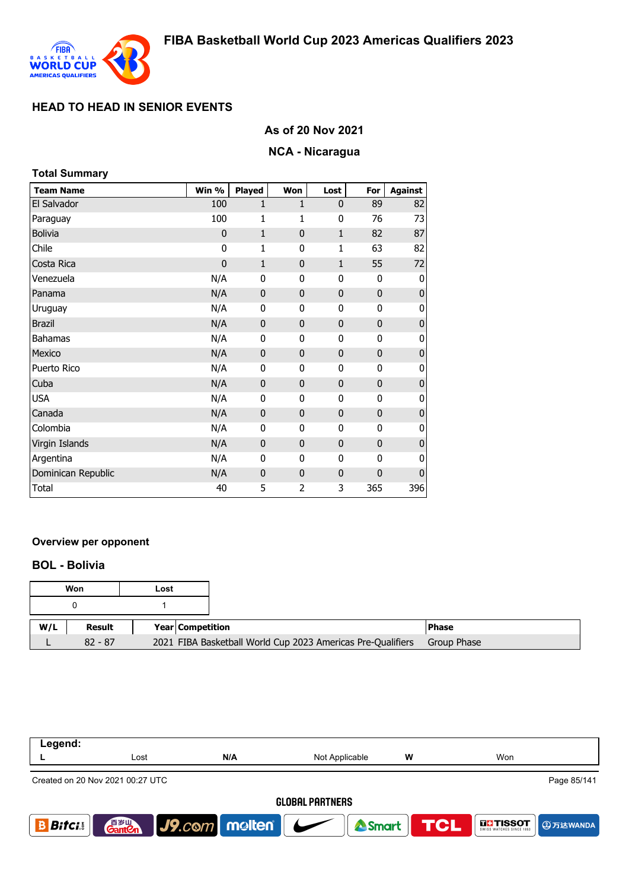# FIBA Basketball World Cup 2023 Americas Qualifiers 2023

## HEAD TO HEAD IN SENIOR EVENTS

### As of 20 Nov 2021

### NCA - Nicaragua

**Total Summary**

| Team Name | Win % | Played | Won | Lost | For | Against |
|---|---|---|---|---|---|---|
| El Salvador | 100 | 1 | 1 | 0 | 89 | 82 |
| Paraguay | 100 | 1 | 1 | 0 | 76 | 73 |
| Bolivia | 0 | 1 | 0 | 1 | 82 | 87 |
| Chile | 0 | 1 | 0 | 1 | 63 | 82 |
| Costa Rica | 0 | 1 | 0 | 1 | 55 | 72 |
| Venezuela | N/A | 0 | 0 | 0 | 0 | 0 |
| Panama | N/A | 0 | 0 | 0 | 0 | 0 |
| Uruguay | N/A | 0 | 0 | 0 | 0 | 0 |
| Brazil | N/A | 0 | 0 | 0 | 0 | 0 |
| Bahamas | N/A | 0 | 0 | 0 | 0 | 0 |
| Mexico | N/A | 0 | 0 | 0 | 0 | 0 |
| Puerto Rico | N/A | 0 | 0 | 0 | 0 | 0 |
| Cuba | N/A | 0 | 0 | 0 | 0 | 0 |
| USA | N/A | 0 | 0 | 0 | 0 | 0 |
| Canada | N/A | 0 | 0 | 0 | 0 | 0 |
| Colombia | N/A | 0 | 0 | 0 | 0 | 0 |
| Virgin Islands | N/A | 0 | 0 | 0 | 0 | 0 |
| Argentina | N/A | 0 | 0 | 0 | 0 | 0 |
| Dominican Republic | N/A | 0 | 0 | 0 | 0 | 0 |
| Total | 40 | 5 | 2 | 3 | 365 | 396 |

**Overview per opponent**

### BOL - Bolivia

| Won | Lost |
|---|---|
| 0 | 1 |

| W/L | Result | Year | Competition | Phase |
|---|---|---|---|---|
| L | 82 - 87 | 2021 | FIBA Basketball World Cup 2023 Americas Pre-Qualifiers | Group Phase |

**Legend:**

| L | Lost | N/A | Not Applicable | W | Won |
|---|---|---|---|---|---|

Created on 20 Nov 2021 00:27 UTC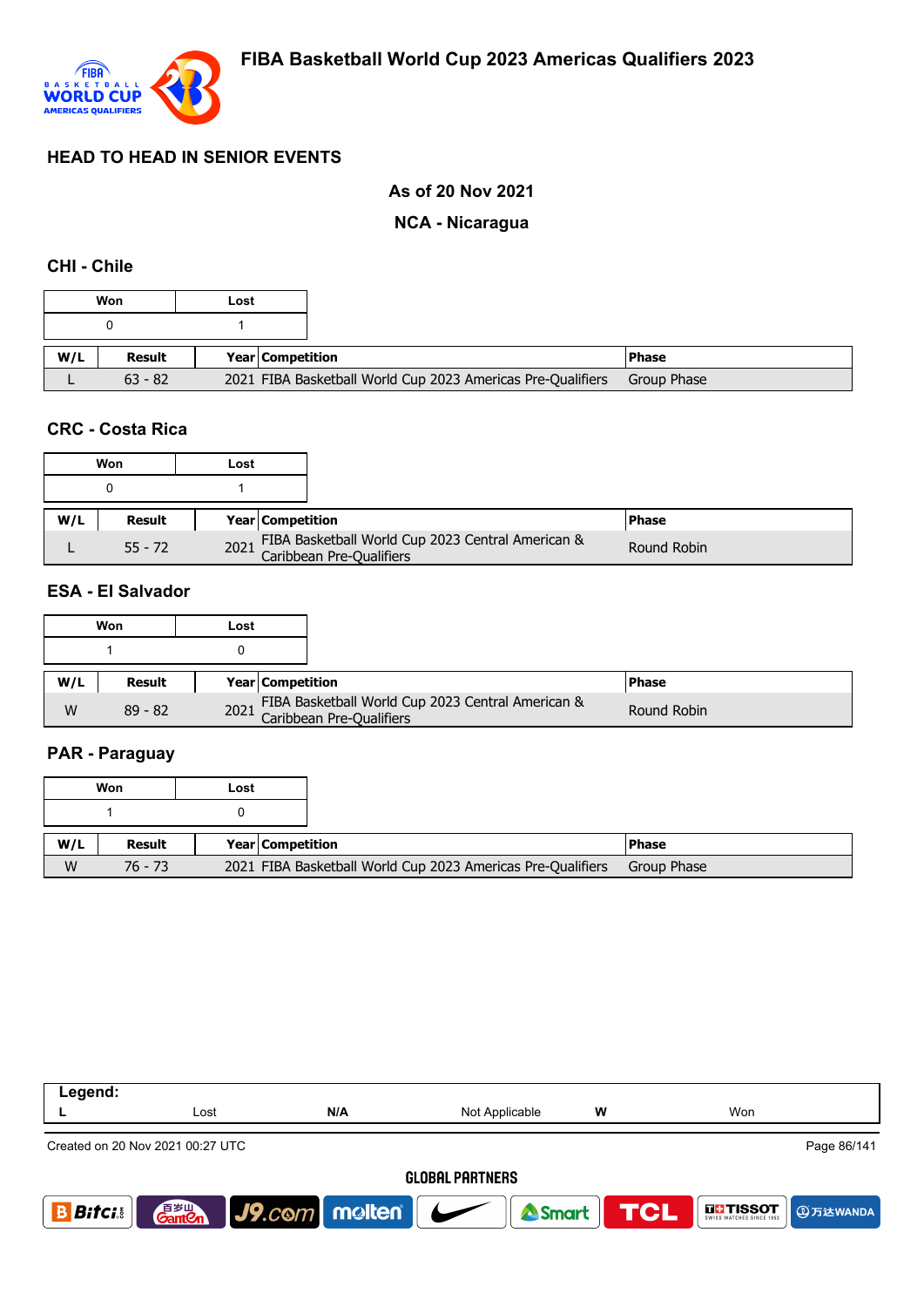## HEAD TO HEAD IN SENIOR EVENTS

### As of 20 Nov 2021

### NCA - Nicaragua

### CHI - Chile

| Won | Lost |
|---|---|
| 0 | 1 |

| W/L | Result | Year | Competition | Phase |
|---|---|---|---|---|
| L | 63 - 82 | 2021 | FIBA Basketball World Cup 2023 Americas Pre-Qualifiers | Group Phase |

### CRC - Costa Rica

| Won | Lost |
|---|---|
| 0 | 1 |

| W/L | Result | Year | Competition | Phase |
|---|---|---|---|---|
| L | 55 - 72 | 2021 | FIBA Basketball World Cup 2023 Central American & Caribbean Pre-Qualifiers | Round Robin |

### ESA - El Salvador

| Won | Lost |
|---|---|
| 1 | 0 |

| W/L | Result | Year | Competition | Phase |
|---|---|---|---|---|
| W | 89 - 82 | 2021 | FIBA Basketball World Cup 2023 Central American & Caribbean Pre-Qualifiers | Round Robin |

### PAR - Paraguay

| Won | Lost |
|---|---|
| 1 | 0 |

| W/L | Result | Year | Competition | Phase |
|---|---|---|---|---|
| W | 76 - 73 | 2021 | FIBA Basketball World Cup 2023 Americas Pre-Qualifiers | Group Phase |

**Legend:**

| L | Lost | N/A | Not Applicable | W | Won |
|---|---|---|---|---|---|

Created on 20 Nov 2021 00:27 UTC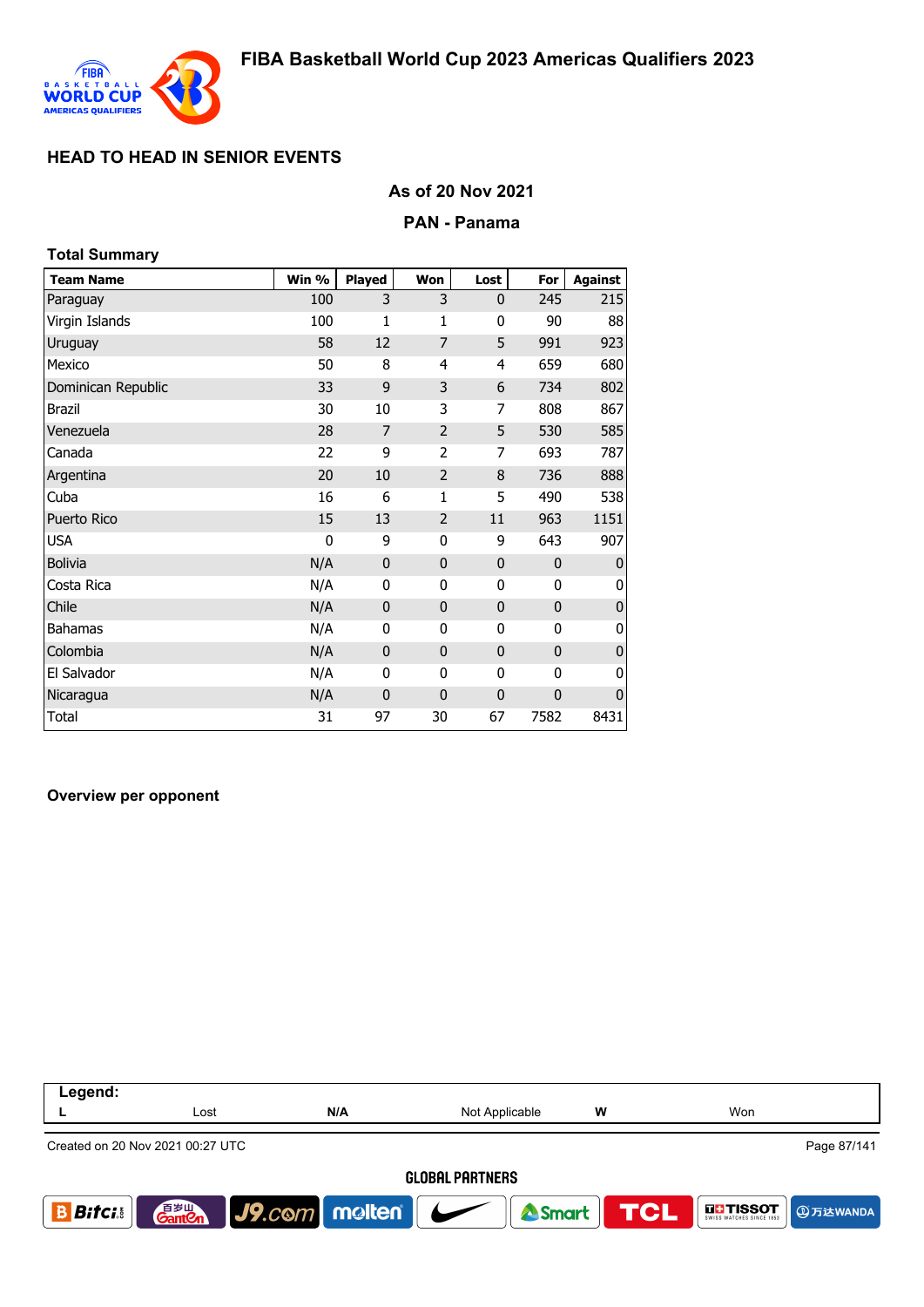## HEAD TO HEAD IN SENIOR EVENTS

### As of 20 Nov 2021

### PAN - Panama

**Total Summary**

| Team Name | Win % | Played | Won | Lost | For | Against |
|---|---|---|---|---|---|---|
| Paraguay | 100 | 3 | 3 | 0 | 245 | 215 |
| Virgin Islands | 100 | 1 | 1 | 0 | 90 | 88 |
| Uruguay | 58 | 12 | 7 | 5 | 991 | 923 |
| Mexico | 50 | 8 | 4 | 4 | 659 | 680 |
| Dominican Republic | 33 | 9 | 3 | 6 | 734 | 802 |
| Brazil | 30 | 10 | 3 | 7 | 808 | 867 |
| Venezuela | 28 | 7 | 2 | 5 | 530 | 585 |
| Canada | 22 | 9 | 2 | 7 | 693 | 787 |
| Argentina | 20 | 10 | 2 | 8 | 736 | 888 |
| Cuba | 16 | 6 | 1 | 5 | 490 | 538 |
| Puerto Rico | 15 | 13 | 2 | 11 | 963 | 1151 |
| USA | 0 | 9 | 0 | 9 | 643 | 907 |
| Bolivia | N/A | 0 | 0 | 0 | 0 | 0 |
| Costa Rica | N/A | 0 | 0 | 0 | 0 | 0 |
| Chile | N/A | 0 | 0 | 0 | 0 | 0 |
| Bahamas | N/A | 0 | 0 | 0 | 0 | 0 |
| Colombia | N/A | 0 | 0 | 0 | 0 | 0 |
| El Salvador | N/A | 0 | 0 | 0 | 0 | 0 |
| Nicaragua | N/A | 0 | 0 | 0 | 0 | 0 |
| Total | 31 | 97 | 30 | 67 | 7582 | 8431 |

**Overview per opponent**

| Legend: | | | | | |
|---|---|---|---|---|---|
| L | Lost | N/A | Not Applicable | W | Won |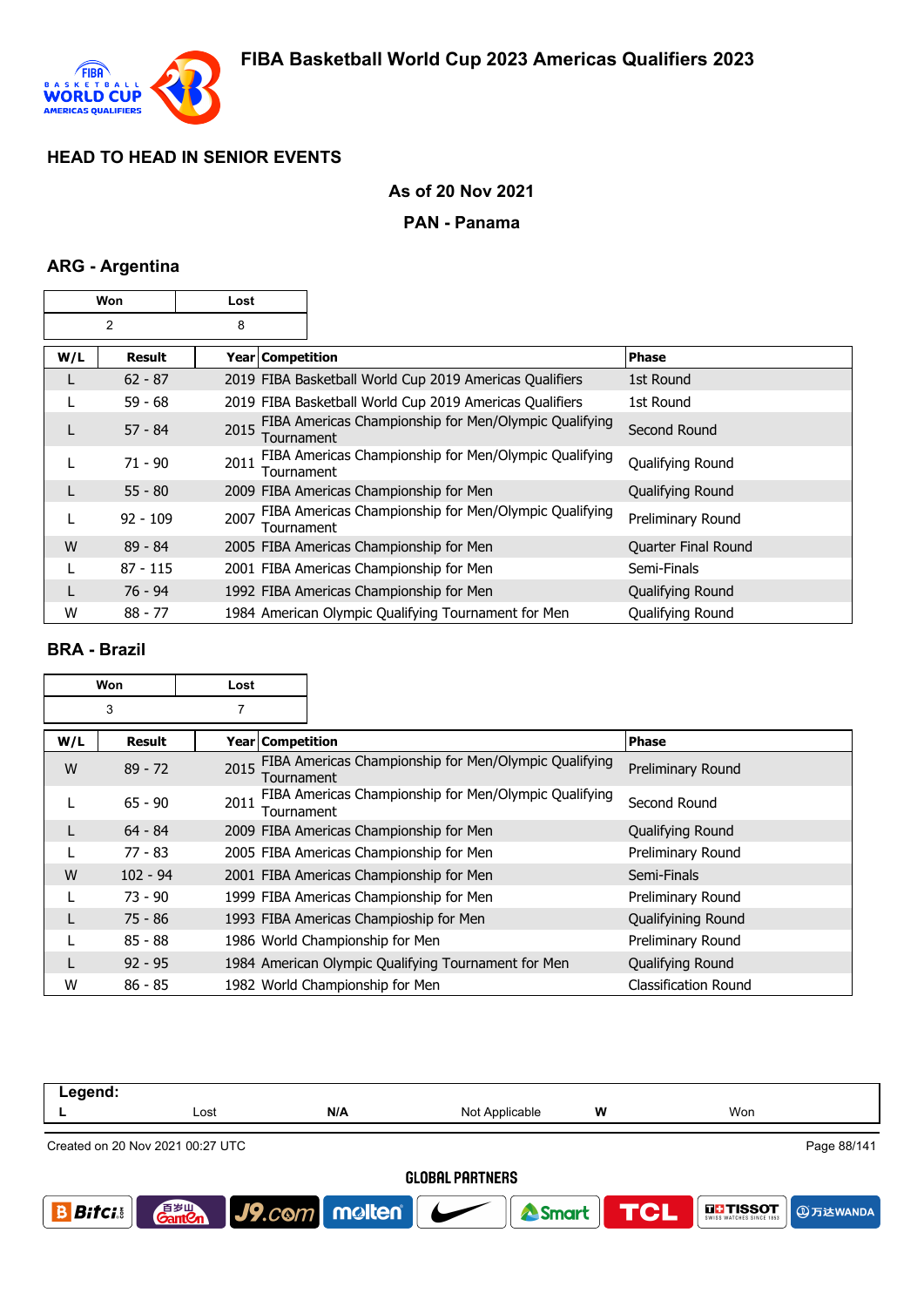## HEAD TO HEAD IN SENIOR EVENTS

**As of 20 Nov 2021**

**PAN - Panama**

### ARG - Argentina

| Won | Lost |
|---|---|
| 2 | 8 |

| W/L | Result | Year | Competition | Phase |
|---|---|---|---|---|
| L | 62 - 87 | 2019 | FIBA Basketball World Cup 2019 Americas Qualifiers | 1st Round |
| L | 59 - 68 | 2019 | FIBA Basketball World Cup 2019 Americas Qualifiers | 1st Round |
| L | 57 - 84 | 2015 | FIBA Americas Championship for Men/Olympic Qualifying Tournament | Second Round |
| L | 71 - 90 | 2011 | FIBA Americas Championship for Men/Olympic Qualifying Tournament | Qualifying Round |
| L | 55 - 80 | 2009 | FIBA Americas Championship for Men | Qualifying Round |
| L | 92 - 109 | 2007 | FIBA Americas Championship for Men/Olympic Qualifying Tournament | Preliminary Round |
| W | 89 - 84 | 2005 | FIBA Americas Championship for Men | Quarter Final Round |
| L | 87 - 115 | 2001 | FIBA Americas Championship for Men | Semi-Finals |
| L | 76 - 94 | 1992 | FIBA Americas Championship for Men | Qualifying Round |
| W | 88 - 77 | 1984 | American Olympic Qualifying Tournament for Men | Qualifying Round |

### BRA - Brazil

| Won | Lost |
|---|---|
| 3 | 7 |

| W/L | Result | Year | Competition | Phase |
|---|---|---|---|---|
| W | 89 - 72 | 2015 | FIBA Americas Championship for Men/Olympic Qualifying Tournament | Preliminary Round |
| L | 65 - 90 | 2011 | FIBA Americas Championship for Men/Olympic Qualifying Tournament | Second Round |
| L | 64 - 84 | 2009 | FIBA Americas Championship for Men | Qualifying Round |
| L | 77 - 83 | 2005 | FIBA Americas Championship for Men | Preliminary Round |
| W | 102 - 94 | 2001 | FIBA Americas Championship for Men | Semi-Finals |
| L | 73 - 90 | 1999 | FIBA Americas Championship for Men | Preliminary Round |
| L | 75 - 86 | 1993 | FIBA Americas Champioship for Men | Qualifyining Round |
| L | 85 - 88 | 1986 | World Championship for Men | Preliminary Round |
| L | 92 - 95 | 1984 | American Olympic Qualifying Tournament for Men | Qualifying Round |
| W | 86 - 85 | 1982 | World Championship for Men | Classification Round |

| Legend: | | | | | |
|---|---|---|---|---|---|
| L | Lost | N/A | Not Applicable | W | Won |

Created on 20 Nov 2021 00:27 UTC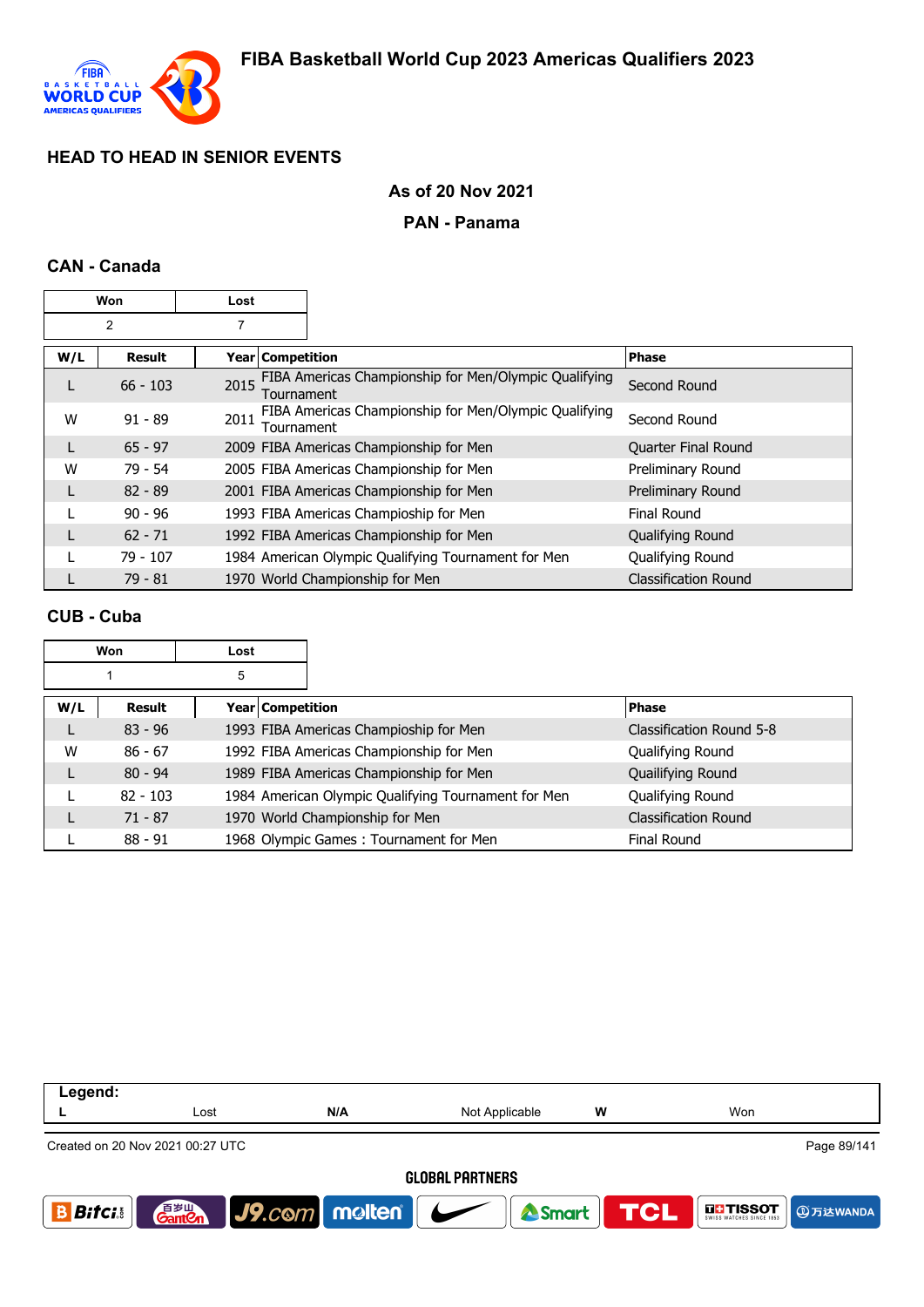# FIBA Basketball World Cup 2023 Americas Qualifiers 2023

## HEAD TO HEAD IN SENIOR EVENTS

### As of 20 Nov 2021

### PAN - Panama

### CAN - Canada

| Won | Lost |
|---|---|
| 2 | 7 |

| W/L | Result | Year | Competition | Phase |
|---|---|---|---|---|
| L | 66 - 103 | 2015 | FIBA Americas Championship for Men/Olympic Qualifying Tournament | Second Round |
| W | 91 - 89 | 2011 | FIBA Americas Championship for Men/Olympic Qualifying Tournament | Second Round |
| L | 65 - 97 | 2009 | FIBA Americas Championship for Men | Quarter Final Round |
| W | 79 - 54 | 2005 | FIBA Americas Championship for Men | Preliminary Round |
| L | 82 - 89 | 2001 | FIBA Americas Championship for Men | Preliminary Round |
| L | 90 - 96 | 1993 | FIBA Americas Champioship for Men | Final Round |
| L | 62 - 71 | 1992 | FIBA Americas Championship for Men | Qualifying Round |
| L | 79 - 107 | 1984 | American Olympic Qualifying Tournament for Men | Qualifying Round |
| L | 79 - 81 | 1970 | World Championship for Men | Classification Round |

### CUB - Cuba

| Won | Lost |
|---|---|
| 1 | 5 |

| W/L | Result | Year | Competition | Phase |
|---|---|---|---|---|
| L | 83 - 96 | 1993 | FIBA Americas Champioship for Men | Classification Round 5-8 |
| W | 86 - 67 | 1992 | FIBA Americas Championship for Men | Qualifying Round |
| L | 80 - 94 | 1989 | FIBA Americas Championship for Men | Quailifying Round |
| L | 82 - 103 | 1984 | American Olympic Qualifying Tournament for Men | Qualifying Round |
| L | 71 - 87 | 1970 | World Championship for Men | Classification Round |
| L | 88 - 91 | 1968 | Olympic Games : Tournament for Men | Final Round |

| Legend: | | | | | |
|---|---|---|---|---|---|
| **L** | Lost | **N/A** | Not Applicable | **W** | Won |

Created on 20 Nov 2021 00:27 UTC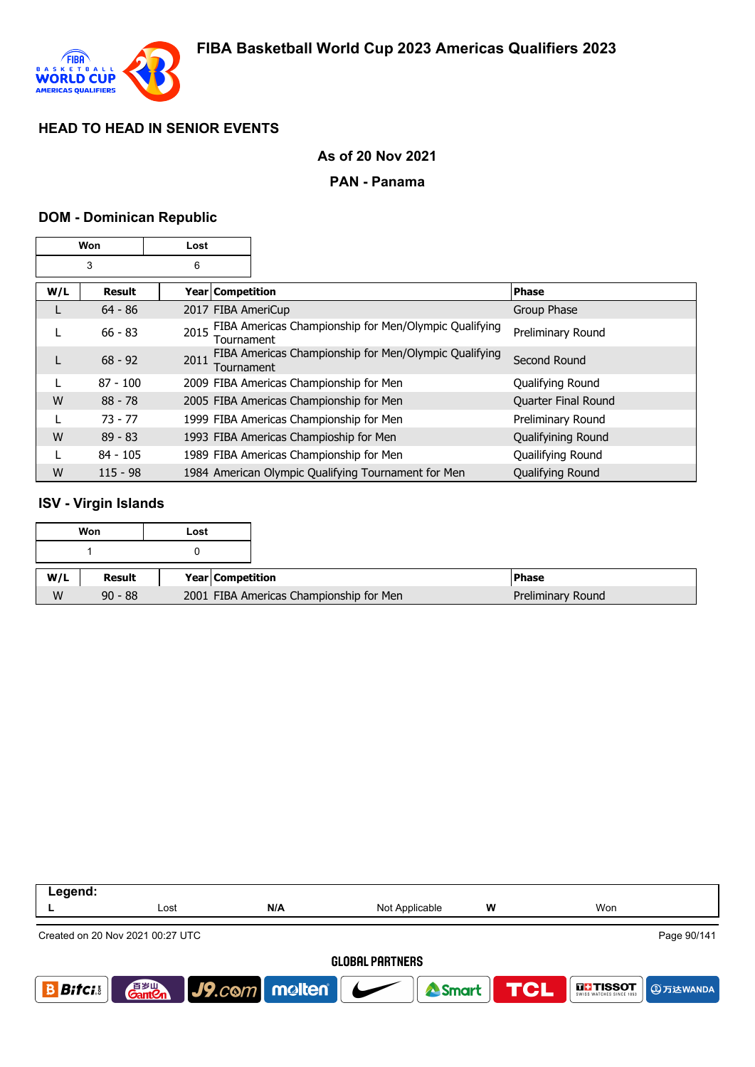# FIBA Basketball World Cup 2023 Americas Qualifiers 2023

## HEAD TO HEAD IN SENIOR EVENTS

**As of 20 Nov 2021**

**PAN - Panama**

### DOM - Dominican Republic

| Won | Lost |
|---|---|
| 3 | 6 |

| W/L | Result | Year | Competition | Phase |
|---|---|---|---|---|
| L | 64 - 86 | 2017 | FIBA AmeriCup | Group Phase |
| L | 66 - 83 | 2015 | FIBA Americas Championship for Men/Olympic Qualifying Tournament | Preliminary Round |
| L | 68 - 92 | 2011 | FIBA Americas Championship for Men/Olympic Qualifying Tournament | Second Round |
| L | 87 - 100 | 2009 | FIBA Americas Championship for Men | Qualifying Round |
| W | 88 - 78 | 2005 | FIBA Americas Championship for Men | Quarter Final Round |
| L | 73 - 77 | 1999 | FIBA Americas Championship for Men | Preliminary Round |
| W | 89 - 83 | 1993 | FIBA Americas Champioship for Men | Qualifyining Round |
| L | 84 - 105 | 1989 | FIBA Americas Championship for Men | Quailifying Round |
| W | 115 - 98 | 1984 | American Olympic Qualifying Tournament for Men | Qualifying Round |

### ISV - Virgin Islands

| Won | Lost |
|---|---|
| 1 | 0 |

| W/L | Result | Year | Competition | Phase |
|---|---|---|---|---|
| W | 90 - 88 | 2001 | FIBA Americas Championship for Men | Preliminary Round |

| Legend: | | | | | |
|---|---|---|---|---|---|
| L | Lost | N/A | Not Applicable | W | Won |

Created on 20 Nov 2021 00:27 UTC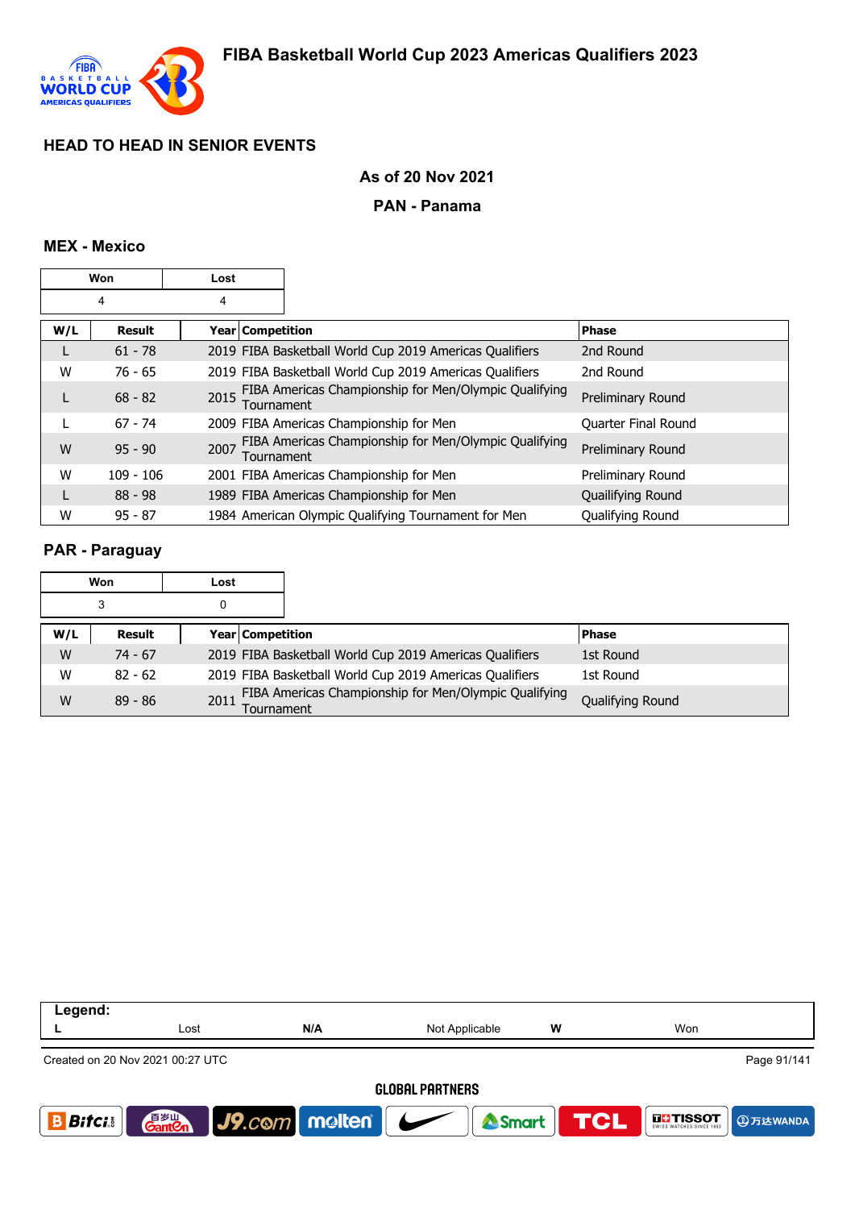# FIBA Basketball World Cup 2023 Americas Qualifiers 2023

## HEAD TO HEAD IN SENIOR EVENTS

**As of 20 Nov 2021**

**PAN - Panama**

### MEX - Mexico

| Won | Lost |
|---|---|
| 4 | 4 |

| W/L | Result | Year | Competition | Phase |
|---|---|---|---|---|
| L | 61 - 78 | 2019 | FIBA Basketball World Cup 2019 Americas Qualifiers | 2nd Round |
| W | 76 - 65 | 2019 | FIBA Basketball World Cup 2019 Americas Qualifiers | 2nd Round |
| L | 68 - 82 | 2015 | FIBA Americas Championship for Men/Olympic Qualifying Tournament | Preliminary Round |
| L | 67 - 74 | 2009 | FIBA Americas Championship for Men | Quarter Final Round |
| W | 95 - 90 | 2007 | FIBA Americas Championship for Men/Olympic Qualifying Tournament | Preliminary Round |
| W | 109 - 106 | 2001 | FIBA Americas Championship for Men | Preliminary Round |
| L | 88 - 98 | 1989 | FIBA Americas Championship for Men | Quailifying Round |
| W | 95 - 87 | 1984 | American Olympic Qualifying Tournament for Men | Qualifying Round |

### PAR - Paraguay

| Won | Lost |
|---|---|
| 3 | 0 |

| W/L | Result | Year | Competition | Phase |
|---|---|---|---|---|
| W | 74 - 67 | 2019 | FIBA Basketball World Cup 2019 Americas Qualifiers | 1st Round |
| W | 82 - 62 | 2019 | FIBA Basketball World Cup 2019 Americas Qualifiers | 1st Round |
| W | 89 - 86 | 2011 | FIBA Americas Championship for Men/Olympic Qualifying Tournament | Qualifying Round |

| Legend: | | | | | |
|---|---|---|---|---|---|
| L | Lost | N/A | Not Applicable | W | Won |

Created on 20 Nov 2021 00:27 UTC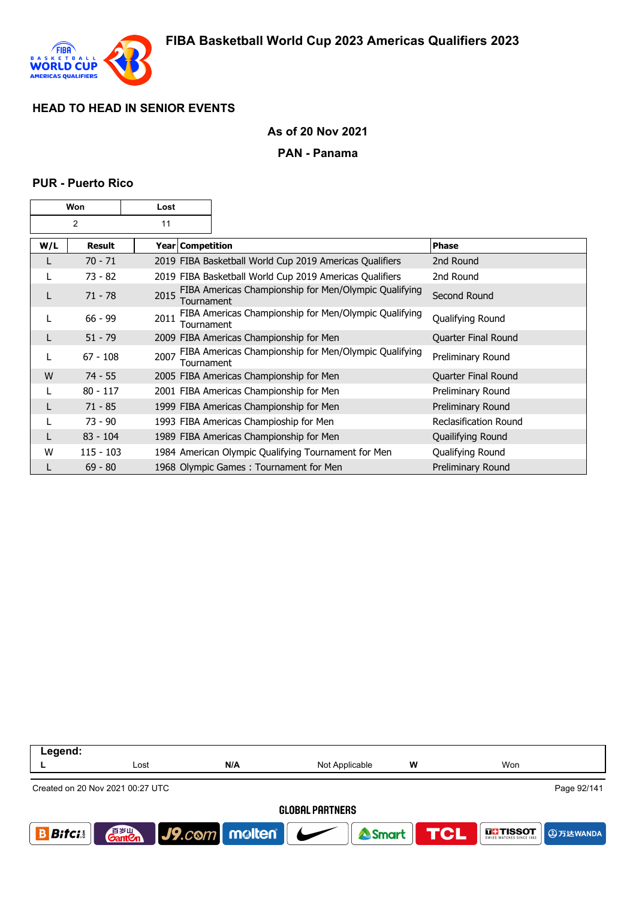## HEAD TO HEAD IN SENIOR EVENTS

**As of 20 Nov 2021**

**PAN - Panama**

### PUR - Puerto Rico

| Won | Lost |
|---|---|
| 2 | 11 |

| W/L | Result | Year | Competition | Phase |
|---|---|---|---|---|
| L | 70 - 71 | 2019 | FIBA Basketball World Cup 2019 Americas Qualifiers | 2nd Round |
| L | 73 - 82 | 2019 | FIBA Basketball World Cup 2019 Americas Qualifiers | 2nd Round |
| L | 71 - 78 | 2015 | FIBA Americas Championship for Men/Olympic Qualifying Tournament | Second Round |
| L | 66 - 99 | 2011 | FIBA Americas Championship for Men/Olympic Qualifying Tournament | Qualifying Round |
| L | 51 - 79 | 2009 | FIBA Americas Championship for Men | Quarter Final Round |
| L | 67 - 108 | 2007 | FIBA Americas Championship for Men/Olympic Qualifying Tournament | Preliminary Round |
| W | 74 - 55 | 2005 | FIBA Americas Championship for Men | Quarter Final Round |
| L | 80 - 117 | 2001 | FIBA Americas Championship for Men | Preliminary Round |
| L | 71 - 85 | 1999 | FIBA Americas Championship for Men | Preliminary Round |
| L | 73 - 90 | 1993 | FIBA Americas Champioship for Men | Reclasification Round |
| L | 83 - 104 | 1989 | FIBA Americas Championship for Men | Quailifying Round |
| W | 115 - 103 | 1984 | American Olympic Qualifying Tournament for Men | Qualifying Round |
| L | 69 - 80 | 1968 | Olympic Games : Tournament for Men | Preliminary Round |

| Legend: | | | | | |
|---|---|---|---|---|---|
| L | Lost | N/A | Not Applicable | W | Won |

Created on 20 Nov 2021 00:27 UTC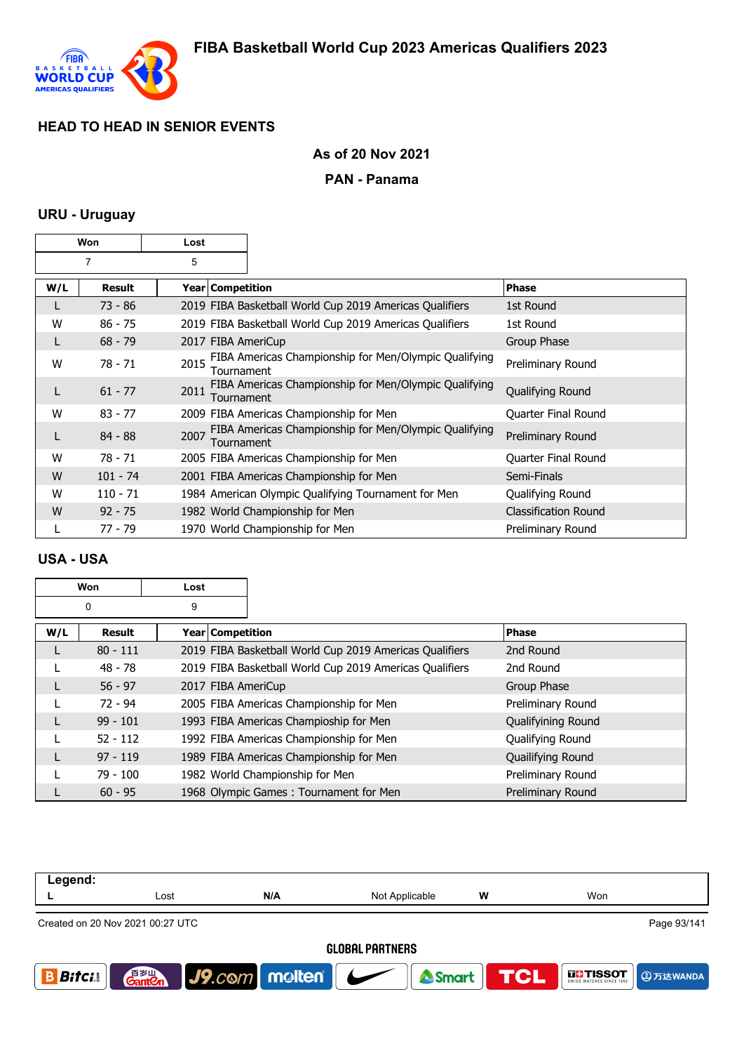# FIBA Basketball World Cup 2023 Americas Qualifiers 2023

## HEAD TO HEAD IN SENIOR EVENTS

**As of 20 Nov 2021**

**PAN - Panama**

### URU - Uruguay

| Won | Lost |
|---|---|
| 7 | 5 |

| W/L | Result | Year | Competition | Phase |
|---|---|---|---|---|
| L | 73 - 86 | 2019 | FIBA Basketball World Cup 2019 Americas Qualifiers | 1st Round |
| W | 86 - 75 | 2019 | FIBA Basketball World Cup 2019 Americas Qualifiers | 1st Round |
| L | 68 - 79 | 2017 | FIBA AmeriCup | Group Phase |
| W | 78 - 71 | 2015 | FIBA Americas Championship for Men/Olympic Qualifying Tournament | Preliminary Round |
| L | 61 - 77 | 2011 | FIBA Americas Championship for Men/Olympic Qualifying Tournament | Qualifying Round |
| W | 83 - 77 | 2009 | FIBA Americas Championship for Men | Quarter Final Round |
| L | 84 - 88 | 2007 | FIBA Americas Championship for Men/Olympic Qualifying Tournament | Preliminary Round |
| W | 78 - 71 | 2005 | FIBA Americas Championship for Men | Quarter Final Round |
| W | 101 - 74 | 2001 | FIBA Americas Championship for Men | Semi-Finals |
| W | 110 - 71 | 1984 | American Olympic Qualifying Tournament for Men | Qualifying Round |
| W | 92 - 75 | 1982 | World Championship for Men | Classification Round |
| L | 77 - 79 | 1970 | World Championship for Men | Preliminary Round |

### USA - USA

| Won | Lost |
|---|---|
| 0 | 9 |

| W/L | Result | Year | Competition | Phase |
|---|---|---|---|---|
| L | 80 - 111 | 2019 | FIBA Basketball World Cup 2019 Americas Qualifiers | 2nd Round |
| L | 48 - 78 | 2019 | FIBA Basketball World Cup 2019 Americas Qualifiers | 2nd Round |
| L | 56 - 97 | 2017 | FIBA AmeriCup | Group Phase |
| L | 72 - 94 | 2005 | FIBA Americas Championship for Men | Preliminary Round |
| L | 99 - 101 | 1993 | FIBA Americas Championship for Men | Qualifiying Round |
| L | 52 - 112 | 1992 | FIBA Americas Championship for Men | Qualifying Round |
| L | 97 - 119 | 1989 | FIBA Americas Championship for Men | Quailifying Round |
| L | 79 - 100 | 1982 | World Championship for Men | Preliminary Round |
| L | 60 - 95 | 1968 | Olympic Games : Tournament for Men | Preliminary Round |

**Legend:**

| L | Lost | N/A | Not Applicable | W | Won |
|---|---|---|---|---|---|

Created on 20 Nov 2021 00:27 UTC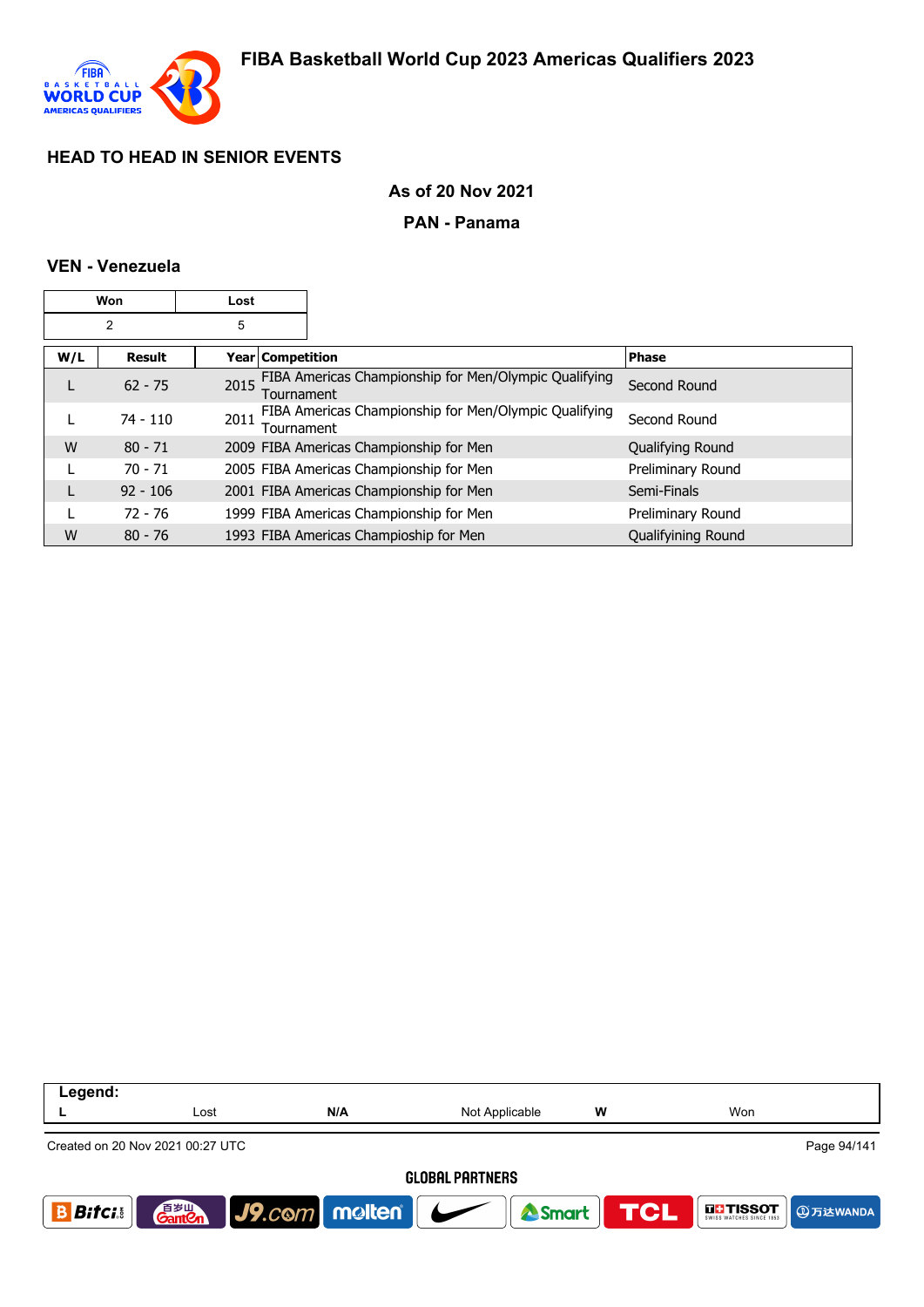## HEAD TO HEAD IN SENIOR EVENTS

**As of 20 Nov 2021**

**PAN - Panama**

### VEN - Venezuela

| Won | Lost |
|---|---|
| 2 | 5 |

| W/L | Result | Year | Competition | Phase |
|---|---|---|---|---|
| L | 62 - 75 | 2015 | FIBA Americas Championship for Men/Olympic Qualifying Tournament | Second Round |
| L | 74 - 110 | 2011 | FIBA Americas Championship for Men/Olympic Qualifying Tournament | Second Round |
| W | 80 - 71 | 2009 | FIBA Americas Championship for Men | Qualifying Round |
| L | 70 - 71 | 2005 | FIBA Americas Championship for Men | Preliminary Round |
| L | 92 - 106 | 2001 | FIBA Americas Championship for Men | Semi-Finals |
| L | 72 - 76 | 1999 | FIBA Americas Championship for Men | Preliminary Round |
| W | 80 - 76 | 1993 | FIBA Americas Champioship for Men | Qualifyining Round |

| Legend: | | | | | |
|---|---|---|---|---|---|
| L | Lost | N/A | Not Applicable | W | Won |

Created on 20 Nov 2021 00:27 UTC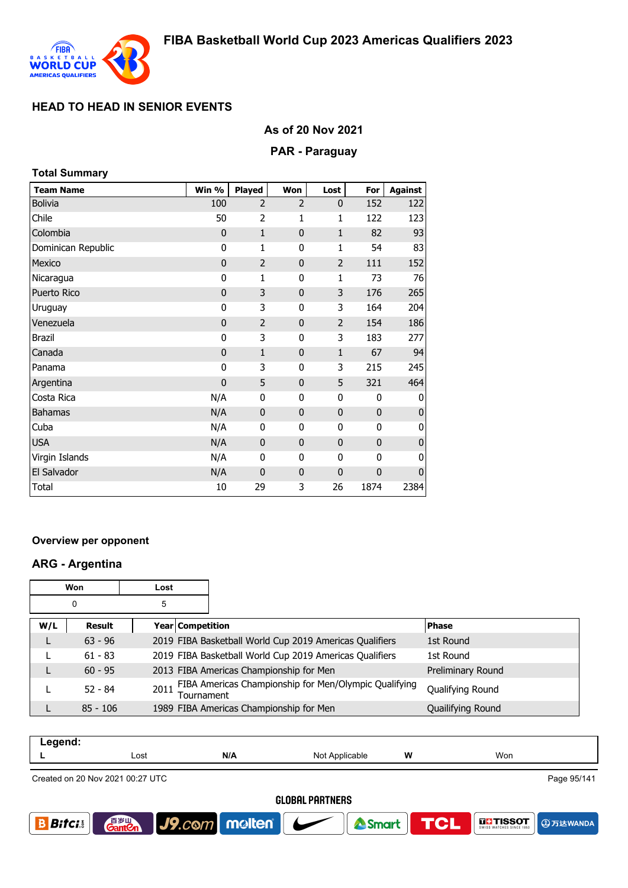# FIBA Basketball World Cup 2023 Americas Qualifiers 2023

## HEAD TO HEAD IN SENIOR EVENTS

### As of 20 Nov 2021

### PAR - Paraguay

**Total Summary**

| Team Name | Win % | Played | Won | Lost | For | Against |
|---|---|---|---|---|---|---|
| Bolivia | 100 | 2 | 2 | 0 | 152 | 122 |
| Chile | 50 | 2 | 1 | 1 | 122 | 123 |
| Colombia | 0 | 1 | 0 | 1 | 82 | 93 |
| Dominican Republic | 0 | 1 | 0 | 1 | 54 | 83 |
| Mexico | 0 | 2 | 0 | 2 | 111 | 152 |
| Nicaragua | 0 | 1 | 0 | 1 | 73 | 76 |
| Puerto Rico | 0 | 3 | 0 | 3 | 176 | 265 |
| Uruguay | 0 | 3 | 0 | 3 | 164 | 204 |
| Venezuela | 0 | 2 | 0 | 2 | 154 | 186 |
| Brazil | 0 | 3 | 0 | 3 | 183 | 277 |
| Canada | 0 | 1 | 0 | 1 | 67 | 94 |
| Panama | 0 | 3 | 0 | 3 | 215 | 245 |
| Argentina | 0 | 5 | 0 | 5 | 321 | 464 |
| Costa Rica | N/A | 0 | 0 | 0 | 0 | 0 |
| Bahamas | N/A | 0 | 0 | 0 | 0 | 0 |
| Cuba | N/A | 0 | 0 | 0 | 0 | 0 |
| USA | N/A | 0 | 0 | 0 | 0 | 0 |
| Virgin Islands | N/A | 0 | 0 | 0 | 0 | 0 |
| El Salvador | N/A | 0 | 0 | 0 | 0 | 0 |
| Total | 10 | 29 | 3 | 26 | 1874 | 2384 |

**Overview per opponent**

### ARG - Argentina

| Won | Lost |
|---|---|
| 0 | 5 |

| W/L | Result | Year | Competition | Phase |
|---|---|---|---|---|
| L | 63 - 96 | 2019 | FIBA Basketball World Cup 2019 Americas Qualifiers | 1st Round |
| L | 61 - 83 | 2019 | FIBA Basketball World Cup 2019 Americas Qualifiers | 1st Round |
| L | 60 - 95 | 2013 | FIBA Americas Championship for Men | Preliminary Round |
| L | 52 - 84 | 2011 | FIBA Americas Championship for Men/Olympic Qualifying Tournament | Qualifying Round |
| L | 85 - 106 | 1989 | FIBA Americas Championship for Men | Quailifying Round |

| Legend: | | | | | |
|---|---|---|---|---|---|
| L | Lost | N/A | Not Applicable | W | Won |

Created on 20 Nov 2021 00:27 UTC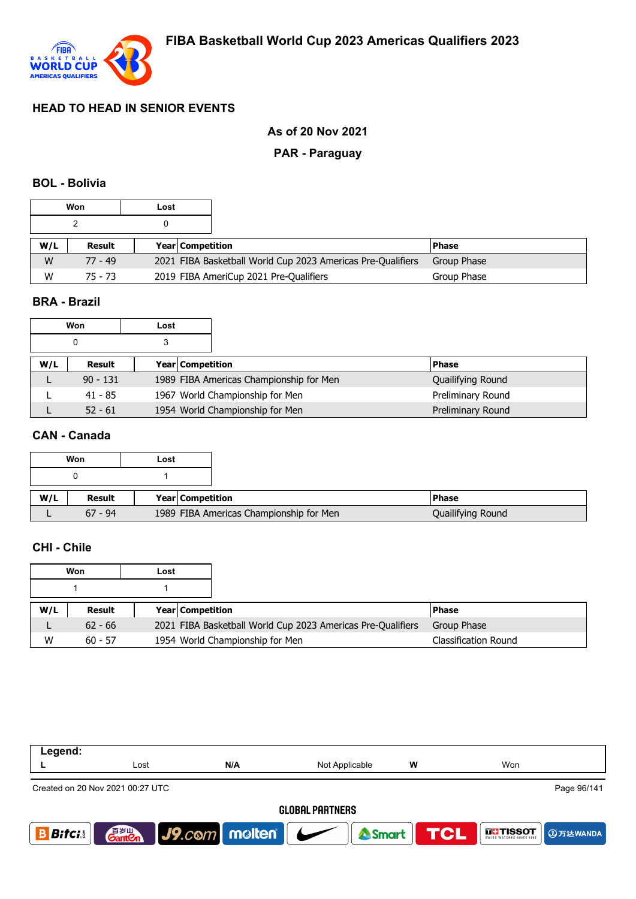## HEAD TO HEAD IN SENIOR EVENTS

**As of 20 Nov 2021**

**PAR - Paraguay**

### BOL - Bolivia

| Won | Lost |
|---|---|
| 2 | 0 |

| W/L | Result | Year | Competition | Phase |
|---|---|---|---|---|
| W | 77 - 49 | 2021 | FIBA Basketball World Cup 2023 Americas Pre-Qualifiers | Group Phase |
| W | 75 - 73 | 2019 | FIBA AmeriCup 2021 Pre-Qualifiers | Group Phase |

### BRA - Brazil

| Won | Lost |
|---|---|
| 0 | 3 |

| W/L | Result | Year | Competition | Phase |
|---|---|---|---|---|
| L | 90 - 131 | 1989 | FIBA Americas Championship for Men | Quailifying Round |
| L | 41 - 85 | 1967 | World Championship for Men | Preliminary Round |
| L | 52 - 61 | 1954 | World Championship for Men | Preliminary Round |

### CAN - Canada

| Won | Lost |
|---|---|
| 0 | 1 |

| W/L | Result | Year | Competition | Phase |
|---|---|---|---|---|
| L | 67 - 94 | 1989 | FIBA Americas Championship for Men | Quailifying Round |

### CHI - Chile

| Won | Lost |
|---|---|
| 1 | 1 |

| W/L | Result | Year | Competition | Phase |
|---|---|---|---|---|
| L | 62 - 66 | 2021 | FIBA Basketball World Cup 2023 Americas Pre-Qualifiers | Group Phase |
| W | 60 - 57 | 1954 | World Championship for Men | Classification Round |

| Legend: | | | | | |
|---|---|---|---|---|---|
| L | Lost | N/A | Not Applicable | W | Won |

Created on 20 Nov 2021 00:27 UTC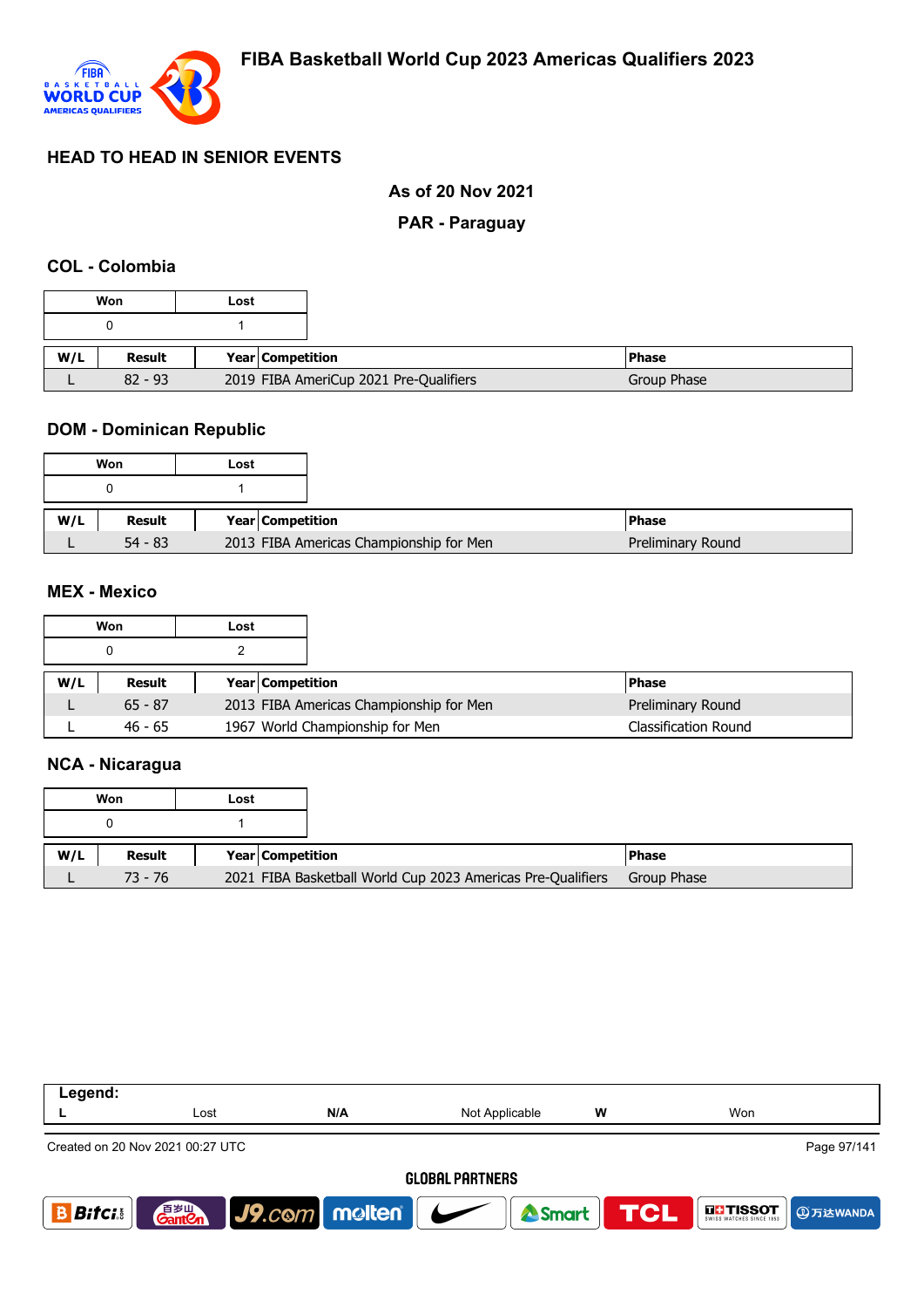## HEAD TO HEAD IN SENIOR EVENTS

**As of 20 Nov 2021**

**PAR - Paraguay**

### COL - Colombia

| Won | Lost |
|---|---|
| 0 | 1 |

| W/L | Result | Year | Competition | Phase |
|---|---|---|---|---|
| L | 82 - 93 | 2019 | FIBA AmeriCup 2021 Pre-Qualifiers | Group Phase |

### DOM - Dominican Republic

| Won | Lost |
|---|---|
| 0 | 1 |

| W/L | Result | Year | Competition | Phase |
|---|---|---|---|---|
| L | 54 - 83 | 2013 | FIBA Americas Championship for Men | Preliminary Round |

### MEX - Mexico

| Won | Lost |
|---|---|
| 0 | 2 |

| W/L | Result | Year | Competition | Phase |
|---|---|---|---|---|
| L | 65 - 87 | 2013 | FIBA Americas Championship for Men | Preliminary Round |
| L | 46 - 65 | 1967 | World Championship for Men | Classification Round |

### NCA - Nicaragua

| Won | Lost |
|---|---|
| 0 | 1 |

| W/L | Result | Year | Competition | Phase |
|---|---|---|---|---|
| L | 73 - 76 | 2021 | FIBA Basketball World Cup 2023 Americas Pre-Qualifiers | Group Phase |

| Legend: | | | | | |
|---|---|---|---|---|---|
| L | Lost | N/A | Not Applicable | W | Won |

Created on 20 Nov 2021 00:27 UTC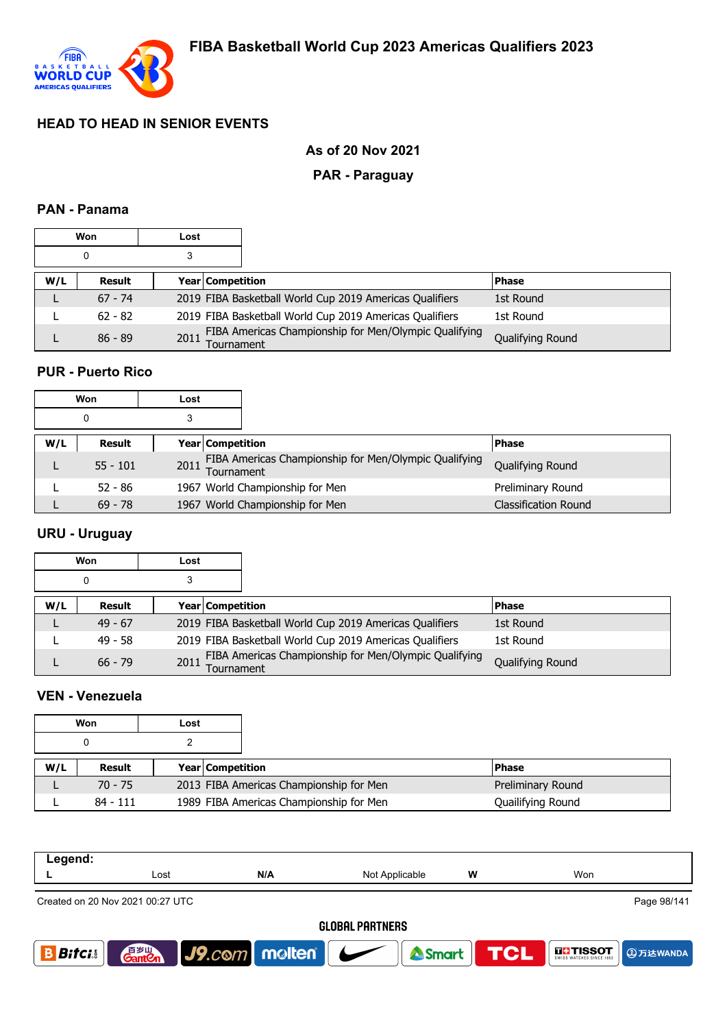# FIBA Basketball World Cup 2023 Americas Qualifiers 2023

## HEAD TO HEAD IN SENIOR EVENTS

**As of 20 Nov 2021**

**PAR - Paraguay**

### PAN - Panama

| Won | Lost |
|---|---|
| 0 | 3 |

| W/L | Result | Year | Competition | Phase |
|---|---|---|---|---|
| L | 67 - 74 | 2019 | FIBA Basketball World Cup 2019 Americas Qualifiers | 1st Round |
| L | 62 - 82 | 2019 | FIBA Basketball World Cup 2019 Americas Qualifiers | 1st Round |
| L | 86 - 89 | 2011 | FIBA Americas Championship for Men/Olympic Qualifying Tournament | Qualifying Round |

### PUR - Puerto Rico

| Won | Lost |
|---|---|
| 0 | 3 |

| W/L | Result | Year | Competition | Phase |
|---|---|---|---|---|
| L | 55 - 101 | 2011 | FIBA Americas Championship for Men/Olympic Qualifying Tournament | Qualifying Round |
| L | 52 - 86 | 1967 | World Championship for Men | Preliminary Round |
| L | 69 - 78 | 1967 | World Championship for Men | Classification Round |

### URU - Uruguay

| Won | Lost |
|---|---|
| 0 | 3 |

| W/L | Result | Year | Competition | Phase |
|---|---|---|---|---|
| L | 49 - 67 | 2019 | FIBA Basketball World Cup 2019 Americas Qualifiers | 1st Round |
| L | 49 - 58 | 2019 | FIBA Basketball World Cup 2019 Americas Qualifiers | 1st Round |
| L | 66 - 79 | 2011 | FIBA Americas Championship for Men/Olympic Qualifying Tournament | Qualifying Round |

### VEN - Venezuela

| Won | Lost |
|---|---|
| 0 | 2 |

| W/L | Result | Year | Competition | Phase |
|---|---|---|---|---|
| L | 70 - 75 | 2013 | FIBA Americas Championship for Men | Preliminary Round |
| L | 84 - 111 | 1989 | FIBA Americas Championship for Men | Quailifying Round |

| Legend: | | | | | |
|---|---|---|---|---|---|
| L | Lost | N/A | Not Applicable | W | Won |

Created on 20 Nov 2021 00:27 UTC

GLOBAL PARTNERS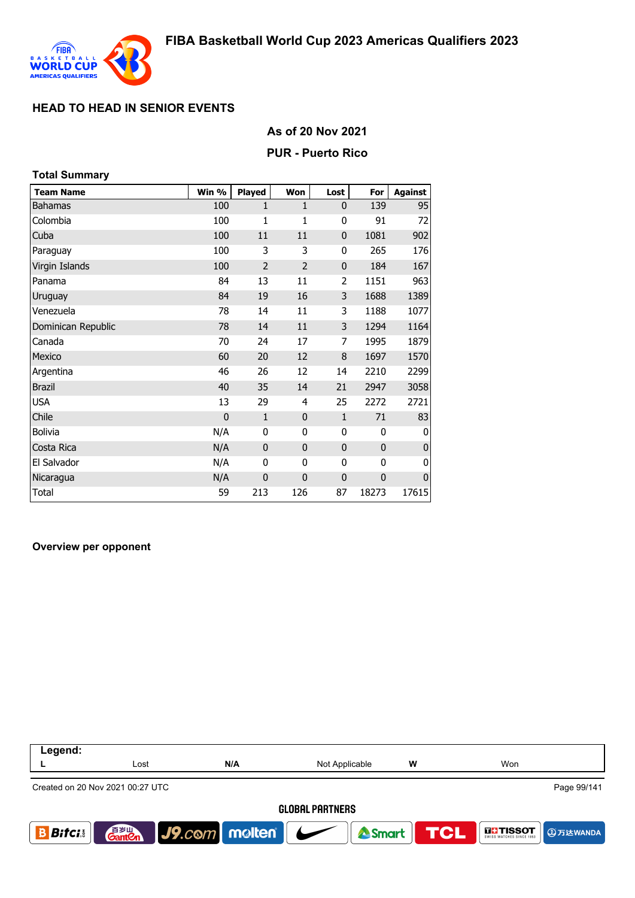## HEAD TO HEAD IN SENIOR EVENTS

### As of 20 Nov 2021

### PUR - Puerto Rico

**Total Summary**

| Team Name | Win % | Played | Won | Lost | For | Against |
|---|---|---|---|---|---|---|
| Bahamas | 100 | 1 | 1 | 0 | 139 | 95 |
| Colombia | 100 | 1 | 1 | 0 | 91 | 72 |
| Cuba | 100 | 11 | 11 | 0 | 1081 | 902 |
| Paraguay | 100 | 3 | 3 | 0 | 265 | 176 |
| Virgin Islands | 100 | 2 | 2 | 0 | 184 | 167 |
| Panama | 84 | 13 | 11 | 2 | 1151 | 963 |
| Uruguay | 84 | 19 | 16 | 3 | 1688 | 1389 |
| Venezuela | 78 | 14 | 11 | 3 | 1188 | 1077 |
| Dominican Republic | 78 | 14 | 11 | 3 | 1294 | 1164 |
| Canada | 70 | 24 | 17 | 7 | 1995 | 1879 |
| Mexico | 60 | 20 | 12 | 8 | 1697 | 1570 |
| Argentina | 46 | 26 | 12 | 14 | 2210 | 2299 |
| Brazil | 40 | 35 | 14 | 21 | 2947 | 3058 |
| USA | 13 | 29 | 4 | 25 | 2272 | 2721 |
| Chile | 0 | 1 | 0 | 1 | 71 | 83 |
| Bolivia | N/A | 0 | 0 | 0 | 0 | 0 |
| Costa Rica | N/A | 0 | 0 | 0 | 0 | 0 |
| El Salvador | N/A | 0 | 0 | 0 | 0 | 0 |
| Nicaragua | N/A | 0 | 0 | 0 | 0 | 0 |
| Total | 59 | 213 | 126 | 87 | 18273 | 17615 |

**Overview per opponent**

| Legend: | | | | | |
|---|---|---|---|---|---|
| L | Lost | N/A | Not Applicable | W | Won |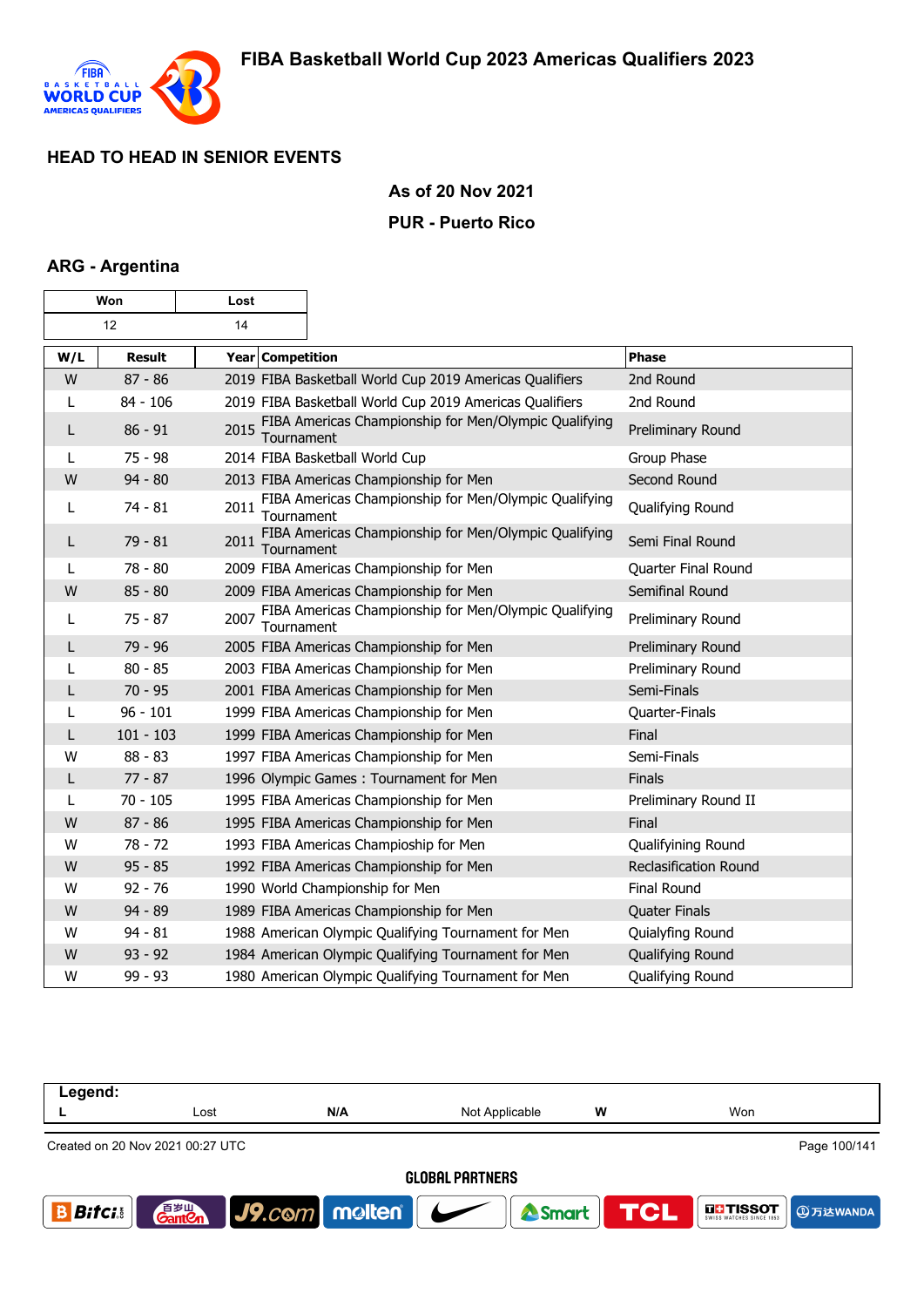## HEAD TO HEAD IN SENIOR EVENTS

**As of 20 Nov 2021**

**PUR - Puerto Rico**

### ARG - Argentina

| Won | Lost |
|---|---|
| 12 | 14 |

| W/L | Result | Year | Competition | Phase |
|---|---|---|---|---|
| W | 87 - 86 | 2019 | FIBA Basketball World Cup 2019 Americas Qualifiers | 2nd Round |
| L | 84 - 106 | 2019 | FIBA Basketball World Cup 2019 Americas Qualifiers | 2nd Round |
| L | 86 - 91 | 2015 | FIBA Americas Championship for Men/Olympic Qualifying Tournament | Preliminary Round |
| L | 75 - 98 | 2014 | FIBA Basketball World Cup | Group Phase |
| W | 94 - 80 | 2013 | FIBA Americas Championship for Men | Second Round |
| L | 74 - 81 | 2011 | FIBA Americas Championship for Men/Olympic Qualifying Tournament | Qualifying Round |
| L | 79 - 81 | 2011 | FIBA Americas Championship for Men/Olympic Qualifying Tournament | Semi Final Round |
| L | 78 - 80 | 2009 | FIBA Americas Championship for Men | Quarter Final Round |
| W | 85 - 80 | 2009 | FIBA Americas Championship for Men | Semifinal Round |
| L | 75 - 87 | 2007 | FIBA Americas Championship for Men/Olympic Qualifying Tournament | Preliminary Round |
| L | 79 - 96 | 2005 | FIBA Americas Championship for Men | Preliminary Round |
| L | 80 - 85 | 2003 | FIBA Americas Championship for Men | Preliminary Round |
| L | 70 - 95 | 2001 | FIBA Americas Championship for Men | Semi-Finals |
| L | 96 - 101 | 1999 | FIBA Americas Championship for Men | Quarter-Finals |
| L | 101 - 103 | 1999 | FIBA Americas Championship for Men | Final |
| W | 88 - 83 | 1997 | FIBA Americas Championship for Men | Semi-Finals |
| L | 77 - 87 | 1996 | Olympic Games : Tournament for Men | Finals |
| L | 70 - 105 | 1995 | FIBA Americas Championship for Men | Preliminary Round II |
| W | 87 - 86 | 1995 | FIBA Americas Championship for Men | Final |
| W | 78 - 72 | 1993 | FIBA Americas Champioship for Men | Qualifyining Round |
| W | 95 - 85 | 1992 | FIBA Americas Championship for Men | Reclasification Round |
| W | 92 - 76 | 1990 | World Championship for Men | Final Round |
| W | 94 - 89 | 1989 | FIBA Americas Championship for Men | Quater Finals |
| W | 94 - 81 | 1988 | American Olympic Qualifying Tournament for Men | Quialyfing Round |
| W | 93 - 92 | 1984 | American Olympic Qualifying Tournament for Men | Qualifying Round |
| W | 99 - 93 | 1980 | American Olympic Qualifying Tournament for Men | Qualifying Round |

| Legend: | | | | | |
|---|---|---|---|---|---|
| L | Lost | N/A | Not Applicable | W | Won |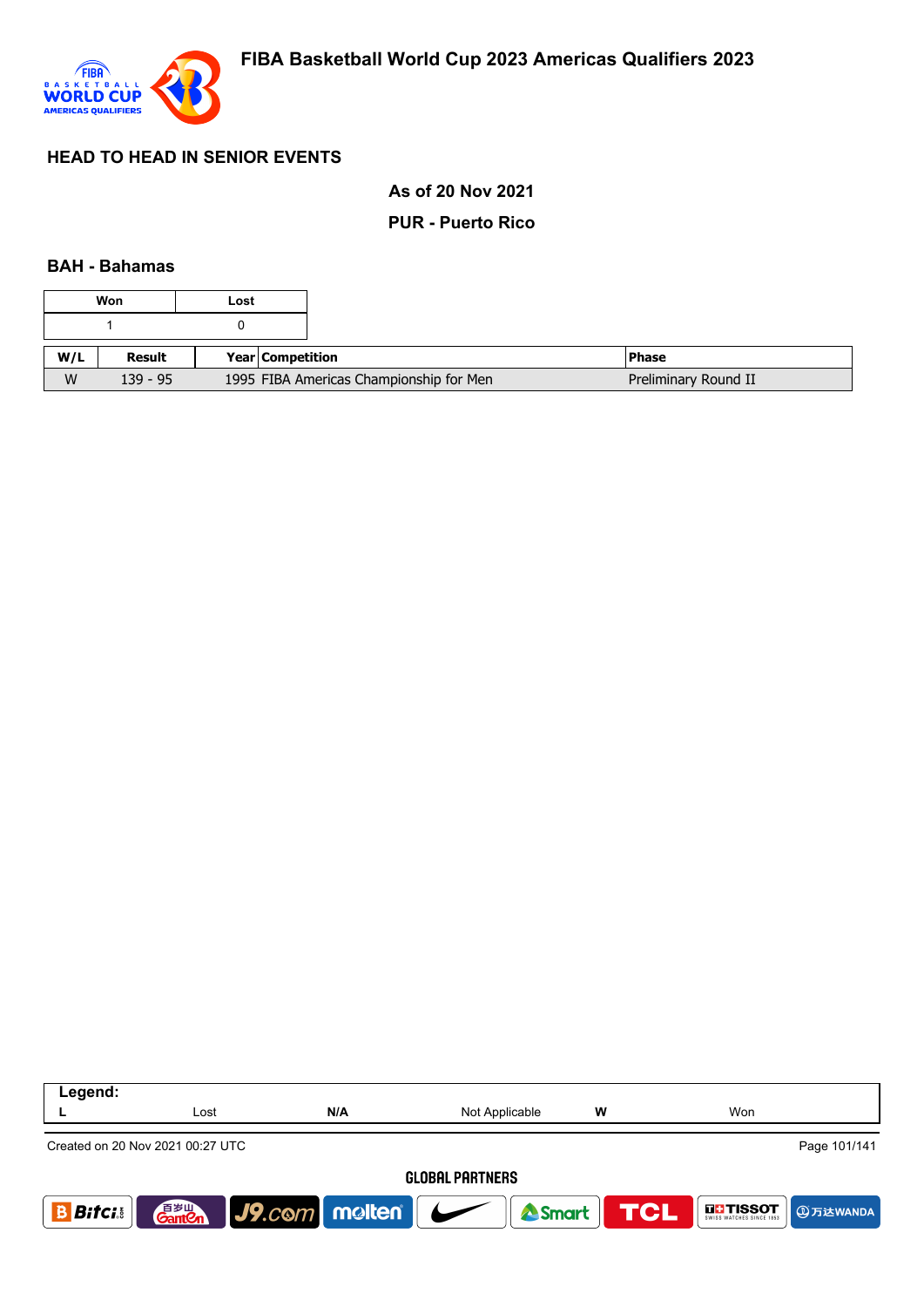# FIBA Basketball World Cup 2023 Americas Qualifiers 2023

## HEAD TO HEAD IN SENIOR EVENTS

**As of 20 Nov 2021**

**PUR - Puerto Rico**

### BAH - Bahamas

| Won | Lost |
|---|---|
| 1 | 0 |

| W/L | Result | Year | Competition | Phase |
|---|---|---|---|---|
| W | 139 - 95 | 1995 | FIBA Americas Championship for Men | Preliminary Round II |

| Legend: | | | | | |
|---|---|---|---|---|---|
| L | Lost | N/A | Not Applicable | W | Won |

Created on 20 Nov 2021 00:27 UTC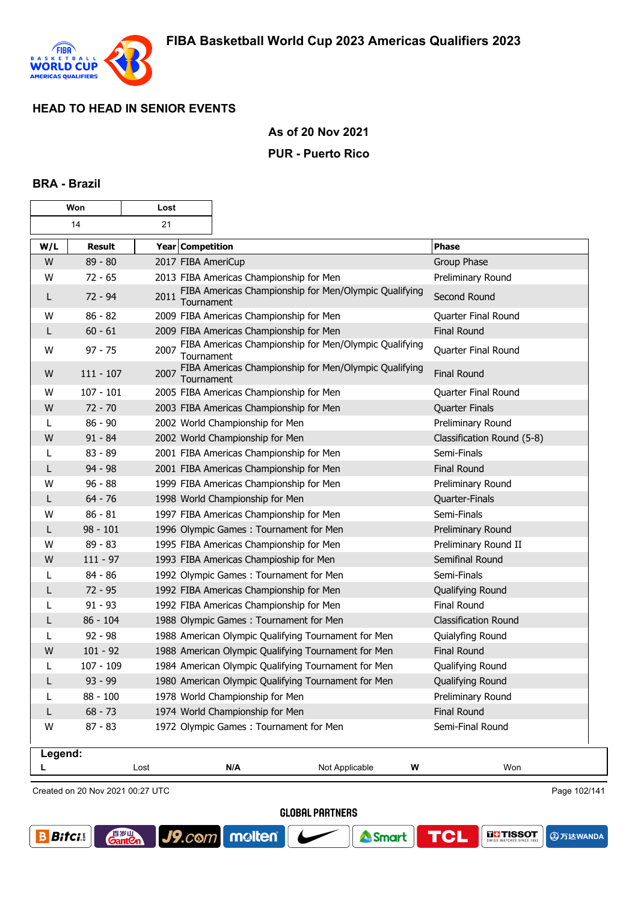## HEAD TO HEAD IN SENIOR EVENTS

**As of 20 Nov 2021**

**PUR - Puerto Rico**

### BRA - Brazil

| Won | Lost |
|---|---|
| 14 | 21 |

| W/L | Result | Year | Competition | Phase |
|---|---|---|---|---|
| W | 89 - 80 | 2017 | FIBA AmeriCup | Group Phase |
| W | 72 - 65 | 2013 | FIBA Americas Championship for Men | Preliminary Round |
| L | 72 - 94 | 2011 | FIBA Americas Championship for Men/Olympic Qualifying Tournament | Second Round |
| W | 86 - 82 | 2009 | FIBA Americas Championship for Men | Quarter Final Round |
| L | 60 - 61 | 2009 | FIBA Americas Championship for Men | Final Round |
| W | 97 - 75 | 2007 | FIBA Americas Championship for Men/Olympic Qualifying Tournament | Quarter Final Round |
| W | 111 - 107 | 2007 | FIBA Americas Championship for Men/Olympic Qualifying Tournament | Final Round |
| W | 107 - 101 | 2005 | FIBA Americas Championship for Men | Quarter Final Round |
| W | 72 - 70 | 2003 | FIBA Americas Championship for Men | Quarter Finals |
| L | 86 - 90 | 2002 | World Championship for Men | Preliminary Round |
| W | 91 - 84 | 2002 | World Championship for Men | Classification Round (5-8) |
| L | 83 - 89 | 2001 | FIBA Americas Championship for Men | Semi-Finals |
| L | 94 - 98 | 2001 | FIBA Americas Championship for Men | Final Round |
| W | 96 - 88 | 1999 | FIBA Americas Championship for Men | Preliminary Round |
| L | 64 - 76 | 1998 | World Championship for Men | Quarter-Finals |
| W | 86 - 81 | 1997 | FIBA Americas Championship for Men | Semi-Finals |
| L | 98 - 101 | 1996 | Olympic Games : Tournament for Men | Preliminary Round |
| W | 89 - 83 | 1995 | FIBA Americas Championship for Men | Preliminary Round II |
| W | 111 - 97 | 1993 | FIBA Americas Champioship for Men | Semifinal Round |
| L | 84 - 86 | 1992 | Olympic Games : Tournament for Men | Semi-Finals |
| L | 72 - 95 | 1992 | FIBA Americas Championship for Men | Qualifying Round |
| L | 91 - 93 | 1992 | FIBA Americas Championship for Men | Final Round |
| L | 86 - 104 | 1988 | Olympic Games : Tournament for Men | Classification Round |
| L | 92 - 98 | 1988 | American Olympic Qualifying Tournament for Men | Quialyfing Round |
| W | 101 - 92 | 1988 | American Olympic Qualifying Tournament for Men | Final Round |
| L | 107 - 109 | 1984 | American Olympic Qualifying Tournament for Men | Qualifying Round |
| L | 93 - 99 | 1980 | American Olympic Qualifying Tournament for Men | Qualifying Round |
| L | 88 - 100 | 1978 | World Championship for Men | Preliminary Round |
| L | 68 - 73 | 1974 | World Championship for Men | Final Round |
| W | 87 - 83 | 1972 | Olympic Games : Tournament for Men | Semi-Final Round |

**Legend:**

| L | Lost | N/A | Not Applicable | W | Won |
|---|---|---|---|---|---|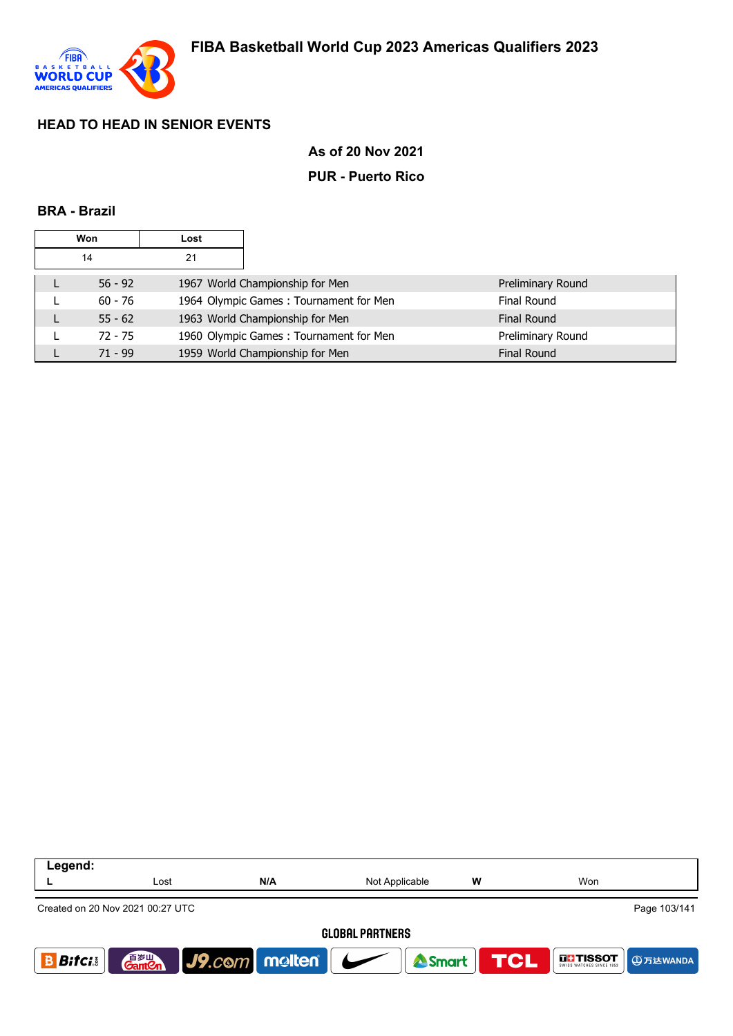## HEAD TO HEAD IN SENIOR EVENTS

### As of 20 Nov 2021

### PUR - Puerto Rico

### BRA - Brazil

| Won | Lost |
|---|---|
| 14 | 21 |

| | | | |
|---|---|---|---|
| L | 56 - 92 | 1967 World Championship for Men | Preliminary Round |
| L | 60 - 76 | 1964 Olympic Games : Tournament for Men | Final Round |
| L | 55 - 62 | 1963 World Championship for Men | Final Round |
| L | 72 - 75 | 1960 Olympic Games : Tournament for Men | Preliminary Round |
| L | 71 - 99 | 1959 World Championship for Men | Final Round |

**Legend:**

| | | | | | |
|---|---|---|---|---|---|
| **L** | Lost | **N/A** | Not Applicable | **W** | Won |

Created on 20 Nov 2021 00:27 UTC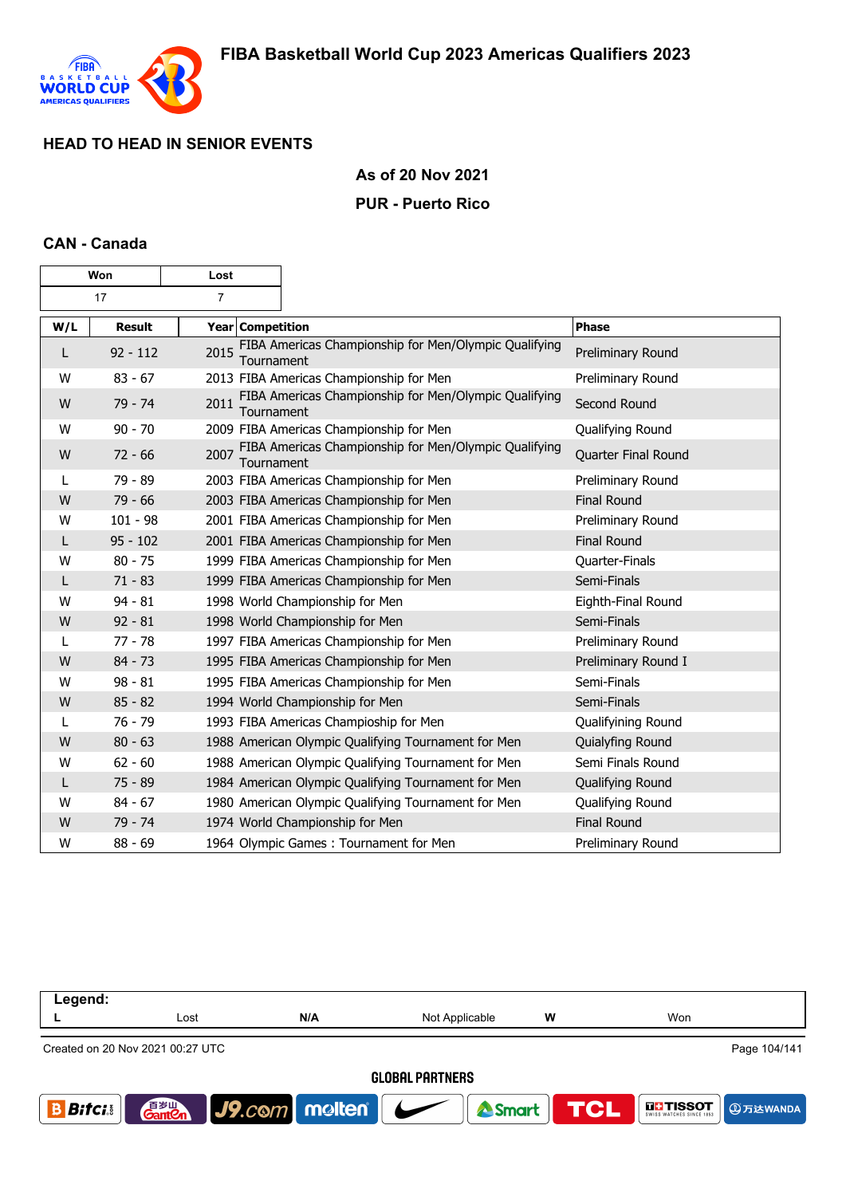# FIBA Basketball World Cup 2023 Americas Qualifiers 2023

## HEAD TO HEAD IN SENIOR EVENTS

### As of 20 Nov 2021

### PUR - Puerto Rico

### CAN - Canada

| Won | Lost |
|---|---|
| 17 | 7 |

| W/L | Result | Year | Competition | Phase |
|---|---|---|---|---|
| L | 92 - 112 | 2015 | FIBA Americas Championship for Men/Olympic Qualifying Tournament | Preliminary Round |
| W | 83 - 67 | 2013 | FIBA Americas Championship for Men | Preliminary Round |
| W | 79 - 74 | 2011 | FIBA Americas Championship for Men/Olympic Qualifying Tournament | Second Round |
| W | 90 - 70 | 2009 | FIBA Americas Championship for Men | Qualifying Round |
| W | 72 - 66 | 2007 | FIBA Americas Championship for Men/Olympic Qualifying Tournament | Quarter Final Round |
| L | 79 - 89 | 2003 | FIBA Americas Championship for Men | Preliminary Round |
| W | 79 - 66 | 2003 | FIBA Americas Championship for Men | Final Round |
| W | 101 - 98 | 2001 | FIBA Americas Championship for Men | Preliminary Round |
| L | 95 - 102 | 2001 | FIBA Americas Championship for Men | Final Round |
| W | 80 - 75 | 1999 | FIBA Americas Championship for Men | Quarter-Finals |
| L | 71 - 83 | 1999 | FIBA Americas Championship for Men | Semi-Finals |
| W | 94 - 81 | 1998 | World Championship for Men | Eighth-Final Round |
| W | 92 - 81 | 1998 | World Championship for Men | Semi-Finals |
| L | 77 - 78 | 1997 | FIBA Americas Championship for Men | Preliminary Round |
| W | 84 - 73 | 1995 | FIBA Americas Championship for Men | Preliminary Round I |
| W | 98 - 81 | 1995 | FIBA Americas Championship for Men | Semi-Finals |
| W | 85 - 82 | 1994 | World Championship for Men | Semi-Finals |
| L | 76 - 79 | 1993 | FIBA Americas Champioship for Men | Qualifyining Round |
| W | 80 - 63 | 1988 | American Olympic Qualifying Tournament for Men | Quialyfing Round |
| W | 62 - 60 | 1988 | American Olympic Qualifying Tournament for Men | Semi Finals Round |
| L | 75 - 89 | 1984 | American Olympic Qualifying Tournament for Men | Qualifying Round |
| W | 84 - 67 | 1980 | American Olympic Qualifying Tournament for Men | Qualifying Round |
| W | 79 - 74 | 1974 | World Championship for Men | Final Round |
| W | 88 - 69 | 1964 | Olympic Games : Tournament for Men | Preliminary Round |

| Legend: | | | | | |
|---|---|---|---|---|---|
| L | Lost | N/A | Not Applicable | W | Won |

Created on 20 Nov 2021 00:27 UTC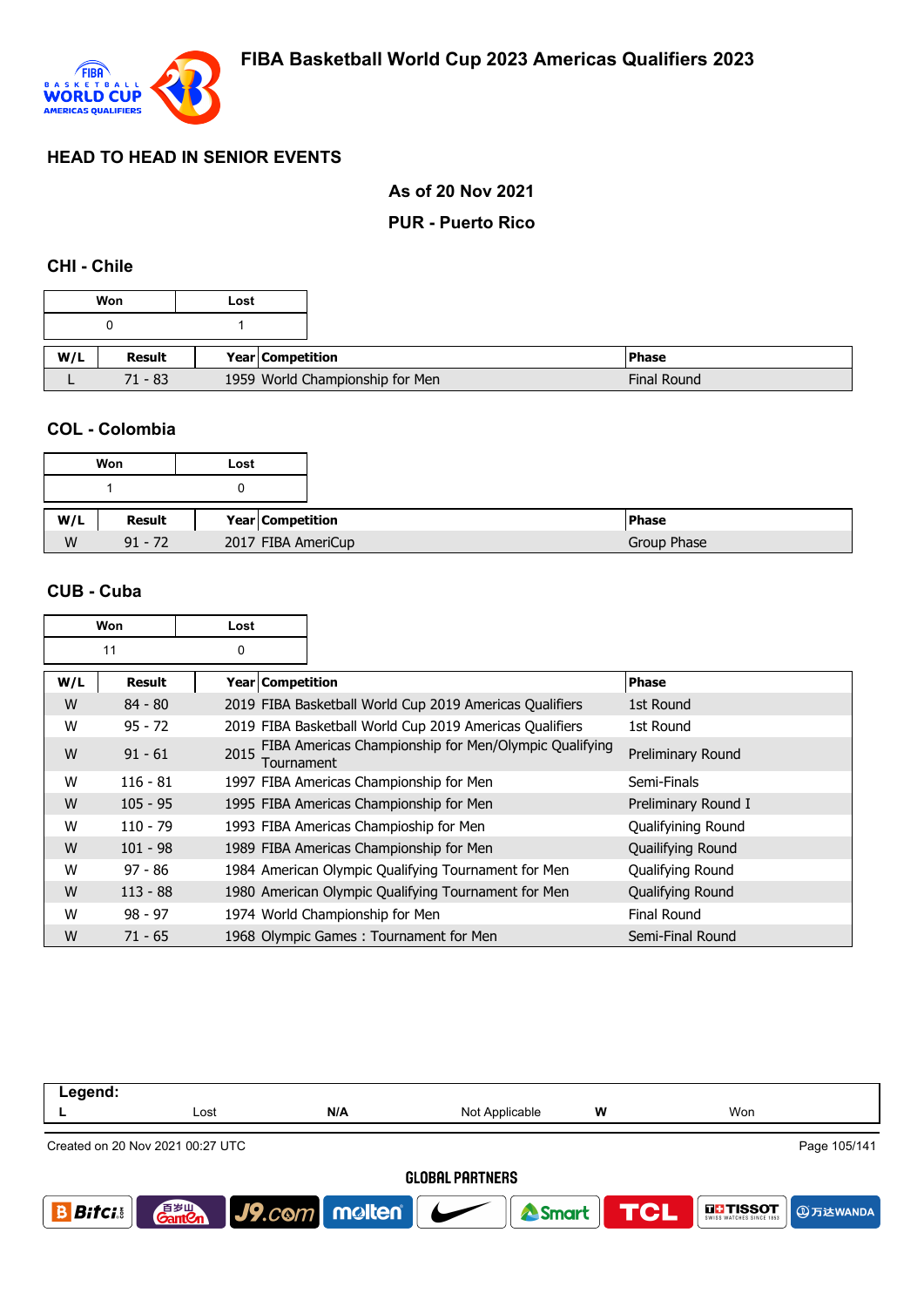# FIBA Basketball World Cup 2023 Americas Qualifiers 2023

## HEAD TO HEAD IN SENIOR EVENTS

**As of 20 Nov 2021**

**PUR - Puerto Rico**

### CHI - Chile

| Won | Lost |
|---|---|
| 0 | 1 |

| W/L | Result | Year | Competition | Phase |
|---|---|---|---|---|
| L | 71 - 83 | 1959 | World Championship for Men | Final Round |

### COL - Colombia

| Won | Lost |
|---|---|
| 1 | 0 |

| W/L | Result | Year | Competition | Phase |
|---|---|---|---|---|
| W | 91 - 72 | 2017 | FIBA AmeriCup | Group Phase |

### CUB - Cuba

| Won | Lost |
|---|---|
| 11 | 0 |

| W/L | Result | Year | Competition | Phase |
|---|---|---|---|---|
| W | 84 - 80 | 2019 | FIBA Basketball World Cup 2019 Americas Qualifiers | 1st Round |
| W | 95 - 72 | 2019 | FIBA Basketball World Cup 2019 Americas Qualifiers | 1st Round |
| W | 91 - 61 | 2015 | FIBA Americas Championship for Men/Olympic Qualifying Tournament | Preliminary Round |
| W | 116 - 81 | 1997 | FIBA Americas Championship for Men | Semi-Finals |
| W | 105 - 95 | 1995 | FIBA Americas Championship for Men | Preliminary Round I |
| W | 110 - 79 | 1993 | FIBA Americas Champioship for Men | Qualifyining Round |
| W | 101 - 98 | 1989 | FIBA Americas Championship for Men | Quailifying Round |
| W | 97 - 86 | 1984 | American Olympic Qualifying Tournament for Men | Qualifying Round |
| W | 113 - 88 | 1980 | American Olympic Qualifying Tournament for Men | Qualifying Round |
| W | 98 - 97 | 1974 | World Championship for Men | Final Round |
| W | 71 - 65 | 1968 | Olympic Games : Tournament for Men | Semi-Final Round |

| Legend: | | | | | |
|---|---|---|---|---|---|
| L | Lost | N/A | Not Applicable | W | Won |

Created on 20 Nov 2021 00:27 UTC

GLOBAL PARTNERS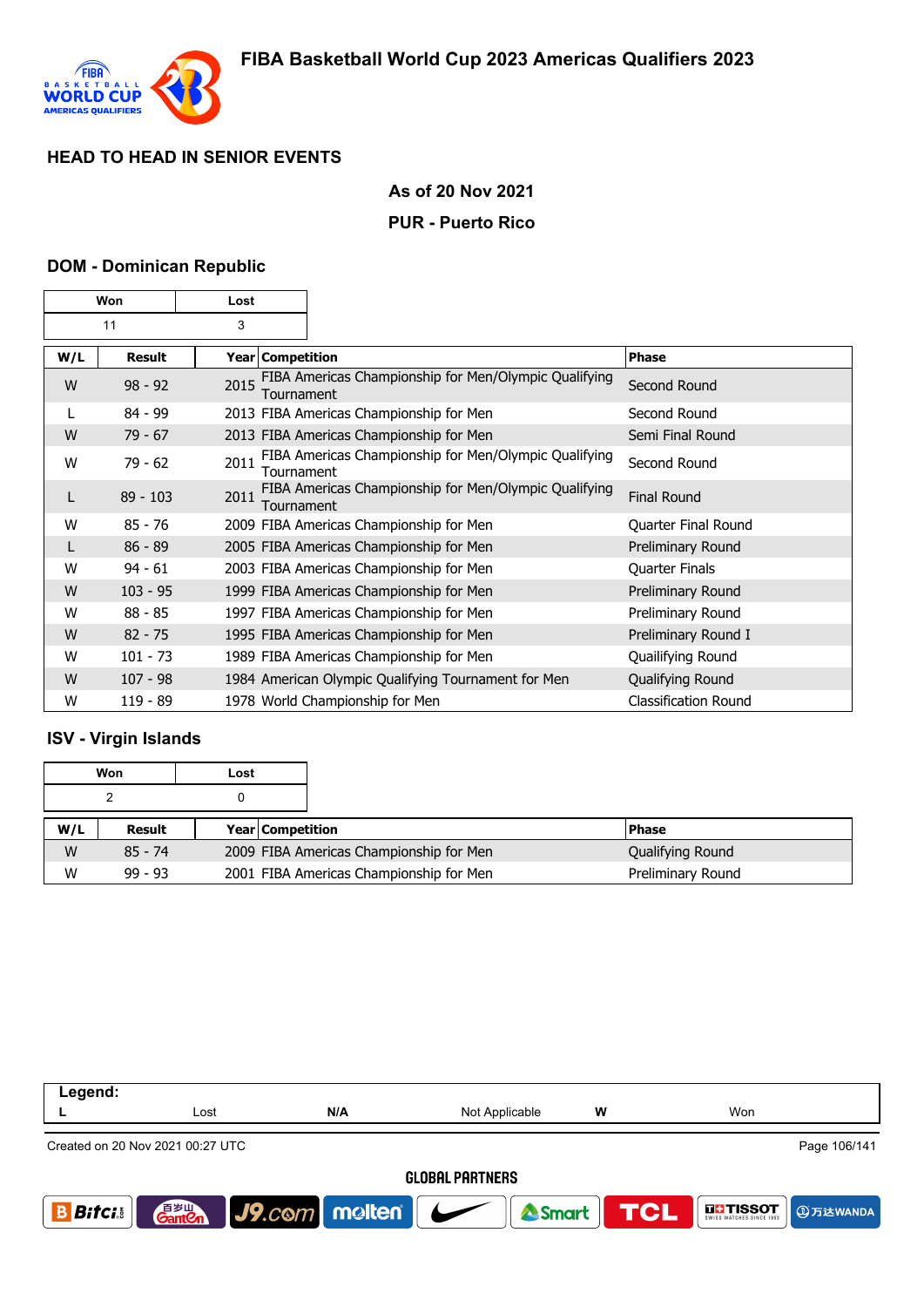## FIBA Basketball World Cup 2023 Americas Qualifiers 2023

### HEAD TO HEAD IN SENIOR EVENTS

**As of 20 Nov 2021**

**PUR - Puerto Rico**

### DOM - Dominican Republic

| Won | Lost |
|---|---|
| 11 | 3 |

| W/L | Result | Year | Competition | Phase |
|---|---|---|---|---|
| W | 98 - 92 | 2015 | FIBA Americas Championship for Men/Olympic Qualifying Tournament | Second Round |
| L | 84 - 99 | 2013 | FIBA Americas Championship for Men | Second Round |
| W | 79 - 67 | 2013 | FIBA Americas Championship for Men | Semi Final Round |
| W | 79 - 62 | 2011 | FIBA Americas Championship for Men/Olympic Qualifying Tournament | Second Round |
| L | 89 - 103 | 2011 | FIBA Americas Championship for Men/Olympic Qualifying Tournament | Final Round |
| W | 85 - 76 | 2009 | FIBA Americas Championship for Men | Quarter Final Round |
| L | 86 - 89 | 2005 | FIBA Americas Championship for Men | Preliminary Round |
| W | 94 - 61 | 2003 | FIBA Americas Championship for Men | Quarter Finals |
| W | 103 - 95 | 1999 | FIBA Americas Championship for Men | Preliminary Round |
| W | 88 - 85 | 1997 | FIBA Americas Championship for Men | Preliminary Round |
| W | 82 - 75 | 1995 | FIBA Americas Championship for Men | Preliminary Round I |
| W | 101 - 73 | 1989 | FIBA Americas Championship for Men | Quailifying Round |
| W | 107 - 98 | 1984 | American Olympic Qualifying Tournament for Men | Qualifying Round |
| W | 119 - 89 | 1978 | World Championship for Men | Classification Round |

### ISV - Virgin Islands

| Won | Lost |
|---|---|
| 2 | 0 |

| W/L | Result | Year | Competition | Phase |
|---|---|---|---|---|
| W | 85 - 74 | 2009 | FIBA Americas Championship for Men | Qualifying Round |
| W | 99 - 93 | 2001 | FIBA Americas Championship for Men | Preliminary Round |

| Legend: | | | | | |
|---|---|---|---|---|---|
| L | Lost | N/A | Not Applicable | W | Won |

Created on 20 Nov 2021 00:27 UTC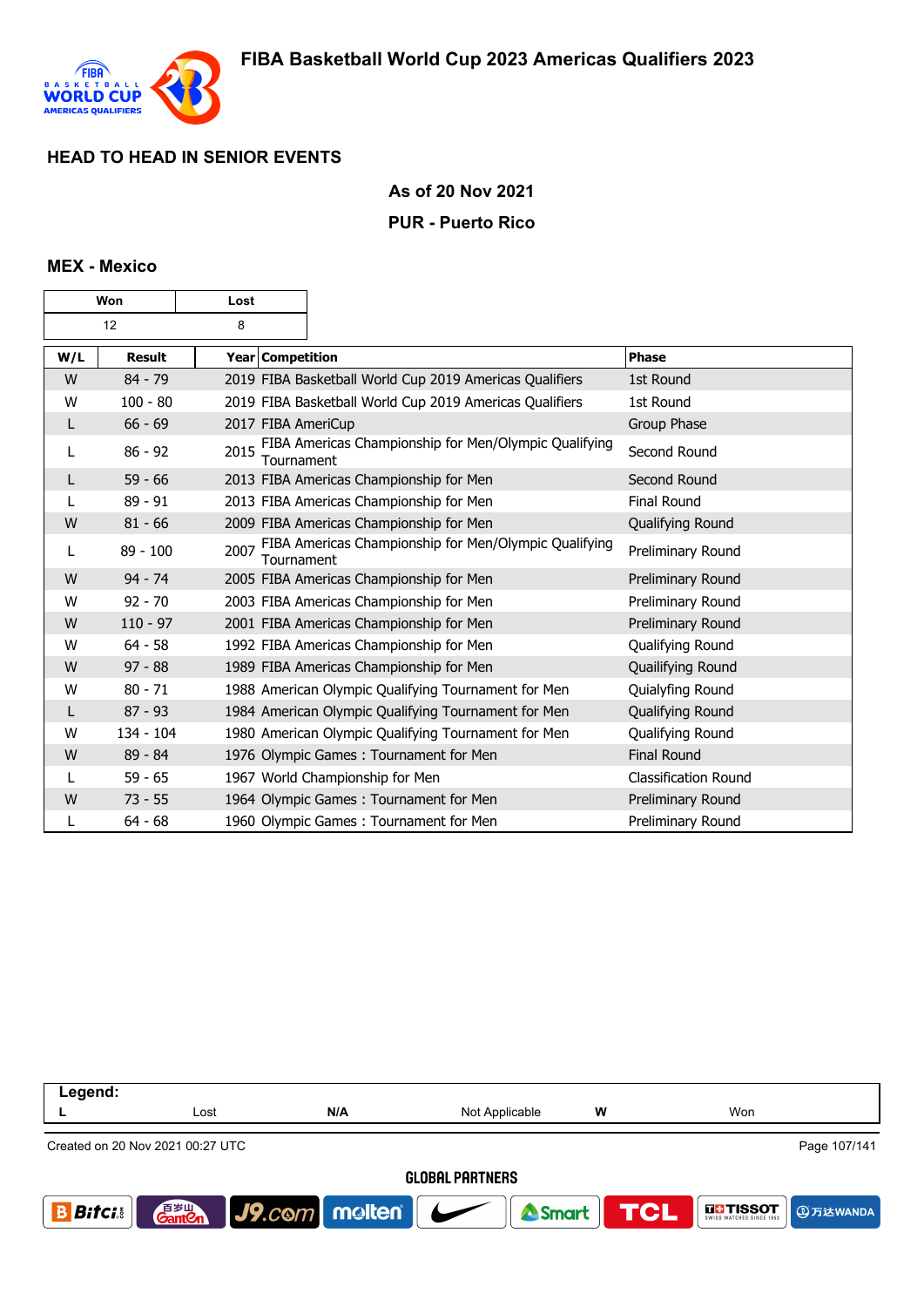## HEAD TO HEAD IN SENIOR EVENTS

**As of 20 Nov 2021**

**PUR - Puerto Rico**

### MEX - Mexico

| Won | Lost |
|---|---|
| 12 | 8 |

| W/L | Result | Year | Competition | Phase |
|---|---|---|---|---|
| W | 84 - 79 | 2019 | FIBA Basketball World Cup 2019 Americas Qualifiers | 1st Round |
| W | 100 - 80 | 2019 | FIBA Basketball World Cup 2019 Americas Qualifiers | 1st Round |
| L | 66 - 69 | 2017 | FIBA AmeriCup | Group Phase |
| L | 86 - 92 | 2015 | FIBA Americas Championship for Men/Olympic Qualifying Tournament | Second Round |
| L | 59 - 66 | 2013 | FIBA Americas Championship for Men | Second Round |
| L | 89 - 91 | 2013 | FIBA Americas Championship for Men | Final Round |
| W | 81 - 66 | 2009 | FIBA Americas Championship for Men | Qualifying Round |
| L | 89 - 100 | 2007 | FIBA Americas Championship for Men/Olympic Qualifying Tournament | Preliminary Round |
| W | 94 - 74 | 2005 | FIBA Americas Championship for Men | Preliminary Round |
| W | 92 - 70 | 2003 | FIBA Americas Championship for Men | Preliminary Round |
| W | 110 - 97 | 2001 | FIBA Americas Championship for Men | Preliminary Round |
| W | 64 - 58 | 1992 | FIBA Americas Championship for Men | Qualifying Round |
| W | 97 - 88 | 1989 | FIBA Americas Championship for Men | Quailifying Round |
| W | 80 - 71 | 1988 | American Olympic Qualifying Tournament for Men | Quialyfing Round |
| L | 87 - 93 | 1984 | American Olympic Qualifying Tournament for Men | Qualifying Round |
| W | 134 - 104 | 1980 | American Olympic Qualifying Tournament for Men | Qualifying Round |
| W | 89 - 84 | 1976 | Olympic Games : Tournament for Men | Final Round |
| L | 59 - 65 | 1967 | World Championship for Men | Classification Round |
| W | 73 - 55 | 1964 | Olympic Games : Tournament for Men | Preliminary Round |
| L | 64 - 68 | 1960 | Olympic Games : Tournament for Men | Preliminary Round |

**Legend:**

| L | Lost | N/A | Not Applicable | W | Won |
|---|---|---|---|---|---|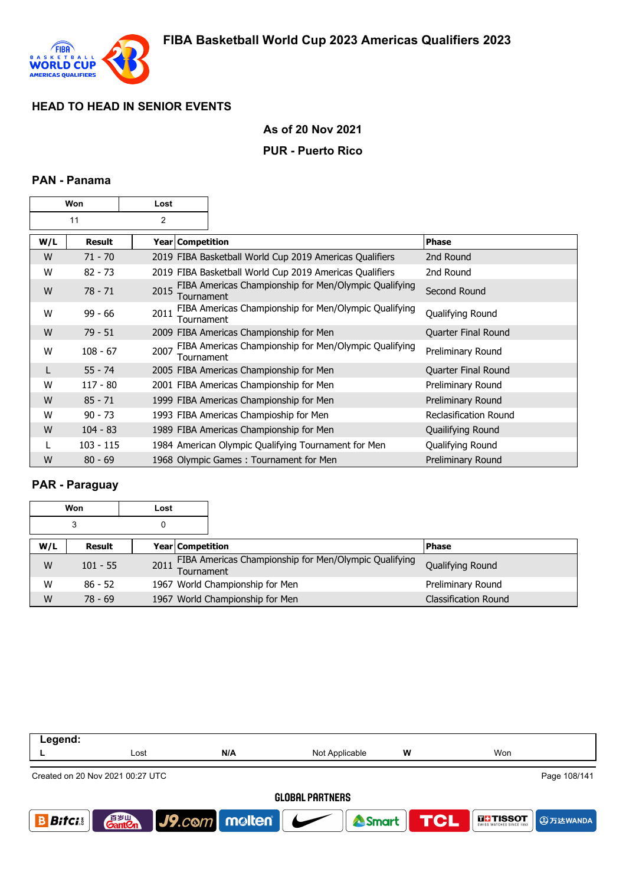## HEAD TO HEAD IN SENIOR EVENTS

**As of 20 Nov 2021**

**PUR - Puerto Rico**

### PAN - Panama

| Won | Lost |
|---|---|
| 11 | 2 |

| W/L | Result | Year | Competition | Phase |
|---|---|---|---|---|
| W | 71 - 70 | 2019 | FIBA Basketball World Cup 2019 Americas Qualifiers | 2nd Round |
| W | 82 - 73 | 2019 | FIBA Basketball World Cup 2019 Americas Qualifiers | 2nd Round |
| W | 78 - 71 | 2015 | FIBA Americas Championship for Men/Olympic Qualifying Tournament | Second Round |
| W | 99 - 66 | 2011 | FIBA Americas Championship for Men/Olympic Qualifying Tournament | Qualifying Round |
| W | 79 - 51 | 2009 | FIBA Americas Championship for Men | Quarter Final Round |
| W | 108 - 67 | 2007 | FIBA Americas Championship for Men/Olympic Qualifying Tournament | Preliminary Round |
| L | 55 - 74 | 2005 | FIBA Americas Championship for Men | Quarter Final Round |
| W | 117 - 80 | 2001 | FIBA Americas Championship for Men | Preliminary Round |
| W | 85 - 71 | 1999 | FIBA Americas Championship for Men | Preliminary Round |
| W | 90 - 73 | 1993 | FIBA Americas Champioship for Men | Reclasification Round |
| W | 104 - 83 | 1989 | FIBA Americas Championship for Men | Quailifying Round |
| L | 103 - 115 | 1984 | American Olympic Qualifying Tournament for Men | Qualifying Round |
| W | 80 - 69 | 1968 | Olympic Games : Tournament for Men | Preliminary Round |

### PAR - Paraguay

| Won | Lost |
|---|---|
| 3 | 0 |

| W/L | Result | Year | Competition | Phase |
|---|---|---|---|---|
| W | 101 - 55 | 2011 | FIBA Americas Championship for Men/Olympic Qualifying Tournament | Qualifying Round |
| W | 86 - 52 | 1967 | World Championship for Men | Preliminary Round |
| W | 78 - 69 | 1967 | World Championship for Men | Classification Round |

| Legend: | | | | | |
|---|---|---|---|---|---|
| L | Lost | N/A | Not Applicable | W | Won |

Created on 20 Nov 2021 00:27 UTC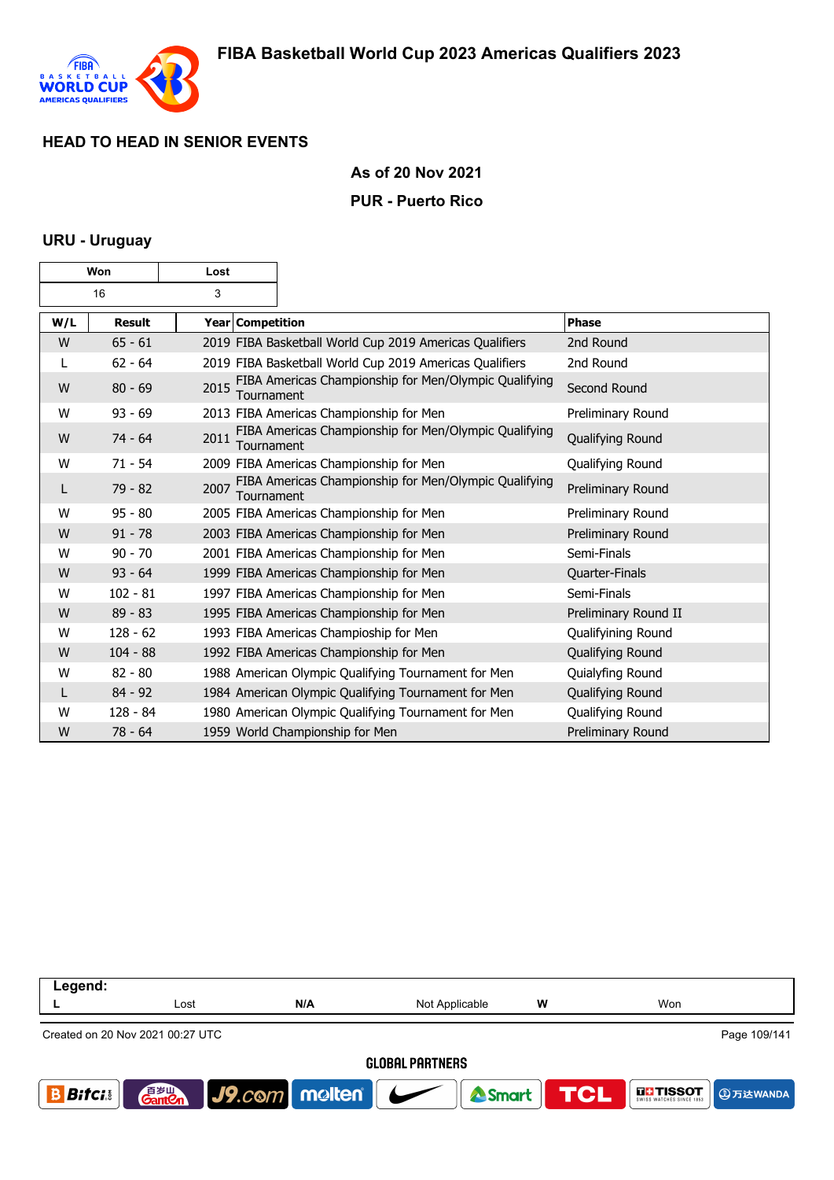## HEAD TO HEAD IN SENIOR EVENTS

**As of 20 Nov 2021**

**PUR - Puerto Rico**

### URU - Uruguay

| Won | Lost |
|---|---|
| 16 | 3 |

| W/L | Result | Year | Competition | Phase |
|---|---|---|---|---|
| W | 65 - 61 | 2019 | FIBA Basketball World Cup 2019 Americas Qualifiers | 2nd Round |
| L | 62 - 64 | 2019 | FIBA Basketball World Cup 2019 Americas Qualifiers | 2nd Round |
| W | 80 - 69 | 2015 | FIBA Americas Championship for Men/Olympic Qualifying Tournament | Second Round |
| W | 93 - 69 | 2013 | FIBA Americas Championship for Men | Preliminary Round |
| W | 74 - 64 | 2011 | FIBA Americas Championship for Men/Olympic Qualifying Tournament | Qualifying Round |
| W | 71 - 54 | 2009 | FIBA Americas Championship for Men | Qualifying Round |
| L | 79 - 82 | 2007 | FIBA Americas Championship for Men/Olympic Qualifying Tournament | Preliminary Round |
| W | 95 - 80 | 2005 | FIBA Americas Championship for Men | Preliminary Round |
| W | 91 - 78 | 2003 | FIBA Americas Championship for Men | Preliminary Round |
| W | 90 - 70 | 2001 | FIBA Americas Championship for Men | Semi-Finals |
| W | 93 - 64 | 1999 | FIBA Americas Championship for Men | Quarter-Finals |
| W | 102 - 81 | 1997 | FIBA Americas Championship for Men | Semi-Finals |
| W | 89 - 83 | 1995 | FIBA Americas Championship for Men | Preliminary Round II |
| W | 128 - 62 | 1993 | FIBA Americas Champioship for Men | Qualifyining Round |
| W | 104 - 88 | 1992 | FIBA Americas Championship for Men | Qualifying Round |
| W | 82 - 80 | 1988 | American Olympic Qualifying Tournament for Men | Quialyfing Round |
| L | 84 - 92 | 1984 | American Olympic Qualifying Tournament for Men | Qualifying Round |
| W | 128 - 84 | 1980 | American Olympic Qualifying Tournament for Men | Qualifying Round |
| W | 78 - 64 | 1959 | World Championship for Men | Preliminary Round |

| Legend: | | | | | |
|---|---|---|---|---|---|
| L | Lost | N/A | Not Applicable | W | Won |

Created on 20 Nov 2021 00:27 UTC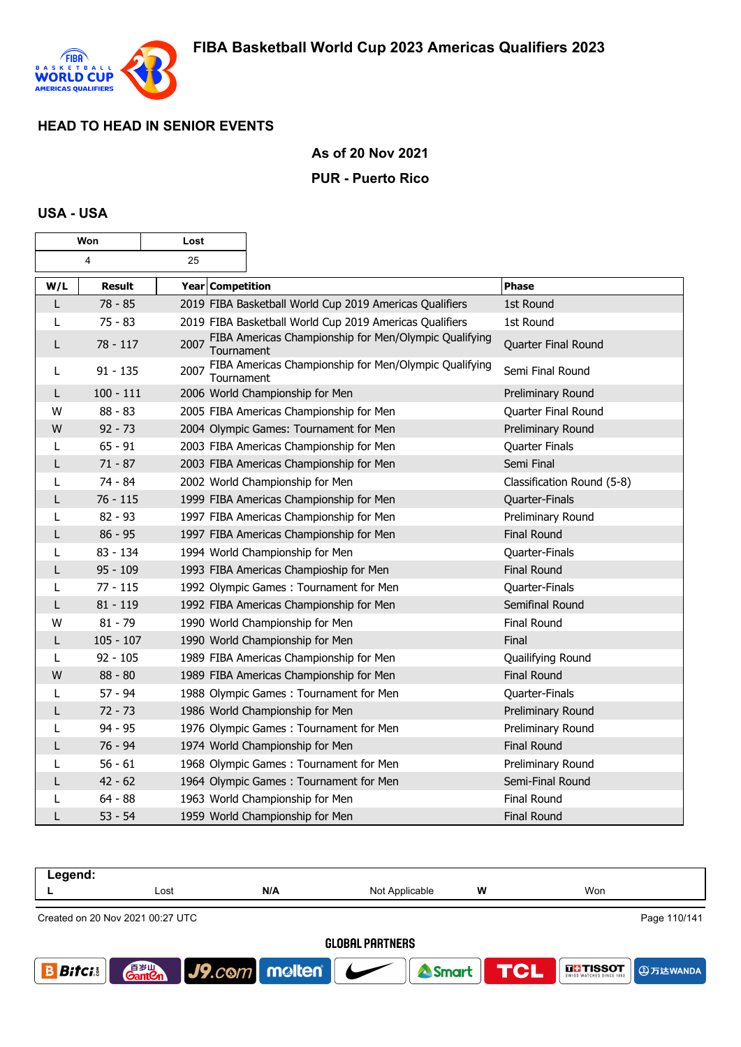# FIBA Basketball World Cup 2023 Americas Qualifiers 2023

## HEAD TO HEAD IN SENIOR EVENTS

**As of 20 Nov 2021**

**PUR - Puerto Rico**

### USA - USA

| Won | Lost |
|---|---|
| 4 | 25 |

| W/L | Result | Year | Competition | Phase |
|---|---|---|---|---|
| L | 78 - 85 | 2019 | FIBA Basketball World Cup 2019 Americas Qualifiers | 1st Round |
| L | 75 - 83 | 2019 | FIBA Basketball World Cup 2019 Americas Qualifiers | 1st Round |
| L | 78 - 117 | 2007 | FIBA Americas Championship for Men/Olympic Qualifying Tournament | Quarter Final Round |
| L | 91 - 135 | 2007 | FIBA Americas Championship for Men/Olympic Qualifying Tournament | Semi Final Round |
| L | 100 - 111 | 2006 | World Championship for Men | Preliminary Round |
| W | 88 - 83 | 2005 | FIBA Americas Championship for Men | Quarter Final Round |
| W | 92 - 73 | 2004 | Olympic Games: Tournament for Men | Preliminary Round |
| L | 65 - 91 | 2003 | FIBA Americas Championship for Men | Quarter Finals |
| L | 71 - 87 | 2003 | FIBA Americas Championship for Men | Semi Final |
| L | 74 - 84 | 2002 | World Championship for Men | Classification Round (5-8) |
| L | 76 - 115 | 1999 | FIBA Americas Championship for Men | Quarter-Finals |
| L | 82 - 93 | 1997 | FIBA Americas Championship for Men | Preliminary Round |
| L | 86 - 95 | 1997 | FIBA Americas Championship for Men | Final Round |
| L | 83 - 134 | 1994 | World Championship for Men | Quarter-Finals |
| L | 95 - 109 | 1993 | FIBA Americas Champioship for Men | Final Round |
| L | 77 - 115 | 1992 | Olympic Games : Tournament for Men | Quarter-Finals |
| L | 81 - 119 | 1992 | FIBA Americas Championship for Men | Semifinal Round |
| W | 81 - 79 | 1990 | World Championship for Men | Final Round |
| L | 105 - 107 | 1990 | World Championship for Men | Final |
| L | 92 - 105 | 1989 | FIBA Americas Championship for Men | Quailifying Round |
| W | 88 - 80 | 1989 | FIBA Americas Championship for Men | Final Round |
| L | 57 - 94 | 1988 | Olympic Games : Tournament for Men | Quarter-Finals |
| L | 72 - 73 | 1986 | World Championship for Men | Preliminary Round |
| L | 94 - 95 | 1976 | Olympic Games : Tournament for Men | Preliminary Round |
| L | 76 - 94 | 1974 | World Championship for Men | Final Round |
| L | 56 - 61 | 1968 | Olympic Games : Tournament for Men | Preliminary Round |
| L | 42 - 62 | 1964 | Olympic Games : Tournament for Men | Semi-Final Round |
| L | 64 - 88 | 1963 | World Championship for Men | Final Round |
| L | 53 - 54 | 1959 | World Championship for Men | Final Round |

**Legend:**

| L | Lost | N/A | Not Applicable | W | Won |
|---|---|---|---|---|---|

Created on 20 Nov 2021 00:27 UTC

GLOBAL PARTNERS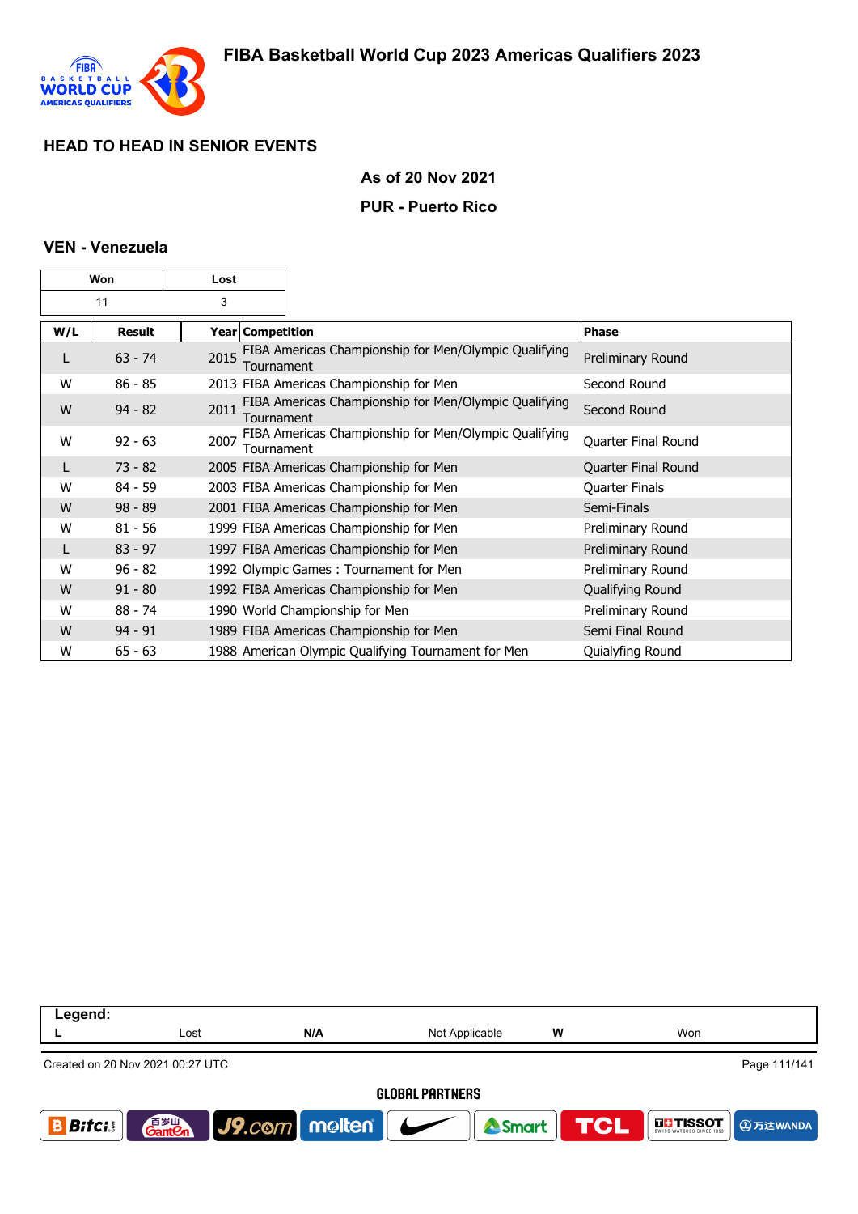# FIBA Basketball World Cup 2023 Americas Qualifiers 2023

## HEAD TO HEAD IN SENIOR EVENTS

**As of 20 Nov 2021**

**PUR - Puerto Rico**

### VEN - Venezuela

| Won | Lost |
|---|---|
| 11 | 3 |

| W/L | Result | Year | Competition | Phase |
|---|---|---|---|---|
| L | 63 - 74 | 2015 | FIBA Americas Championship for Men/Olympic Qualifying Tournament | Preliminary Round |
| W | 86 - 85 | 2013 | FIBA Americas Championship for Men | Second Round |
| W | 94 - 82 | 2011 | FIBA Americas Championship for Men/Olympic Qualifying Tournament | Second Round |
| W | 92 - 63 | 2007 | FIBA Americas Championship for Men/Olympic Qualifying Tournament | Quarter Final Round |
| L | 73 - 82 | 2005 | FIBA Americas Championship for Men | Quarter Final Round |
| W | 84 - 59 | 2003 | FIBA Americas Championship for Men | Quarter Finals |
| W | 98 - 89 | 2001 | FIBA Americas Championship for Men | Semi-Finals |
| W | 81 - 56 | 1999 | FIBA Americas Championship for Men | Preliminary Round |
| L | 83 - 97 | 1997 | FIBA Americas Championship for Men | Preliminary Round |
| W | 96 - 82 | 1992 | Olympic Games : Tournament for Men | Preliminary Round |
| W | 91 - 80 | 1992 | FIBA Americas Championship for Men | Qualifying Round |
| W | 88 - 74 | 1990 | World Championship for Men | Preliminary Round |
| W | 94 - 91 | 1989 | FIBA Americas Championship for Men | Semi Final Round |
| W | 65 - 63 | 1988 | American Olympic Qualifying Tournament for Men | Quialyfing Round |

| Legend: | | | | | |
|---|---|---|---|---|---|
| L | Lost | N/A | Not Applicable | W | Won |

Created on 20 Nov 2021 00:27 UTC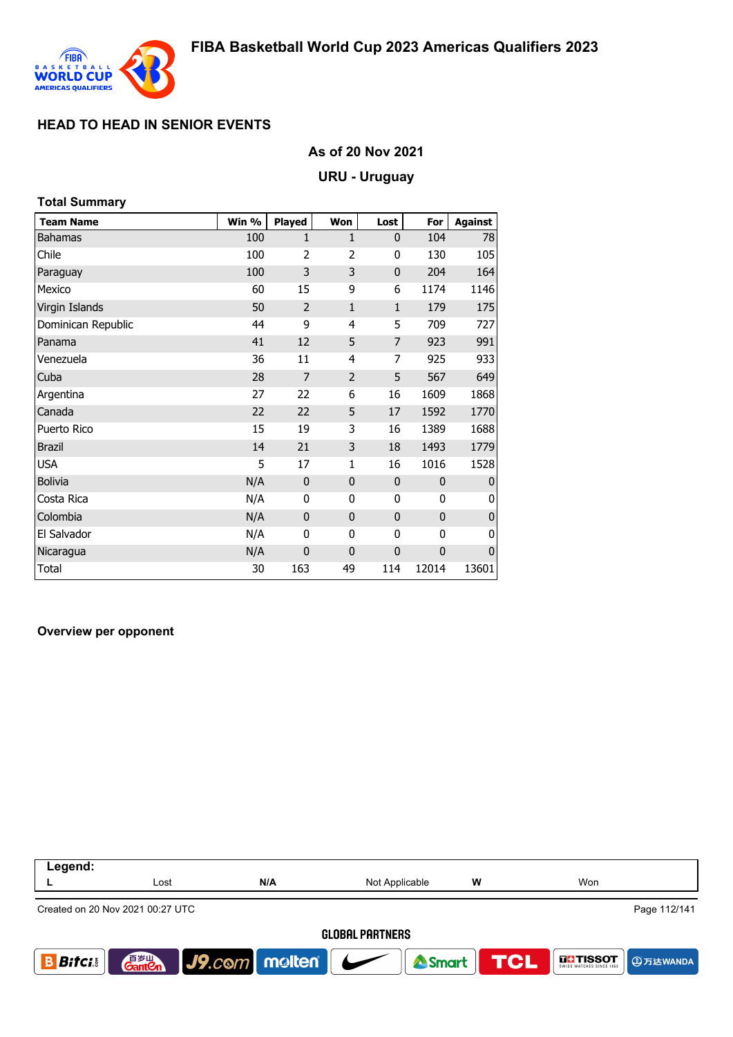# FIBA Basketball World Cup 2023 Americas Qualifiers 2023

## HEAD TO HEAD IN SENIOR EVENTS

**As of 20 Nov 2021**

**URU - Uruguay**

### Total Summary

| Team Name | Win % | Played | Won | Lost | For | Against |
|---|---|---|---|---|---|---|
| Bahamas | 100 | 1 | 1 | 0 | 104 | 78 |
| Chile | 100 | 2 | 2 | 0 | 130 | 105 |
| Paraguay | 100 | 3 | 3 | 0 | 204 | 164 |
| Mexico | 60 | 15 | 9 | 6 | 1174 | 1146 |
| Virgin Islands | 50 | 2 | 1 | 1 | 179 | 175 |
| Dominican Republic | 44 | 9 | 4 | 5 | 709 | 727 |
| Panama | 41 | 12 | 5 | 7 | 923 | 991 |
| Venezuela | 36 | 11 | 4 | 7 | 925 | 933 |
| Cuba | 28 | 7 | 2 | 5 | 567 | 649 |
| Argentina | 27 | 22 | 6 | 16 | 1609 | 1868 |
| Canada | 22 | 22 | 5 | 17 | 1592 | 1770 |
| Puerto Rico | 15 | 19 | 3 | 16 | 1389 | 1688 |
| Brazil | 14 | 21 | 3 | 18 | 1493 | 1779 |
| USA | 5 | 17 | 1 | 16 | 1016 | 1528 |
| Bolivia | N/A | 0 | 0 | 0 | 0 | 0 |
| Costa Rica | N/A | 0 | 0 | 0 | 0 | 0 |
| Colombia | N/A | 0 | 0 | 0 | 0 | 0 |
| El Salvador | N/A | 0 | 0 | 0 | 0 | 0 |
| Nicaragua | N/A | 0 | 0 | 0 | 0 | 0 |
| Total | 30 | 163 | 49 | 114 | 12014 | 13601 |

### Overview per opponent

| Legend: | | | | | |
|---|---|---|---|---|---|
| L | Lost | N/A | Not Applicable | W | Won |

Created on 20 Nov 2021 00:27 UTC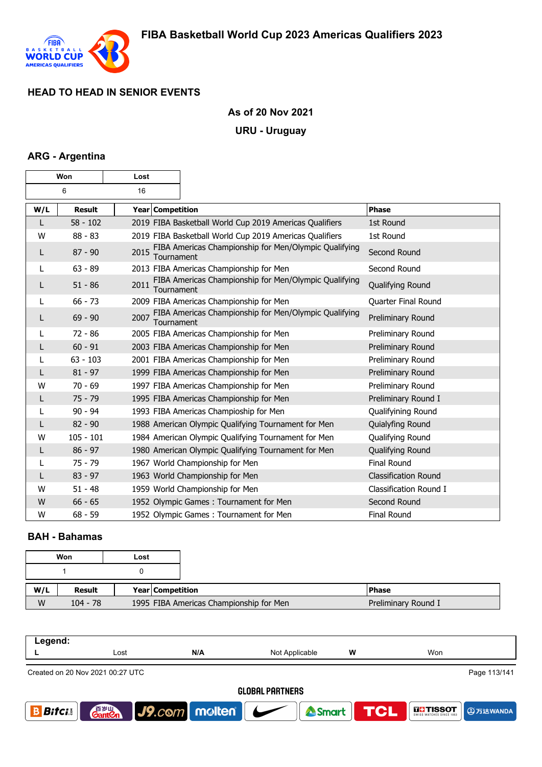## HEAD TO HEAD IN SENIOR EVENTS

**As of 20 Nov 2021**

**URU - Uruguay**

### ARG - Argentina

| Won | Lost |
|---|---|
| 6 | 16 |

| W/L | Result | Year | Competition | Phase |
|---|---|---|---|---|
| L | 58 - 102 | 2019 | FIBA Basketball World Cup 2019 Americas Qualifiers | 1st Round |
| W | 88 - 83 | 2019 | FIBA Basketball World Cup 2019 Americas Qualifiers | 1st Round |
| L | 87 - 90 | 2015 | FIBA Americas Championship for Men/Olympic Qualifying Tournament | Second Round |
| L | 63 - 89 | 2013 | FIBA Americas Championship for Men | Second Round |
| L | 51 - 86 | 2011 | FIBA Americas Championship for Men/Olympic Qualifying Tournament | Qualifying Round |
| L | 66 - 73 | 2009 | FIBA Americas Championship for Men | Quarter Final Round |
| L | 69 - 90 | 2007 | FIBA Americas Championship for Men/Olympic Qualifying Tournament | Preliminary Round |
| L | 72 - 86 | 2005 | FIBA Americas Championship for Men | Preliminary Round |
| L | 60 - 91 | 2003 | FIBA Americas Championship for Men | Preliminary Round |
| L | 63 - 103 | 2001 | FIBA Americas Championship for Men | Preliminary Round |
| L | 81 - 97 | 1999 | FIBA Americas Championship for Men | Preliminary Round |
| W | 70 - 69 | 1997 | FIBA Americas Championship for Men | Preliminary Round |
| L | 75 - 79 | 1995 | FIBA Americas Championship for Men | Preliminary Round I |
| L | 90 - 94 | 1993 | FIBA Americas Champioship for Men | Qualifyining Round |
| L | 82 - 90 | 1988 | American Olympic Qualifying Tournament for Men | Quialyfing Round |
| W | 105 - 101 | 1984 | American Olympic Qualifying Tournament for Men | Qualifying Round |
| L | 86 - 97 | 1980 | American Olympic Qualifying Tournament for Men | Qualifying Round |
| L | 75 - 79 | 1967 | World Championship for Men | Final Round |
| L | 83 - 97 | 1963 | World Championship for Men | Classification Round |
| W | 51 - 48 | 1959 | World Championship for Men | Classification Round I |
| W | 66 - 65 | 1952 | Olympic Games : Tournament for Men | Second Round |
| W | 68 - 59 | 1952 | Olympic Games : Tournament for Men | Final Round |

### BAH - Bahamas

| Won | Lost |
|---|---|
| 1 | 0 |

| W/L | Result | Year | Competition | Phase |
|---|---|---|---|---|
| W | 104 - 78 | 1995 | FIBA Americas Championship for Men | Preliminary Round I |

**Legend:**

| | | | | | |
|---|---|---|---|---|---|
| L | Lost | N/A | Not Applicable | W | Won |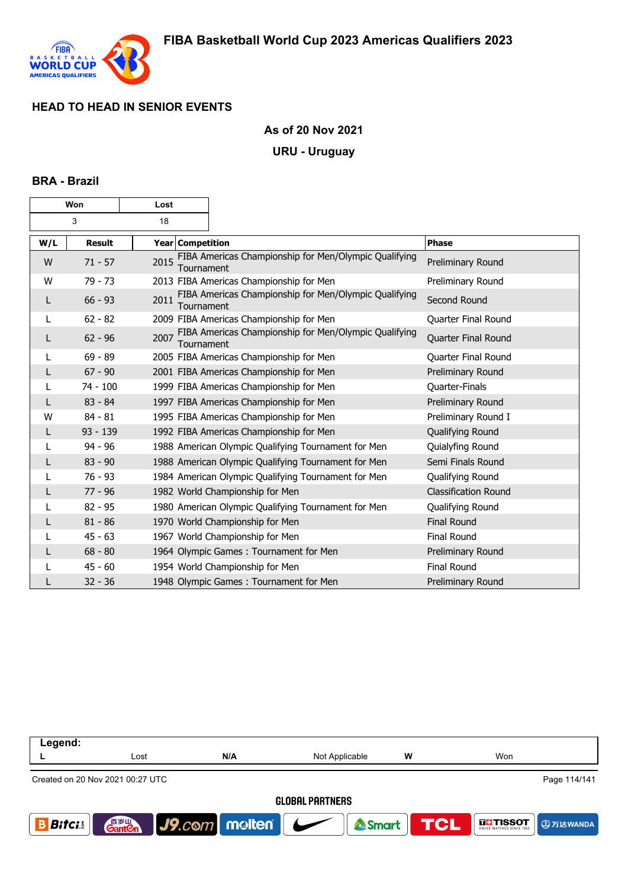# FIBA Basketball World Cup 2023 Americas Qualifiers 2023

## HEAD TO HEAD IN SENIOR EVENTS

**As of 20 Nov 2021**

**URU - Uruguay**

### BRA - Brazil

| Won | Lost |
|---|---|
| 3 | 18 |

| W/L | Result | Year | Competition | Phase |
|---|---|---|---|---|
| W | 71 - 57 | 2015 | FIBA Americas Championship for Men/Olympic Qualifying Tournament | Preliminary Round |
| W | 79 - 73 | 2013 | FIBA Americas Championship for Men | Preliminary Round |
| L | 66 - 93 | 2011 | FIBA Americas Championship for Men/Olympic Qualifying Tournament | Second Round |
| L | 62 - 82 | 2009 | FIBA Americas Championship for Men | Quarter Final Round |
| L | 62 - 96 | 2007 | FIBA Americas Championship for Men/Olympic Qualifying Tournament | Quarter Final Round |
| L | 69 - 89 | 2005 | FIBA Americas Championship for Men | Quarter Final Round |
| L | 67 - 90 | 2001 | FIBA Americas Championship for Men | Preliminary Round |
| L | 74 - 100 | 1999 | FIBA Americas Championship for Men | Quarter-Finals |
| L | 83 - 84 | 1997 | FIBA Americas Championship for Men | Preliminary Round |
| W | 84 - 81 | 1995 | FIBA Americas Championship for Men | Preliminary Round I |
| L | 93 - 139 | 1992 | FIBA Americas Championship for Men | Qualifying Round |
| L | 94 - 96 | 1988 | American Olympic Qualifying Tournament for Men | Quialyfing Round |
| L | 83 - 90 | 1988 | American Olympic Qualifying Tournament for Men | Semi Finals Round |
| L | 76 - 93 | 1984 | American Olympic Qualifying Tournament for Men | Qualifying Round |
| L | 77 - 96 | 1982 | World Championship for Men | Classification Round |
| L | 82 - 95 | 1980 | American Olympic Qualifying Tournament for Men | Qualifying Round |
| L | 81 - 86 | 1970 | World Championship for Men | Final Round |
| L | 45 - 63 | 1967 | World Championship for Men | Final Round |
| L | 68 - 80 | 1964 | Olympic Games : Tournament for Men | Preliminary Round |
| L | 45 - 60 | 1954 | World Championship for Men | Final Round |
| L | 32 - 36 | 1948 | Olympic Games : Tournament for Men | Preliminary Round |

| Legend: | | | | | |
|---|---|---|---|---|---|
| L | Lost | N/A | Not Applicable | W | Won |

Created on 20 Nov 2021 00:27 UTC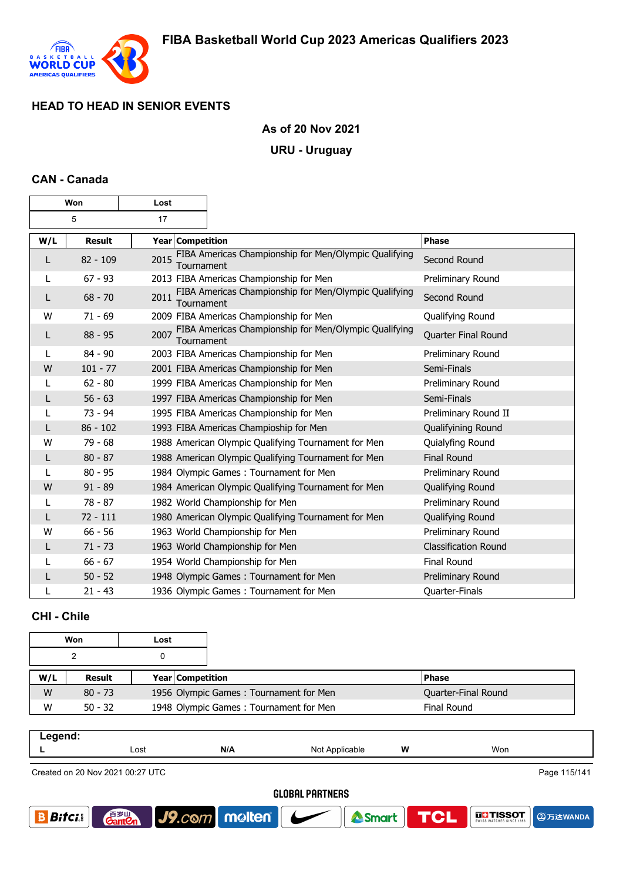## HEAD TO HEAD IN SENIOR EVENTS

**As of 20 Nov 2021**

**URU - Uruguay**

### CAN - Canada

| Won | Lost |
|---|---|
| 5 | 17 |

| W/L | Result | Year | Competition | Phase |
|---|---|---|---|---|
| L | 82 - 109 | 2015 | FIBA Americas Championship for Men/Olympic Qualifying Tournament | Second Round |
| L | 67 - 93 | 2013 | FIBA Americas Championship for Men | Preliminary Round |
| L | 68 - 70 | 2011 | FIBA Americas Championship for Men/Olympic Qualifying Tournament | Second Round |
| W | 71 - 69 | 2009 | FIBA Americas Championship for Men | Qualifying Round |
| L | 88 - 95 | 2007 | FIBA Americas Championship for Men/Olympic Qualifying Tournament | Quarter Final Round |
| L | 84 - 90 | 2003 | FIBA Americas Championship for Men | Preliminary Round |
| W | 101 - 77 | 2001 | FIBA Americas Championship for Men | Semi-Finals |
| L | 62 - 80 | 1999 | FIBA Americas Championship for Men | Preliminary Round |
| L | 56 - 63 | 1997 | FIBA Americas Championship for Men | Semi-Finals |
| L | 73 - 94 | 1995 | FIBA Americas Championship for Men | Preliminary Round II |
| L | 86 - 102 | 1993 | FIBA Americas Champioship for Men | Qualifiying Round |
| W | 79 - 68 | 1988 | American Olympic Qualifying Tournament for Men | Quialyfing Round |
| L | 80 - 87 | 1988 | American Olympic Qualifying Tournament for Men | Final Round |
| L | 80 - 95 | 1984 | Olympic Games : Tournament for Men | Preliminary Round |
| W | 91 - 89 | 1984 | American Olympic Qualifying Tournament for Men | Qualifying Round |
| L | 78 - 87 | 1982 | World Championship for Men | Preliminary Round |
| L | 72 - 111 | 1980 | American Olympic Qualifying Tournament for Men | Qualifying Round |
| W | 66 - 56 | 1963 | World Championship for Men | Preliminary Round |
| L | 71 - 73 | 1963 | World Championship for Men | Classification Round |
| L | 66 - 67 | 1954 | World Championship for Men | Final Round |
| L | 50 - 52 | 1948 | Olympic Games : Tournament for Men | Preliminary Round |
| L | 21 - 43 | 1936 | Olympic Games : Tournament for Men | Quarter-Finals |

### CHI - Chile

| Won | Lost |
|---|---|
| 2 | 0 |

| W/L | Result | Year | Competition | Phase |
|---|---|---|---|---|
| W | 80 - 73 | 1956 | Olympic Games : Tournament for Men | Quarter-Final Round |
| W | 50 - 32 | 1948 | Olympic Games : Tournament for Men | Final Round |

| Legend: | | | | | |
|---|---|---|---|---|---|
| L | Lost | N/A | Not Applicable | W | Won |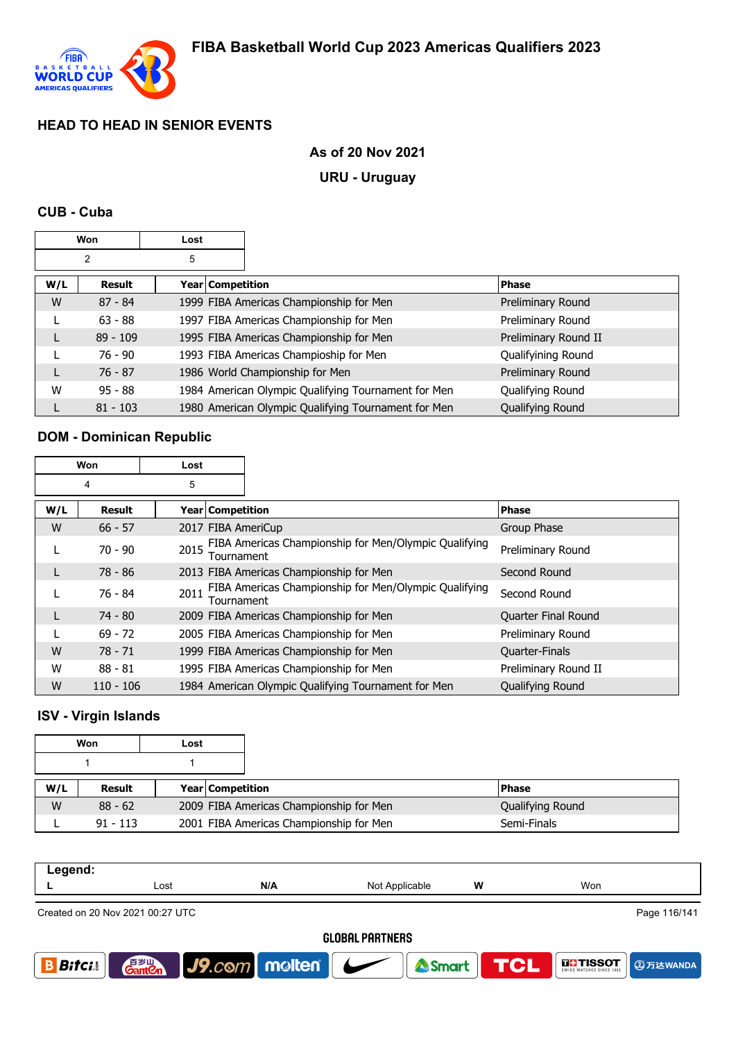## HEAD TO HEAD IN SENIOR EVENTS

**As of 20 Nov 2021**

**URU - Uruguay**

### CUB - Cuba

| Won | Lost |
|---|---|
| 2 | 5 |

| W/L | Result | Year | Competition | Phase |
|---|---|---|---|---|
| W | 87 - 84 | 1999 | FIBA Americas Championship for Men | Preliminary Round |
| L | 63 - 88 | 1997 | FIBA Americas Championship for Men | Preliminary Round |
| L | 89 - 109 | 1995 | FIBA Americas Championship for Men | Preliminary Round II |
| L | 76 - 90 | 1993 | FIBA Americas Champioship for Men | Qualifiying Round |
| L | 76 - 87 | 1986 | World Championship for Men | Preliminary Round |
| W | 95 - 88 | 1984 | American Olympic Qualifying Tournament for Men | Qualifying Round |
| L | 81 - 103 | 1980 | American Olympic Qualifying Tournament for Men | Qualifying Round |

### DOM - Dominican Republic

| Won | Lost |
|---|---|
| 4 | 5 |

| W/L | Result | Year | Competition | Phase |
|---|---|---|---|---|
| W | 66 - 57 | 2017 | FIBA AmeriCup | Group Phase |
| L | 70 - 90 | 2015 | FIBA Americas Championship for Men/Olympic Qualifying Tournament | Preliminary Round |
| L | 78 - 86 | 2013 | FIBA Americas Championship for Men | Second Round |
| L | 76 - 84 | 2011 | FIBA Americas Championship for Men/Olympic Qualifying Tournament | Second Round |
| L | 74 - 80 | 2009 | FIBA Americas Championship for Men | Quarter Final Round |
| L | 69 - 72 | 2005 | FIBA Americas Championship for Men | Preliminary Round |
| W | 78 - 71 | 1999 | FIBA Americas Championship for Men | Quarter-Finals |
| W | 88 - 81 | 1995 | FIBA Americas Championship for Men | Preliminary Round II |
| W | 110 - 106 | 1984 | American Olympic Qualifying Tournament for Men | Qualifying Round |

### ISV - Virgin Islands

| Won | Lost |
|---|---|
| 1 | 1 |

| W/L | Result | Year | Competition | Phase |
|---|---|---|---|---|
| W | 88 - 62 | 2009 | FIBA Americas Championship for Men | Qualifying Round |
| L | 91 - 113 | 2001 | FIBA Americas Championship for Men | Semi-Finals |

| Legend: | | | | | |
|---|---|---|---|---|---|
| L | Lost | N/A | Not Applicable | W | Won |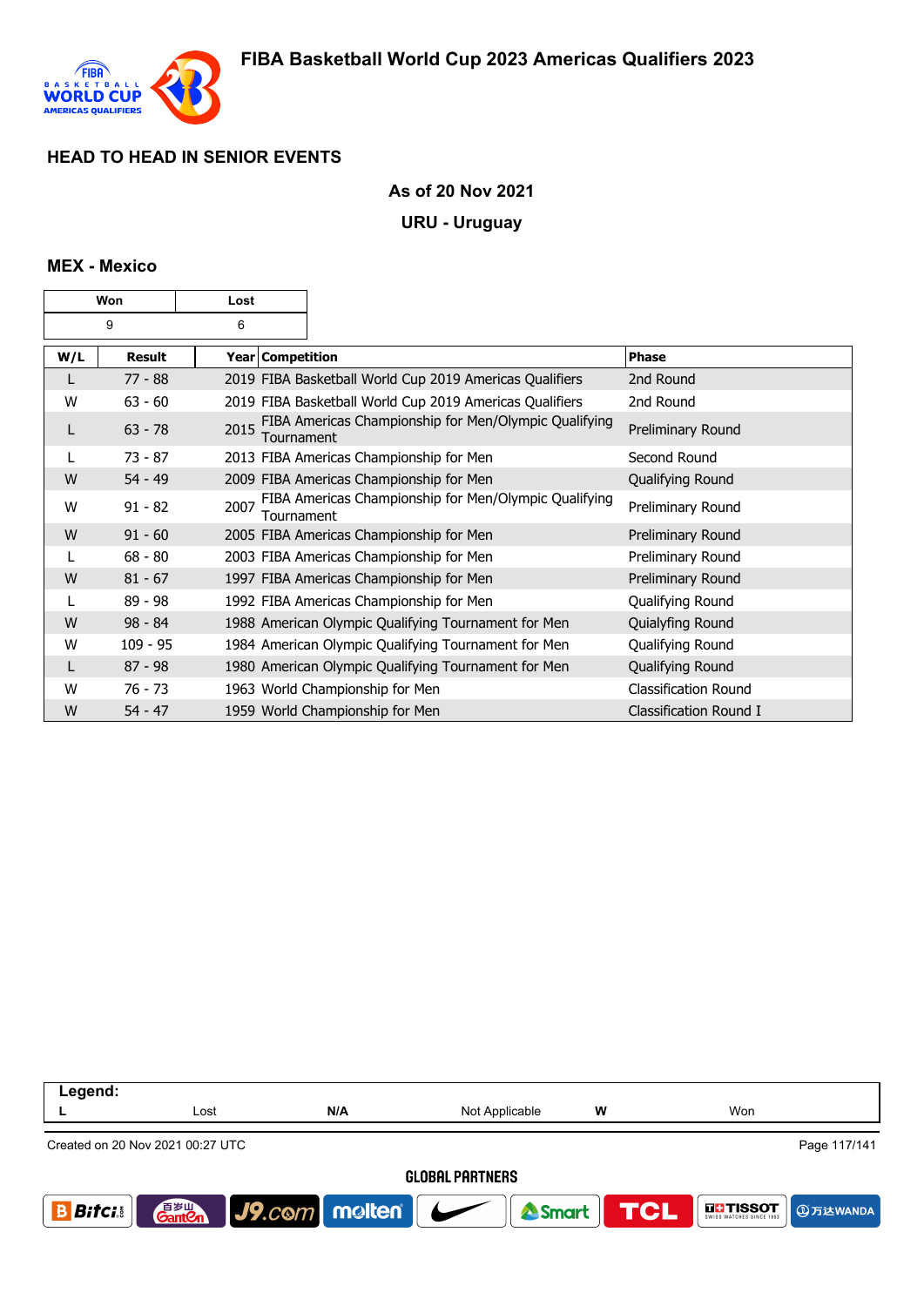## HEAD TO HEAD IN SENIOR EVENTS

**As of 20 Nov 2021**

**URU - Uruguay**

### MEX - Mexico

| Won | Lost |
|---|---|
| 9 | 6 |

| W/L | Result | Year | Competition | Phase |
|---|---|---|---|---|
| L | 77 - 88 | 2019 | FIBA Basketball World Cup 2019 Americas Qualifiers | 2nd Round |
| W | 63 - 60 | 2019 | FIBA Basketball World Cup 2019 Americas Qualifiers | 2nd Round |
| L | 63 - 78 | 2015 | FIBA Americas Championship for Men/Olympic Qualifying Tournament | Preliminary Round |
| L | 73 - 87 | 2013 | FIBA Americas Championship for Men | Second Round |
| W | 54 - 49 | 2009 | FIBA Americas Championship for Men | Qualifying Round |
| W | 91 - 82 | 2007 | FIBA Americas Championship for Men/Olympic Qualifying Tournament | Preliminary Round |
| W | 91 - 60 | 2005 | FIBA Americas Championship for Men | Preliminary Round |
| L | 68 - 80 | 2003 | FIBA Americas Championship for Men | Preliminary Round |
| W | 81 - 67 | 1997 | FIBA Americas Championship for Men | Preliminary Round |
| L | 89 - 98 | 1992 | FIBA Americas Championship for Men | Qualifying Round |
| W | 98 - 84 | 1988 | American Olympic Qualifying Tournament for Men | Quialyfing Round |
| W | 109 - 95 | 1984 | American Olympic Qualifying Tournament for Men | Qualifying Round |
| L | 87 - 98 | 1980 | American Olympic Qualifying Tournament for Men | Qualifying Round |
| W | 76 - 73 | 1963 | World Championship for Men | Classification Round |
| W | 54 - 47 | 1959 | World Championship for Men | Classification Round I |

| Legend: | | | | | |
|---|---|---|---|---|---|
| L | Lost | N/A | Not Applicable | W | Won |

Created on 20 Nov 2021 00:27 UTC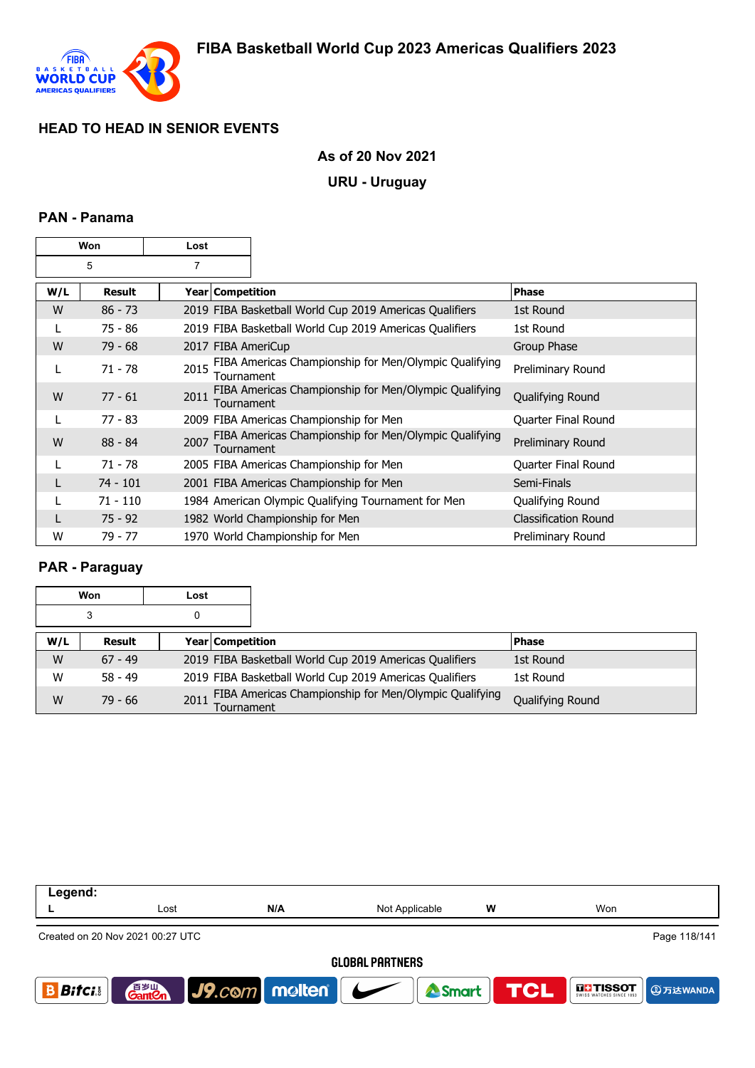## HEAD TO HEAD IN SENIOR EVENTS

**As of 20 Nov 2021**

**URU - Uruguay**

### PAN - Panama

| Won | Lost |
|---|---|
| 5 | 7 |

| W/L | Result | Year | Competition | Phase |
|---|---|---|---|---|
| W | 86 - 73 | 2019 | FIBA Basketball World Cup 2019 Americas Qualifiers | 1st Round |
| L | 75 - 86 | 2019 | FIBA Basketball World Cup 2019 Americas Qualifiers | 1st Round |
| W | 79 - 68 | 2017 | FIBA AmeriCup | Group Phase |
| L | 71 - 78 | 2015 | FIBA Americas Championship for Men/Olympic Qualifying Tournament | Preliminary Round |
| W | 77 - 61 | 2011 | FIBA Americas Championship for Men/Olympic Qualifying Tournament | Qualifying Round |
| L | 77 - 83 | 2009 | FIBA Americas Championship for Men | Quarter Final Round |
| W | 88 - 84 | 2007 | FIBA Americas Championship for Men/Olympic Qualifying Tournament | Preliminary Round |
| L | 71 - 78 | 2005 | FIBA Americas Championship for Men | Quarter Final Round |
| L | 74 - 101 | 2001 | FIBA Americas Championship for Men | Semi-Finals |
| L | 71 - 110 | 1984 | American Olympic Qualifying Tournament for Men | Qualifying Round |
| L | 75 - 92 | 1982 | World Championship for Men | Classification Round |
| W | 79 - 77 | 1970 | World Championship for Men | Preliminary Round |

### PAR - Paraguay

| Won | Lost |
|---|---|
| 3 | 0 |

| W/L | Result | Year | Competition | Phase |
|---|---|---|---|---|
| W | 67 - 49 | 2019 | FIBA Basketball World Cup 2019 Americas Qualifiers | 1st Round |
| W | 58 - 49 | 2019 | FIBA Basketball World Cup 2019 Americas Qualifiers | 1st Round |
| W | 79 - 66 | 2011 | FIBA Americas Championship for Men/Olympic Qualifying Tournament | Qualifying Round |

| Legend: | | | | | |
|---|---|---|---|---|---|
| L | Lost | N/A | Not Applicable | W | Won |

Created on 20 Nov 2021 00:27 UTC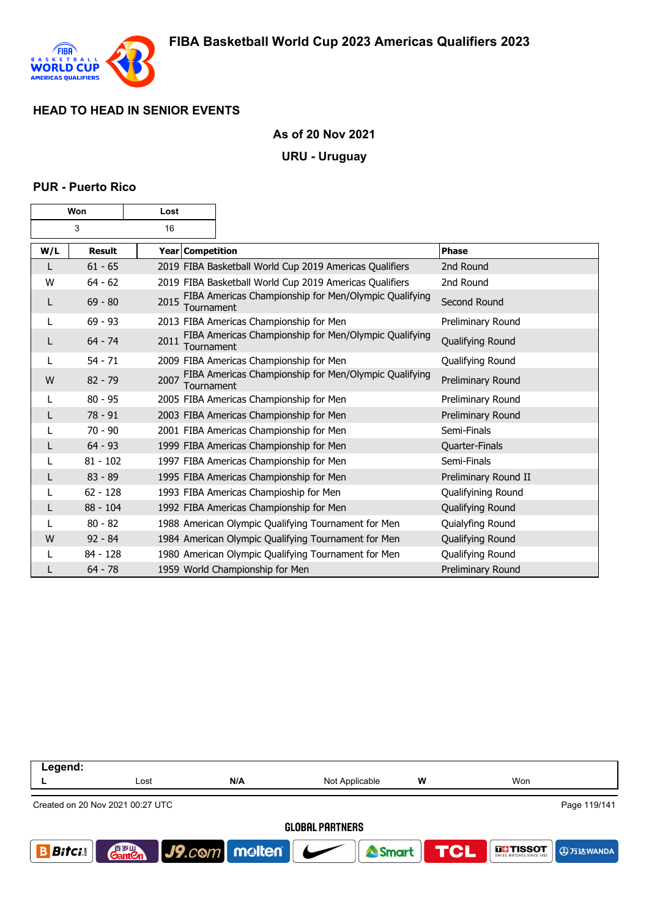## HEAD TO HEAD IN SENIOR EVENTS

**As of 20 Nov 2021**

**URU - Uruguay**

### PUR - Puerto Rico

| Won | Lost |
|---|---|
| 3 | 16 |

| W/L | Result | Year | Competition | Phase |
|---|---|---|---|---|
| L | 61 - 65 | 2019 | FIBA Basketball World Cup 2019 Americas Qualifiers | 2nd Round |
| W | 64 - 62 | 2019 | FIBA Basketball World Cup 2019 Americas Qualifiers | 2nd Round |
| L | 69 - 80 | 2015 | FIBA Americas Championship for Men/Olympic Qualifying Tournament | Second Round |
| L | 69 - 93 | 2013 | FIBA Americas Championship for Men | Preliminary Round |
| L | 64 - 74 | 2011 | FIBA Americas Championship for Men/Olympic Qualifying Tournament | Qualifying Round |
| L | 54 - 71 | 2009 | FIBA Americas Championship for Men | Qualifying Round |
| W | 82 - 79 | 2007 | FIBA Americas Championship for Men/Olympic Qualifying Tournament | Preliminary Round |
| L | 80 - 95 | 2005 | FIBA Americas Championship for Men | Preliminary Round |
| L | 78 - 91 | 2003 | FIBA Americas Championship for Men | Preliminary Round |
| L | 70 - 90 | 2001 | FIBA Americas Championship for Men | Semi-Finals |
| L | 64 - 93 | 1999 | FIBA Americas Championship for Men | Quarter-Finals |
| L | 81 - 102 | 1997 | FIBA Americas Championship for Men | Semi-Finals |
| L | 83 - 89 | 1995 | FIBA Americas Championship for Men | Preliminary Round II |
| L | 62 - 128 | 1993 | FIBA Americas Champioship for Men | Qualifyining Round |
| L | 88 - 104 | 1992 | FIBA Americas Championship for Men | Qualifying Round |
| L | 80 - 82 | 1988 | American Olympic Qualifying Tournament for Men | Quialyfing Round |
| W | 92 - 84 | 1984 | American Olympic Qualifying Tournament for Men | Qualifying Round |
| L | 84 - 128 | 1980 | American Olympic Qualifying Tournament for Men | Qualifying Round |
| L | 64 - 78 | 1959 | World Championship for Men | Preliminary Round |

| Legend: | | | | | |
|---|---|---|---|---|---|
| L | Lost | N/A | Not Applicable | W | Won |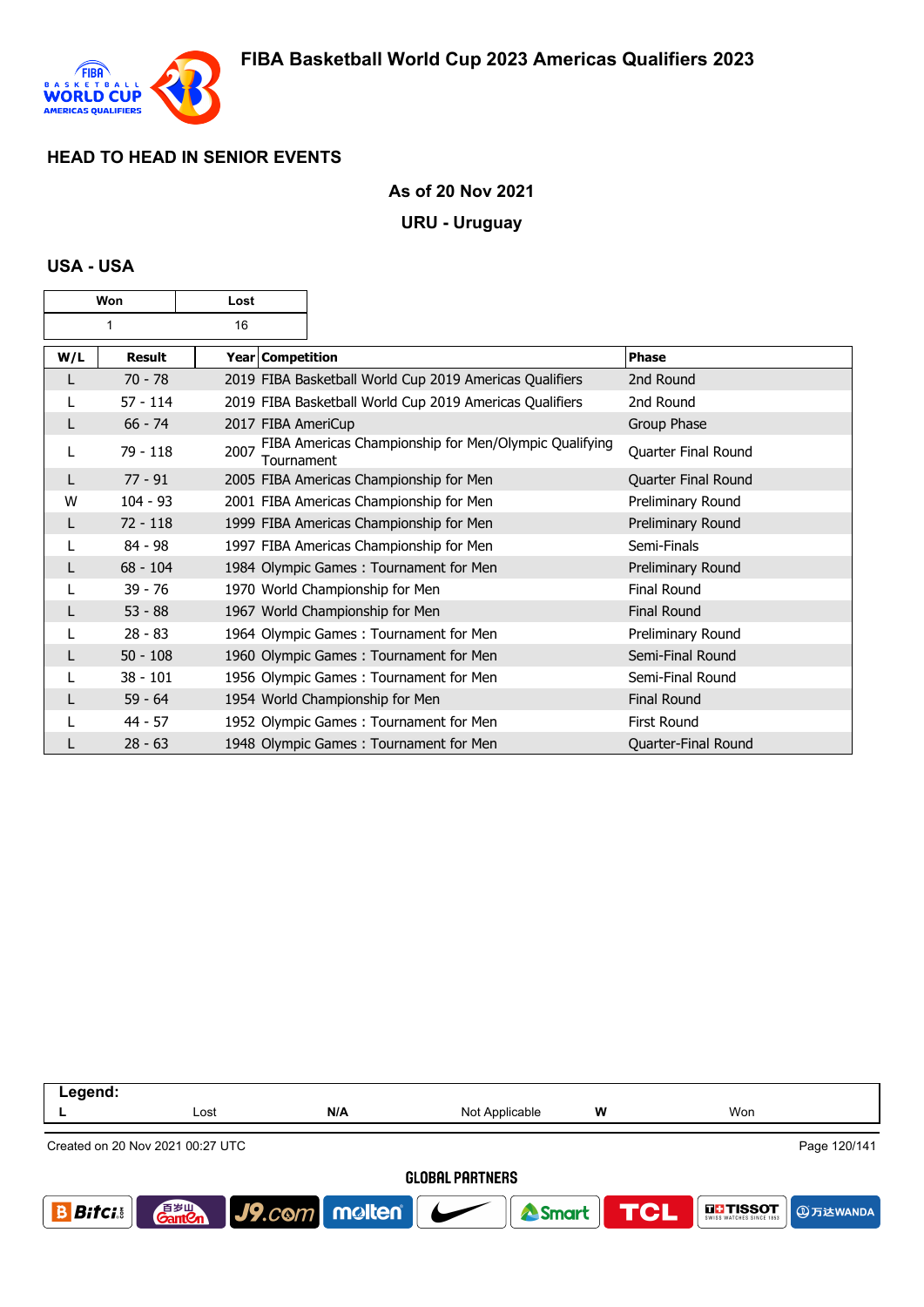# FIBA Basketball World Cup 2023 Americas Qualifiers 2023

## HEAD TO HEAD IN SENIOR EVENTS

**As of 20 Nov 2021**

**URU - Uruguay**

### USA - USA

| Won | Lost |
|---|---|
| 1 | 16 |

| W/L | Result | Year | Competition | Phase |
|---|---|---|---|---|
| L | 70 - 78 | 2019 | FIBA Basketball World Cup 2019 Americas Qualifiers | 2nd Round |
| L | 57 - 114 | 2019 | FIBA Basketball World Cup 2019 Americas Qualifiers | 2nd Round |
| L | 66 - 74 | 2017 | FIBA AmeriCup | Group Phase |
| L | 79 - 118 | 2007 | FIBA Americas Championship for Men/Olympic Qualifying Tournament | Quarter Final Round |
| L | 77 - 91 | 2005 | FIBA Americas Championship for Men | Quarter Final Round |
| W | 104 - 93 | 2001 | FIBA Americas Championship for Men | Preliminary Round |
| L | 72 - 118 | 1999 | FIBA Americas Championship for Men | Preliminary Round |
| L | 84 - 98 | 1997 | FIBA Americas Championship for Men | Semi-Finals |
| L | 68 - 104 | 1984 | Olympic Games : Tournament for Men | Preliminary Round |
| L | 39 - 76 | 1970 | World Championship for Men | Final Round |
| L | 53 - 88 | 1967 | World Championship for Men | Final Round |
| L | 28 - 83 | 1964 | Olympic Games : Tournament for Men | Preliminary Round |
| L | 50 - 108 | 1960 | Olympic Games : Tournament for Men | Semi-Final Round |
| L | 38 - 101 | 1956 | Olympic Games : Tournament for Men | Semi-Final Round |
| L | 59 - 64 | 1954 | World Championship for Men | Final Round |
| L | 44 - 57 | 1952 | Olympic Games : Tournament for Men | First Round |
| L | 28 - 63 | 1948 | Olympic Games : Tournament for Men | Quarter-Final Round |

**Legend:**

| L | Lost | N/A | Not Applicable | W | Won |
|---|---|---|---|---|---|

Created on 20 Nov 2021 00:27 UTC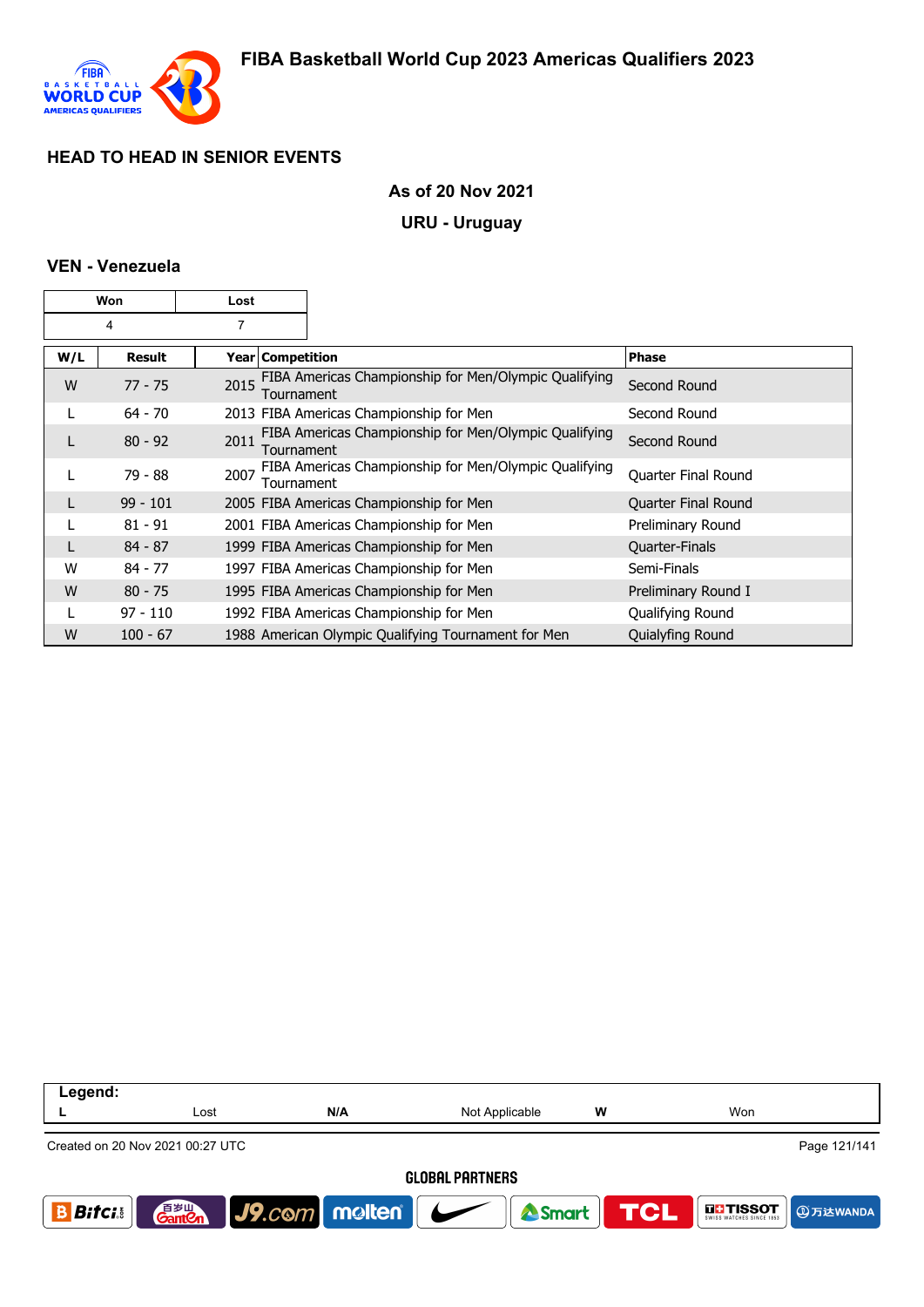## HEAD TO HEAD IN SENIOR EVENTS

**As of 20 Nov 2021**

**URU - Uruguay**

### VEN - Venezuela

| Won | Lost |
|---|---|
| 4 | 7 |

| W/L | Result | Year | Competition | Phase |
|---|---|---|---|---|
| W | 77 - 75 | 2015 | FIBA Americas Championship for Men/Olympic Qualifying Tournament | Second Round |
| L | 64 - 70 | 2013 | FIBA Americas Championship for Men | Second Round |
| L | 80 - 92 | 2011 | FIBA Americas Championship for Men/Olympic Qualifying Tournament | Second Round |
| L | 79 - 88 | 2007 | FIBA Americas Championship for Men/Olympic Qualifying Tournament | Quarter Final Round |
| L | 99 - 101 | 2005 | FIBA Americas Championship for Men | Quarter Final Round |
| L | 81 - 91 | 2001 | FIBA Americas Championship for Men | Preliminary Round |
| L | 84 - 87 | 1999 | FIBA Americas Championship for Men | Quarter-Finals |
| W | 84 - 77 | 1997 | FIBA Americas Championship for Men | Semi-Finals |
| W | 80 - 75 | 1995 | FIBA Americas Championship for Men | Preliminary Round I |
| L | 97 - 110 | 1992 | FIBA Americas Championship for Men | Qualifying Round |
| W | 100 - 67 | 1988 | American Olympic Qualifying Tournament for Men | Quialyfing Round |

| Legend: | | | | | |
|---|---|---|---|---|---|
| L | Lost | N/A | Not Applicable | W | Won |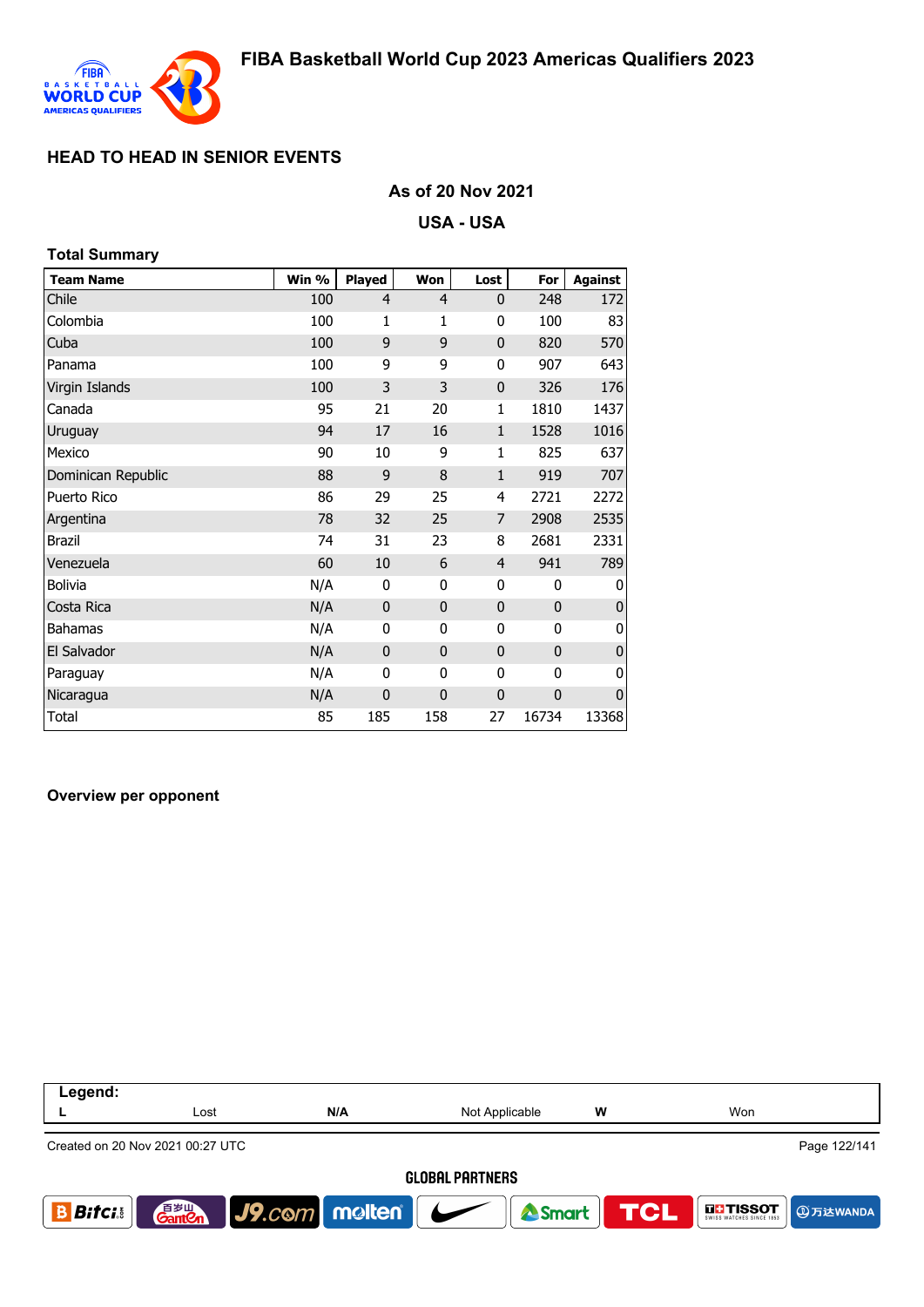## HEAD TO HEAD IN SENIOR EVENTS

**As of 20 Nov 2021**

**USA - USA**

### Total Summary

| Team Name | Win % | Played | Won | Lost | For | Against |
|---|---|---|---|---|---|---|
| Chile | 100 | 4 | 4 | 0 | 248 | 172 |
| Colombia | 100 | 1 | 1 | 0 | 100 | 83 |
| Cuba | 100 | 9 | 9 | 0 | 820 | 570 |
| Panama | 100 | 9 | 9 | 0 | 907 | 643 |
| Virgin Islands | 100 | 3 | 3 | 0 | 326 | 176 |
| Canada | 95 | 21 | 20 | 1 | 1810 | 1437 |
| Uruguay | 94 | 17 | 16 | 1 | 1528 | 1016 |
| Mexico | 90 | 10 | 9 | 1 | 825 | 637 |
| Dominican Republic | 88 | 9 | 8 | 1 | 919 | 707 |
| Puerto Rico | 86 | 29 | 25 | 4 | 2721 | 2272 |
| Argentina | 78 | 32 | 25 | 7 | 2908 | 2535 |
| Brazil | 74 | 31 | 23 | 8 | 2681 | 2331 |
| Venezuela | 60 | 10 | 6 | 4 | 941 | 789 |
| Bolivia | N/A | 0 | 0 | 0 | 0 | 0 |
| Costa Rica | N/A | 0 | 0 | 0 | 0 | 0 |
| Bahamas | N/A | 0 | 0 | 0 | 0 | 0 |
| El Salvador | N/A | 0 | 0 | 0 | 0 | 0 |
| Paraguay | N/A | 0 | 0 | 0 | 0 | 0 |
| Nicaragua | N/A | 0 | 0 | 0 | 0 | 0 |
| Total | 85 | 185 | 158 | 27 | 16734 | 13368 |

### Overview per opponent

**Legend:**

| L | Lost | N/A | Not Applicable | W | Won |
|---|---|---|---|---|---|

Created on 20 Nov 2021 00:27 UTC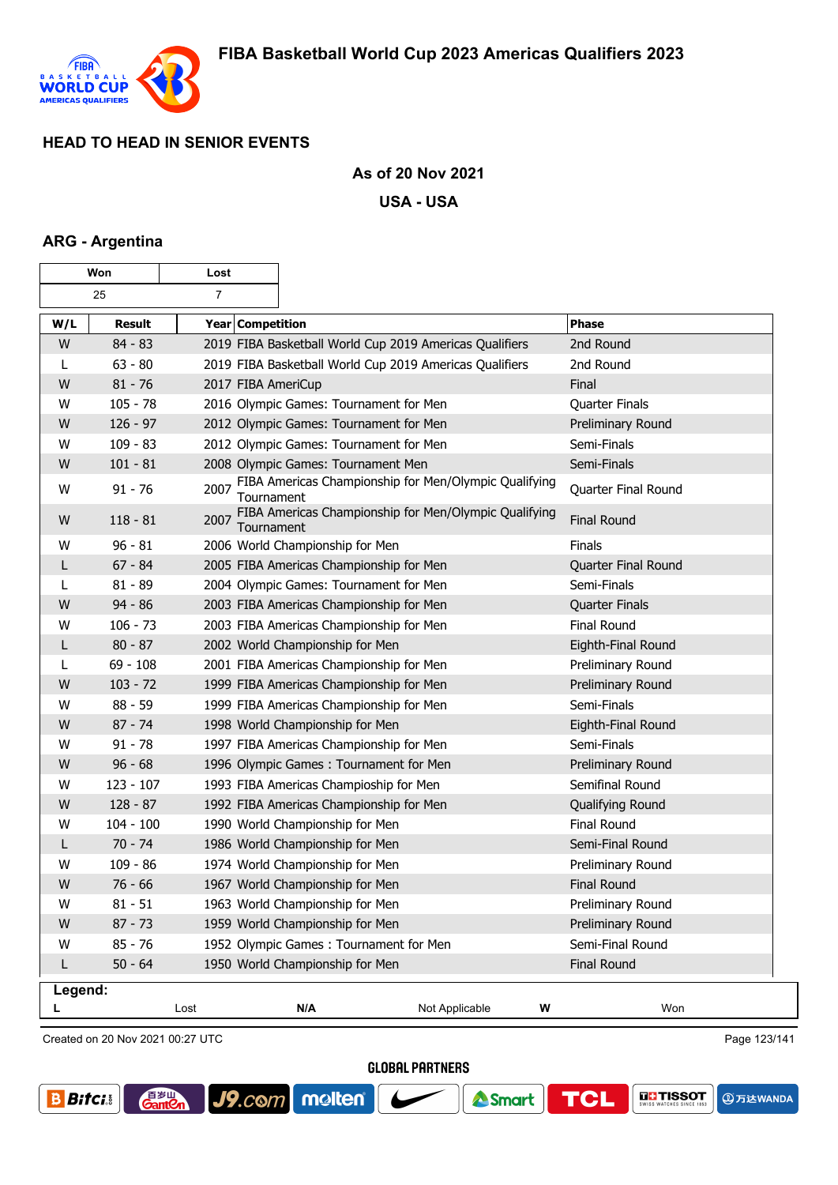## HEAD TO HEAD IN SENIOR EVENTS

**As of 20 Nov 2021**

**USA - USA**

### ARG - Argentina

| Won | Lost |
|---|---|
| 25 | 7 |

| W/L | Result | Year | Competition | Phase |
|---|---|---|---|---|
| W | 84 - 83 | 2019 | FIBA Basketball World Cup 2019 Americas Qualifiers | 2nd Round |
| L | 63 - 80 | 2019 | FIBA Basketball World Cup 2019 Americas Qualifiers | 2nd Round |
| W | 81 - 76 | 2017 | FIBA AmeriCup | Final |
| W | 105 - 78 | 2016 | Olympic Games: Tournament for Men | Quarter Finals |
| W | 126 - 97 | 2012 | Olympic Games: Tournament for Men | Preliminary Round |
| W | 109 - 83 | 2012 | Olympic Games: Tournament for Men | Semi-Finals |
| W | 101 - 81 | 2008 | Olympic Games: Tournament Men | Semi-Finals |
| W | 91 - 76 | 2007 | FIBA Americas Championship for Men/Olympic Qualifying Tournament | Quarter Final Round |
| W | 118 - 81 | 2007 | FIBA Americas Championship for Men/Olympic Qualifying Tournament | Final Round |
| W | 96 - 81 | 2006 | World Championship for Men | Finals |
| L | 67 - 84 | 2005 | FIBA Americas Championship for Men | Quarter Final Round |
| L | 81 - 89 | 2004 | Olympic Games: Tournament for Men | Semi-Finals |
| W | 94 - 86 | 2003 | FIBA Americas Championship for Men | Quarter Finals |
| W | 106 - 73 | 2003 | FIBA Americas Championship for Men | Final Round |
| L | 80 - 87 | 2002 | World Championship for Men | Eighth-Final Round |
| L | 69 - 108 | 2001 | FIBA Americas Championship for Men | Preliminary Round |
| W | 103 - 72 | 1999 | FIBA Americas Championship for Men | Preliminary Round |
| W | 88 - 59 | 1999 | FIBA Americas Championship for Men | Semi-Finals |
| W | 87 - 74 | 1998 | World Championship for Men | Eighth-Final Round |
| W | 91 - 78 | 1997 | FIBA Americas Championship for Men | Semi-Finals |
| W | 96 - 68 | 1996 | Olympic Games : Tournament for Men | Preliminary Round |
| W | 123 - 107 | 1993 | FIBA Americas Champioship for Men | Semifinal Round |
| W | 128 - 87 | 1992 | FIBA Americas Championship for Men | Qualifying Round |
| W | 104 - 100 | 1990 | World Championship for Men | Final Round |
| L | 70 - 74 | 1986 | World Championship for Men | Semi-Final Round |
| W | 109 - 86 | 1974 | World Championship for Men | Preliminary Round |
| W | 76 - 66 | 1967 | World Championship for Men | Final Round |
| W | 81 - 51 | 1963 | World Championship for Men | Preliminary Round |
| W | 87 - 73 | 1959 | World Championship for Men | Preliminary Round |
| W | 85 - 76 | 1952 | Olympic Games : Tournament for Men | Semi-Final Round |
| L | 50 - 64 | 1950 | World Championship for Men | Final Round |

**Legend:**

| L | Lost | N/A | Not Applicable | W | Won |
|---|---|---|---|---|---|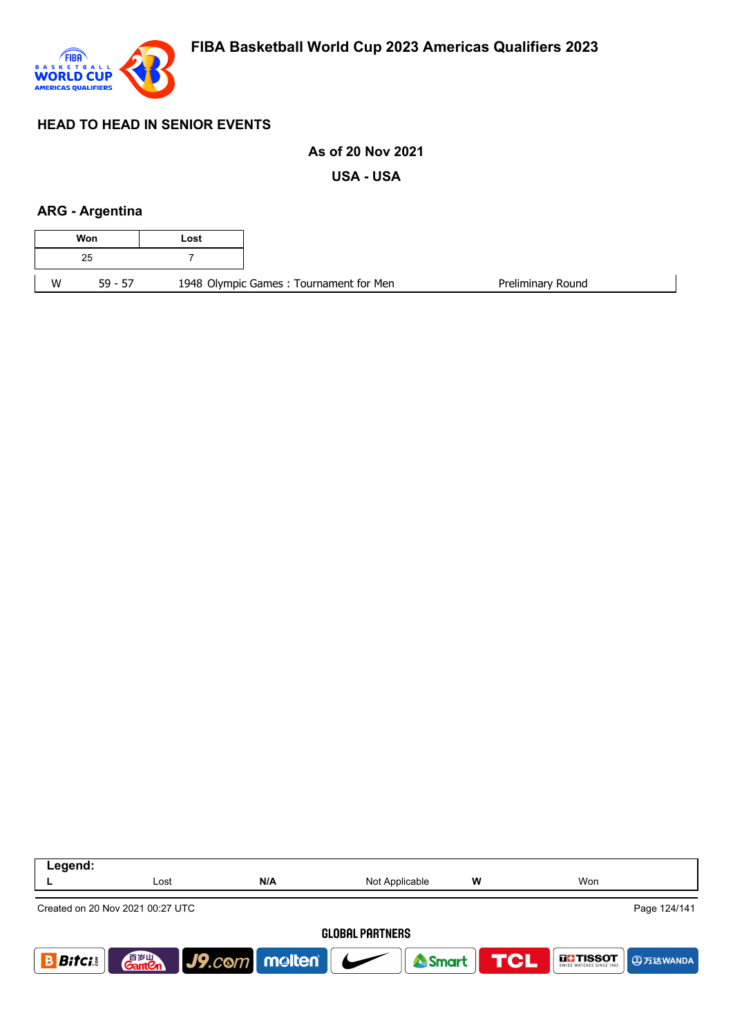## HEAD TO HEAD IN SENIOR EVENTS

**As of 20 Nov 2021**

**USA - USA**

### ARG - Argentina

| Won | Lost |
|---|---|
| 25 | 7 |

| W | 59 - 57 | 1948 Olympic Games : Tournament for Men | Preliminary Round |
|---|---|---|---|

| Legend: | | | | | |
|---|---|---|---|---|---|
| **L** | Lost | **N/A** | Not Applicable | **W** | Won |

Created on 20 Nov 2021 00:27 UTC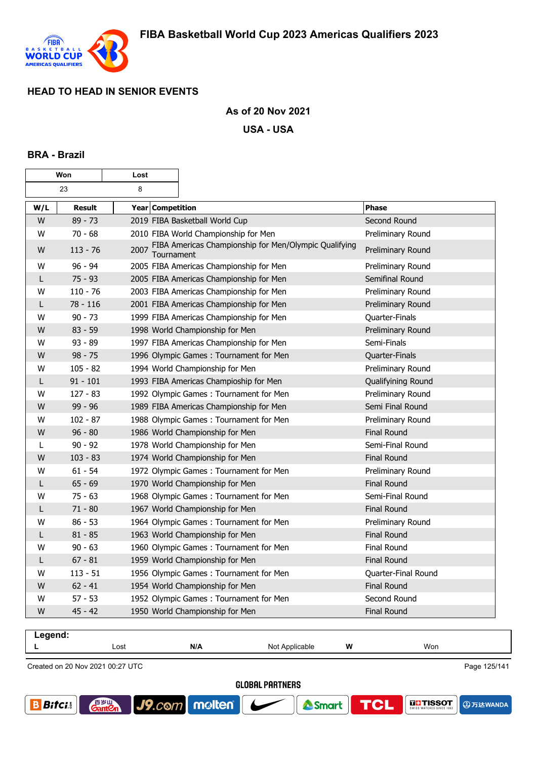# FIBA Basketball World Cup 2023 Americas Qualifiers 2023

## HEAD TO HEAD IN SENIOR EVENTS

**As of 20 Nov 2021**

**USA - USA**

### BRA - Brazil

| Won | Lost |
|---|---|
| 23 | 8 |

| W/L | Result | Year | Competition | Phase |
|---|---|---|---|---|
| W | 89 - 73 | 2019 | FIBA Basketball World Cup | Second Round |
| W | 70 - 68 | 2010 | FIBA World Championship for Men | Preliminary Round |
| W | 113 - 76 | 2007 | FIBA Americas Championship for Men/Olympic Qualifying Tournament | Preliminary Round |
| W | 96 - 94 | 2005 | FIBA Americas Championship for Men | Preliminary Round |
| L | 75 - 93 | 2005 | FIBA Americas Championship for Men | Semifinal Round |
| W | 110 - 76 | 2003 | FIBA Americas Championship for Men | Preliminary Round |
| L | 78 - 116 | 2001 | FIBA Americas Championship for Men | Preliminary Round |
| W | 90 - 73 | 1999 | FIBA Americas Championship for Men | Quarter-Finals |
| W | 83 - 59 | 1998 | World Championship for Men | Preliminary Round |
| W | 93 - 89 | 1997 | FIBA Americas Championship for Men | Semi-Finals |
| W | 98 - 75 | 1996 | Olympic Games : Tournament for Men | Quarter-Finals |
| W | 105 - 82 | 1994 | World Championship for Men | Preliminary Round |
| L | 91 - 101 | 1993 | FIBA Americas Champioship for Men | Qualifying Round |
| W | 127 - 83 | 1992 | Olympic Games : Tournament for Men | Preliminary Round |
| W | 99 - 96 | 1989 | FIBA Americas Championship for Men | Semi Final Round |
| W | 102 - 87 | 1988 | Olympic Games : Tournament for Men | Preliminary Round |
| W | 96 - 80 | 1986 | World Championship for Men | Final Round |
| L | 90 - 92 | 1978 | World Championship for Men | Semi-Final Round |
| W | 103 - 83 | 1974 | World Championship for Men | Final Round |
| W | 61 - 54 | 1972 | Olympic Games : Tournament for Men | Preliminary Round |
| L | 65 - 69 | 1970 | World Championship for Men | Final Round |
| W | 75 - 63 | 1968 | Olympic Games : Tournament for Men | Semi-Final Round |
| L | 71 - 80 | 1967 | World Championship for Men | Final Round |
| W | 86 - 53 | 1964 | Olympic Games : Tournament for Men | Preliminary Round |
| L | 81 - 85 | 1963 | World Championship for Men | Final Round |
| W | 90 - 63 | 1960 | Olympic Games : Tournament for Men | Final Round |
| L | 67 - 81 | 1959 | World Championship for Men | Final Round |
| W | 113 - 51 | 1956 | Olympic Games : Tournament for Men | Quarter-Final Round |
| W | 62 - 41 | 1954 | World Championship for Men | Final Round |
| W | 57 - 53 | 1952 | Olympic Games : Tournament for Men | Second Round |
| W | 45 - 42 | 1950 | World Championship for Men | Final Round |

**Legend:**

| L | Lost | N/A | Not Applicable | W | Won |
|---|---|---|---|---|---|

Created on 20 Nov 2021 00:27 UTC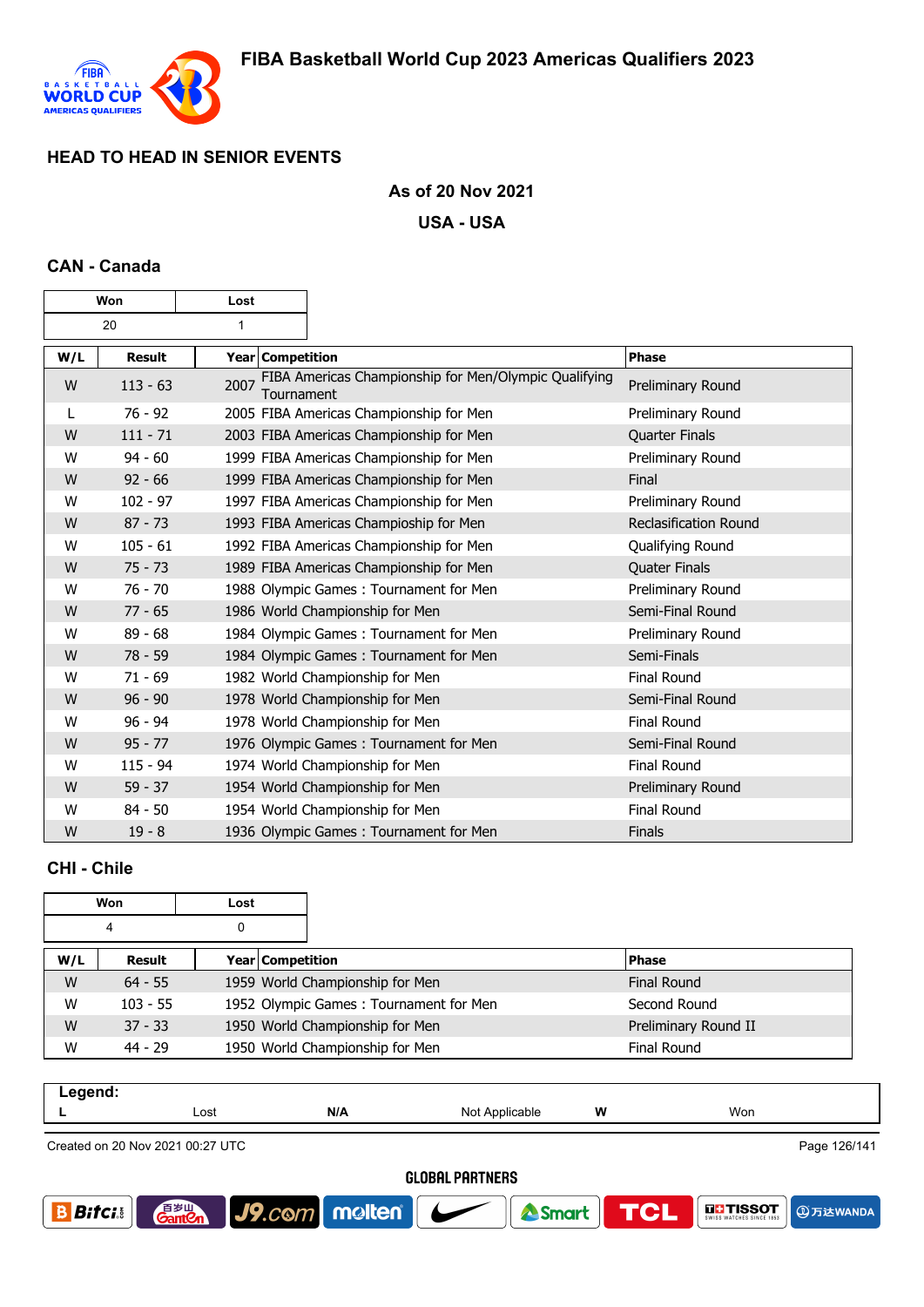## HEAD TO HEAD IN SENIOR EVENTS

**As of 20 Nov 2021**

**USA - USA**

### CAN - Canada

| Won | Lost |
|---|---|
| 20 | 1 |

| W/L | Result | Year | Competition | Phase |
|---|---|---|---|---|
| W | 113 - 63 | 2007 | FIBA Americas Championship for Men/Olympic Qualifying Tournament | Preliminary Round |
| L | 76 - 92 | 2005 | FIBA Americas Championship for Men | Preliminary Round |
| W | 111 - 71 | 2003 | FIBA Americas Championship for Men | Quarter Finals |
| W | 94 - 60 | 1999 | FIBA Americas Championship for Men | Preliminary Round |
| W | 92 - 66 | 1999 | FIBA Americas Championship for Men | Final |
| W | 102 - 97 | 1997 | FIBA Americas Championship for Men | Preliminary Round |
| W | 87 - 73 | 1993 | FIBA Americas Champioship for Men | Reclasification Round |
| W | 105 - 61 | 1992 | FIBA Americas Championship for Men | Qualifying Round |
| W | 75 - 73 | 1989 | FIBA Americas Championship for Men | Quater Finals |
| W | 76 - 70 | 1988 | Olympic Games : Tournament for Men | Preliminary Round |
| W | 77 - 65 | 1986 | World Championship for Men | Semi-Final Round |
| W | 89 - 68 | 1984 | Olympic Games : Tournament for Men | Preliminary Round |
| W | 78 - 59 | 1984 | Olympic Games : Tournament for Men | Semi-Finals |
| W | 71 - 69 | 1982 | World Championship for Men | Final Round |
| W | 96 - 90 | 1978 | World Championship for Men | Semi-Final Round |
| W | 96 - 94 | 1978 | World Championship for Men | Final Round |
| W | 95 - 77 | 1976 | Olympic Games : Tournament for Men | Semi-Final Round |
| W | 115 - 94 | 1974 | World Championship for Men | Final Round |
| W | 59 - 37 | 1954 | World Championship for Men | Preliminary Round |
| W | 84 - 50 | 1954 | World Championship for Men | Final Round |
| W | 19 - 8 | 1936 | Olympic Games : Tournament for Men | Finals |

### CHI - Chile

| Won | Lost |
|---|---|
| 4 | 0 |

| W/L | Result | Year | Competition | Phase |
|---|---|---|---|---|
| W | 64 - 55 | 1959 | World Championship for Men | Final Round |
| W | 103 - 55 | 1952 | Olympic Games : Tournament for Men | Second Round |
| W | 37 - 33 | 1950 | World Championship for Men | Preliminary Round II |
| W | 44 - 29 | 1950 | World Championship for Men | Final Round |

**Legend:**

| L | Lost | N/A | Not Applicable | W | Won |
|---|---|---|---|---|---|

Created on 20 Nov 2021 00:27 UTC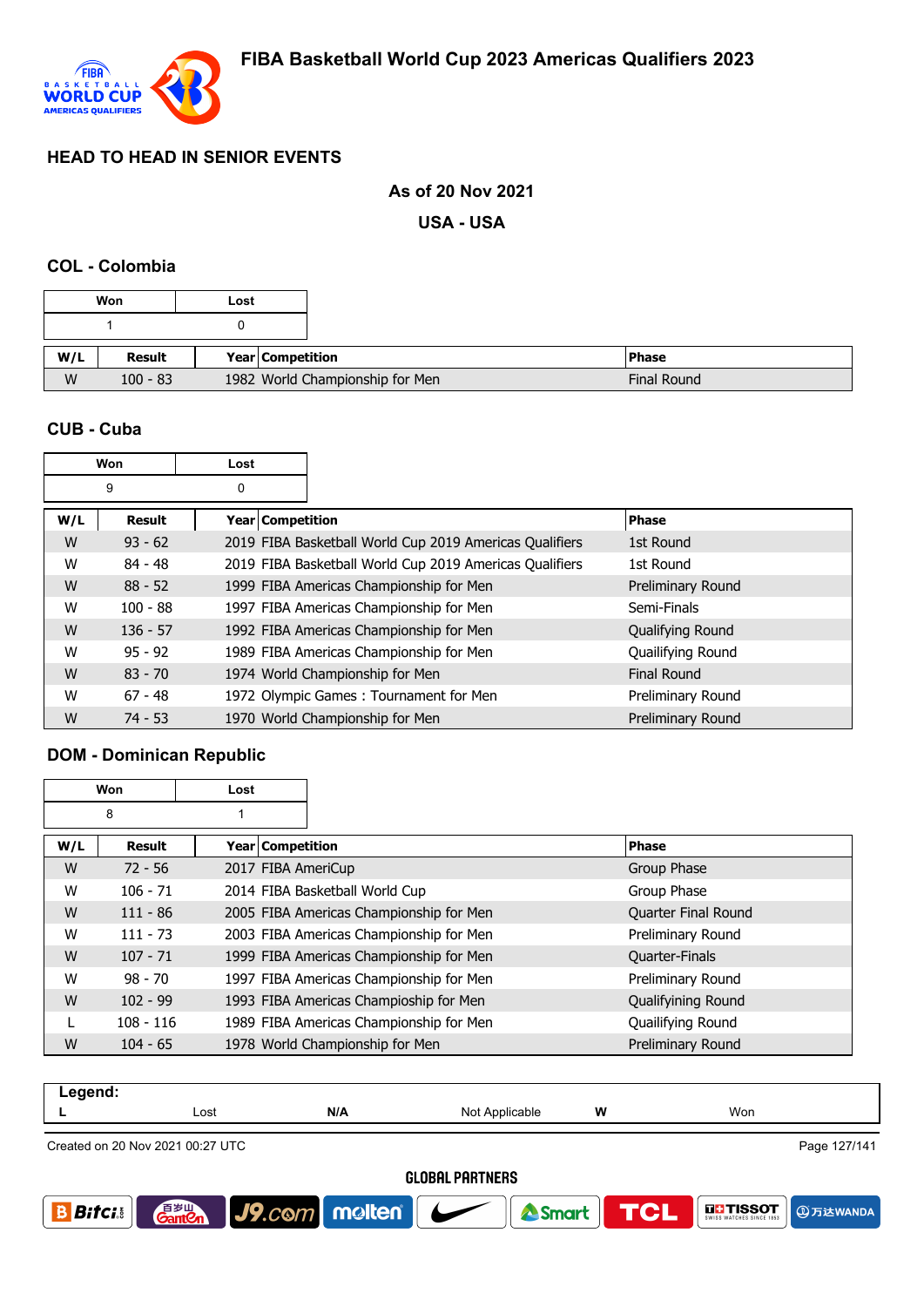## HEAD TO HEAD IN SENIOR EVENTS

**As of 20 Nov 2021**

**USA - USA**

### COL - Colombia

| Won | Lost |
|---|---|
| 1 | 0 |

| W/L | Result | Year | Competition | Phase |
|---|---|---|---|---|
| W | 100 - 83 | 1982 | World Championship for Men | Final Round |

### CUB - Cuba

| Won | Lost |
|---|---|
| 9 | 0 |

| W/L | Result | Year | Competition | Phase |
|---|---|---|---|---|
| W | 93 - 62 | 2019 | FIBA Basketball World Cup 2019 Americas Qualifiers | 1st Round |
| W | 84 - 48 | 2019 | FIBA Basketball World Cup 2019 Americas Qualifiers | 1st Round |
| W | 88 - 52 | 1999 | FIBA Americas Championship for Men | Preliminary Round |
| W | 100 - 88 | 1997 | FIBA Americas Championship for Men | Semi-Finals |
| W | 136 - 57 | 1992 | FIBA Americas Championship for Men | Qualifying Round |
| W | 95 - 92 | 1989 | FIBA Americas Championship for Men | Quailifying Round |
| W | 83 - 70 | 1974 | World Championship for Men | Final Round |
| W | 67 - 48 | 1972 | Olympic Games : Tournament for Men | Preliminary Round |
| W | 74 - 53 | 1970 | World Championship for Men | Preliminary Round |

### DOM - Dominican Republic

| Won | Lost |
|---|---|
| 8 | 1 |

| W/L | Result | Year | Competition | Phase |
|---|---|---|---|---|
| W | 72 - 56 | 2017 | FIBA AmeriCup | Group Phase |
| W | 106 - 71 | 2014 | FIBA Basketball World Cup | Group Phase |
| W | 111 - 86 | 2005 | FIBA Americas Championship for Men | Quarter Final Round |
| W | 111 - 73 | 2003 | FIBA Americas Championship for Men | Preliminary Round |
| W | 107 - 71 | 1999 | FIBA Americas Championship for Men | Quarter-Finals |
| W | 98 - 70 | 1997 | FIBA Americas Championship for Men | Preliminary Round |
| W | 102 - 99 | 1993 | FIBA Americas Champioship for Men | Qualifying Round |
| L | 108 - 116 | 1989 | FIBA Americas Championship for Men | Quailifying Round |
| W | 104 - 65 | 1978 | World Championship for Men | Preliminary Round |

| Legend: | | | | | |
|---|---|---|---|---|---|
| L | Lost | N/A | Not Applicable | W | Won |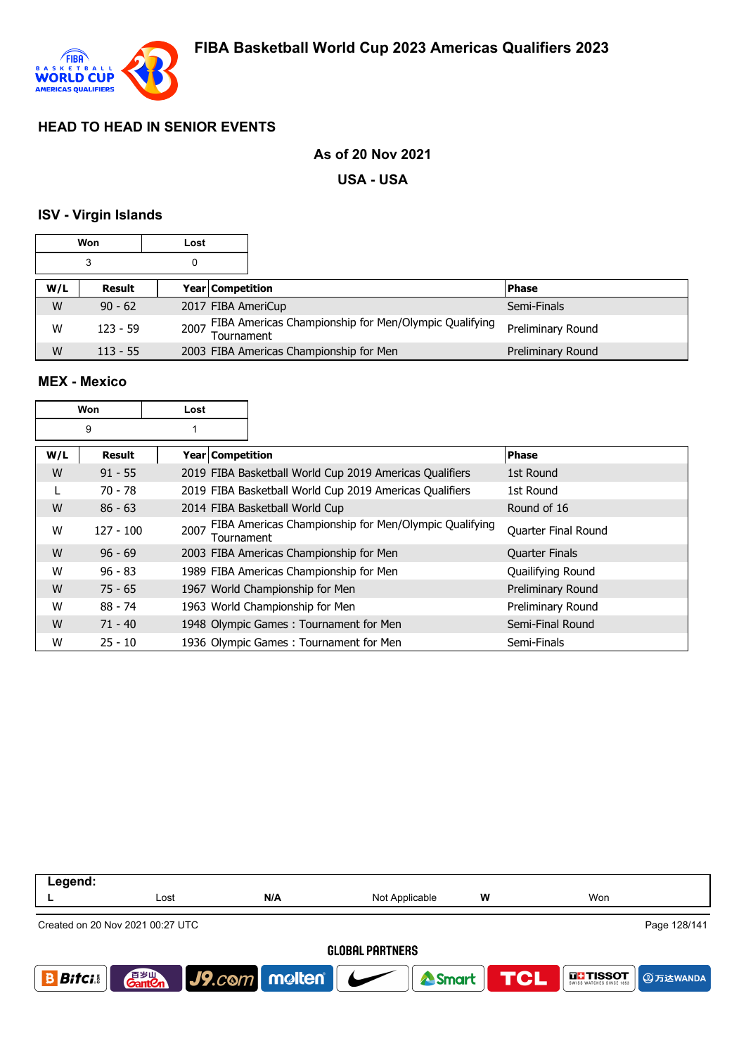## HEAD TO HEAD IN SENIOR EVENTS

**As of 20 Nov 2021**

**USA - USA**

### ISV - Virgin Islands

| Won | Lost |
|---|---|
| 3 | 0 |

| W/L | Result | Year | Competition | Phase |
|---|---|---|---|---|
| W | 90 - 62 | 2017 | FIBA AmeriCup | Semi-Finals |
| W | 123 - 59 | 2007 | FIBA Americas Championship for Men/Olympic Qualifying Tournament | Preliminary Round |
| W | 113 - 55 | 2003 | FIBA Americas Championship for Men | Preliminary Round |

### MEX - Mexico

| Won | Lost |
|---|---|
| 9 | 1 |

| W/L | Result | Year | Competition | Phase |
|---|---|---|---|---|
| W | 91 - 55 | 2019 | FIBA Basketball World Cup 2019 Americas Qualifiers | 1st Round |
| L | 70 - 78 | 2019 | FIBA Basketball World Cup 2019 Americas Qualifiers | 1st Round |
| W | 86 - 63 | 2014 | FIBA Basketball World Cup | Round of 16 |
| W | 127 - 100 | 2007 | FIBA Americas Championship for Men/Olympic Qualifying Tournament | Quarter Final Round |
| W | 96 - 69 | 2003 | FIBA Americas Championship for Men | Quarter Finals |
| W | 96 - 83 | 1989 | FIBA Americas Championship for Men | Quailifying Round |
| W | 75 - 65 | 1967 | World Championship for Men | Preliminary Round |
| W | 88 - 74 | 1963 | World Championship for Men | Preliminary Round |
| W | 71 - 40 | 1948 | Olympic Games : Tournament for Men | Semi-Final Round |
| W | 25 - 10 | 1936 | Olympic Games : Tournament for Men | Semi-Finals |

| Legend: | | | | | |
|---|---|---|---|---|---|
| L | Lost | N/A | Not Applicable | W | Won |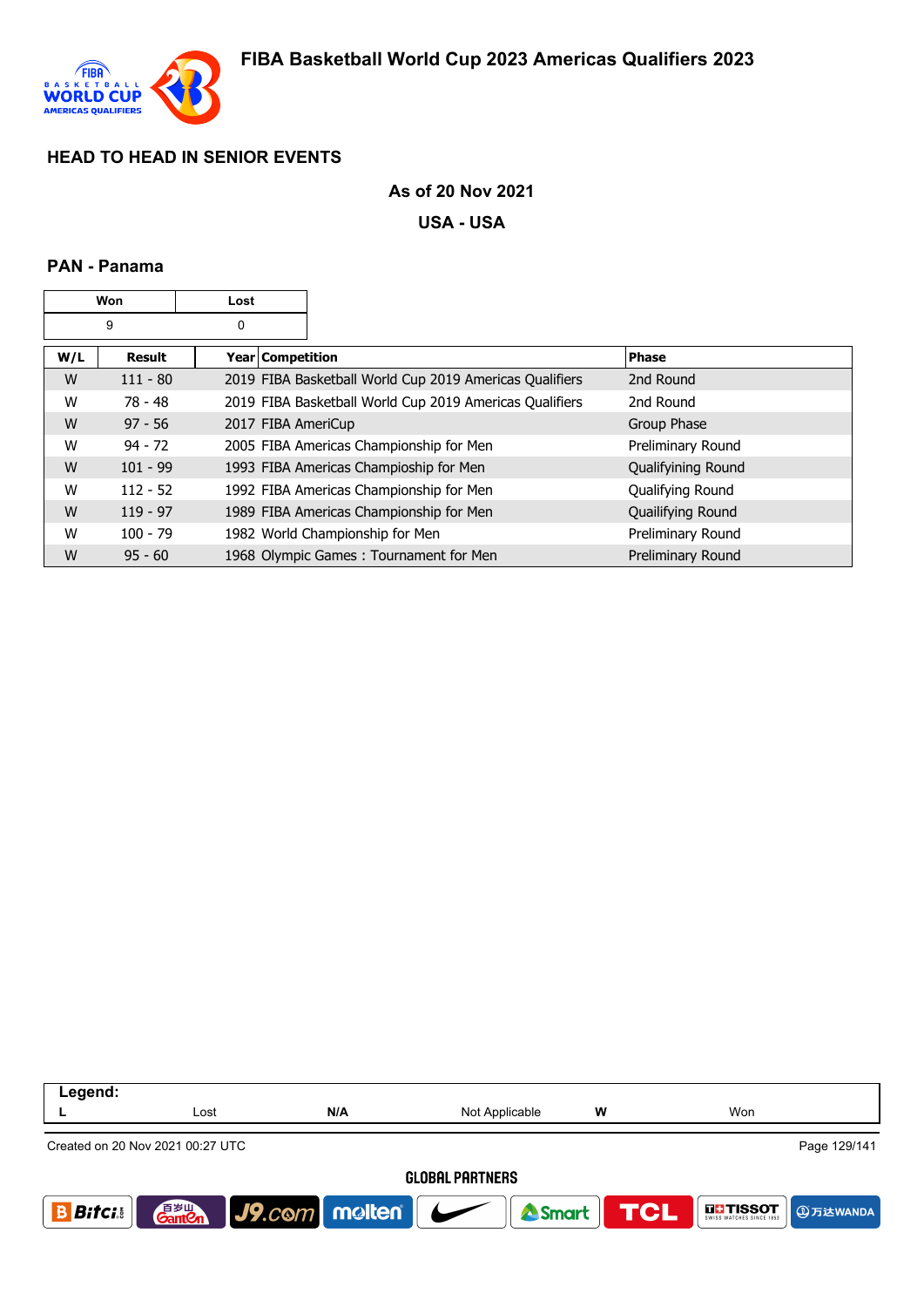## HEAD TO HEAD IN SENIOR EVENTS

**As of 20 Nov 2021**

**USA - USA**

### PAN - Panama

| Won | Lost |
|---|---|
| 9 | 0 |

| W/L | Result | Year | Competition | Phase |
|---|---|---|---|---|
| W | 111 - 80 | 2019 | FIBA Basketball World Cup 2019 Americas Qualifiers | 2nd Round |
| W | 78 - 48 | 2019 | FIBA Basketball World Cup 2019 Americas Qualifiers | 2nd Round |
| W | 97 - 56 | 2017 | FIBA AmeriCup | Group Phase |
| W | 94 - 72 | 2005 | FIBA Americas Championship for Men | Preliminary Round |
| W | 101 - 99 | 1993 | FIBA Americas Champioship for Men | Qualifyining Round |
| W | 112 - 52 | 1992 | FIBA Americas Championship for Men | Qualifying Round |
| W | 119 - 97 | 1989 | FIBA Americas Championship for Men | Quailifying Round |
| W | 100 - 79 | 1982 | World Championship for Men | Preliminary Round |
| W | 95 - 60 | 1968 | Olympic Games : Tournament for Men | Preliminary Round |

| Legend: | | | | | |
|---|---|---|---|---|---|
| L | Lost | N/A | Not Applicable | W | Won |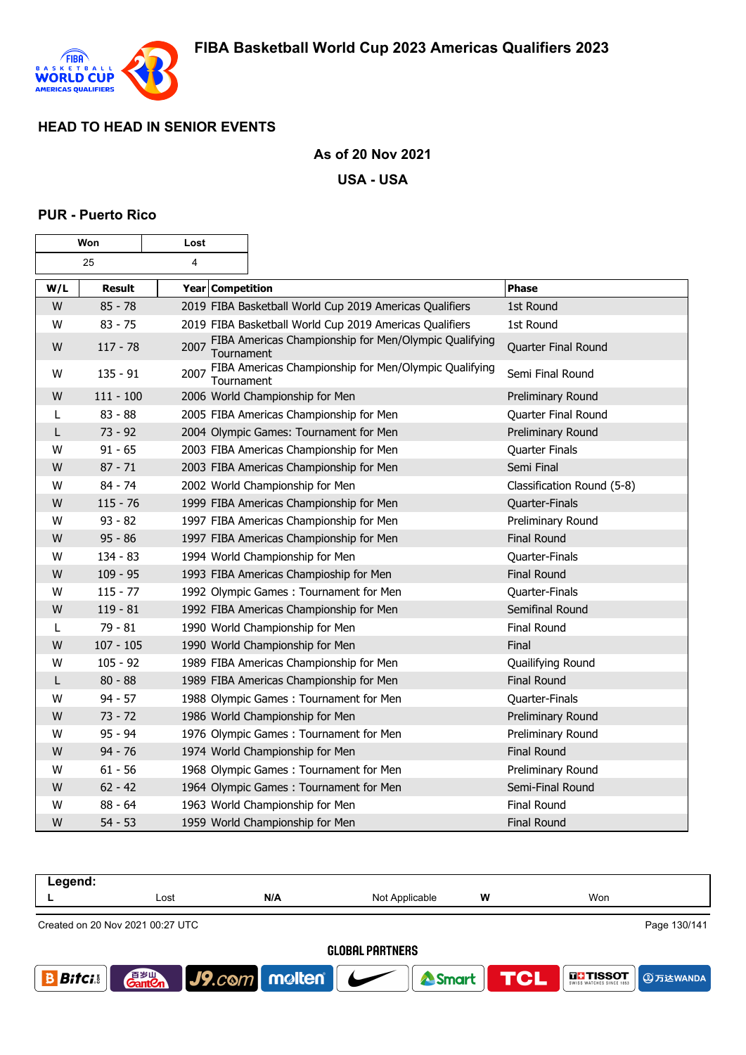## HEAD TO HEAD IN SENIOR EVENTS

**As of 20 Nov 2021**

**USA - USA**

### PUR - Puerto Rico

| Won | Lost |
|---|---|
| 25 | 4 |

| W/L | Result | Year | Competition | Phase |
|---|---|---|---|---|
| W | 85 - 78 | 2019 | FIBA Basketball World Cup 2019 Americas Qualifiers | 1st Round |
| W | 83 - 75 | 2019 | FIBA Basketball World Cup 2019 Americas Qualifiers | 1st Round |
| W | 117 - 78 | 2007 | FIBA Americas Championship for Men/Olympic Qualifying Tournament | Quarter Final Round |
| W | 135 - 91 | 2007 | FIBA Americas Championship for Men/Olympic Qualifying Tournament | Semi Final Round |
| W | 111 - 100 | 2006 | World Championship for Men | Preliminary Round |
| L | 83 - 88 | 2005 | FIBA Americas Championship for Men | Quarter Final Round |
| L | 73 - 92 | 2004 | Olympic Games: Tournament for Men | Preliminary Round |
| W | 91 - 65 | 2003 | FIBA Americas Championship for Men | Quarter Finals |
| W | 87 - 71 | 2003 | FIBA Americas Championship for Men | Semi Final |
| W | 84 - 74 | 2002 | World Championship for Men | Classification Round (5-8) |
| W | 115 - 76 | 1999 | FIBA Americas Championship for Men | Quarter-Finals |
| W | 93 - 82 | 1997 | FIBA Americas Championship for Men | Preliminary Round |
| W | 95 - 86 | 1997 | FIBA Americas Championship for Men | Final Round |
| W | 134 - 83 | 1994 | World Championship for Men | Quarter-Finals |
| W | 109 - 95 | 1993 | FIBA Americas Champioship for Men | Final Round |
| W | 115 - 77 | 1992 | Olympic Games : Tournament for Men | Quarter-Finals |
| W | 119 - 81 | 1992 | FIBA Americas Championship for Men | Semifinal Round |
| L | 79 - 81 | 1990 | World Championship for Men | Final Round |
| W | 107 - 105 | 1990 | World Championship for Men | Final |
| W | 105 - 92 | 1989 | FIBA Americas Championship for Men | Quailifying Round |
| L | 80 - 88 | 1989 | FIBA Americas Championship for Men | Final Round |
| W | 94 - 57 | 1988 | Olympic Games : Tournament for Men | Quarter-Finals |
| W | 73 - 72 | 1986 | World Championship for Men | Preliminary Round |
| W | 95 - 94 | 1976 | Olympic Games : Tournament for Men | Preliminary Round |
| W | 94 - 76 | 1974 | World Championship for Men | Final Round |
| W | 61 - 56 | 1968 | Olympic Games : Tournament for Men | Preliminary Round |
| W | 62 - 42 | 1964 | Olympic Games : Tournament for Men | Semi-Final Round |
| W | 88 - 64 | 1963 | World Championship for Men | Final Round |
| W | 54 - 53 | 1959 | World Championship for Men | Final Round |

**Legend:**

| L | Lost | N/A | Not Applicable | W | Won |
|---|---|---|---|---|---|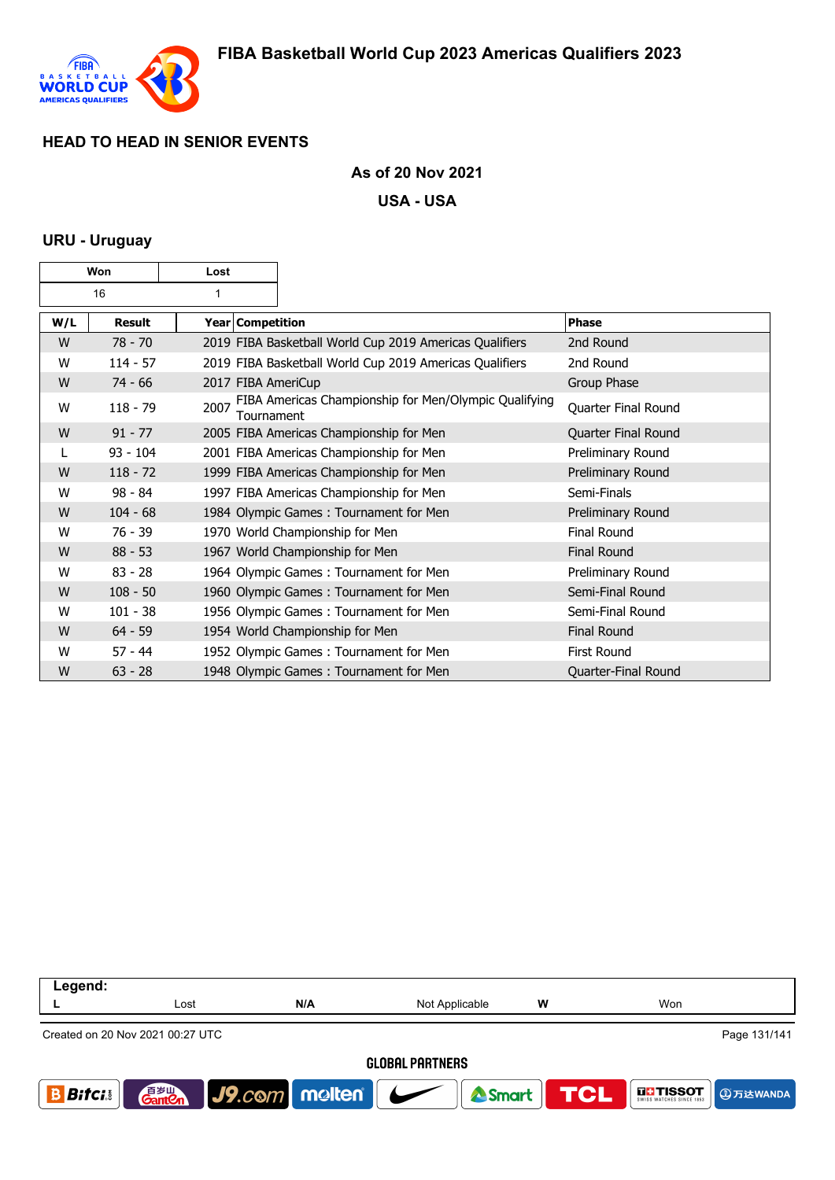# FIBA Basketball World Cup 2023 Americas Qualifiers 2023

## HEAD TO HEAD IN SENIOR EVENTS

**As of 20 Nov 2021**

**USA - USA**

### URU - Uruguay

| Won | Lost |
|---|---|
| 16 | 1 |

| W/L | Result | Year | Competition | Phase |
|---|---|---|---|---|
| W | 78 - 70 | 2019 | FIBA Basketball World Cup 2019 Americas Qualifiers | 2nd Round |
| W | 114 - 57 | 2019 | FIBA Basketball World Cup 2019 Americas Qualifiers | 2nd Round |
| W | 74 - 66 | 2017 | FIBA AmeriCup | Group Phase |
| W | 118 - 79 | 2007 | FIBA Americas Championship for Men/Olympic Qualifying Tournament | Quarter Final Round |
| W | 91 - 77 | 2005 | FIBA Americas Championship for Men | Quarter Final Round |
| L | 93 - 104 | 2001 | FIBA Americas Championship for Men | Preliminary Round |
| W | 118 - 72 | 1999 | FIBA Americas Championship for Men | Preliminary Round |
| W | 98 - 84 | 1997 | FIBA Americas Championship for Men | Semi-Finals |
| W | 104 - 68 | 1984 | Olympic Games : Tournament for Men | Preliminary Round |
| W | 76 - 39 | 1970 | World Championship for Men | Final Round |
| W | 88 - 53 | 1967 | World Championship for Men | Final Round |
| W | 83 - 28 | 1964 | Olympic Games : Tournament for Men | Preliminary Round |
| W | 108 - 50 | 1960 | Olympic Games : Tournament for Men | Semi-Final Round |
| W | 101 - 38 | 1956 | Olympic Games : Tournament for Men | Semi-Final Round |
| W | 64 - 59 | 1954 | World Championship for Men | Final Round |
| W | 57 - 44 | 1952 | Olympic Games : Tournament for Men | First Round |
| W | 63 - 28 | 1948 | Olympic Games : Tournament for Men | Quarter-Final Round |

**Legend:**

| L | Lost | N/A | Not Applicable | W | Won |
|---|---|---|---|---|---|

Created on 20 Nov 2021 00:27 UTC

GLOBAL PARTNERS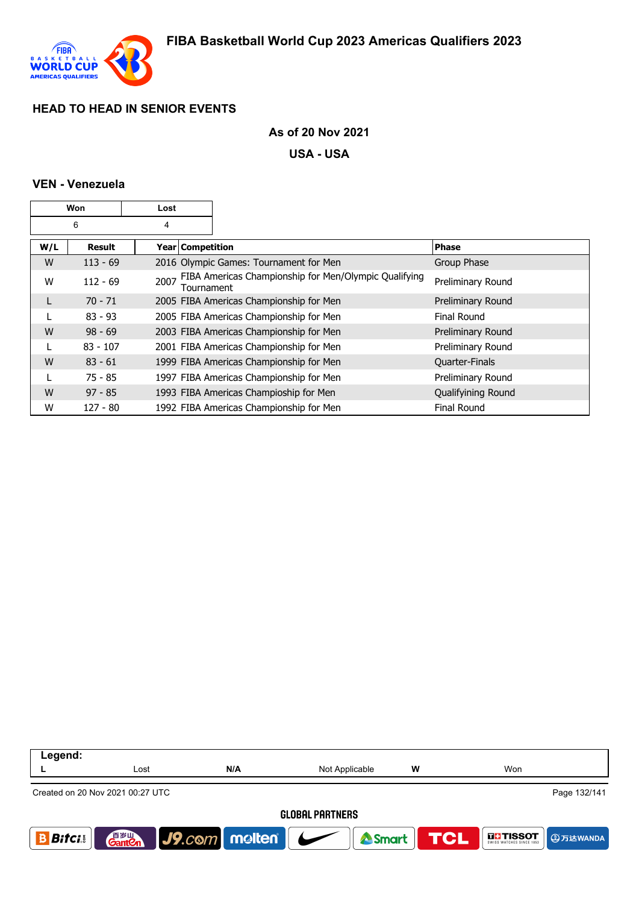## HEAD TO HEAD IN SENIOR EVENTS

**As of 20 Nov 2021**

**USA - USA**

### VEN - Venezuela

| Won | Lost |
|---|---|
| 6 | 4 |

| W/L | Result | Year | Competition | Phase |
|---|---|---|---|---|
| W | 113 - 69 | 2016 | Olympic Games: Tournament for Men | Group Phase |
| W | 112 - 69 | 2007 | FIBA Americas Championship for Men/Olympic Qualifying Tournament | Preliminary Round |
| L | 70 - 71 | 2005 | FIBA Americas Championship for Men | Preliminary Round |
| L | 83 - 93 | 2005 | FIBA Americas Championship for Men | Final Round |
| W | 98 - 69 | 2003 | FIBA Americas Championship for Men | Preliminary Round |
| L | 83 - 107 | 2001 | FIBA Americas Championship for Men | Preliminary Round |
| W | 83 - 61 | 1999 | FIBA Americas Championship for Men | Quarter-Finals |
| L | 75 - 85 | 1997 | FIBA Americas Championship for Men | Preliminary Round |
| W | 97 - 85 | 1993 | FIBA Americas Champioship for Men | Qualifyining Round |
| W | 127 - 80 | 1992 | FIBA Americas Championship for Men | Final Round |

**Legend:**

| L | Lost | N/A | Not Applicable | W | Won |
|---|---|---|---|---|---|

Created on 20 Nov 2021 00:27 UTC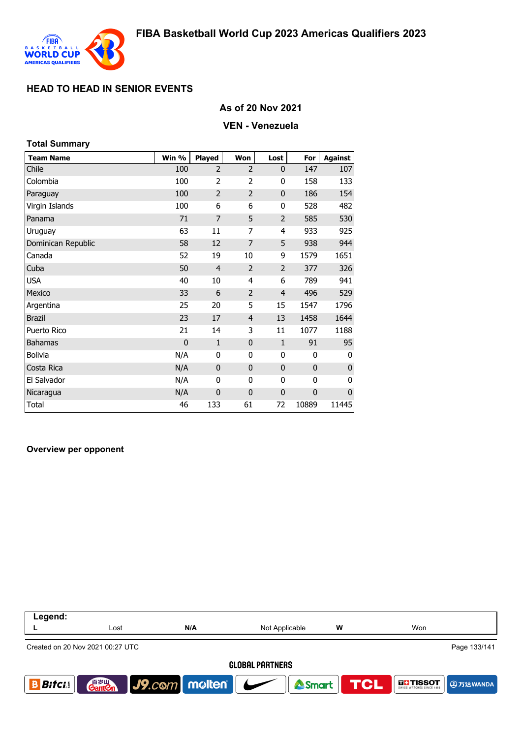## HEAD TO HEAD IN SENIOR EVENTS

### As of 20 Nov 2021

### VEN - Venezuela

**Total Summary**

| Team Name | Win % | Played | Won | Lost | For | Against |
|---|---|---|---|---|---|---|
| Chile | 100 | 2 | 2 | 0 | 147 | 107 |
| Colombia | 100 | 2 | 2 | 0 | 158 | 133 |
| Paraguay | 100 | 2 | 2 | 0 | 186 | 154 |
| Virgin Islands | 100 | 6 | 6 | 0 | 528 | 482 |
| Panama | 71 | 7 | 5 | 2 | 585 | 530 |
| Uruguay | 63 | 11 | 7 | 4 | 933 | 925 |
| Dominican Republic | 58 | 12 | 7 | 5 | 938 | 944 |
| Canada | 52 | 19 | 10 | 9 | 1579 | 1651 |
| Cuba | 50 | 4 | 2 | 2 | 377 | 326 |
| USA | 40 | 10 | 4 | 6 | 789 | 941 |
| Mexico | 33 | 6 | 2 | 4 | 496 | 529 |
| Argentina | 25 | 20 | 5 | 15 | 1547 | 1796 |
| Brazil | 23 | 17 | 4 | 13 | 1458 | 1644 |
| Puerto Rico | 21 | 14 | 3 | 11 | 1077 | 1188 |
| Bahamas | 0 | 1 | 0 | 1 | 91 | 95 |
| Bolivia | N/A | 0 | 0 | 0 | 0 | 0 |
| Costa Rica | N/A | 0 | 0 | 0 | 0 | 0 |
| El Salvador | N/A | 0 | 0 | 0 | 0 | 0 |
| Nicaragua | N/A | 0 | 0 | 0 | 0 | 0 |
| Total | 46 | 133 | 61 | 72 | 10889 | 11445 |

**Overview per opponent**

| Legend: | | | | | |
|---|---|---|---|---|---|
| L | Lost | N/A | Not Applicable | W | Won |

Created on 20 Nov 2021 00:27 UTC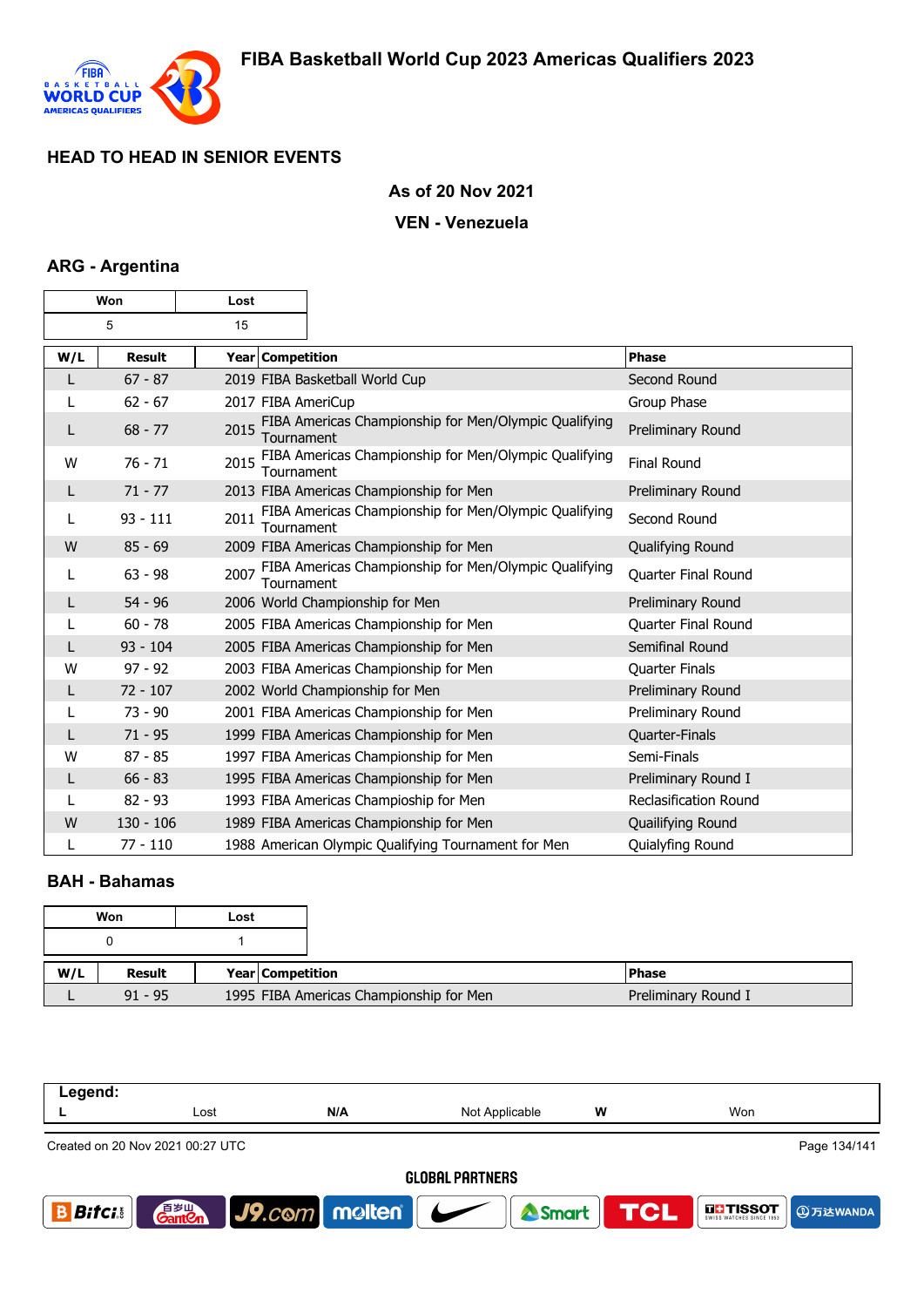# FIBA Basketball World Cup 2023 Americas Qualifiers 2023

## HEAD TO HEAD IN SENIOR EVENTS

### As of 20 Nov 2021

### VEN - Venezuela

### ARG - Argentina

| Won | Lost |
|---|---|
| 5 | 15 |

| W/L | Result | Year | Competition | Phase |
|---|---|---|---|---|
| L | 67 - 87 | 2019 | FIBA Basketball World Cup | Second Round |
| L | 62 - 67 | 2017 | FIBA AmeriCup | Group Phase |
| L | 68 - 77 | 2015 | FIBA Americas Championship for Men/Olympic Qualifying Tournament | Preliminary Round |
| W | 76 - 71 | 2015 | FIBA Americas Championship for Men/Olympic Qualifying Tournament | Final Round |
| L | 71 - 77 | 2013 | FIBA Americas Championship for Men | Preliminary Round |
| L | 93 - 111 | 2011 | FIBA Americas Championship for Men/Olympic Qualifying Tournament | Second Round |
| W | 85 - 69 | 2009 | FIBA Americas Championship for Men | Qualifying Round |
| L | 63 - 98 | 2007 | FIBA Americas Championship for Men/Olympic Qualifying Tournament | Quarter Final Round |
| L | 54 - 96 | 2006 | World Championship for Men | Preliminary Round |
| L | 60 - 78 | 2005 | FIBA Americas Championship for Men | Quarter Final Round |
| L | 93 - 104 | 2005 | FIBA Americas Championship for Men | Semifinal Round |
| W | 97 - 92 | 2003 | FIBA Americas Championship for Men | Quarter Finals |
| L | 72 - 107 | 2002 | World Championship for Men | Preliminary Round |
| L | 73 - 90 | 2001 | FIBA Americas Championship for Men | Preliminary Round |
| L | 71 - 95 | 1999 | FIBA Americas Championship for Men | Quarter-Finals |
| W | 87 - 85 | 1997 | FIBA Americas Championship for Men | Semi-Finals |
| L | 66 - 83 | 1995 | FIBA Americas Championship for Men | Preliminary Round I |
| L | 82 - 93 | 1993 | FIBA Americas Champioship for Men | Reclasification Round |
| W | 130 - 106 | 1989 | FIBA Americas Championship for Men | Quailifying Round |
| L | 77 - 110 | 1988 | American Olympic Qualifying Tournament for Men | Quialyfing Round |

### BAH - Bahamas

| Won | Lost |
|---|---|
| 0 | 1 |

| W/L | Result | Year | Competition | Phase |
|---|---|---|---|---|
| L | 91 - 95 | 1995 | FIBA Americas Championship for Men | Preliminary Round I |

**Legend:**

| L | Lost | N/A | Not Applicable | W | Won |
|---|---|---|---|---|---|

Created on 20 Nov 2021 00:27 UTC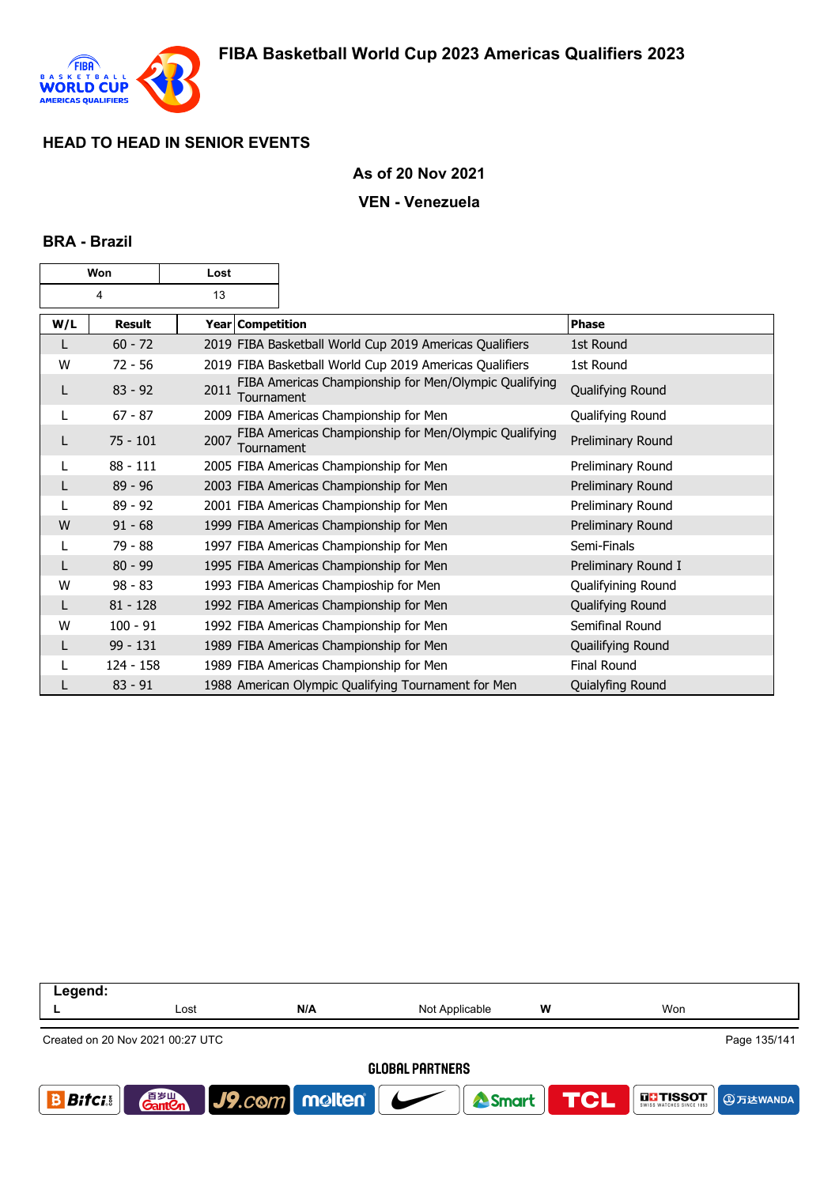## HEAD TO HEAD IN SENIOR EVENTS

### As of 20 Nov 2021

### VEN - Venezuela

### BRA - Brazil

| Won | Lost |
|---|---|
| 4 | 13 |

| W/L | Result | Year | Competition | Phase |
|---|---|---|---|---|
| L | 60 - 72 | 2019 | FIBA Basketball World Cup 2019 Americas Qualifiers | 1st Round |
| W | 72 - 56 | 2019 | FIBA Basketball World Cup 2019 Americas Qualifiers | 1st Round |
| L | 83 - 92 | 2011 | FIBA Americas Championship for Men/Olympic Qualifying Tournament | Qualifying Round |
| L | 67 - 87 | 2009 | FIBA Americas Championship for Men | Qualifying Round |
| L | 75 - 101 | 2007 | FIBA Americas Championship for Men/Olympic Qualifying Tournament | Preliminary Round |
| L | 88 - 111 | 2005 | FIBA Americas Championship for Men | Preliminary Round |
| L | 89 - 96 | 2003 | FIBA Americas Championship for Men | Preliminary Round |
| L | 89 - 92 | 2001 | FIBA Americas Championship for Men | Preliminary Round |
| W | 91 - 68 | 1999 | FIBA Americas Championship for Men | Preliminary Round |
| L | 79 - 88 | 1997 | FIBA Americas Championship for Men | Semi-Finals |
| L | 80 - 99 | 1995 | FIBA Americas Championship for Men | Preliminary Round I |
| W | 98 - 83 | 1993 | FIBA Americas Champioship for Men | Qualifiying Round |
| L | 81 - 128 | 1992 | FIBA Americas Championship for Men | Qualifying Round |
| W | 100 - 91 | 1992 | FIBA Americas Championship for Men | Semifinal Round |
| L | 99 - 131 | 1989 | FIBA Americas Championship for Men | Quailifying Round |
| L | 124 - 158 | 1989 | FIBA Americas Championship for Men | Final Round |
| L | 83 - 91 | 1988 | American Olympic Qualifying Tournament for Men | Quialyfing Round |

| Legend: | | | | | |
|---|---|---|---|---|---|
| L | Lost | N/A | Not Applicable | W | Won |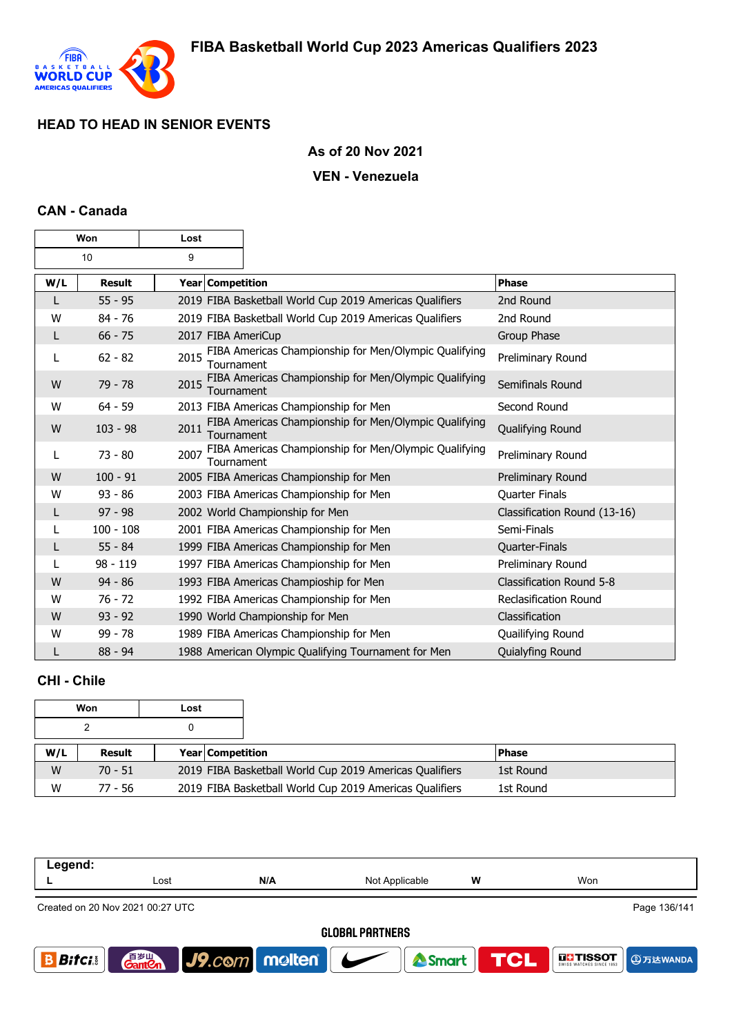# FIBA Basketball World Cup 2023 Americas Qualifiers 2023

## HEAD TO HEAD IN SENIOR EVENTS

**As of 20 Nov 2021**

**VEN - Venezuela**

### CAN - Canada

| Won | Lost |
|---|---|
| 10 | 9 |

| W/L | Result | Year | Competition | Phase |
|---|---|---|---|---|
| L | 55 - 95 | 2019 | FIBA Basketball World Cup 2019 Americas Qualifiers | 2nd Round |
| W | 84 - 76 | 2019 | FIBA Basketball World Cup 2019 Americas Qualifiers | 2nd Round |
| L | 66 - 75 | 2017 | FIBA AmeriCup | Group Phase |
| L | 62 - 82 | 2015 | FIBA Americas Championship for Men/Olympic Qualifying Tournament | Preliminary Round |
| W | 79 - 78 | 2015 | FIBA Americas Championship for Men/Olympic Qualifying Tournament | Semifinals Round |
| W | 64 - 59 | 2013 | FIBA Americas Championship for Men | Second Round |
| W | 103 - 98 | 2011 | FIBA Americas Championship for Men/Olympic Qualifying Tournament | Qualifying Round |
| L | 73 - 80 | 2007 | FIBA Americas Championship for Men/Olympic Qualifying Tournament | Preliminary Round |
| W | 100 - 91 | 2005 | FIBA Americas Championship for Men | Preliminary Round |
| W | 93 - 86 | 2003 | FIBA Americas Championship for Men | Quarter Finals |
| L | 97 - 98 | 2002 | World Championship for Men | Classification Round (13-16) |
| L | 100 - 108 | 2001 | FIBA Americas Championship for Men | Semi-Finals |
| L | 55 - 84 | 1999 | FIBA Americas Championship for Men | Quarter-Finals |
| L | 98 - 119 | 1997 | FIBA Americas Championship for Men | Preliminary Round |
| W | 94 - 86 | 1993 | FIBA Americas Champioship for Men | Classification Round 5-8 |
| W | 76 - 72 | 1992 | FIBA Americas Championship for Men | Reclasification Round |
| W | 93 - 92 | 1990 | World Championship for Men | Classification |
| W | 99 - 78 | 1989 | FIBA Americas Championship for Men | Quailifying Round |
| L | 88 - 94 | 1988 | American Olympic Qualifying Tournament for Men | Quialyfing Round |

### CHI - Chile

| Won | Lost |
|---|---|
| 2 | 0 |

| W/L | Result | Year | Competition | Phase |
|---|---|---|---|---|
| W | 70 - 51 | 2019 | FIBA Basketball World Cup 2019 Americas Qualifiers | 1st Round |
| W | 77 - 56 | 2019 | FIBA Basketball World Cup 2019 Americas Qualifiers | 1st Round |

**Legend:**

| L | Lost | N/A | Not Applicable | W | Won |
|---|---|---|---|---|---|

Created on 20 Nov 2021 00:27 UTC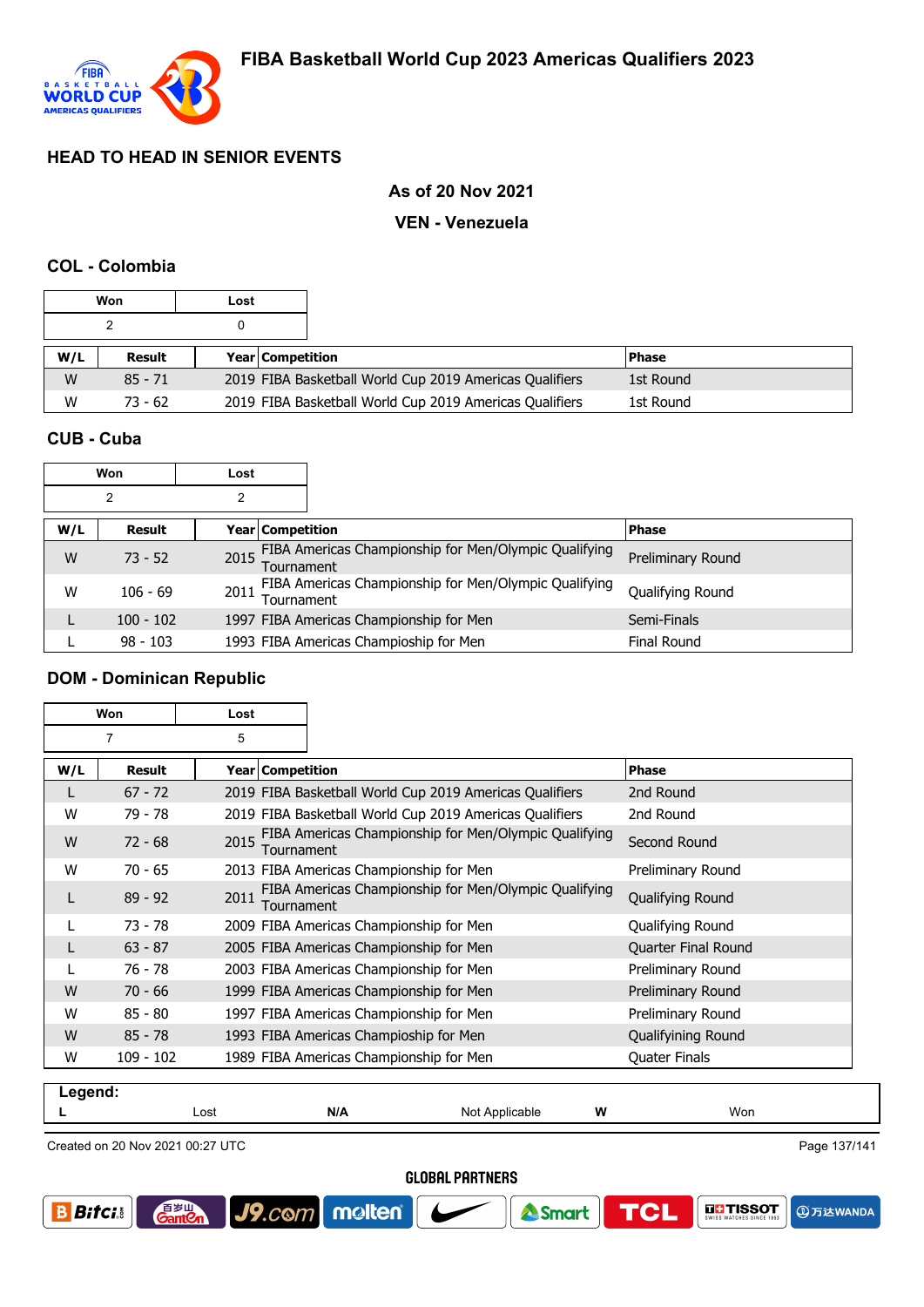## HEAD TO HEAD IN SENIOR EVENTS

### As of 20 Nov 2021

### VEN - Venezuela

### COL - Colombia

| Won | Lost |
|---|---|
| 2 | 0 |

| W/L | Result | Year | Competition | Phase |
|---|---|---|---|---|
| W | 85 - 71 | 2019 | FIBA Basketball World Cup 2019 Americas Qualifiers | 1st Round |
| W | 73 - 62 | 2019 | FIBA Basketball World Cup 2019 Americas Qualifiers | 1st Round |

### CUB - Cuba

| Won | Lost |
|---|---|
| 2 | 2 |

| W/L | Result | Year | Competition | Phase |
|---|---|---|---|---|
| W | 73 - 52 | 2015 | FIBA Americas Championship for Men/Olympic Qualifying Tournament | Preliminary Round |
| W | 106 - 69 | 2011 | FIBA Americas Championship for Men/Olympic Qualifying Tournament | Qualifying Round |
| L | 100 - 102 | 1997 | FIBA Americas Championship for Men | Semi-Finals |
| L | 98 - 103 | 1993 | FIBA Americas Champioship for Men | Final Round |

### DOM - Dominican Republic

| Won | Lost |
|---|---|
| 7 | 5 |

| W/L | Result | Year | Competition | Phase |
|---|---|---|---|---|
| L | 67 - 72 | 2019 | FIBA Basketball World Cup 2019 Americas Qualifiers | 2nd Round |
| W | 79 - 78 | 2019 | FIBA Basketball World Cup 2019 Americas Qualifiers | 2nd Round |
| W | 72 - 68 | 2015 | FIBA Americas Championship for Men/Olympic Qualifying Tournament | Second Round |
| W | 70 - 65 | 2013 | FIBA Americas Championship for Men | Preliminary Round |
| L | 89 - 92 | 2011 | FIBA Americas Championship for Men/Olympic Qualifying Tournament | Qualifying Round |
| L | 73 - 78 | 2009 | FIBA Americas Championship for Men | Qualifying Round |
| L | 63 - 87 | 2005 | FIBA Americas Championship for Men | Quarter Final Round |
| L | 76 - 78 | 2003 | FIBA Americas Championship for Men | Preliminary Round |
| W | 70 - 66 | 1999 | FIBA Americas Championship for Men | Preliminary Round |
| W | 85 - 80 | 1997 | FIBA Americas Championship for Men | Preliminary Round |
| W | 85 - 78 | 1993 | FIBA Americas Champioship for Men | Qualifiying Round |
| W | 109 - 102 | 1989 | FIBA Americas Championship for Men | Quater Finals |

**Legend:**

| L | Lost | N/A | Not Applicable | W | Won |
|---|---|---|---|---|---|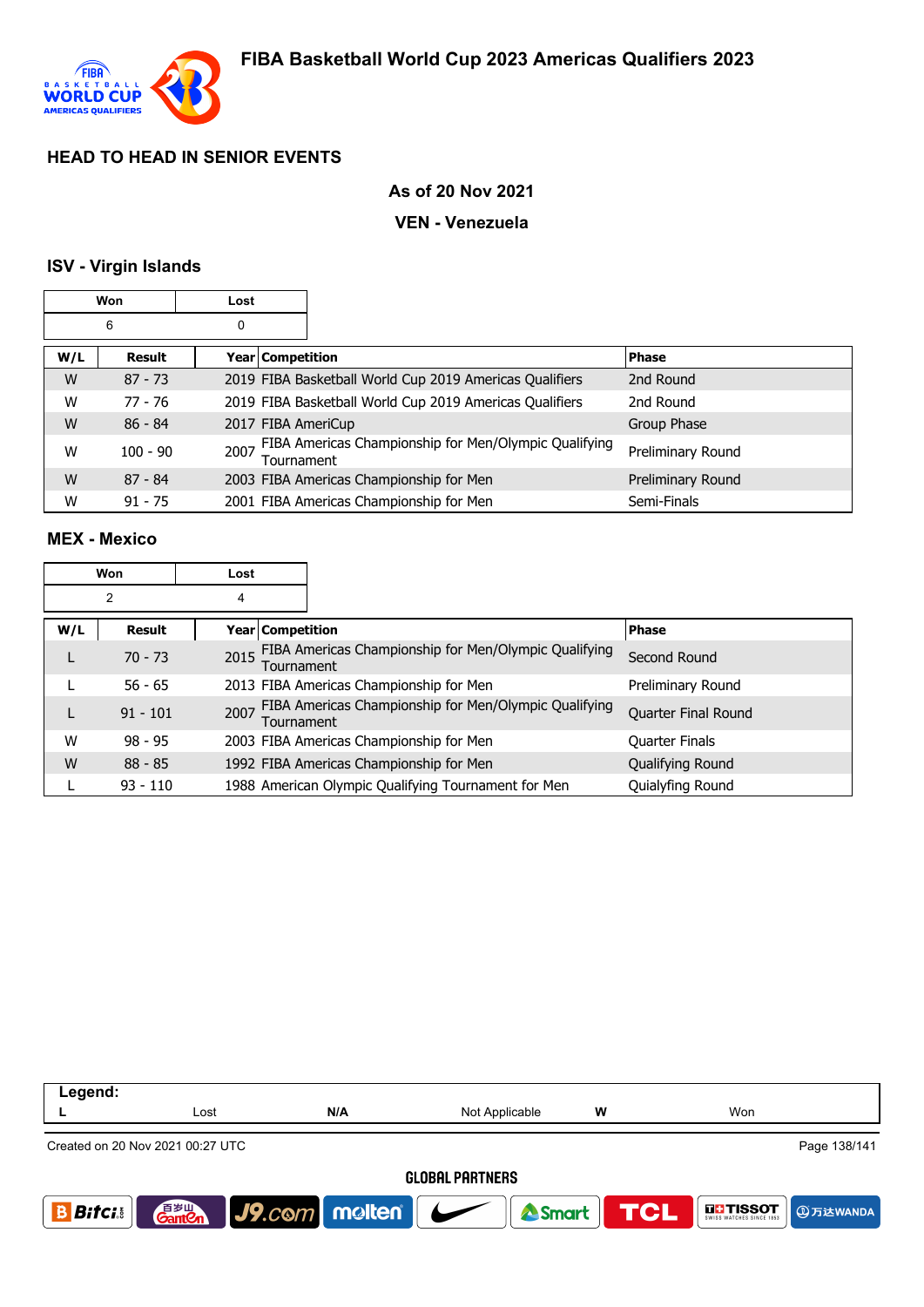## HEAD TO HEAD IN SENIOR EVENTS

**As of 20 Nov 2021**

**VEN - Venezuela**

### ISV - Virgin Islands

| Won | Lost |
|---|---|
| 6 | 0 |

| W/L | Result | Year | Competition | Phase |
|---|---|---|---|---|
| W | 87 - 73 | 2019 | FIBA Basketball World Cup 2019 Americas Qualifiers | 2nd Round |
| W | 77 - 76 | 2019 | FIBA Basketball World Cup 2019 Americas Qualifiers | 2nd Round |
| W | 86 - 84 | 2017 | FIBA AmeriCup | Group Phase |
| W | 100 - 90 | 2007 | FIBA Americas Championship for Men/Olympic Qualifying Tournament | Preliminary Round |
| W | 87 - 84 | 2003 | FIBA Americas Championship for Men | Preliminary Round |
| W | 91 - 75 | 2001 | FIBA Americas Championship for Men | Semi-Finals |

### MEX - Mexico

| Won | Lost |
|---|---|
| 2 | 4 |

| W/L | Result | Year | Competition | Phase |
|---|---|---|---|---|
| L | 70 - 73 | 2015 | FIBA Americas Championship for Men/Olympic Qualifying Tournament | Second Round |
| L | 56 - 65 | 2013 | FIBA Americas Championship for Men | Preliminary Round |
| L | 91 - 101 | 2007 | FIBA Americas Championship for Men/Olympic Qualifying Tournament | Quarter Final Round |
| W | 98 - 95 | 2003 | FIBA Americas Championship for Men | Quarter Finals |
| W | 88 - 85 | 1992 | FIBA Americas Championship for Men | Qualifying Round |
| L | 93 - 110 | 1988 | American Olympic Qualifying Tournament for Men | Quialyfing Round |

| Legend: | | | | | |
|---|---|---|---|---|---|
| L | Lost | N/A | Not Applicable | W | Won |

Created on 20 Nov 2021 00:27 UTC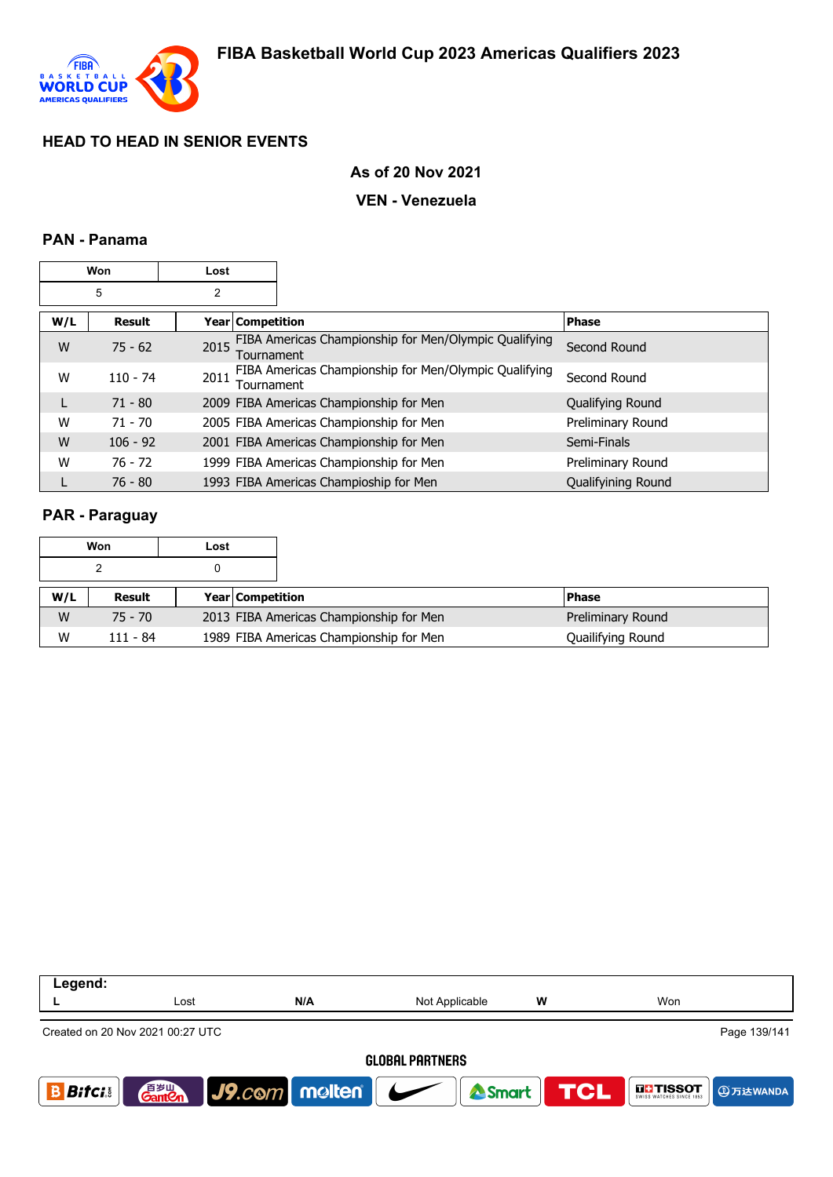## HEAD TO HEAD IN SENIOR EVENTS

**As of 20 Nov 2021**

**VEN - Venezuela**

### PAN - Panama

| Won | Lost |
|---|---|
| 5 | 2 |

| W/L | Result | Year | Competition | Phase |
|---|---|---|---|---|
| W | 75 - 62 | 2015 | FIBA Americas Championship for Men/Olympic Qualifying Tournament | Second Round |
| W | 110 - 74 | 2011 | FIBA Americas Championship for Men/Olympic Qualifying Tournament | Second Round |
| L | 71 - 80 | 2009 | FIBA Americas Championship for Men | Qualifying Round |
| W | 71 - 70 | 2005 | FIBA Americas Championship for Men | Preliminary Round |
| W | 106 - 92 | 2001 | FIBA Americas Championship for Men | Semi-Finals |
| W | 76 - 72 | 1999 | FIBA Americas Championship for Men | Preliminary Round |
| L | 76 - 80 | 1993 | FIBA Americas Champioship for Men | Qualifyining Round |

### PAR - Paraguay

| Won | Lost |
|---|---|
| 2 | 0 |

| W/L | Result | Year | Competition | Phase |
|---|---|---|---|---|
| W | 75 - 70 | 2013 | FIBA Americas Championship for Men | Preliminary Round |
| W | 111 - 84 | 1989 | FIBA Americas Championship for Men | Quailifying Round |

| Legend: | | | | | |
|---|---|---|---|---|---|
| L | Lost | N/A | Not Applicable | W | Won |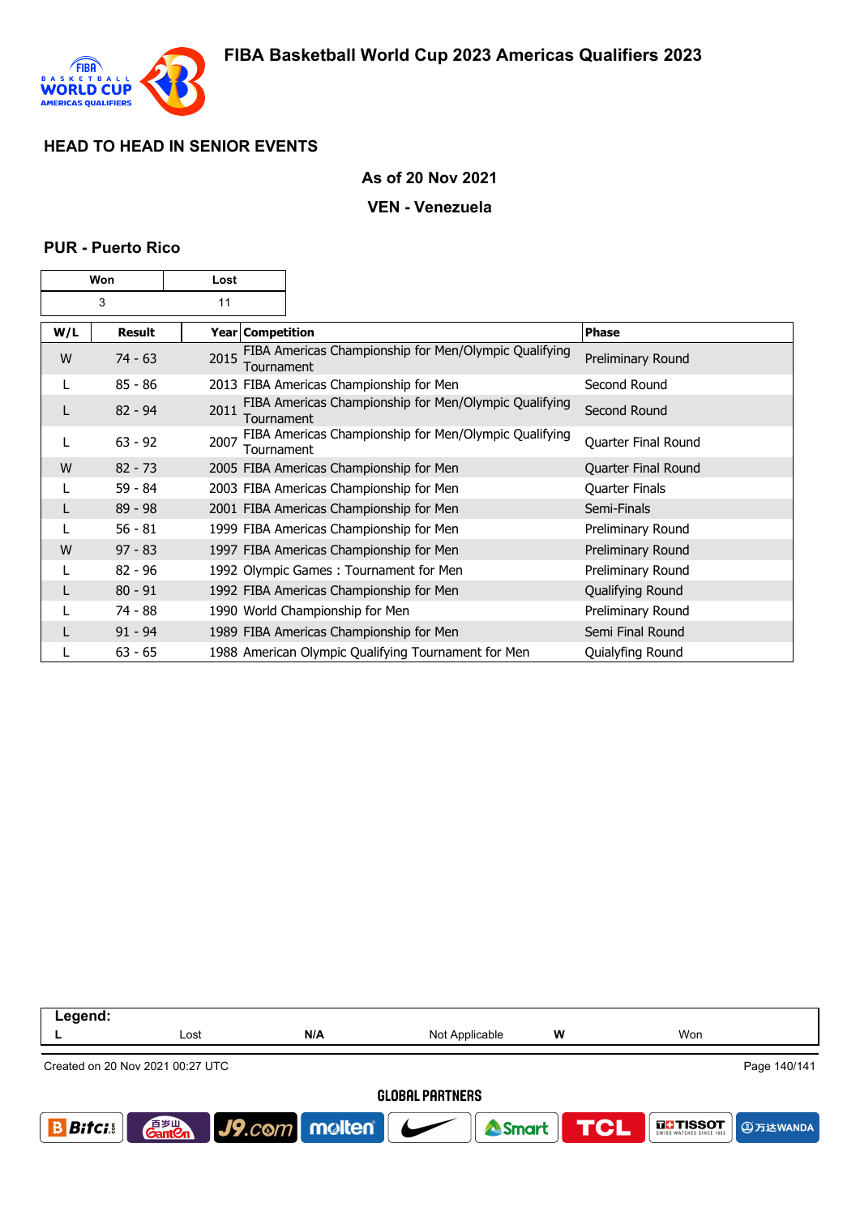## FIBA Basketball World Cup 2023 Americas Qualifiers 2023

### HEAD TO HEAD IN SENIOR EVENTS

**As of 20 Nov 2021**

**VEN - Venezuela**

### PUR - Puerto Rico

| Won | Lost |
|---|---|
| 3 | 11 |

| W/L | Result | Year | Competition | Phase |
|---|---|---|---|---|
| W | 74 - 63 | 2015 | FIBA Americas Championship for Men/Olympic Qualifying Tournament | Preliminary Round |
| L | 85 - 86 | 2013 | FIBA Americas Championship for Men | Second Round |
| L | 82 - 94 | 2011 | FIBA Americas Championship for Men/Olympic Qualifying Tournament | Second Round |
| L | 63 - 92 | 2007 | FIBA Americas Championship for Men/Olympic Qualifying Tournament | Quarter Final Round |
| W | 82 - 73 | 2005 | FIBA Americas Championship for Men | Quarter Final Round |
| L | 59 - 84 | 2003 | FIBA Americas Championship for Men | Quarter Finals |
| L | 89 - 98 | 2001 | FIBA Americas Championship for Men | Semi-Finals |
| L | 56 - 81 | 1999 | FIBA Americas Championship for Men | Preliminary Round |
| W | 97 - 83 | 1997 | FIBA Americas Championship for Men | Preliminary Round |
| L | 82 - 96 | 1992 | Olympic Games : Tournament for Men | Preliminary Round |
| L | 80 - 91 | 1992 | FIBA Americas Championship for Men | Qualifying Round |
| L | 74 - 88 | 1990 | World Championship for Men | Preliminary Round |
| L | 91 - 94 | 1989 | FIBA Americas Championship for Men | Semi Final Round |
| L | 63 - 65 | 1988 | American Olympic Qualifying Tournament for Men | Quialyfing Round |

| Legend: | | | | | |
|---|---|---|---|---|---|
| L | Lost | N/A | Not Applicable | W | Won |

Created on 20 Nov 2021 00:27 UTC

GLOBAL PARTNERS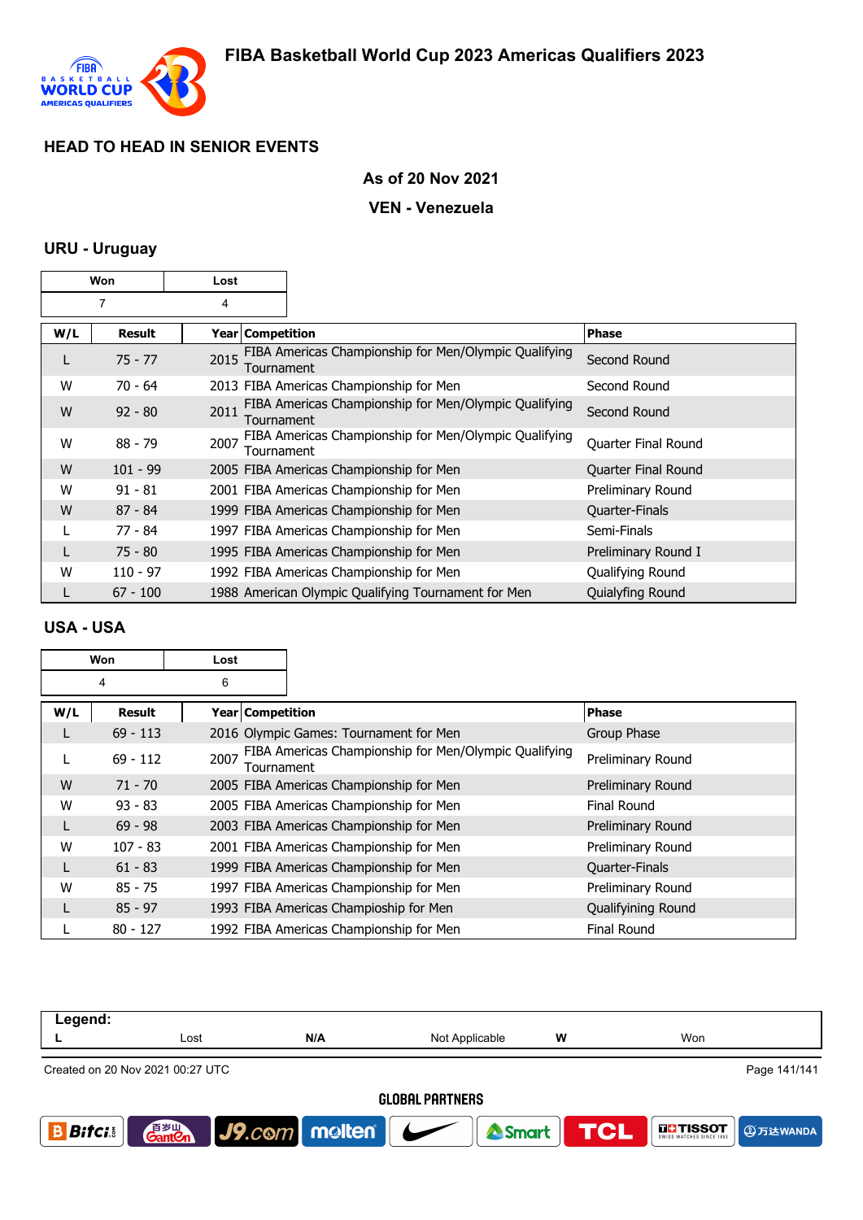## HEAD TO HEAD IN SENIOR EVENTS

**As of 20 Nov 2021**

**VEN - Venezuela**

### URU - Uruguay

| Won | Lost |
|---|---|
| 7 | 4 |

| W/L | Result | Year | Competition | Phase |
|---|---|---|---|---|
| L | 75 - 77 | 2015 | FIBA Americas Championship for Men/Olympic Qualifying Tournament | Second Round |
| W | 70 - 64 | 2013 | FIBA Americas Championship for Men | Second Round |
| W | 92 - 80 | 2011 | FIBA Americas Championship for Men/Olympic Qualifying Tournament | Second Round |
| W | 88 - 79 | 2007 | FIBA Americas Championship for Men/Olympic Qualifying Tournament | Quarter Final Round |
| W | 101 - 99 | 2005 | FIBA Americas Championship for Men | Quarter Final Round |
| W | 91 - 81 | 2001 | FIBA Americas Championship for Men | Preliminary Round |
| W | 87 - 84 | 1999 | FIBA Americas Championship for Men | Quarter-Finals |
| L | 77 - 84 | 1997 | FIBA Americas Championship for Men | Semi-Finals |
| L | 75 - 80 | 1995 | FIBA Americas Championship for Men | Preliminary Round I |
| W | 110 - 97 | 1992 | FIBA Americas Championship for Men | Qualifying Round |
| L | 67 - 100 | 1988 | American Olympic Qualifying Tournament for Men | Quialyfing Round |

### USA - USA

| Won | Lost |
|---|---|
| 4 | 6 |

| W/L | Result | Year | Competition | Phase |
|---|---|---|---|---|
| L | 69 - 113 | 2016 | Olympic Games: Tournament for Men | Group Phase |
| L | 69 - 112 | 2007 | FIBA Americas Championship for Men/Olympic Qualifying Tournament | Preliminary Round |
| W | 71 - 70 | 2005 | FIBA Americas Championship for Men | Preliminary Round |
| W | 93 - 83 | 2005 | FIBA Americas Championship for Men | Final Round |
| L | 69 - 98 | 2003 | FIBA Americas Championship for Men | Preliminary Round |
| W | 107 - 83 | 2001 | FIBA Americas Championship for Men | Preliminary Round |
| L | 61 - 83 | 1999 | FIBA Americas Championship for Men | Quarter-Finals |
| W | 85 - 75 | 1997 | FIBA Americas Championship for Men | Preliminary Round |
| L | 85 - 97 | 1993 | FIBA Americas Champioship for Men | Qualifyining Round |
| L | 80 - 127 | 1992 | FIBA Americas Championship for Men | Final Round |

| Legend: | | | | | |
|---|---|---|---|---|---|
| L | Lost | N/A | Not Applicable | W | Won |

Created on 20 Nov 2021 00:27 UTC